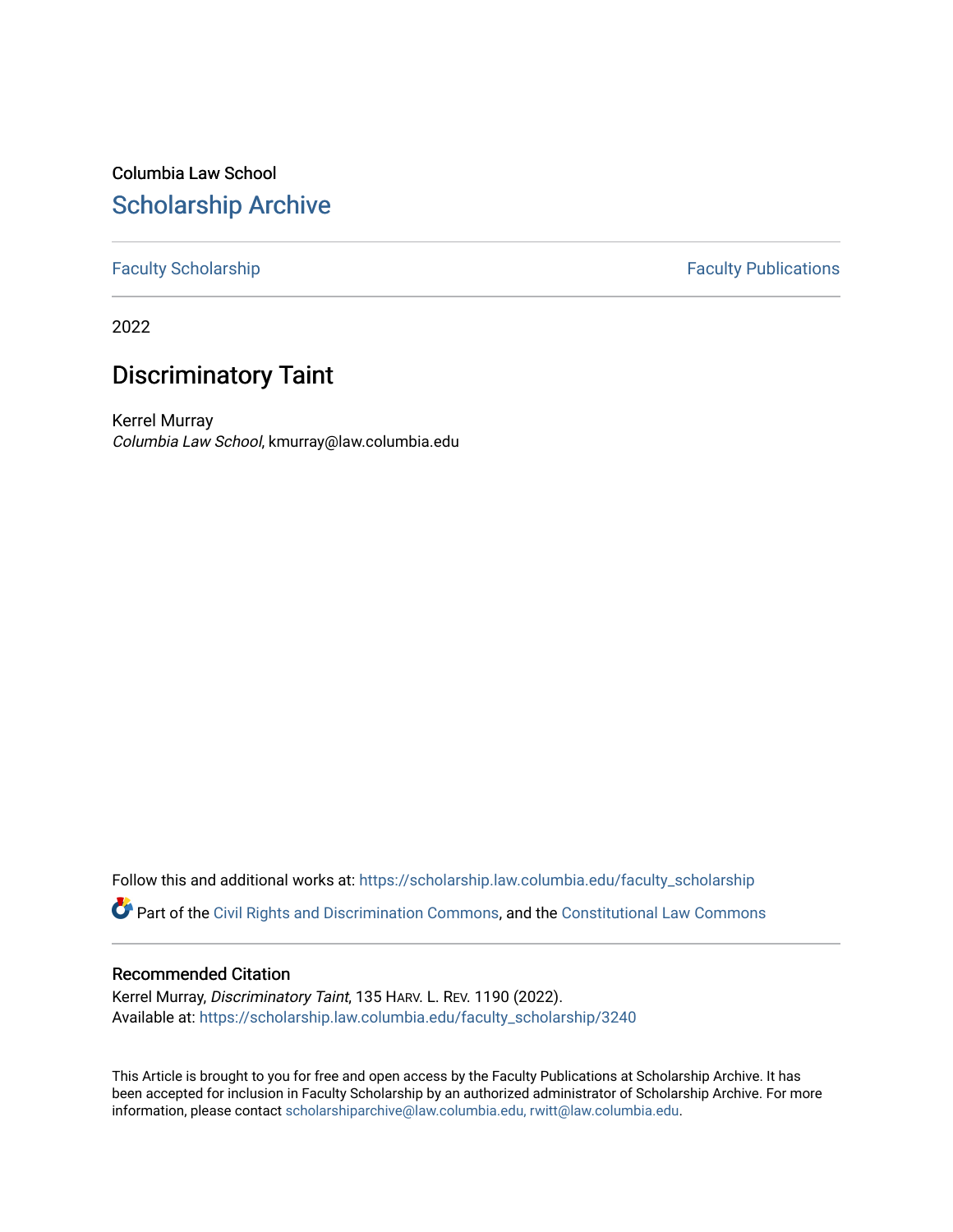Columbia Law School

# Scholarship Archive

Faculty Scholarship | Faculty Publications

2022

## Discriminatory Taint

Kerrel Murray
*Columbia Law School*, kmurray@law.columbia.edu

Follow this and additional works at: https://scholarship.law.columbia.edu/faculty_scholarship

Part of the Civil Rights and Discrimination Commons, and the Constitutional Law Commons

### Recommended Citation

Kerrel Murray, *Discriminatory Taint*, 135 HARV. L. REV. 1190 (2022).
Available at: https://scholarship.law.columbia.edu/faculty_scholarship/3240

This Article is brought to you for free and open access by the Faculty Publications at Scholarship Archive. It has been accepted for inclusion in Faculty Scholarship by an authorized administrator of Scholarship Archive. For more information, please contact scholarshiparchive@law.columbia.edu, rwitt@law.columbia.edu.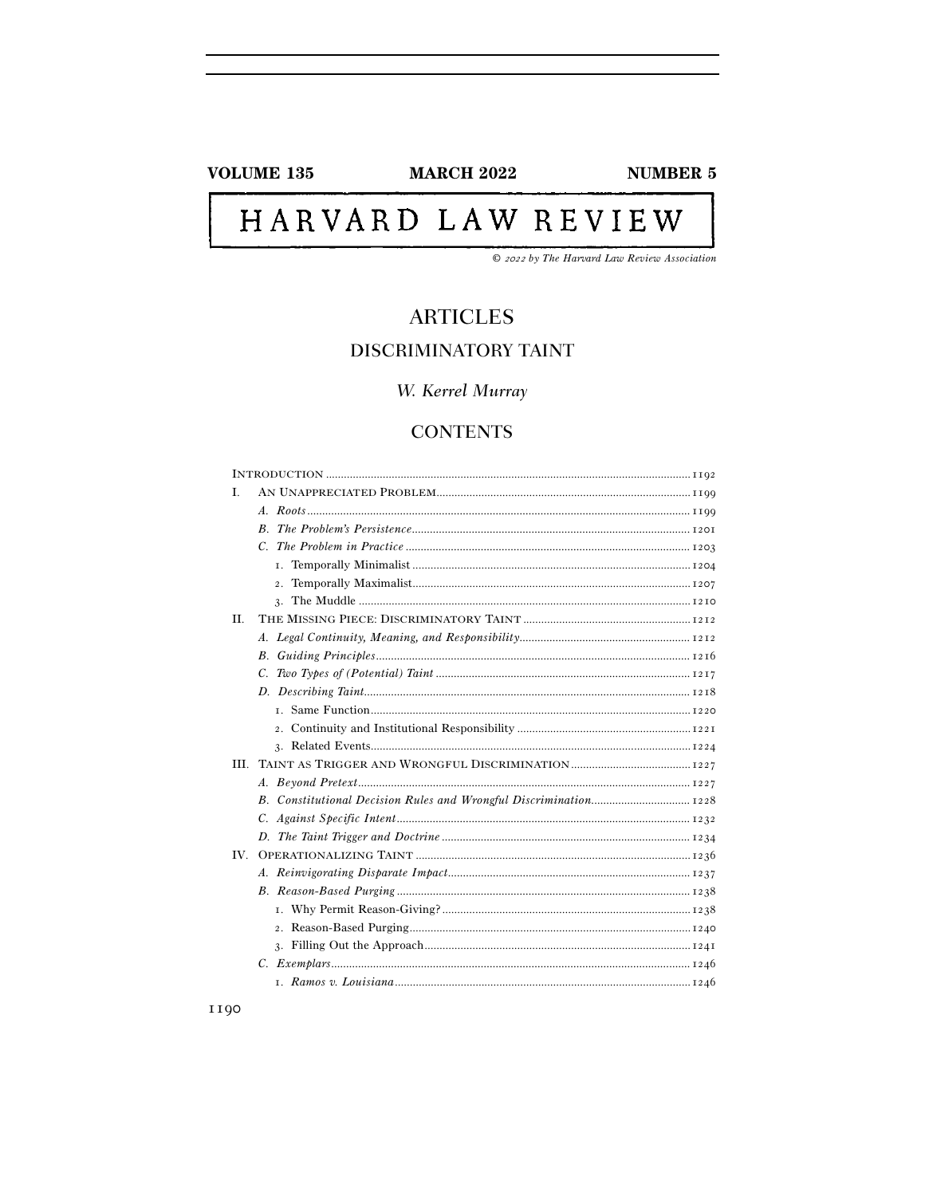# HARVARD LAW REVIEW

© 2022 by The Harvard Law Review Association

## ARTICLES

## DISCRIMINATORY TAINT

*W. Kerrel Murray*

## CONTENTS

INTRODUCTION ........ 1192

I. AN UNAPPRECIATED PROBLEM ........ 1199
 - *A. Roots* ........ 1199
 - *B. The Problem's Persistence* ........ 1201
 - *C. The Problem in Practice* ........ 1203
   - 1. Temporally Minimalist ........ 1204
   - 2. Temporally Maximalist ........ 1207
   - 3. The Muddle ........ 1210

II. THE MISSING PIECE: DISCRIMINATORY TAINT ........ 1212
 - *A. Legal Continuity, Meaning, and Responsibility* ........ 1212
 - *B. Guiding Principles* ........ 1216
 - *C. Two Types of (Potential) Taint* ........ 1217
 - *D. Describing Taint* ........ 1218
   - 1. Same Function ........ 1220
   - 2. Continuity and Institutional Responsibility ........ 1221
   - 3. Related Events ........ 1224

III. TAINT AS TRIGGER AND WRONGFUL DISCRIMINATION ........ 1227
 - *A. Beyond Pretext* ........ 1227
 - *B. Constitutional Decision Rules and Wrongful Discrimination* ........ 1228
 - *C. Against Specific Intent* ........ 1232
 - *D. The Taint Trigger and Doctrine* ........ 1234

IV. OPERATIONALIZING TAINT ........ 1236
 - *A. Reinvigorating Disparate Impact* ........ 1237
 - *B. Reason-Based Purging* ........ 1238
   - 1. Why Permit Reason-Giving? ........ 1238
   - 2. Reason-Based Purging ........ 1240
   - 3. Filling Out the Approach ........ 1241
 - *C. Exemplars* ........ 1246
   - 1. *Ramos v. Louisiana* ........ 1246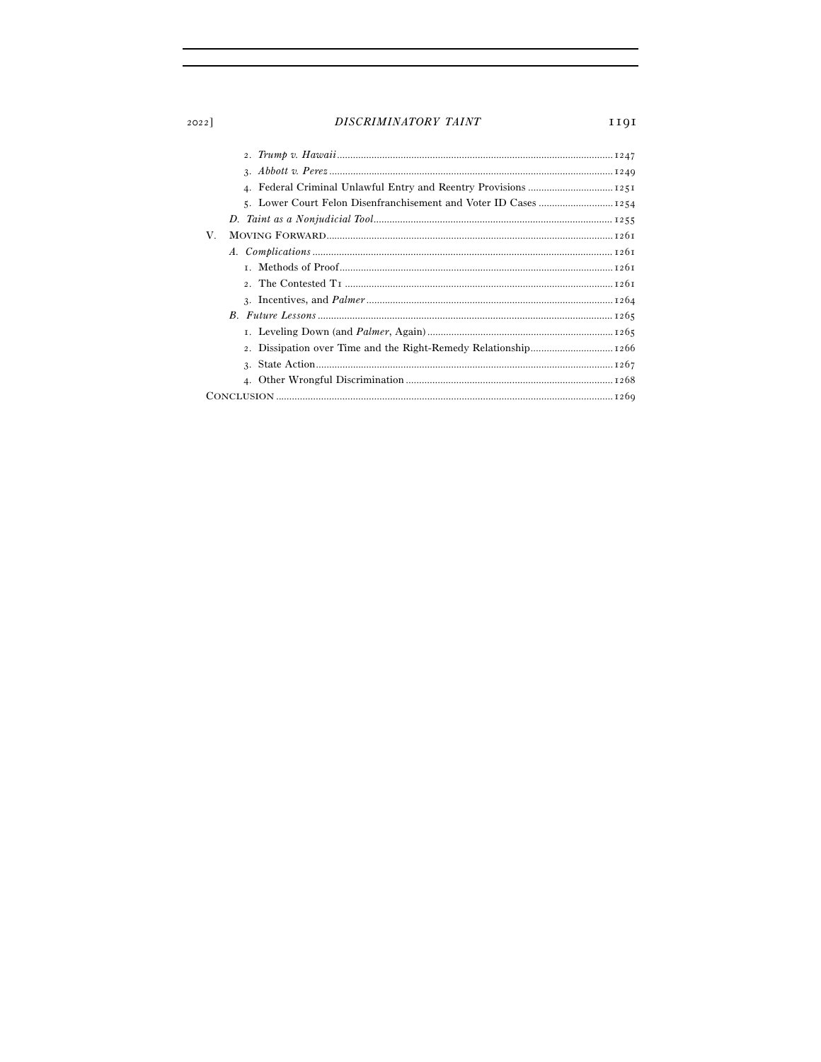2. *Trump v. Hawaii* ........................................................................................................ 1247
3. *Abbott v. Perez* ........................................................................................................ 1249
4. Federal Criminal Unlawful Entry and Reentry Provisions .................................. 1251
5. Lower Court Felon Disenfranchisement and Voter ID Cases ............................ 1254

D. *Taint as a Nonjudicial Tool* .......................................................................................... 1255

V. MOVING FORWARD ............................................................................................................ 1261

A. *Complications* ................................................................................................................ 1261
1. Methods of Proof ....................................................................................................... 1261
2. The Contested T1 ...................................................................................................... 1261
3. Incentives, and *Palmer* ........................................................................................... 1264

B. *Future Lessons* .............................................................................................................. 1265
1. Leveling Down (and *Palmer*, Again) ...................................................................... 1265
2. Dissipation over Time and the Right-Remedy Relationship ............................... 1266
3. State Action ................................................................................................................ 1267
4. Other Wrongful Discrimination ............................................................................... 1268

CONCLUSION .............................................................................................................................. 1269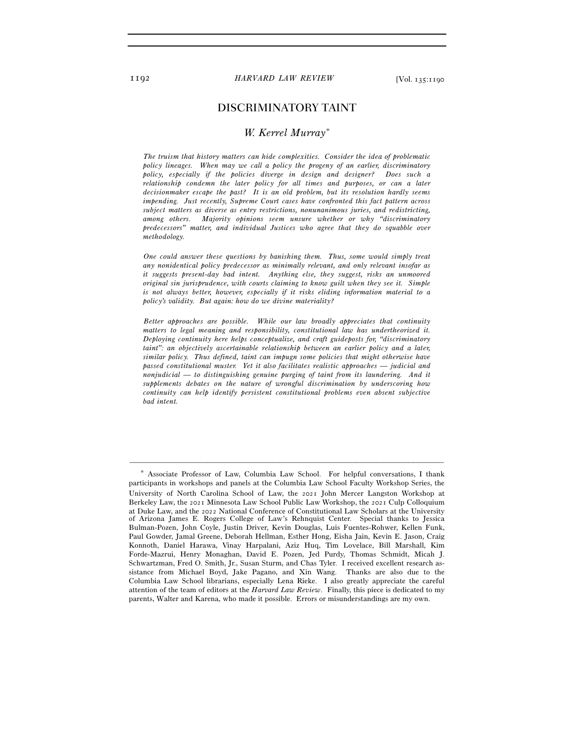# DISCRIMINATORY TAINT

## *W. Kerrel Murray*[*]

*The truism that history matters can hide complexities. Consider the idea of problematic policy lineages. When may we call a policy the progeny of an earlier, discriminatory policy, especially if the policies diverge in design and designer? Does such a relationship condemn the later policy for all times and purposes, or can a later decisionmaker escape the past? It is an old problem, but its resolution hardly seems impending. Just recently, Supreme Court cases have confronted this fact pattern across subject matters as diverse as entry restrictions, nonunanimous juries, and redistricting, among others. Majority opinions seem unsure whether or why "discriminatory predecessors" matter, and individual Justices who agree that they do squabble over methodology.*

*One could answer these questions by banishing them. Thus, some would simply treat any nonidentical policy predecessor as minimally relevant, and only relevant insofar as it suggests present-day bad intent. Anything else, they suggest, risks an unmoored original sin jurisprudence, with courts claiming to know guilt when they see it. Simple is not always better, however, especially if it risks eliding information material to a policy's validity. But again: how do we divine materiality?*

*Better approaches are possible. While our law broadly appreciates that continuity matters to legal meaning and responsibility, constitutional law has undertheorized it. Deploying continuity here helps conceptualize, and craft guideposts for, "discriminatory taint": an objectively ascertainable relationship between an earlier policy and a later, similar policy. Thus defined, taint can impugn some policies that might otherwise have passed constitutional muster. Yet it also facilitates realistic approaches — judicial and nonjudicial — to distinguishing genuine purging of taint from its laundering. And it supplements debates on the nature of wrongful discrimination by underscoring how continuity can help identify persistent constitutional problems even absent subjective bad intent.*

---

[*] Associate Professor of Law, Columbia Law School. For helpful conversations, I thank participants in workshops and panels at the Columbia Law School Faculty Workshop Series, the University of North Carolina School of Law, the 2021 John Mercer Langston Workshop at Berkeley Law, the 2021 Minnesota Law School Public Law Workshop, the 2021 Culp Colloquium at Duke Law, and the 2022 National Conference of Constitutional Law Scholars at the University of Arizona James E. Rogers College of Law's Rehnquist Center. Special thanks to Jessica Bulman-Pozen, John Coyle, Justin Driver, Kevin Douglas, Luis Fuentes-Rohwer, Kellen Funk, Paul Gowder, Jamal Greene, Deborah Hellman, Esther Hong, Eisha Jain, Kevin E. Jason, Craig Konnoth, Daniel Harawa, Vinay Harpalani, Aziz Huq, Tim Lovelace, Bill Marshall, Kim Forde-Mazrui, Henry Monaghan, David E. Pozen, Jed Purdy, Thomas Schmidt, Micah J. Schwartzman, Fred O. Smith, Jr., Susan Sturm, and Chas Tyler. I received excellent research assistance from Michael Boyd, Jake Pagano, and Xin Wang. Thanks are also due to the Columbia Law School librarians, especially Lena Rieke. I also greatly appreciate the careful attention of the team of editors at the *Harvard Law Review*. Finally, this piece is dedicated to my parents, Walter and Karena, who made it possible. Errors or misunderstandings are my own.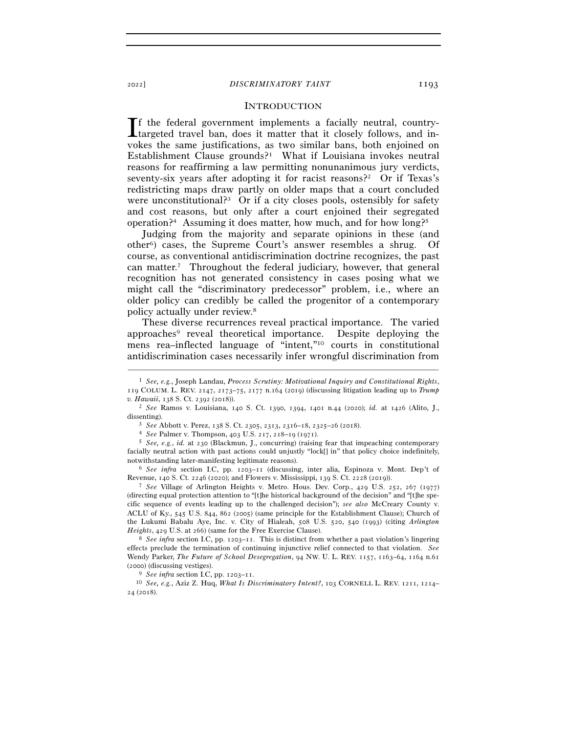## INTRODUCTION

If the federal government implements a facially neutral, country-targeted travel ban, does it matter that it closely follows, and invokes the same justifications, as two similar bans, both enjoined on Establishment Clause grounds?[1] What if Louisiana invokes neutral reasons for reaffirming a law permitting nonunanimous jury verdicts, seventy-six years after adopting it for racist reasons?[2] Or if Texas's redistricting maps draw partly on older maps that a court concluded were unconstitutional?[3] Or if a city closes pools, ostensibly for safety and cost reasons, but only after a court enjoined their segregated operation?[4] Assuming it does matter, how much, and for how long?[5]

Judging from the majority and separate opinions in these (and other[6]) cases, the Supreme Court's answer resembles a shrug. Of course, as conventional antidiscrimination doctrine recognizes, the past can matter.[7] Throughout the federal judiciary, however, that general recognition has not generated consistency in cases posing what we might call the "discriminatory predecessor" problem, i.e., where an older policy can credibly be called the progenitor of a contemporary policy actually under review.[8]

These diverse recurrences reveal practical importance. The varied approaches[9] reveal theoretical importance. Despite deploying the mens rea–inflected language of "intent,"[10] courts in constitutional antidiscrimination cases necessarily infer wrongful discrimination from

---

[1] *See, e.g.*, Joseph Landau, *Process Scrutiny: Motivational Inquiry and Constitutional Rights*, 119 COLUM. L. REV. 2147, 2173–75, 2177 n.164 (2019) (discussing litigation leading up to *Trump v. Hawaii*, 138 S. Ct. 2392 (2018)).

[2] *See* Ramos v. Louisiana, 140 S. Ct. 1390, 1394, 1401 n.44 (2020); *id.* at 1426 (Alito, J., dissenting).

[3] *See* Abbott v. Perez, 138 S. Ct. 2305, 2313, 2316–18, 2325–26 (2018).

[4] *See* Palmer v. Thompson, 403 U.S. 217, 218–19 (1971).

[5] *See, e.g.*, *id.* at 230 (Blackmun, J., concurring) (raising fear that impeaching contemporary facially neutral action with past actions could unjustly "lock[] in" that policy choice indefinitely, notwithstanding later-manifesting legitimate reasons).

[6] *See infra* section I.C, pp. 1203–11 (discussing, inter alia, Espinoza v. Mont. Dep't of Revenue, 140 S. Ct. 2246 (2020); and Flowers v. Mississippi, 139 S. Ct. 2228 (2019)).

[7] *See* Village of Arlington Heights v. Metro. Hous. Dev. Corp., 429 U.S. 252, 267 (1977) (directing equal protection attention to "[t]he historical background of the decision" and "[t]he specific sequence of events leading up to the challenged decision"); *see also* McCreary County v. ACLU of Ky., 545 U.S. 844, 862 (2005) (same principle for the Establishment Clause); Church of the Lukumi Babalu Aye, Inc. v. City of Hialeah, 508 U.S. 520, 540 (1993) (citing *Arlington Heights*, 429 U.S. at 266) (same for the Free Exercise Clause).

[8] *See infra* section I.C, pp. 1203–11. This is distinct from whether a past violation's lingering effects preclude the termination of continuing injunctive relief connected to that violation. *See* Wendy Parker, *The Future of School Desegregation*, 94 NW. U. L. REV. 1157, 1163–64, 1164 n.61 (2000) (discussing vestiges).

[9] *See infra* section I.C, pp. 1203–11.

[10] *See, e.g.*, Aziz Z. Huq, *What Is Discriminatory Intent?*, 103 CORNELL L. REV. 1211, 1214–24 (2018).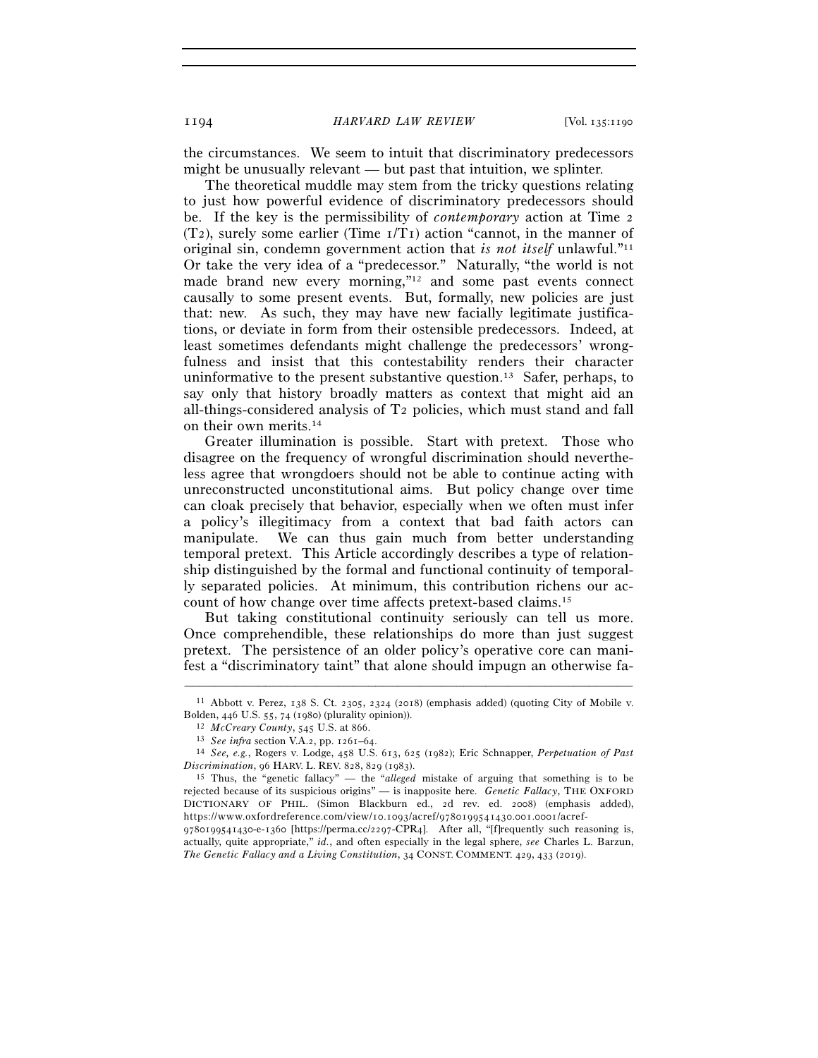the circumstances. We seem to intuit that discriminatory predecessors might be unusually relevant — but past that intuition, we splinter.

The theoretical muddle may stem from the tricky questions relating to just how powerful evidence of discriminatory predecessors should be. If the key is the permissibility of *contemporary* action at Time 2 (T2), surely some earlier (Time 1/T1) action "cannot, in the manner of original sin, condemn government action that *is not itself* unlawful."[11] Or take the very idea of a "predecessor." Naturally, "the world is not made brand new every morning,"[12] and some past events connect causally to some present events. But, formally, new policies are just that: new. As such, they may have new facially legitimate justifications, or deviate in form from their ostensible predecessors. Indeed, at least sometimes defendants might challenge the predecessors' wrongfulness and insist that this contestability renders their character uninformative to the present substantive question.[13] Safer, perhaps, to say only that history broadly matters as context that might aid an all-things-considered analysis of T2 policies, which must stand and fall on their own merits.[14]

Greater illumination is possible. Start with pretext. Those who disagree on the frequency of wrongful discrimination should nevertheless agree that wrongdoers should not be able to continue acting with unreconstructed unconstitutional aims. But policy change over time can cloak precisely that behavior, especially when we often must infer a policy's illegitimacy from a context that bad faith actors can manipulate. We can thus gain much from better understanding temporal pretext. This Article accordingly describes a type of relationship distinguished by the formal and functional continuity of temporally separated policies. At minimum, this contribution richens our account of how change over time affects pretext-based claims.[15]

But taking constitutional continuity seriously can tell us more. Once comprehendible, these relationships do more than just suggest pretext. The persistence of an older policy's operative core can manifest a "discriminatory taint" that alone should impugn an otherwise fa-

---

[11] Abbott v. Perez, 138 S. Ct. 2305, 2324 (2018) (emphasis added) (quoting City of Mobile v. Bolden, 446 U.S. 55, 74 (1980) (plurality opinion)).

[12] *McCreary County*, 545 U.S. at 866.

[13] *See infra* section V.A.2, pp. 1261–64.

[14] *See, e.g.*, Rogers v. Lodge, 458 U.S. 613, 625 (1982); Eric Schnapper, *Perpetuation of Past Discrimination*, 96 HARV. L. REV. 828, 829 (1983).

[15] Thus, the "genetic fallacy" — the "*alleged* mistake of arguing that something is to be rejected because of its suspicious origins" — is inapposite here. *Genetic Fallacy*, THE OXFORD DICTIONARY OF PHIL. (Simon Blackburn ed., 2d rev. ed. 2008) (emphasis added), https://www.oxfordreference.com/view/10.1093/acref/9780199541430.001.0001/acref-9780199541430-e-1360 [https://perma.cc/2297-CPR4]. After all, "[f]requently such reasoning is, actually, quite appropriate," *id.*, and often especially in the legal sphere, *see* Charles L. Barzun, *The Genetic Fallacy and a Living Constitution*, 34 CONST. COMMENT. 429, 433 (2019).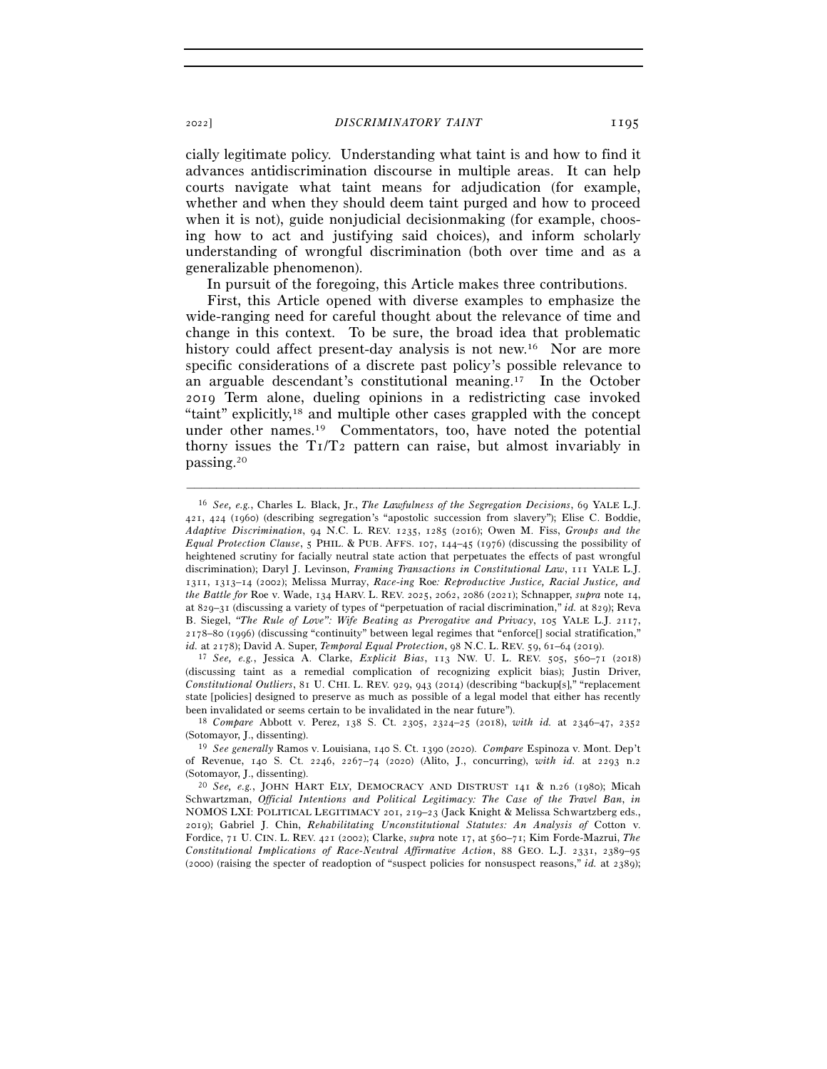cially legitimate policy. Understanding what taint is and how to find it advances antidiscrimination discourse in multiple areas. It can help courts navigate what taint means for adjudication (for example, whether and when they should deem taint purged and how to proceed when it is not), guide nonjudicial decisionmaking (for example, choosing how to act and justifying said choices), and inform scholarly understanding of wrongful discrimination (both over time and as a generalizable phenomenon).

In pursuit of the foregoing, this Article makes three contributions.

First, this Article opened with diverse examples to emphasize the wide-ranging need for careful thought about the relevance of time and change in this context. To be sure, the broad idea that problematic history could affect present-day analysis is not new.[16] Nor are more specific considerations of a discrete past policy's possible relevance to an arguable descendant's constitutional meaning.[17] In the October 2019 Term alone, dueling opinions in a redistricting case invoked "taint" explicitly,[18] and multiple other cases grappled with the concept under other names.[19] Commentators, too, have noted the potential thorny issues the T1/T2 pattern can raise, but almost invariably in passing.[20]

---

[16] *See, e.g.*, Charles L. Black, Jr., *The Lawfulness of the Segregation Decisions*, 69 YALE L.J. 421, 424 (1960) (describing segregation's "apostolic succession from slavery"); Elise C. Boddie, *Adaptive Discrimination*, 94 N.C. L. REV. 1235, 1285 (2016); Owen M. Fiss, *Groups and the Equal Protection Clause*, 5 PHIL. & PUB. AFFS. 107, 144–45 (1976) (discussing the possibility of heightened scrutiny for facially neutral state action that perpetuates the effects of past wrongful discrimination); Daryl J. Levinson, *Framing Transactions in Constitutional Law*, 111 YALE L.J. 1311, 1313–14 (2002); Melissa Murray, *Race-ing* Roe*: Reproductive Justice, Racial Justice, and the Battle for* Roe v. Wade, 134 HARV. L. REV. 2025, 2062, 2086 (2021); Schnapper, *supra* note 14, at 829–31 (discussing a variety of types of "perpetuation of racial discrimination," *id.* at 829); Reva B. Siegel, *"The Rule of Love": Wife Beating as Prerogative and Privacy*, 105 YALE L.J. 2117, 2178–80 (1996) (discussing "continuity" between legal regimes that "enforce[] social stratification," *id.* at 2178); David A. Super, *Temporal Equal Protection*, 98 N.C. L. REV. 59, 61–64 (2019).

[17] *See, e.g.*, Jessica A. Clarke, *Explicit Bias*, 113 NW. U. L. REV. 505, 560–71 (2018) (discussing taint as a remedial complication of recognizing explicit bias); Justin Driver, *Constitutional Outliers*, 81 U. CHI. L. REV. 929, 943 (2014) (describing "backup[s]," "replacement state [policies] designed to preserve as much as possible of a legal model that either has recently been invalidated or seems certain to be invalidated in the near future").

[18] *Compare* Abbott v. Perez, 138 S. Ct. 2305, 2324–25 (2018), *with id.* at 2346–47, 2352 (Sotomayor, J., dissenting).

[19] *See generally* Ramos v. Louisiana, 140 S. Ct. 1390 (2020). *Compare* Espinoza v. Mont. Dep't of Revenue, 140 S. Ct. 2246, 2267–74 (2020) (Alito, J., concurring), *with id.* at 2293 n.2 (Sotomayor, J., dissenting).

[20] *See, e.g.*, JOHN HART ELY, DEMOCRACY AND DISTRUST 141 & n.26 (1980); Micah Schwartzman, *Official Intentions and Political Legitimacy: The Case of the Travel Ban*, *in* NOMOS LXI: POLITICAL LEGITIMACY 201, 219–23 (Jack Knight & Melissa Schwartzberg eds., 2019); Gabriel J. Chin, *Rehabilitating Unconstitutional Statutes: An Analysis of* Cotton v. Fordice, 71 U. CIN. L. REV. 421 (2002); Clarke, *supra* note 17, at 560–71; Kim Forde-Mazrui, *The Constitutional Implications of Race-Neutral Affirmative Action*, 88 GEO. L.J. 2331, 2389–95 (2000) (raising the specter of readoption of "suspect policies for nonsuspect reasons," *id.* at 2389);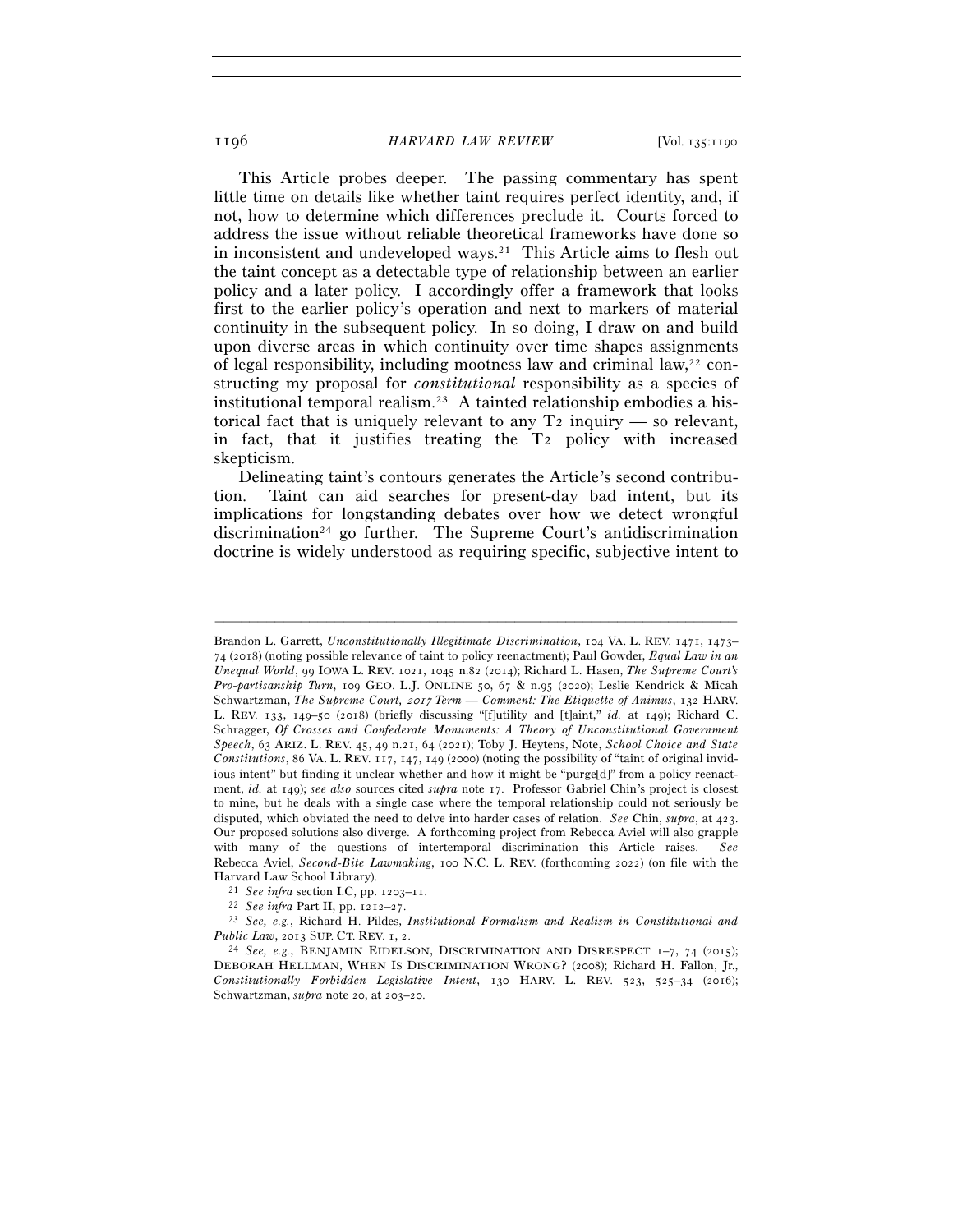This Article probes deeper. The passing commentary has spent little time on details like whether taint requires perfect identity, and, if not, how to determine which differences preclude it. Courts forced to address the issue without reliable theoretical frameworks have done so in inconsistent and undeveloped ways.[21] This Article aims to flesh out the taint concept as a detectable type of relationship between an earlier policy and a later policy. I accordingly offer a framework that looks first to the earlier policy's operation and next to markers of material continuity in the subsequent policy. In so doing, I draw on and build upon diverse areas in which continuity over time shapes assignments of legal responsibility, including mootness law and criminal law,[22] constructing my proposal for *constitutional* responsibility as a species of institutional temporal realism.[23] A tainted relationship embodies a historical fact that is uniquely relevant to any T2 inquiry — so relevant, in fact, that it justifies treating the T2 policy with increased skepticism.

Delineating taint's contours generates the Article's second contribution. Taint can aid searches for present-day bad intent, but its implications for longstanding debates over how we detect wrongful discrimination[24] go further. The Supreme Court's antidiscrimination doctrine is widely understood as requiring specific, subjective intent to

---

Brandon L. Garrett, *Unconstitutionally Illegitimate Discrimination*, 104 VA. L. REV. 1471, 1473–74 (2018) (noting possible relevance of taint to policy reenactment); Paul Gowder, *Equal Law in an Unequal World*, 99 IOWA L. REV. 1021, 1045 n.82 (2014); Richard L. Hasen, *The Supreme Court's Pro-partisanship Turn*, 109 GEO. L.J. ONLINE 50, 67 & n.95 (2020); Leslie Kendrick & Micah Schwartzman, *The Supreme Court, 2017 Term — Comment: The Etiquette of Animus*, 132 HARV. L. REV. 133, 149–50 (2018) (briefly discussing "[f]utility and [t]aint," *id.* at 149); Richard C. Schragger, *Of Crosses and Confederate Monuments: A Theory of Unconstitutional Government Speech*, 63 ARIZ. L. REV. 45, 49 n.21, 64 (2021); Toby J. Heytens, Note, *School Choice and State Constitutions*, 86 VA. L. REV. 117, 147, 149 (2000) (noting the possibility of "taint of original invidious intent" but finding it unclear whether and how it might be "purge[d]" from a policy reenactment, *id.* at 149); *see also* sources cited *supra* note 17. Professor Gabriel Chin's project is closest to mine, but he deals with a single case where the temporal relationship could not seriously be disputed, which obviated the need to delve into harder cases of relation. *See* Chin, *supra*, at 423. Our proposed solutions also diverge. A forthcoming project from Rebecca Aviel will also grapple with many of the questions of intertemporal discrimination this Article raises. *See* Rebecca Aviel, *Second-Bite Lawmaking*, 100 N.C. L. REV. (forthcoming 2022) (on file with the Harvard Law School Library).

[21] *See infra* section I.C, pp. 1203–11.

[22] *See infra* Part II, pp. 1212–27.

[23] *See, e.g.*, Richard H. Pildes, *Institutional Formalism and Realism in Constitutional and Public Law*, 2013 SUP. CT. REV. 1, 2.

[24] *See, e.g.*, BENJAMIN EIDELSON, DISCRIMINATION AND DISRESPECT 1–7, 74 (2015); DEBORAH HELLMAN, WHEN IS DISCRIMINATION WRONG? (2008); Richard H. Fallon, Jr., *Constitutionally Forbidden Legislative Intent*, 130 HARV. L. REV. 523, 525–34 (2016); Schwartzman, *supra* note 20, at 203–20.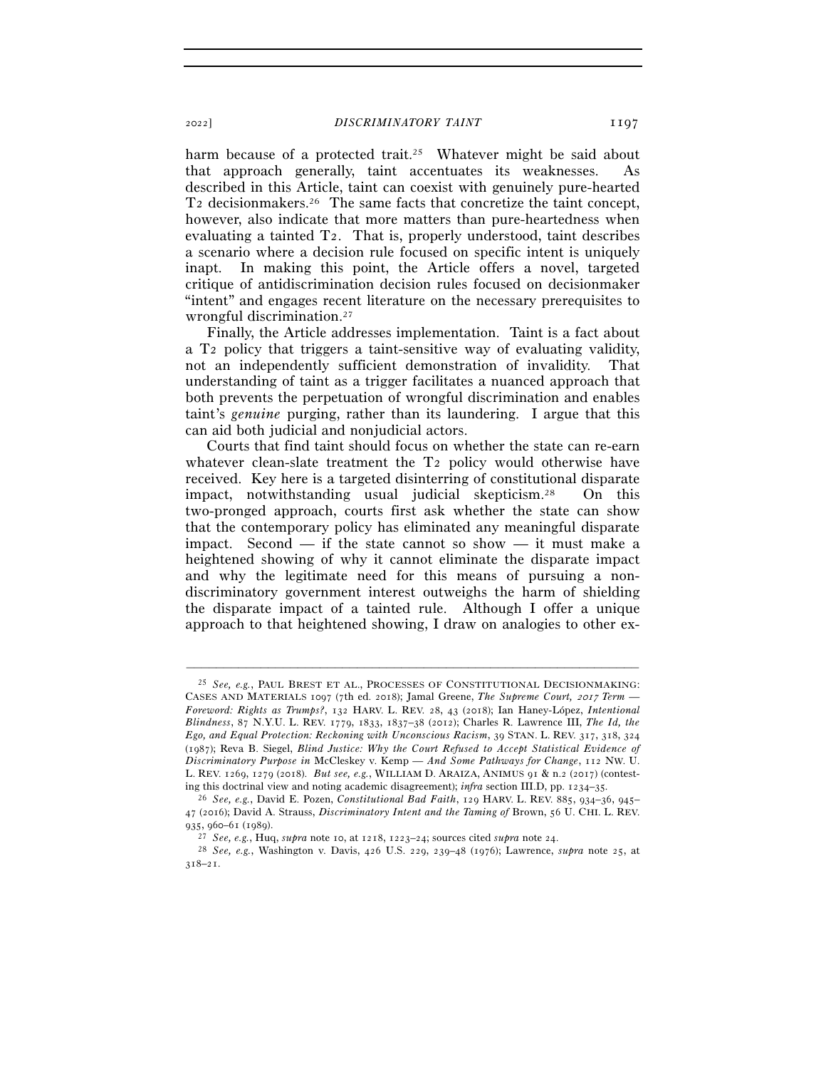harm because of a protected trait.[25] Whatever might be said about that approach generally, taint accentuates its weaknesses. As described in this Article, taint can coexist with genuinely pure-hearted T2 decisionmakers.[26] The same facts that concretize the taint concept, however, also indicate that more matters than pure-heartedness when evaluating a tainted T2. That is, properly understood, taint describes a scenario where a decision rule focused on specific intent is uniquely inapt. In making this point, the Article offers a novel, targeted critique of antidiscrimination decision rules focused on decisionmaker "intent" and engages recent literature on the necessary prerequisites to wrongful discrimination.[27]

Finally, the Article addresses implementation. Taint is a fact about a T2 policy that triggers a taint-sensitive way of evaluating validity, not an independently sufficient demonstration of invalidity. That understanding of taint as a trigger facilitates a nuanced approach that both prevents the perpetuation of wrongful discrimination and enables taint's *genuine* purging, rather than its laundering. I argue that this can aid both judicial and nonjudicial actors.

Courts that find taint should focus on whether the state can re-earn whatever clean-slate treatment the T2 policy would otherwise have received. Key here is a targeted disinterring of constitutional disparate impact, notwithstanding usual judicial skepticism.[28] On this two-pronged approach, courts first ask whether the state can show that the contemporary policy has eliminated any meaningful disparate impact. Second — if the state cannot so show — it must make a heightened showing of why it cannot eliminate the disparate impact and why the legitimate need for this means of pursuing a non-discriminatory government interest outweighs the harm of shielding the disparate impact of a tainted rule. Although I offer a unique approach to that heightened showing, I draw on analogies to other ex-

---

[25] *See, e.g.*, PAUL BREST ET AL., PROCESSES OF CONSTITUTIONAL DECISIONMAKING: CASES AND MATERIALS 1097 (7th ed. 2018); Jamal Greene, *The Supreme Court, 2017 Term — Foreword: Rights as Trumps?*, 132 HARV. L. REV. 28, 43 (2018); Ian Haney-López, *Intentional Blindness*, 87 N.Y.U. L. REV. 1779, 1833, 1837–38 (2012); Charles R. Lawrence III, *The Id, the Ego, and Equal Protection: Reckoning with Unconscious Racism*, 39 STAN. L. REV. 317, 318, 324 (1987); Reva B. Siegel, *Blind Justice: Why the Court Refused to Accept Statistical Evidence of Discriminatory Purpose in* McCleskey v. Kemp *— And Some Pathways for Change*, 112 NW. U. L. REV. 1269, 1279 (2018). *But see, e.g.*, WILLIAM D. ARAIZA, ANIMUS 91 & n.2 (2017) (contesting this doctrinal view and noting academic disagreement); *infra* section III.D, pp. 1234–35.

[26] *See, e.g.*, David E. Pozen, *Constitutional Bad Faith*, 129 HARV. L. REV. 885, 934–36, 945–47 (2016); David A. Strauss, *Discriminatory Intent and the Taming of* Brown, 56 U. CHI. L. REV. 935, 960–61 (1989).

[27] *See, e.g.*, Huq, *supra* note 10, at 1218, 1223–24; sources cited *supra* note 24.

[28] *See, e.g.*, Washington v. Davis, 426 U.S. 229, 239–48 (1976); Lawrence, *supra* note 25, at 318–21.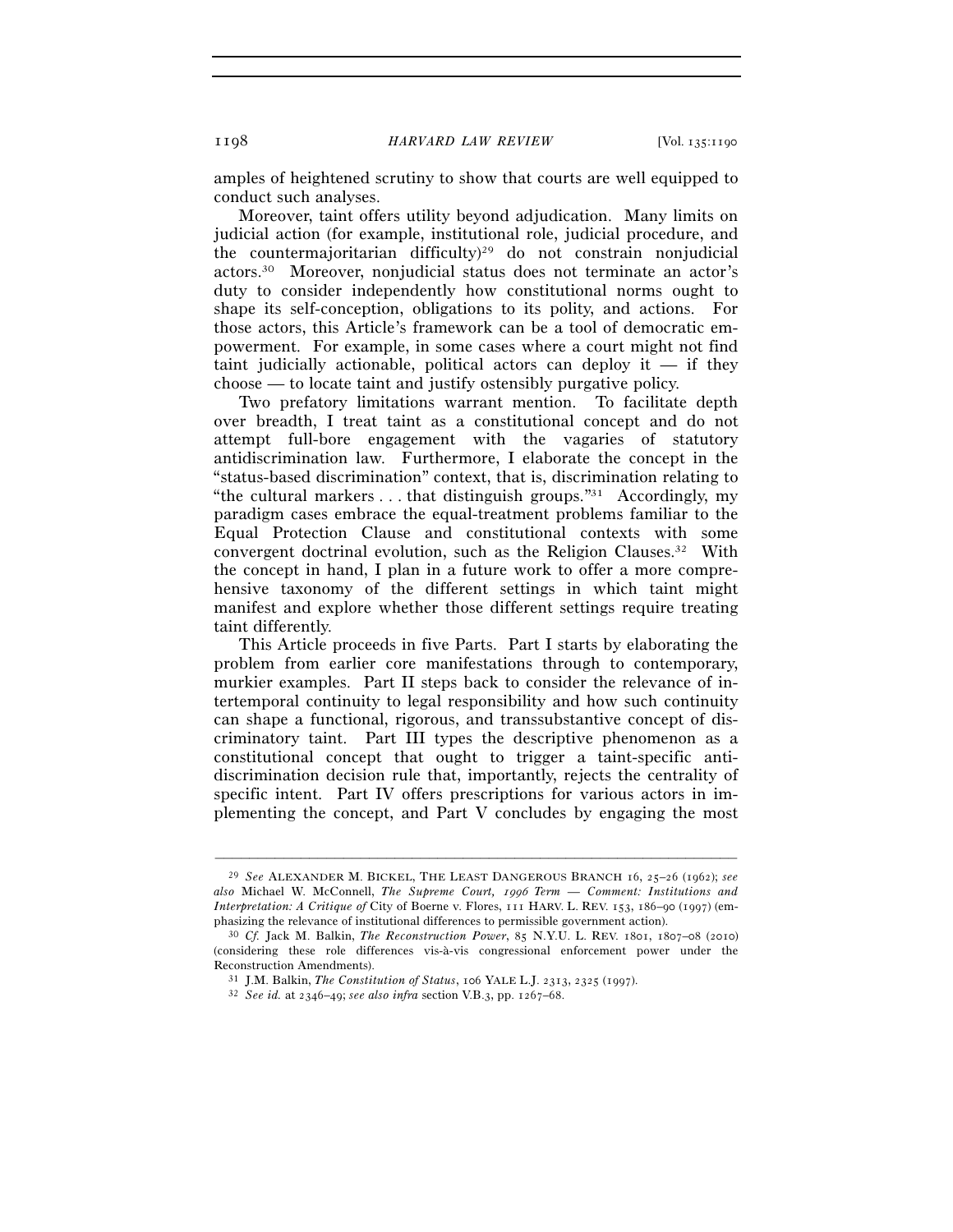amples of heightened scrutiny to show that courts are well equipped to conduct such analyses.

Moreover, taint offers utility beyond adjudication. Many limits on judicial action (for example, institutional role, judicial procedure, and the countermajoritarian difficulty)[29] do not constrain nonjudicial actors.[30] Moreover, nonjudicial status does not terminate an actor's duty to consider independently how constitutional norms ought to shape its self-conception, obligations to its polity, and actions. For those actors, this Article's framework can be a tool of democratic empowerment. For example, in some cases where a court might not find taint judicially actionable, political actors can deploy it — if they choose — to locate taint and justify ostensibly purgative policy.

Two prefatory limitations warrant mention. To facilitate depth over breadth, I treat taint as a constitutional concept and do not attempt full-bore engagement with the vagaries of statutory antidiscrimination law. Furthermore, I elaborate the concept in the "status-based discrimination" context, that is, discrimination relating to "the cultural markers . . . that distinguish groups."[31] Accordingly, my paradigm cases embrace the equal-treatment problems familiar to the Equal Protection Clause and constitutional contexts with some convergent doctrinal evolution, such as the Religion Clauses.[32] With the concept in hand, I plan in a future work to offer a more comprehensive taxonomy of the different settings in which taint might manifest and explore whether those different settings require treating taint differently.

This Article proceeds in five Parts. Part I starts by elaborating the problem from earlier core manifestations through to contemporary, murkier examples. Part II steps back to consider the relevance of intertemporal continuity to legal responsibility and how such continuity can shape a functional, rigorous, and transsubstantive concept of discriminatory taint. Part III types the descriptive phenomenon as a constitutional concept that ought to trigger a taint-specific antidiscrimination decision rule that, importantly, rejects the centrality of specific intent. Part IV offers prescriptions for various actors in implementing the concept, and Part V concludes by engaging the most

---

[29] *See* ALEXANDER M. BICKEL, THE LEAST DANGEROUS BRANCH 16, 25–26 (1962); *see also* Michael W. McConnell, *The Supreme Court, 1996 Term — Comment: Institutions and Interpretation: A Critique of* City of Boerne v. Flores, 111 HARV. L. REV. 153, 186–90 (1997) (emphasizing the relevance of institutional differences to permissible government action).

[30] *Cf.* Jack M. Balkin, *The Reconstruction Power*, 85 N.Y.U. L. REV. 1801, 1807–08 (2010) (considering these role differences vis-à-vis congressional enforcement power under the Reconstruction Amendments).

[31] J.M. Balkin, *The Constitution of Status*, 106 YALE L.J. 2313, 2325 (1997).

[32] *See id.* at 2346–49; *see also infra* section V.B.3, pp. 1267–68.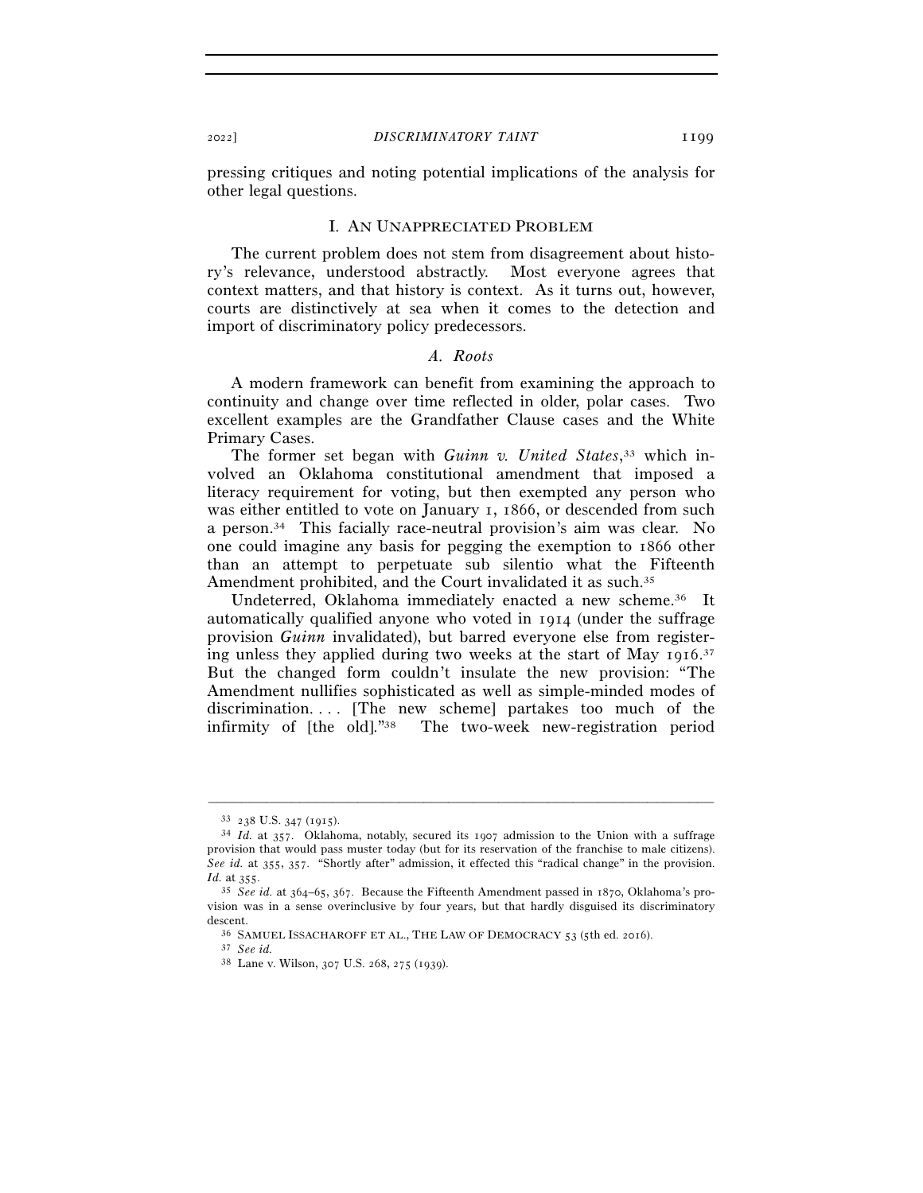pressing critiques and noting potential implications of the analysis for other legal questions.

## I. An Unappreciated Problem

The current problem does not stem from disagreement about history's relevance, understood abstractly. Most everyone agrees that context matters, and that history is context. As it turns out, however, courts are distinctively at sea when it comes to the detection and import of discriminatory policy predecessors.

### *A. Roots*

A modern framework can benefit from examining the approach to continuity and change over time reflected in older, polar cases. Two excellent examples are the Grandfather Clause cases and the White Primary Cases.

The former set began with *Guinn v. United States*,[33] which involved an Oklahoma constitutional amendment that imposed a literacy requirement for voting, but then exempted any person who was either entitled to vote on January 1, 1866, or descended from such a person.[34] This facially race-neutral provision's aim was clear. No one could imagine any basis for pegging the exemption to 1866 other than an attempt to perpetuate sub silentio what the Fifteenth Amendment prohibited, and the Court invalidated it as such.[35]

Undeterred, Oklahoma immediately enacted a new scheme.[36] It automatically qualified anyone who voted in 1914 (under the suffrage provision *Guinn* invalidated), but barred everyone else from registering unless they applied during two weeks at the start of May 1916.[37] But the changed form couldn't insulate the new provision: "The Amendment nullifies sophisticated as well as simple-minded modes of discrimination. . . . [The new scheme] partakes too much of the infirmity of [the old]."[38] The two-week new-registration period

---

[33] 238 U.S. 347 (1915).

[34] *Id.* at 357. Oklahoma, notably, secured its 1907 admission to the Union with a suffrage provision that would pass muster today (but for its reservation of the franchise to male citizens). *See id.* at 355, 357. "Shortly after" admission, it effected this "radical change" in the provision. *Id.* at 355.

[35] *See id.* at 364–65, 367. Because the Fifteenth Amendment passed in 1870, Oklahoma's provision was in a sense overinclusive by four years, but that hardly disguised its discriminatory descent.

[36] Samuel Issacharoff et al., The Law of Democracy 53 (5th ed. 2016).

[37] *See id.*

[38] Lane v. Wilson, 307 U.S. 268, 275 (1939).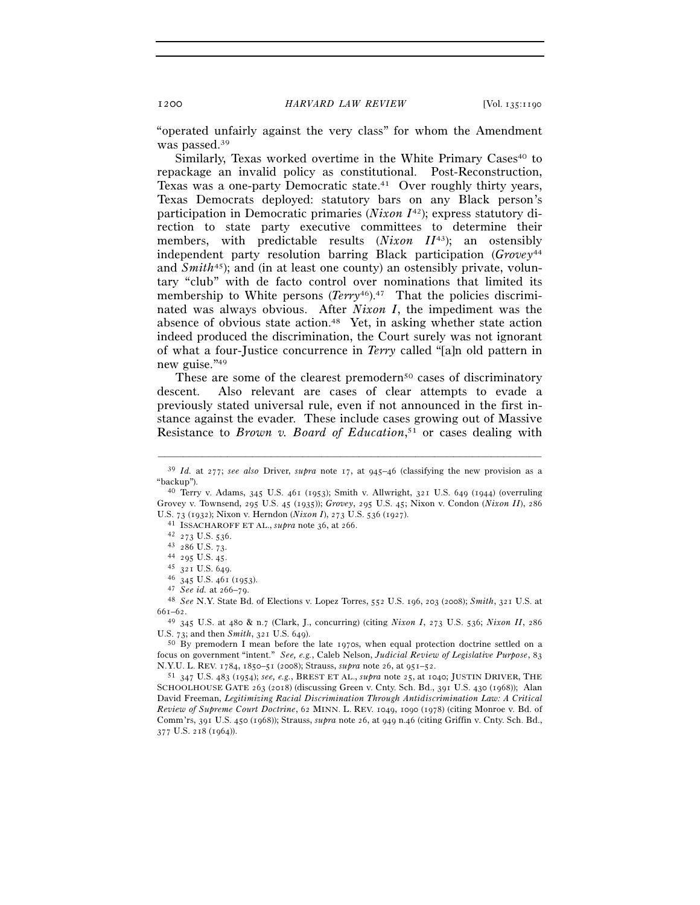"operated unfairly against the very class" for whom the Amendment was passed.[39]

Similarly, Texas worked overtime in the White Primary Cases[40] to repackage an invalid policy as constitutional. Post-Reconstruction, Texas was a one-party Democratic state.[41] Over roughly thirty years, Texas Democrats deployed: statutory bars on any Black person's participation in Democratic primaries (*Nixon I*[42]); express statutory direction to state party executive committees to determine their members, with predictable results (*Nixon II*[43]); an ostensibly independent party resolution barring Black participation (*Grovey*[44] and *Smith*[45]); and (in at least one county) an ostensibly private, voluntary "club" with de facto control over nominations that limited its membership to White persons (*Terry*[46]).[47] That the policies discriminated was always obvious. After *Nixon I*, the impediment was the absence of obvious state action.[48] Yet, in asking whether state action indeed produced the discrimination, the Court surely was not ignorant of what a four-Justice concurrence in *Terry* called "[a]n old pattern in new guise."[49]

These are some of the clearest premodern[50] cases of discriminatory descent. Also relevant are cases of clear attempts to evade a previously stated universal rule, even if not announced in the first instance against the evader. These include cases growing out of Massive Resistance to *Brown v. Board of Education*,[51] or cases dealing with

---

[39] *Id.* at 277; *see also* Driver, *supra* note 17, at 945–46 (classifying the new provision as a "backup").

[40] Terry v. Adams, 345 U.S. 461 (1953); Smith v. Allwright, 321 U.S. 649 (1944) (overruling Grovey v. Townsend, 295 U.S. 45 (1935)); *Grovey*, 295 U.S. 45; Nixon v. Condon (*Nixon II*), 286 U.S. 73 (1932); Nixon v. Herndon (*Nixon I*), 273 U.S. 536 (1927).

[41] ISSACHAROFF ET AL., *supra* note 36, at 266.

[42] 273 U.S. 536.

[43] 286 U.S. 73.

[44] 295 U.S. 45.

[45] 321 U.S. 649.

[46] 345 U.S. 461 (1953).

[47] *See id.* at 266–79.

[48] *See* N.Y. State Bd. of Elections v. Lopez Torres, 552 U.S. 196, 203 (2008); *Smith*, 321 U.S. at 661–62.

[49] 345 U.S. at 480 & n.7 (Clark, J., concurring) (citing *Nixon I*, 273 U.S. 536; *Nixon II*, 286 U.S. 73; and then *Smith*, 321 U.S. 649).

[50] By premodern I mean before the late 1970s, when equal protection doctrine settled on a focus on government "intent." *See, e.g.*, Caleb Nelson, *Judicial Review of Legislative Purpose*, 83 N.Y.U. L. REV. 1784, 1850–51 (2008); Strauss, *supra* note 26, at 951–52.

[51] 347 U.S. 483 (1954); *see, e.g.*, BREST ET AL., *supra* note 25, at 1040; JUSTIN DRIVER, THE SCHOOLHOUSE GATE 263 (2018) (discussing Green v. Cnty. Sch. Bd., 391 U.S. 430 (1968)); Alan David Freeman, *Legitimizing Racial Discrimination Through Antidiscrimination Law: A Critical Review of Supreme Court Doctrine*, 62 MINN. L. REV. 1049, 1090 (1978) (citing Monroe v. Bd. of Comm'rs, 391 U.S. 450 (1968)); Strauss, *supra* note 26, at 949 n.46 (citing Griffin v. Cnty. Sch. Bd., 377 U.S. 218 (1964)).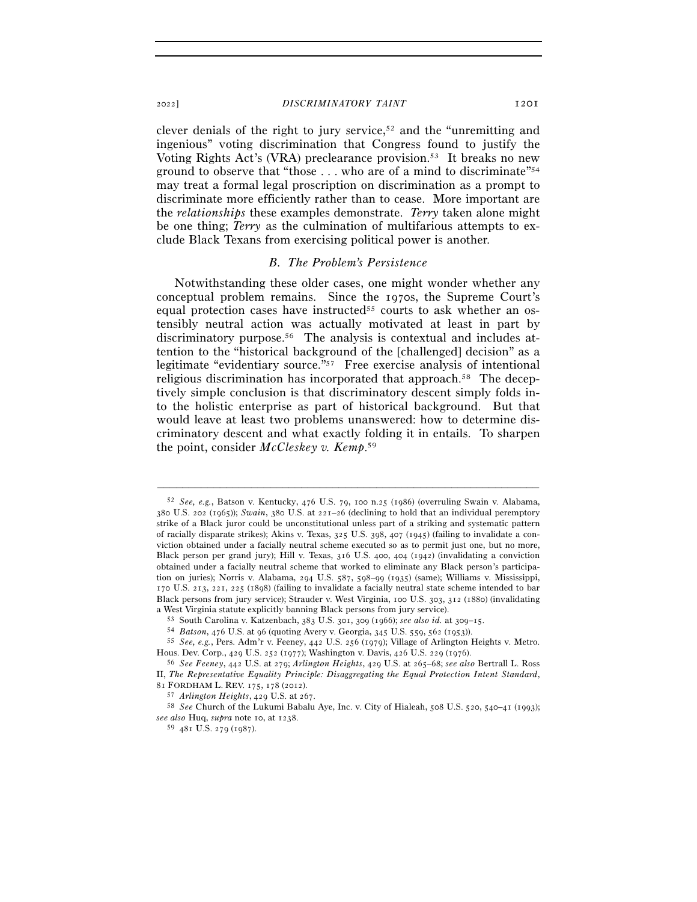clever denials of the right to jury service,[52] and the "unremitting and ingenious" voting discrimination that Congress found to justify the Voting Rights Act's (VRA) preclearance provision.[53] It breaks no new ground to observe that "those . . . who are of a mind to discriminate"[54] may treat a formal legal proscription on discrimination as a prompt to discriminate more efficiently rather than to cease. More important are the *relationships* these examples demonstrate. *Terry* taken alone might be one thing; *Terry* as the culmination of multifarious attempts to exclude Black Texans from exercising political power is another.

### B. The Problem's Persistence

Notwithstanding these older cases, one might wonder whether any conceptual problem remains. Since the 1970s, the Supreme Court's equal protection cases have instructed[55] courts to ask whether an ostensibly neutral action was actually motivated at least in part by discriminatory purpose.[56] The analysis is contextual and includes attention to the "historical background of the [challenged] decision" as a legitimate "evidentiary source."[57] Free exercise analysis of intentional religious discrimination has incorporated that approach.[58] The deceptively simple conclusion is that discriminatory descent simply folds into the holistic enterprise as part of historical background. But that would leave at least two problems unanswered: how to determine discriminatory descent and what exactly folding it in entails. To sharpen the point, consider *McCleskey v. Kemp*.[59]

---

[52] *See, e.g.*, Batson v. Kentucky, 476 U.S. 79, 100 n.25 (1986) (overruling Swain v. Alabama, 380 U.S. 202 (1965)); *Swain*, 380 U.S. at 221–26 (declining to hold that an individual peremptory strike of a Black juror could be unconstitutional unless part of a striking and systematic pattern of racially disparate strikes); Akins v. Texas, 325 U.S. 398, 407 (1945) (failing to invalidate a conviction obtained under a facially neutral scheme executed so as to permit just one, but no more, Black person per grand jury); Hill v. Texas, 316 U.S. 400, 404 (1942) (invalidating a conviction obtained under a facially neutral scheme that worked to eliminate any Black person's participation on juries); Norris v. Alabama, 294 U.S. 587, 598–99 (1935) (same); Williams v. Mississippi, 170 U.S. 213, 221, 225 (1898) (failing to invalidate a facially neutral state scheme intended to bar Black persons from jury service); Strauder v. West Virginia, 100 U.S. 303, 312 (1880) (invalidating a West Virginia statute explicitly banning Black persons from jury service).

[53] South Carolina v. Katzenbach, 383 U.S. 301, 309 (1966); *see also id.* at 309–15.

[54] *Batson*, 476 U.S. at 96 (quoting Avery v. Georgia, 345 U.S. 559, 562 (1953)).

[55] *See, e.g.*, Pers. Adm'r v. Feeney, 442 U.S. 256 (1979); Village of Arlington Heights v. Metro. Hous. Dev. Corp., 429 U.S. 252 (1977); Washington v. Davis, 426 U.S. 229 (1976).

[56] *See Feeney*, 442 U.S. at 279; *Arlington Heights*, 429 U.S. at 265–68; *see also* Bertrall L. Ross II, *The Representative Equality Principle: Disaggregating the Equal Protection Intent Standard*, 81 FORDHAM L. REV. 175, 178 (2012).

[57] *Arlington Heights*, 429 U.S. at 267.

[58] *See* Church of the Lukumi Babalu Aye, Inc. v. City of Hialeah, 508 U.S. 520, 540–41 (1993); *see also* Huq, *supra* note 10, at 1238.

[59] 481 U.S. 279 (1987).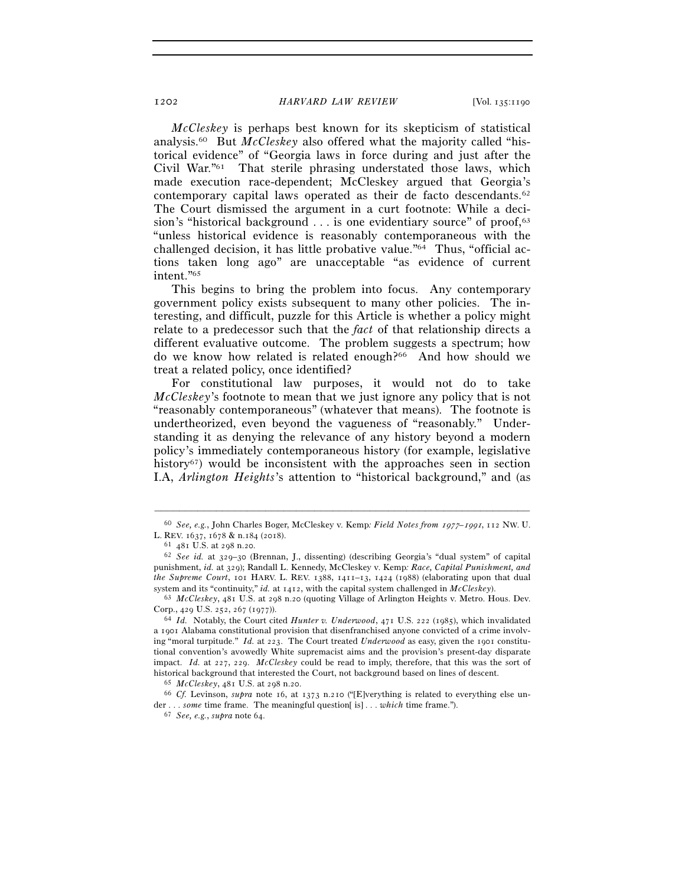*McCleskey* is perhaps best known for its skepticism of statistical analysis.[60] But *McCleskey* also offered what the majority called "historical evidence" of "Georgia laws in force during and just after the Civil War."[61] That sterile phrasing understated those laws, which made execution race-dependent; McCleskey argued that Georgia's contemporary capital laws operated as their de facto descendants.[62] The Court dismissed the argument in a curt footnote: While a decision's "historical background . . . is one evidentiary source" of proof,[63] "unless historical evidence is reasonably contemporaneous with the challenged decision, it has little probative value."[64] Thus, "official actions taken long ago" are unacceptable "as evidence of current intent."[65]

This begins to bring the problem into focus. Any contemporary government policy exists subsequent to many other policies. The interesting, and difficult, puzzle for this Article is whether a policy might relate to a predecessor such that the *fact* of that relationship directs a different evaluative outcome. The problem suggests a spectrum; how do we know how related is related enough?[66] And how should we treat a related policy, once identified?

For constitutional law purposes, it would not do to take *McCleskey*'s footnote to mean that we just ignore any policy that is not "reasonably contemporaneous" (whatever that means). The footnote is undertheorized, even beyond the vagueness of "reasonably." Understanding it as denying the relevance of any history beyond a modern policy's immediately contemporaneous history (for example, legislative history[67]) would be inconsistent with the approaches seen in section I.A, *Arlington Heights*'s attention to "historical background," and (as

---

[60] *See, e.g.*, John Charles Boger, McCleskey v. Kemp*: Field Notes from 1977–1991*, 112 NW. U. L. REV. 1637, 1678 & n.184 (2018).

[61] 481 U.S. at 298 n.20.

[62] *See id.* at 329–30 (Brennan, J., dissenting) (describing Georgia's "dual system" of capital punishment, *id.* at 329); Randall L. Kennedy, McCleskey v. Kemp*: Race, Capital Punishment, and the Supreme Court*, 101 HARV. L. REV. 1388, 1411–13, 1424 (1988) (elaborating upon that dual system and its "continuity," *id.* at 1412, with the capital system challenged in *McCleskey*).

[63] *McCleskey*, 481 U.S. at 298 n.20 (quoting Village of Arlington Heights v. Metro. Hous. Dev. Corp., 429 U.S. 252, 267 (1977)).

[64] *Id.* Notably, the Court cited *Hunter v. Underwood*, 471 U.S. 222 (1985), which invalidated a 1901 Alabama constitutional provision that disenfranchised anyone convicted of a crime involving "moral turpitude." *Id.* at 223. The Court treated *Underwood* as easy, given the 1901 constitutional convention's avowedly White supremacist aims and the provision's present-day disparate impact. *Id.* at 227, 229. *McCleskey* could be read to imply, therefore, that this was the sort of historical background that interested the Court, not background based on lines of descent.

[65] *McCleskey*, 481 U.S. at 298 n.20.

[66] *Cf.* Levinson, *supra* note 16, at 1373 n.210 ("[E]verything is related to everything else under . . . *some* time frame. The meaningful question[ is] . . . *which* time frame.").

[67] *See, e.g.*, *supra* note 64.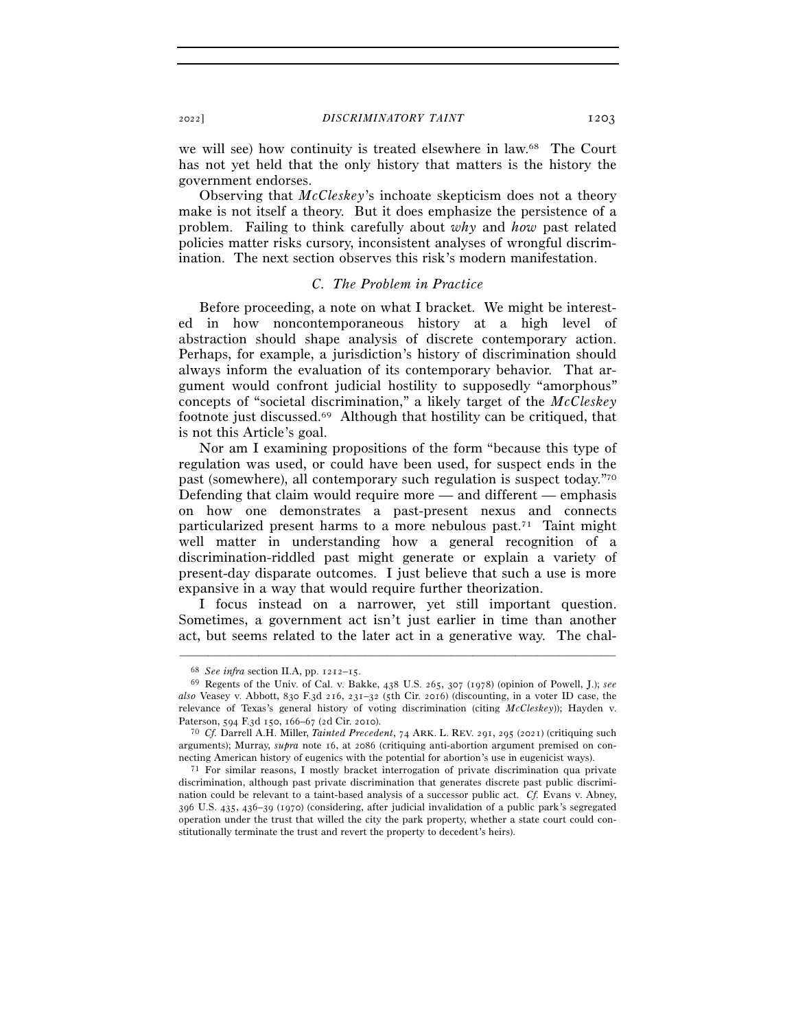we will see) how continuity is treated elsewhere in law.[68] The Court has not yet held that the only history that matters is the history the government endorses.

Observing that *McCleskey*'s inchoate skepticism does not a theory make is not itself a theory. But it does emphasize the persistence of a problem. Failing to think carefully about *why* and *how* past related policies matter risks cursory, inconsistent analyses of wrongful discrimination. The next section observes this risk's modern manifestation.

### *C. The Problem in Practice*

Before proceeding, a note on what I bracket. We might be interested in how noncontemporaneous history at a high level of abstraction should shape analysis of discrete contemporary action. Perhaps, for example, a jurisdiction's history of discrimination should always inform the evaluation of its contemporary behavior. That argument would confront judicial hostility to supposedly "amorphous" concepts of "societal discrimination," a likely target of the *McCleskey* footnote just discussed.[69] Although that hostility can be critiqued, that is not this Article's goal.

Nor am I examining propositions of the form "because this type of regulation was used, or could have been used, for suspect ends in the past (somewhere), all contemporary such regulation is suspect today."[70] Defending that claim would require more — and different — emphasis on how one demonstrates a past-present nexus and connects particularized present harms to a more nebulous past.[71] Taint might well matter in understanding how a general recognition of a discrimination-riddled past might generate or explain a variety of present-day disparate outcomes. I just believe that such a use is more expansive in a way that would require further theorization.

I focus instead on a narrower, yet still important question. Sometimes, a government act isn't just earlier in time than another act, but seems related to the later act in a generative way. The chal-

---

[68] *See infra* section II.A, pp. 1212–15.

[69] Regents of the Univ. of Cal. v. Bakke, 438 U.S. 265, 307 (1978) (opinion of Powell, J.); *see also* Veasey v. Abbott, 830 F.3d 216, 231–32 (5th Cir. 2016) (discounting, in a voter ID case, the relevance of Texas's general history of voting discrimination (citing *McCleskey*)); Hayden v. Paterson, 594 F.3d 150, 166–67 (2d Cir. 2010).

[70] *Cf.* Darrell A.H. Miller, *Tainted Precedent*, 74 ARK. L. REV. 291, 295 (2021) (critiquing such arguments); Murray, *supra* note 16, at 2086 (critiquing anti-abortion argument premised on connecting American history of eugenics with the potential for abortion's use in eugenicist ways).

[71] For similar reasons, I mostly bracket interrogation of private discrimination qua private discrimination, although past private discrimination that generates discrete past public discrimination could be relevant to a taint-based analysis of a successor public act. *Cf.* Evans v. Abney, 396 U.S. 435, 436–39 (1970) (considering, after judicial invalidation of a public park's segregated operation under the trust that willed the city the park property, whether a state court could constitutionally terminate the trust and revert the property to decedent's heirs).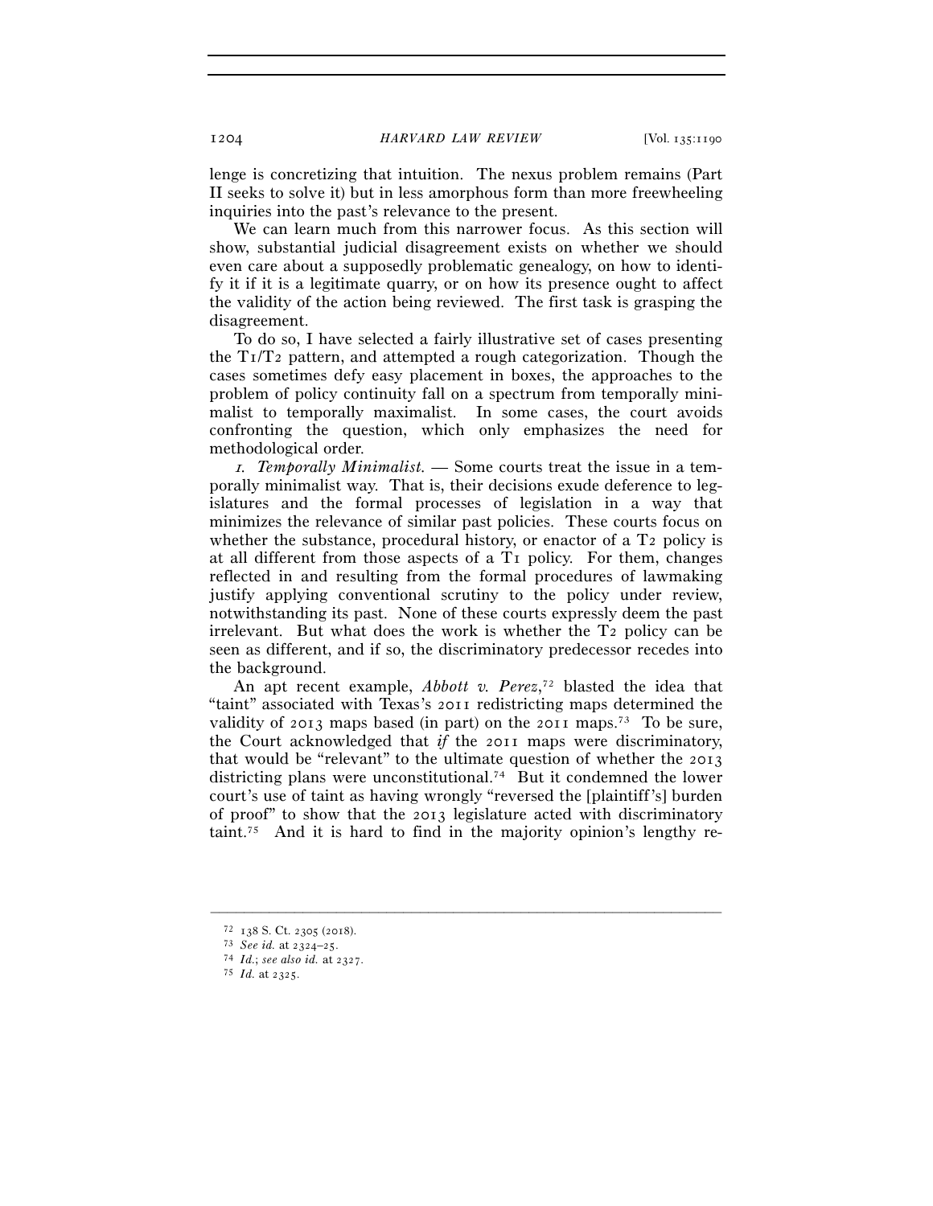lenge is concretizing that intuition. The nexus problem remains (Part II seeks to solve it) but in less amorphous form than more freewheeling inquiries into the past's relevance to the present.

We can learn much from this narrower focus. As this section will show, substantial judicial disagreement exists on whether we should even care about a supposedly problematic genealogy, on how to identify it if it is a legitimate quarry, or on how its presence ought to affect the validity of the action being reviewed. The first task is grasping the disagreement.

To do so, I have selected a fairly illustrative set of cases presenting the T1/T2 pattern, and attempted a rough categorization. Though the cases sometimes defy easy placement in boxes, the approaches to the problem of policy continuity fall on a spectrum from temporally minimalist to temporally maximalist. In some cases, the court avoids confronting the question, which only emphasizes the need for methodological order.

*1. Temporally Minimalist.* — Some courts treat the issue in a temporally minimalist way. That is, their decisions exude deference to legislatures and the formal processes of legislation in a way that minimizes the relevance of similar past policies. These courts focus on whether the substance, procedural history, or enactor of a T2 policy is at all different from those aspects of a T1 policy. For them, changes reflected in and resulting from the formal procedures of lawmaking justify applying conventional scrutiny to the policy under review, notwithstanding its past. None of these courts expressly deem the past irrelevant. But what does the work is whether the T2 policy can be seen as different, and if so, the discriminatory predecessor recedes into the background.

An apt recent example, *Abbott v. Perez*,[72] blasted the idea that "taint" associated with Texas's 2011 redistricting maps determined the validity of 2013 maps based (in part) on the 2011 maps.[73] To be sure, the Court acknowledged that *if* the 2011 maps were discriminatory, that would be "relevant" to the ultimate question of whether the 2013 districting plans were unconstitutional.[74] But it condemned the lower court's use of taint as having wrongly "reversed the [plaintiff's] burden of proof" to show that the 2013 legislature acted with discriminatory taint.[75] And it is hard to find in the majority opinion's lengthy re-

---

[72] 138 S. Ct. 2305 (2018).

[73] *See id.* at 2324–25.

[74] *Id.*; *see also id.* at 2327.

[75] *Id.* at 2325.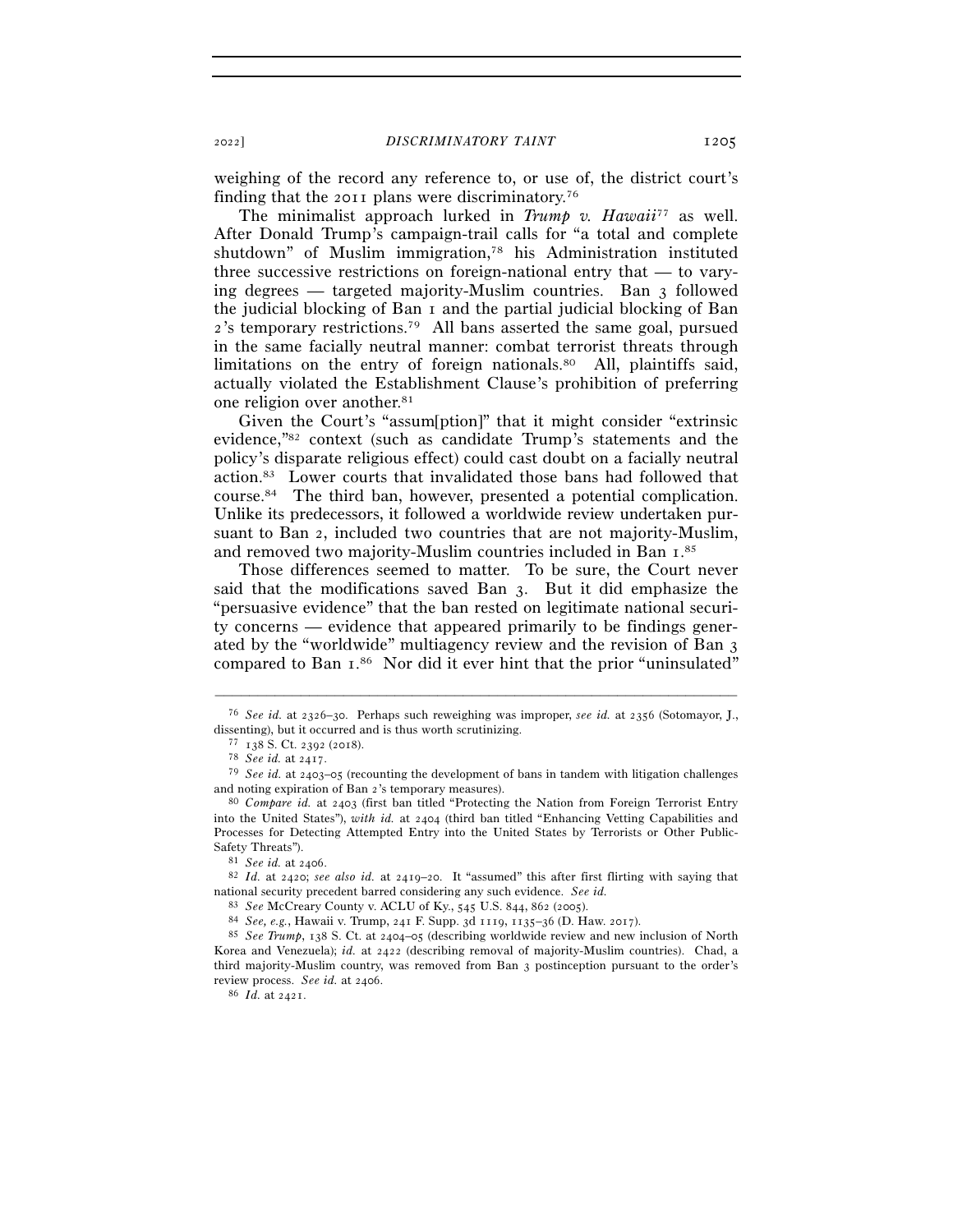weighing of the record any reference to, or use of, the district court's finding that the 2011 plans were discriminatory.[76]

The minimalist approach lurked in *Trump v. Hawaii*[77] as well. After Donald Trump's campaign-trail calls for "a total and complete shutdown" of Muslim immigration,[78] his Administration instituted three successive restrictions on foreign-national entry that — to varying degrees — targeted majority-Muslim countries. Ban 3 followed the judicial blocking of Ban 1 and the partial judicial blocking of Ban 2's temporary restrictions.[79] All bans asserted the same goal, pursued in the same facially neutral manner: combat terrorist threats through limitations on the entry of foreign nationals.[80] All, plaintiffs said, actually violated the Establishment Clause's prohibition of preferring one religion over another.[81]

Given the Court's "assum[ption]" that it might consider "extrinsic evidence,"[82] context (such as candidate Trump's statements and the policy's disparate religious effect) could cast doubt on a facially neutral action.[83] Lower courts that invalidated those bans had followed that course.[84] The third ban, however, presented a potential complication. Unlike its predecessors, it followed a worldwide review undertaken pursuant to Ban 2, included two countries that are not majority-Muslim, and removed two majority-Muslim countries included in Ban 1.[85]

Those differences seemed to matter. To be sure, the Court never said that the modifications saved Ban 3. But it did emphasize the "persuasive evidence" that the ban rested on legitimate national security concerns — evidence that appeared primarily to be findings generated by the "worldwide" multiagency review and the revision of Ban 3 compared to Ban 1.[86] Nor did it ever hint that the prior "uninsulated"

---

[76] *See id.* at 2326–30. Perhaps such reweighing was improper, *see id.* at 2356 (Sotomayor, J., dissenting), but it occurred and is thus worth scrutinizing.

[77] 138 S. Ct. 2392 (2018).

[78] *See id.* at 2417.

[79] *See id.* at 2403–05 (recounting the development of bans in tandem with litigation challenges and noting expiration of Ban 2's temporary measures).

[80] *Compare id.* at 2403 (first ban titled "Protecting the Nation from Foreign Terrorist Entry into the United States"), *with id.* at 2404 (third ban titled "Enhancing Vetting Capabilities and Processes for Detecting Attempted Entry into the United States by Terrorists or Other Public-Safety Threats").

[81] *See id.* at 2406.

[82] *Id.* at 2420; *see also id.* at 2419–20. It "assumed" this after first flirting with saying that national security precedent barred considering any such evidence. *See id.*

[83] *See* McCreary County v. ACLU of Ky., 545 U.S. 844, 862 (2005).

[84] *See, e.g.*, Hawaii v. Trump, 241 F. Supp. 3d 1119, 1135–36 (D. Haw. 2017).

[85] *See Trump*, 138 S. Ct. at 2404–05 (describing worldwide review and new inclusion of North Korea and Venezuela); *id.* at 2422 (describing removal of majority-Muslim countries). Chad, a third majority-Muslim country, was removed from Ban 3 postinception pursuant to the order's review process. *See id.* at 2406.

[86] *Id.* at 2421.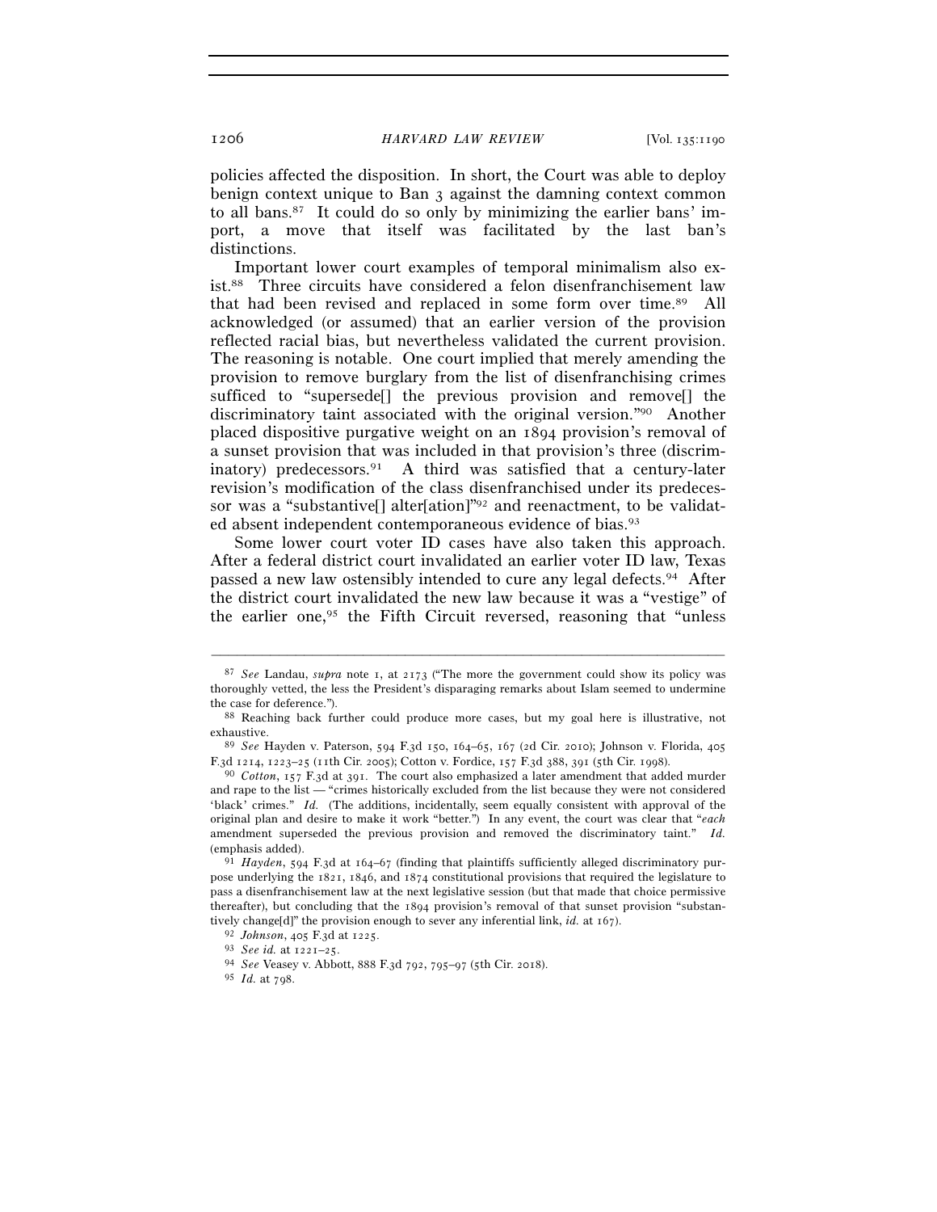policies affected the disposition. In short, the Court was able to deploy benign context unique to Ban 3 against the damning context common to all bans.[87] It could do so only by minimizing the earlier bans' import, a move that itself was facilitated by the last ban's distinctions.

Important lower court examples of temporal minimalism also exist.[88] Three circuits have considered a felon disenfranchisement law that had been revised and replaced in some form over time.[89] All acknowledged (or assumed) that an earlier version of the provision reflected racial bias, but nevertheless validated the current provision. The reasoning is notable. One court implied that merely amending the provision to remove burglary from the list of disenfranchising crimes sufficed to "supersede[] the previous provision and remove[] the discriminatory taint associated with the original version."[90] Another placed dispositive purgative weight on an 1894 provision's removal of a sunset provision that was included in that provision's three (discriminatory) predecessors.[91] A third was satisfied that a century-later revision's modification of the class disenfranchised under its predecessor was a "substantive[] alter[ation]"[92] and reenactment, to be validated absent independent contemporaneous evidence of bias.[93]

Some lower court voter ID cases have also taken this approach. After a federal district court invalidated an earlier voter ID law, Texas passed a new law ostensibly intended to cure any legal defects.[94] After the district court invalidated the new law because it was a "vestige" of the earlier one,[95] the Fifth Circuit reversed, reasoning that "unless

---

[87] *See* Landau, *supra* note 1, at 2173 ("The more the government could show its policy was thoroughly vetted, the less the President's disparaging remarks about Islam seemed to undermine the case for deference.").

[88] Reaching back further could produce more cases, but my goal here is illustrative, not exhaustive.

[89] *See* Hayden v. Paterson, 594 F.3d 150, 164–65, 167 (2d Cir. 2010); Johnson v. Florida, 405 F.3d 1214, 1223–25 (11th Cir. 2005); Cotton v. Fordice, 157 F.3d 388, 391 (5th Cir. 1998).

[90] *Cotton*, 157 F.3d at 391. The court also emphasized a later amendment that added murder and rape to the list — "crimes historically excluded from the list because they were not considered 'black' crimes." *Id.* (The additions, incidentally, seem equally consistent with approval of the original plan and desire to make it work "better.") In any event, the court was clear that "*each* amendment superseded the previous provision and removed the discriminatory taint." *Id.* (emphasis added).

[91] *Hayden*, 594 F.3d at 164–67 (finding that plaintiffs sufficiently alleged discriminatory purpose underlying the 1821, 1846, and 1874 constitutional provisions that required the legislature to pass a disenfranchisement law at the next legislative session (but that made that choice permissive thereafter), but concluding that the 1894 provision's removal of that sunset provision "substantively change[d]" the provision enough to sever any inferential link, *id.* at 167).

[92] *Johnson*, 405 F.3d at 1225.

[93] *See id.* at 1221–25.

[94] *See* Veasey v. Abbott, 888 F.3d 792, 795–97 (5th Cir. 2018).

[95] *Id.* at 798.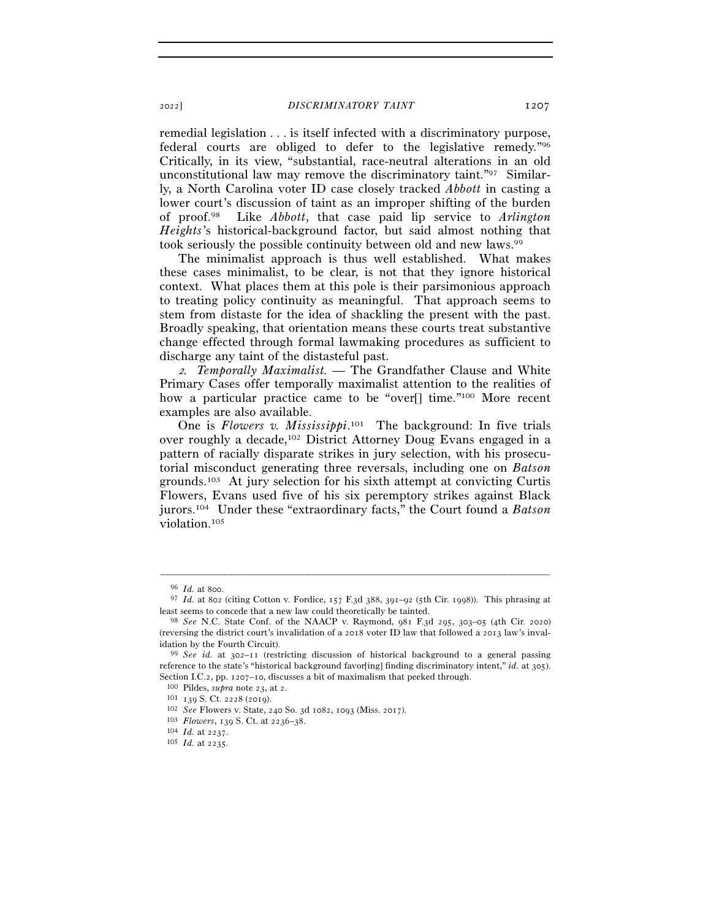remedial legislation . . . is itself infected with a discriminatory purpose, federal courts are obliged to defer to the legislative remedy."[96] Critically, in its view, "substantial, race-neutral alterations in an old unconstitutional law may remove the discriminatory taint."[97] Similarly, a North Carolina voter ID case closely tracked *Abbott* in casting a lower court's discussion of taint as an improper shifting of the burden of proof.[98] Like *Abbott*, that case paid lip service to *Arlington Heights*'s historical-background factor, but said almost nothing that took seriously the possible continuity between old and new laws.[99]

The minimalist approach is thus well established. What makes these cases minimalist, to be clear, is not that they ignore historical context. What places them at this pole is their parsimonious approach to treating policy continuity as meaningful. That approach seems to stem from distaste for the idea of shackling the present with the past. Broadly speaking, that orientation means these courts treat substantive change effected through formal lawmaking procedures as sufficient to discharge any taint of the distasteful past.

*2. Temporally Maximalist.* — The Grandfather Clause and White Primary Cases offer temporally maximalist attention to the realities of how a particular practice came to be "over[] time."[100] More recent examples are also available.

One is *Flowers v. Mississippi*.[101] The background: In five trials over roughly a decade,[102] District Attorney Doug Evans engaged in a pattern of racially disparate strikes in jury selection, with his prosecutorial misconduct generating three reversals, including one on *Batson* grounds.[103] At jury selection for his sixth attempt at convicting Curtis Flowers, Evans used five of his six peremptory strikes against Black jurors.[104] Under these "extraordinary facts," the Court found a *Batson* violation.[105]

---

[96] *Id.* at 800.

[97] *Id.* at 802 (citing Cotton v. Fordice, 157 F.3d 388, 391–92 (5th Cir. 1998)). This phrasing at least seems to concede that a new law could theoretically be tainted.

[98] *See* N.C. State Conf. of the NAACP v. Raymond, 981 F.3d 295, 303–05 (4th Cir. 2020) (reversing the district court's invalidation of a 2018 voter ID law that followed a 2013 law's invalidation by the Fourth Circuit).

[99] *See id.* at 302–11 (restricting discussion of historical background to a general passing reference to the state's "historical background favor[ing] finding discriminatory intent," *id.* at 305). Section I.C.2, pp. 1207–10, discusses a bit of maximalism that peeked through.

[100] Pildes, *supra* note 23, at 2.

[101] 139 S. Ct. 2228 (2019).

[102] *See* Flowers v. State, 240 So. 3d 1082, 1093 (Miss. 2017).

[103] *Flowers*, 139 S. Ct. at 2236–38.

[104] *Id.* at 2237.

[105] *Id.* at 2235.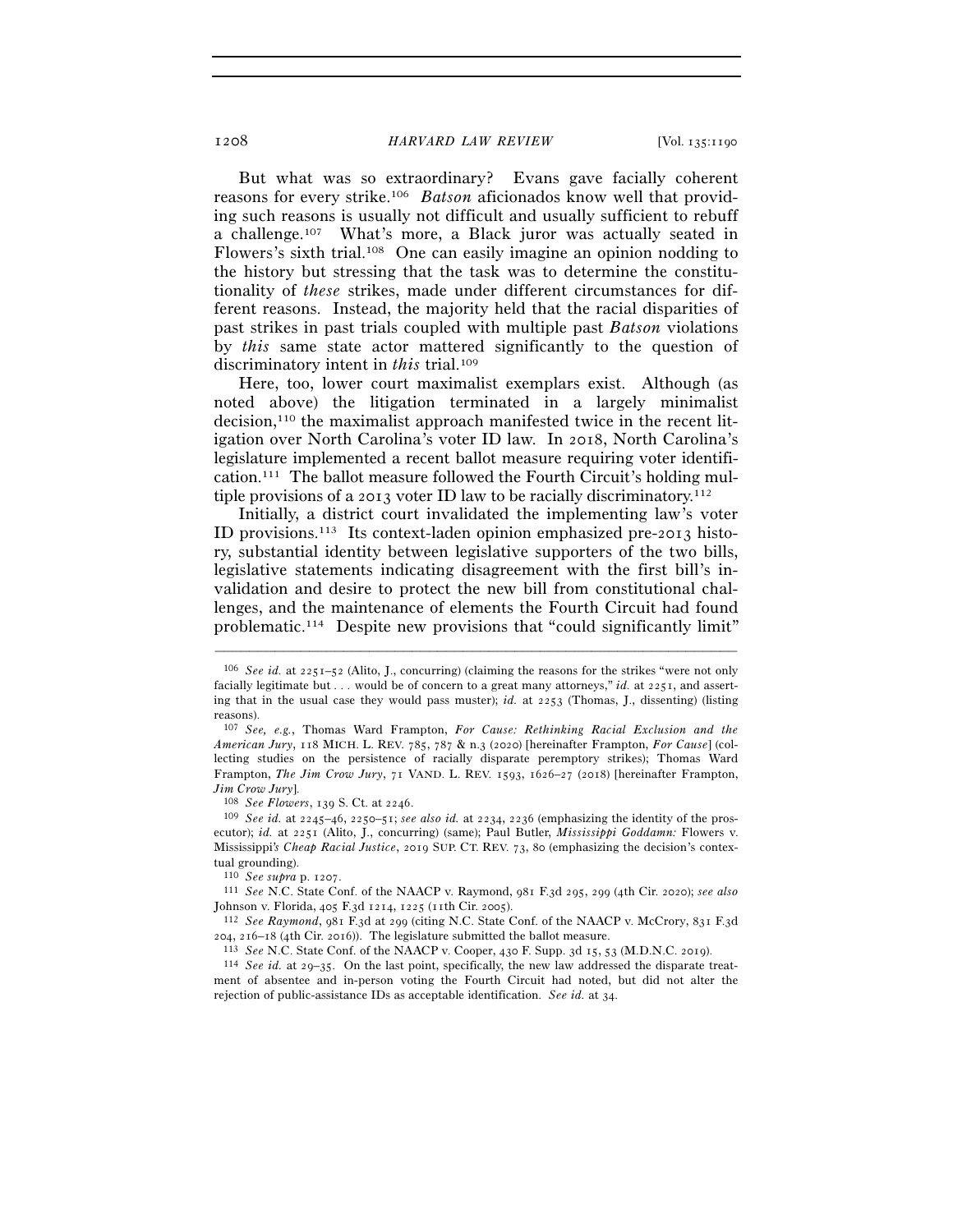But what was so extraordinary? Evans gave facially coherent reasons for every strike.[106] *Batson* aficionados know well that providing such reasons is usually not difficult and usually sufficient to rebuff a challenge.[107] What's more, a Black juror was actually seated in Flowers's sixth trial.[108] One can easily imagine an opinion nodding to the history but stressing that the task was to determine the constitutionality of *these* strikes, made under different circumstances for different reasons. Instead, the majority held that the racial disparities of past strikes in past trials coupled with multiple past *Batson* violations by *this* same state actor mattered significantly to the question of discriminatory intent in *this* trial.[109]

Here, too, lower court maximalist exemplars exist. Although (as noted above) the litigation terminated in a largely minimalist decision,[110] the maximalist approach manifested twice in the recent litigation over North Carolina's voter ID law. In 2018, North Carolina's legislature implemented a recent ballot measure requiring voter identification.[111] The ballot measure followed the Fourth Circuit's holding multiple provisions of a 2013 voter ID law to be racially discriminatory.[112]

Initially, a district court invalidated the implementing law's voter ID provisions.[113] Its context-laden opinion emphasized pre-2013 history, substantial identity between legislative supporters of the two bills, legislative statements indicating disagreement with the first bill's invalidation and desire to protect the new bill from constitutional challenges, and the maintenance of elements the Fourth Circuit had found problematic.[114] Despite new provisions that "could significantly limit"

---

[106] *See id.* at 2251–52 (Alito, J., concurring) (claiming the reasons for the strikes "were not only facially legitimate but . . . would be of concern to a great many attorneys," *id.* at 2251, and asserting that in the usual case they would pass muster); *id.* at 2253 (Thomas, J., dissenting) (listing reasons).

[107] *See, e.g.*, Thomas Ward Frampton, *For Cause: Rethinking Racial Exclusion and the American Jury*, 118 MICH. L. REV. 785, 787 & n.3 (2020) [hereinafter Frampton, *For Cause*] (collecting studies on the persistence of racially disparate peremptory strikes); Thomas Ward Frampton, *The Jim Crow Jury*, 71 VAND. L. REV. 1593, 1626–27 (2018) [hereinafter Frampton, *Jim Crow Jury*].

[108] *See Flowers*, 139 S. Ct. at 2246.

[109] *See id.* at 2245–46, 2250–51; *see also id.* at 2234, 2236 (emphasizing the identity of the prosecutor); *id.* at 2251 (Alito, J., concurring) (same); Paul Butler, *Mississippi Goddamn:* Flowers v. Mississippi*'s Cheap Racial Justice*, 2019 SUP. CT. REV. 73, 80 (emphasizing the decision's contextual grounding).

[110] *See supra* p. 1207.

[111] *See* N.C. State Conf. of the NAACP v. Raymond, 981 F.3d 295, 299 (4th Cir. 2020); *see also* Johnson v. Florida, 405 F.3d 1214, 1225 (11th Cir. 2005).

[112] *See Raymond*, 981 F.3d at 299 (citing N.C. State Conf. of the NAACP v. McCrory, 831 F.3d 204, 216–18 (4th Cir. 2016)). The legislature submitted the ballot measure.

[113] *See* N.C. State Conf. of the NAACP v. Cooper, 430 F. Supp. 3d 15, 53 (M.D.N.C. 2019).

[114] *See id.* at 29–35. On the last point, specifically, the new law addressed the disparate treatment of absentee and in-person voting the Fourth Circuit had noted, but did not alter the rejection of public-assistance IDs as acceptable identification. *See id.* at 34.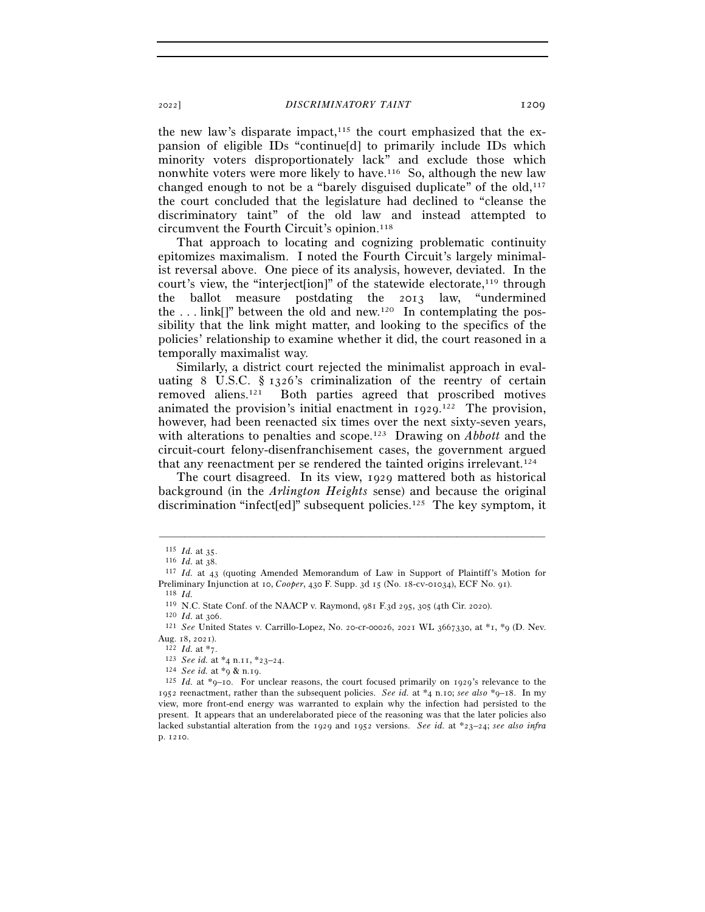the new law's disparate impact,[115] the court emphasized that the expansion of eligible IDs "continue[d] to primarily include IDs which minority voters disproportionately lack" and exclude those which nonwhite voters were more likely to have.[116] So, although the new law changed enough to not be a "barely disguised duplicate" of the old,[117] the court concluded that the legislature had declined to "cleanse the discriminatory taint" of the old law and instead attempted to circumvent the Fourth Circuit's opinion.[118]

That approach to locating and cognizing problematic continuity epitomizes maximalism. I noted the Fourth Circuit's largely minimalist reversal above. One piece of its analysis, however, deviated. In the court's view, the "interject[ion]" of the statewide electorate,[119] through the ballot measure postdating the 2013 law, "undermined the . . . link[]" between the old and new.[120] In contemplating the possibility that the link might matter, and looking to the specifics of the policies' relationship to examine whether it did, the court reasoned in a temporally maximalist way.

Similarly, a district court rejected the minimalist approach in evaluating 8 U.S.C. § 1326's criminalization of the reentry of certain removed aliens.[121] Both parties agreed that proscribed motives animated the provision's initial enactment in 1929.[122] The provision, however, had been reenacted six times over the next sixty-seven years, with alterations to penalties and scope.[123] Drawing on *Abbott* and the circuit-court felony-disenfranchisement cases, the government argued that any reenactment per se rendered the tainted origins irrelevant.[124]

The court disagreed. In its view, 1929 mattered both as historical background (in the *Arlington Heights* sense) and because the original discrimination "infect[ed]" subsequent policies.[125] The key symptom, it

---

[115] *Id.* at 35.

[116] *Id.* at 38.

[117] *Id.* at 43 (quoting Amended Memorandum of Law in Support of Plaintiff's Motion for Preliminary Injunction at 10, *Cooper*, 430 F. Supp. 3d 15 (No. 18-cv-01034), ECF No. 91).

[118] *Id.*

[119] N.C. State Conf. of the NAACP v. Raymond, 981 F.3d 295, 305 (4th Cir. 2020).

[120] *Id.* at 306.

[121] *See* United States v. Carrillo-Lopez, No. 20-cr-00026, 2021 WL 3667330, at *1, *9 (D. Nev. Aug. 18, 2021).

[122] *Id.* at *7.

[123] *See id.* at *4 n.11, *23–24.

[124] *See id.* at *9 & n.19.

[125] *Id.* at *9–10. For unclear reasons, the court focused primarily on 1929's relevance to the 1952 reenactment, rather than the subsequent policies. *See id.* at *4 n.10; *see also* *9–18. In my view, more front-end energy was warranted to explain why the infection had persisted to the present. It appears that an underelaborated piece of the reasoning was that the later policies also lacked substantial alteration from the 1929 and 1952 versions. *See id.* at *23–24; *see also infra* p. 1210.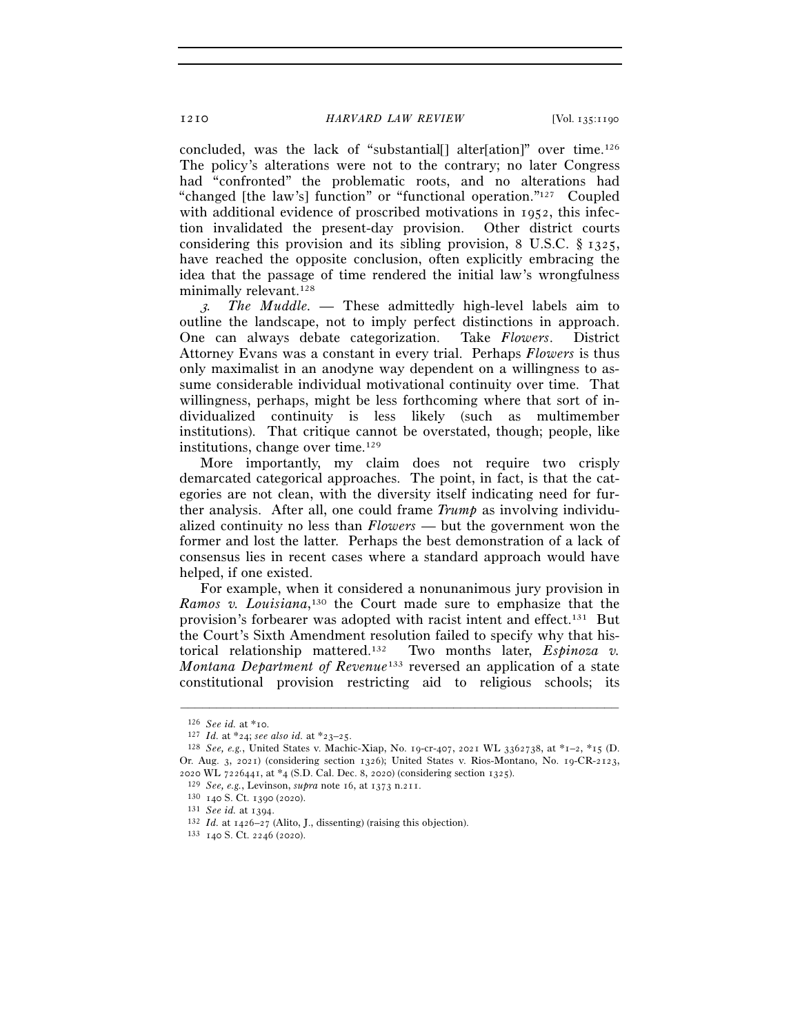concluded, was the lack of "substantial[] alter[ation]" over time.[126] The policy's alterations were not to the contrary; no later Congress had "confronted" the problematic roots, and no alterations had "changed [the law's] function" or "functional operation."[127] Coupled with additional evidence of proscribed motivations in 1952, this infection invalidated the present-day provision. Other district courts considering this provision and its sibling provision, 8 U.S.C. § 1325, have reached the opposite conclusion, often explicitly embracing the idea that the passage of time rendered the initial law's wrongfulness minimally relevant.[128]

*3. The Muddle.* — These admittedly high-level labels aim to outline the landscape, not to imply perfect distinctions in approach. One can always debate categorization. Take *Flowers*. District Attorney Evans was a constant in every trial. Perhaps *Flowers* is thus only maximalist in an anodyne way dependent on a willingness to assume considerable individual motivational continuity over time. That willingness, perhaps, might be less forthcoming where that sort of individualized continuity is less likely (such as multimember institutions). That critique cannot be overstated, though; people, like institutions, change over time.[129]

More importantly, my claim does not require two crisply demarcated categorical approaches. The point, in fact, is that the categories are not clean, with the diversity itself indicating need for further analysis. After all, one could frame *Trump* as involving individualized continuity no less than *Flowers* — but the government won the former and lost the latter. Perhaps the best demonstration of a lack of consensus lies in recent cases where a standard approach would have helped, if one existed.

For example, when it considered a nonunanimous jury provision in *Ramos v. Louisiana*,[130] the Court made sure to emphasize that the provision's forbearer was adopted with racist intent and effect.[131] But the Court's Sixth Amendment resolution failed to specify why that historical relationship mattered.[132] Two months later, *Espinoza v. Montana Department of Revenue*[133] reversed an application of a state constitutional provision restricting aid to religious schools; its

---

[126] *See id.* at \*10.

[127] *Id.* at \*24; *see also id.* at \*23–25.

[128] *See, e.g.*, United States v. Machic-Xiap, No. 19-cr-407, 2021 WL 3362738, at \*1–2, \*15 (D. Or. Aug. 3, 2021) (considering section 1326); United States v. Rios-Montano, No. 19-CR-2123, 2020 WL 7226441, at \*4 (S.D. Cal. Dec. 8, 2020) (considering section 1325).

[129] *See, e.g.*, Levinson, *supra* note 16, at 1373 n.211.

[130] 140 S. Ct. 1390 (2020).

[131] *See id.* at 1394.

[132] *Id.* at 1426–27 (Alito, J., dissenting) (raising this objection).

[133] 140 S. Ct. 2246 (2020).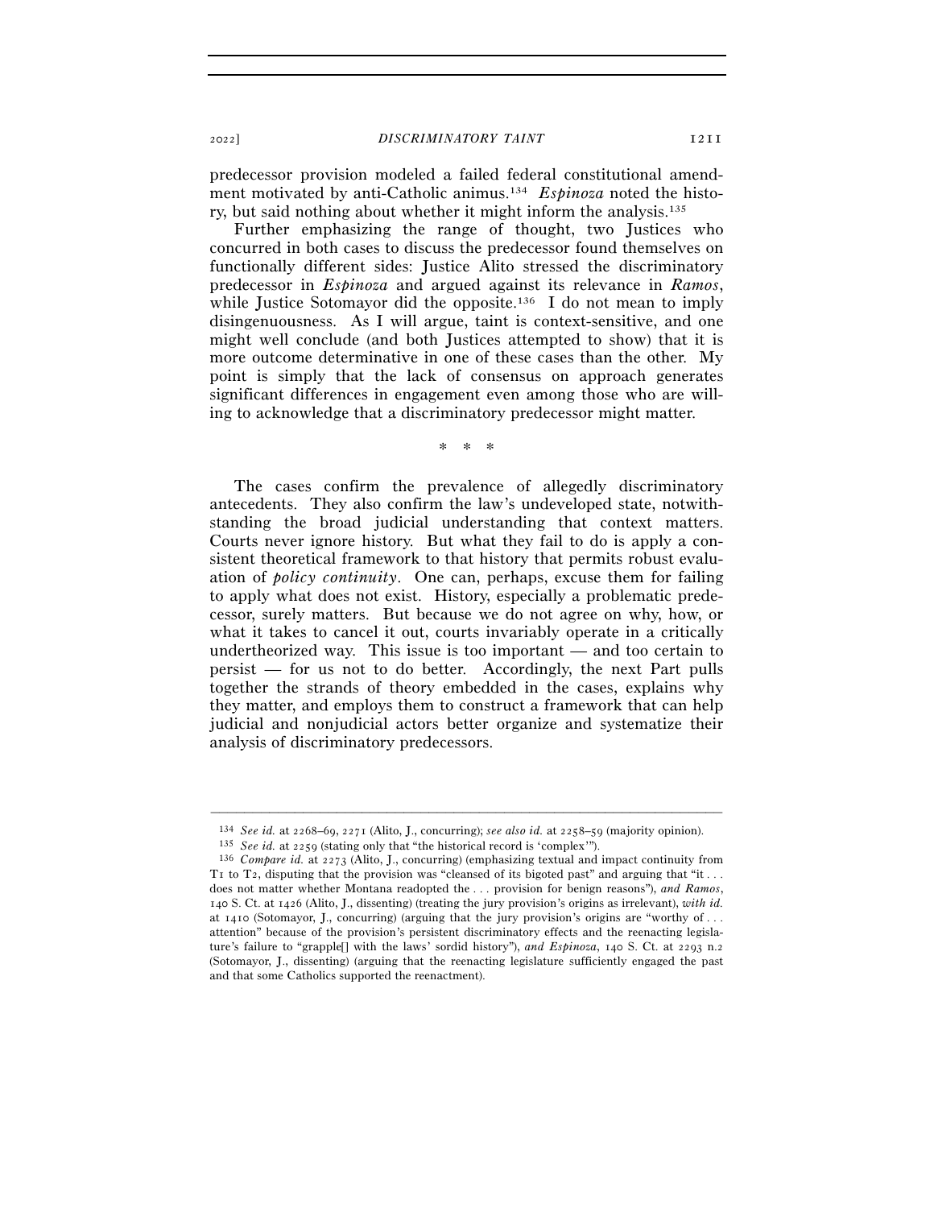predecessor provision modeled a failed federal constitutional amendment motivated by anti-Catholic animus.[134] *Espinoza* noted the history, but said nothing about whether it might inform the analysis.[135]

Further emphasizing the range of thought, two Justices who concurred in both cases to discuss the predecessor found themselves on functionally different sides: Justice Alito stressed the discriminatory predecessor in *Espinoza* and argued against its relevance in *Ramos*, while Justice Sotomayor did the opposite.[136] I do not mean to imply disingenuousness. As I will argue, taint is context-sensitive, and one might well conclude (and both Justices attempted to show) that it is more outcome determinative in one of these cases than the other. My point is simply that the lack of consensus on approach generates significant differences in engagement even among those who are willing to acknowledge that a discriminatory predecessor might matter.

\* \* \*

The cases confirm the prevalence of allegedly discriminatory antecedents. They also confirm the law's undeveloped state, notwithstanding the broad judicial understanding that context matters. Courts never ignore history. But what they fail to do is apply a consistent theoretical framework to that history that permits robust evaluation of *policy continuity*. One can, perhaps, excuse them for failing to apply what does not exist. History, especially a problematic predecessor, surely matters. But because we do not agree on why, how, or what it takes to cancel it out, courts invariably operate in a critically undertheorized way. This issue is too important — and too certain to persist — for us not to do better. Accordingly, the next Part pulls together the strands of theory embedded in the cases, explains why they matter, and employs them to construct a framework that can help judicial and nonjudicial actors better organize and systematize their analysis of discriminatory predecessors.

---

[134] *See id.* at 2268–69, 2271 (Alito, J., concurring); *see also id.* at 2258–59 (majority opinion).

[135] *See id.* at 2259 (stating only that "the historical record is 'complex'").

[136] *Compare id.* at 2273 (Alito, J., concurring) (emphasizing textual and impact continuity from T1 to T2, disputing that the provision was "cleansed of its bigoted past" and arguing that "it . . . does not matter whether Montana readopted the . . . provision for benign reasons"), *and Ramos*, 140 S. Ct. at 1426 (Alito, J., dissenting) (treating the jury provision's origins as irrelevant), *with id.* at 1410 (Sotomayor, J., concurring) (arguing that the jury provision's origins are "worthy of . . . attention" because of the provision's persistent discriminatory effects and the reenacting legislature's failure to "grapple[] with the laws' sordid history"), *and Espinoza*, 140 S. Ct. at 2293 n.2 (Sotomayor, J., dissenting) (arguing that the reenacting legislature sufficiently engaged the past and that some Catholics supported the reenactment).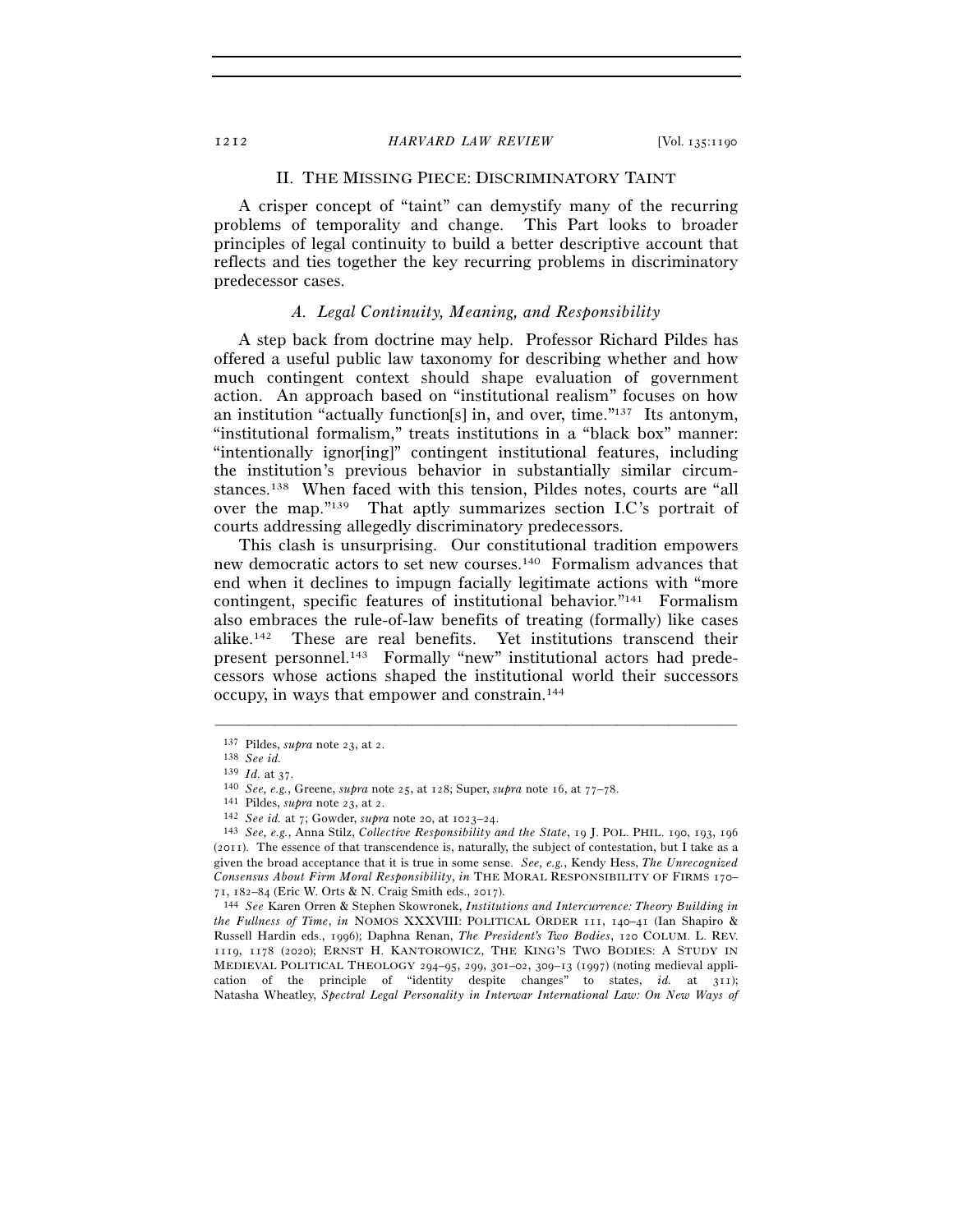## II. THE MISSING PIECE: DISCRIMINATORY TAINT

A crisper concept of "taint" can demystify many of the recurring problems of temporality and change. This Part looks to broader principles of legal continuity to build a better descriptive account that reflects and ties together the key recurring problems in discriminatory predecessor cases.

### *A. Legal Continuity, Meaning, and Responsibility*

A step back from doctrine may help. Professor Richard Pildes has offered a useful public law taxonomy for describing whether and how much contingent context should shape evaluation of government action. An approach based on "institutional realism" focuses on how an institution "actually function[s] in, and over, time."[137] Its antonym, "institutional formalism," treats institutions in a "black box" manner: "intentionally ignor[ing]" contingent institutional features, including the institution's previous behavior in substantially similar circumstances.[138] When faced with this tension, Pildes notes, courts are "all over the map."[139] That aptly summarizes section I.C's portrait of courts addressing allegedly discriminatory predecessors.

This clash is unsurprising. Our constitutional tradition empowers new democratic actors to set new courses.[140] Formalism advances that end when it declines to impugn facially legitimate actions with "more contingent, specific features of institutional behavior."[141] Formalism also embraces the rule-of-law benefits of treating (formally) like cases alike.[142] These are real benefits. Yet institutions transcend their present personnel.[143] Formally "new" institutional actors had predecessors whose actions shaped the institutional world their successors occupy, in ways that empower and constrain.[144]

---

[137] Pildes, *supra* note 23, at 2.

[138] *See id.*

[139] *Id.* at 37.

[140] *See, e.g.*, Greene, *supra* note 25, at 128; Super, *supra* note 16, at 77–78.

[141] Pildes, *supra* note 23, at 2.

[142] *See id.* at 7; Gowder, *supra* note 20, at 1023–24.

[143] *See, e.g.*, Anna Stilz, *Collective Responsibility and the State*, 19 J. POL. PHIL. 190, 193, 196 (2011). The essence of that transcendence is, naturally, the subject of contestation, but I take as a given the broad acceptance that it is true in some sense. *See, e.g.*, Kendy Hess, *The Unrecognized Consensus About Firm Moral Responsibility*, *in* THE MORAL RESPONSIBILITY OF FIRMS 170–71, 182–84 (Eric W. Orts & N. Craig Smith eds., 2017).

[144] *See* Karen Orren & Stephen Skowronek, *Institutions and Intercurrence: Theory Building in the Fullness of Time*, *in* NOMOS XXXVIII: POLITICAL ORDER 111, 140–41 (Ian Shapiro & Russell Hardin eds., 1996); Daphna Renan, *The President's Two Bodies*, 120 COLUM. L. REV. 1119, 1178 (2020); ERNST H. KANTOROWICZ, THE KING'S TWO BODIES: A STUDY IN MEDIEVAL POLITICAL THEOLOGY 294–95, 299, 301–02, 309–13 (1997) (noting medieval application of the principle of "identity despite changes" to states, *id.* at 311); Natasha Wheatley, *Spectral Legal Personality in Interwar International Law: On New Ways of*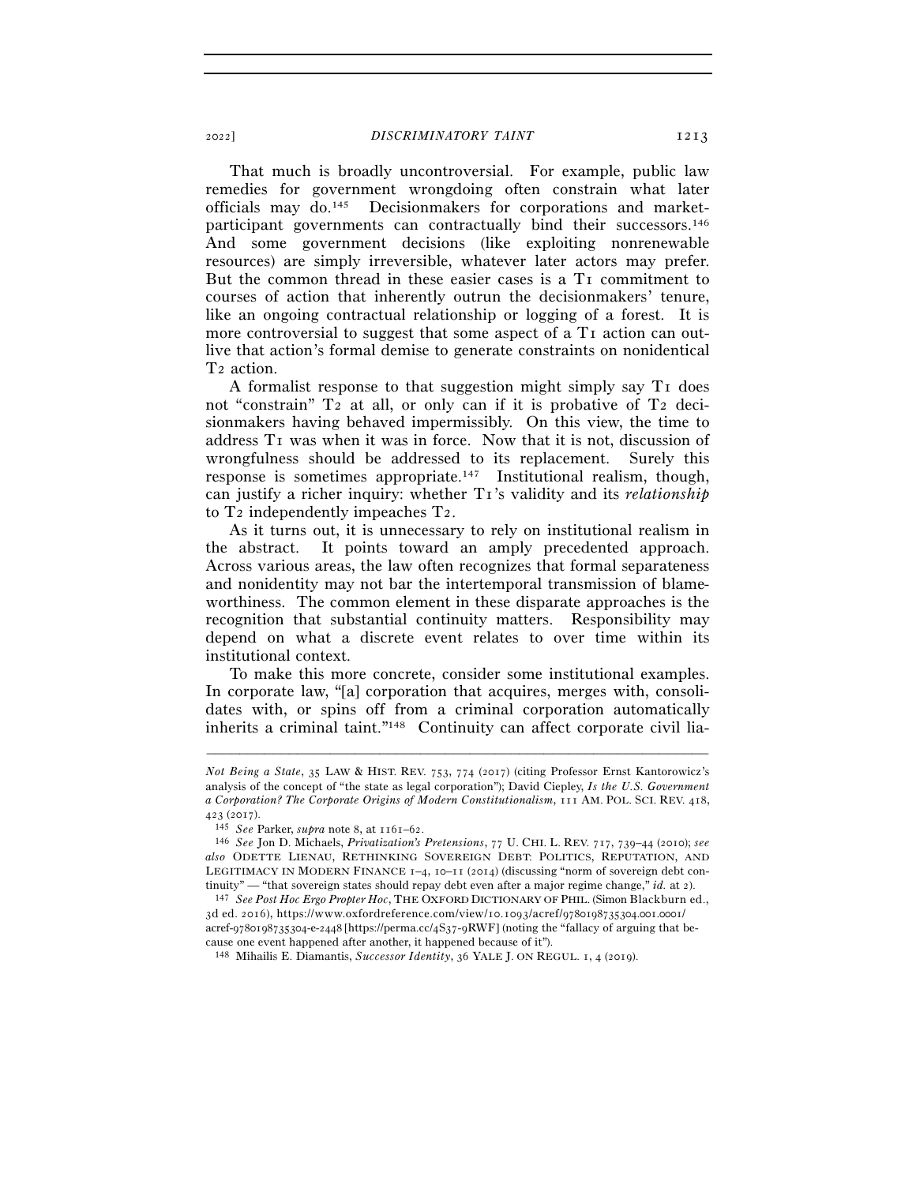That much is broadly uncontroversial. For example, public law remedies for government wrongdoing often constrain what later officials may do.[145] Decisionmakers for corporations and market-participant governments can contractually bind their successors.[146] And some government decisions (like exploiting nonrenewable resources) are simply irreversible, whatever later actors may prefer. But the common thread in these easier cases is a T1 commitment to courses of action that inherently outrun the decisionmakers' tenure, like an ongoing contractual relationship or logging of a forest. It is more controversial to suggest that some aspect of a T1 action can outlive that action's formal demise to generate constraints on nonidentical T2 action.

A formalist response to that suggestion might simply say T1 does not "constrain" T2 at all, or only can if it is probative of T2 decisionmakers having behaved impermissibly. On this view, the time to address T1 was when it was in force. Now that it is not, discussion of wrongfulness should be addressed to its replacement. Surely this response is sometimes appropriate.[147] Institutional realism, though, can justify a richer inquiry: whether T1's validity and its *relationship* to T2 independently impeaches T2.

As it turns out, it is unnecessary to rely on institutional realism in the abstract. It points toward an amply precedented approach. Across various areas, the law often recognizes that formal separateness and nonidentity may not bar the intertemporal transmission of blameworthiness. The common element in these disparate approaches is the recognition that substantial continuity matters. Responsibility may depend on what a discrete event relates to over time within its institutional context.

To make this more concrete, consider some institutional examples. In corporate law, "[a] corporation that acquires, merges with, consolidates with, or spins off from a criminal corporation automatically inherits a criminal taint."[148] Continuity can affect corporate civil lia-

---

*Not Being a State*, 35 LAW & HIST. REV. 753, 774 (2017) (citing Professor Ernst Kantorowicz's analysis of the concept of "the state as legal corporation"); David Ciepley, *Is the U.S. Government a Corporation? The Corporate Origins of Modern Constitutionalism*, 111 AM. POL. SCI. REV. 418, 423 (2017).

[145] *See* Parker, *supra* note 8, at 1161–62.

[146] *See* Jon D. Michaels, *Privatization's Pretensions*, 77 U. CHI. L. REV. 717, 739–44 (2010); *see also* ODETTE LIENAU, RETHINKING SOVEREIGN DEBT: POLITICS, REPUTATION, AND LEGITIMACY IN MODERN FINANCE 1–4, 10–11 (2014) (discussing "norm of sovereign debt continuity" — "that sovereign states should repay debt even after a major regime change," *id.* at 2).

[147] *See Post Hoc Ergo Propter Hoc*, THE OXFORD DICTIONARY OF PHIL. (Simon Blackburn ed., 3d ed. 2016), https://www.oxfordreference.com/view/10.1093/acref/9780198735304.001.0001/acref-9780198735304-e-2448 [https://perma.cc/4S37-9RWF] (noting the "fallacy of arguing that because one event happened after another, it happened because of it").

[148] Mihailis E. Diamantis, *Successor Identity*, 36 YALE J. ON REGUL. 1, 4 (2019).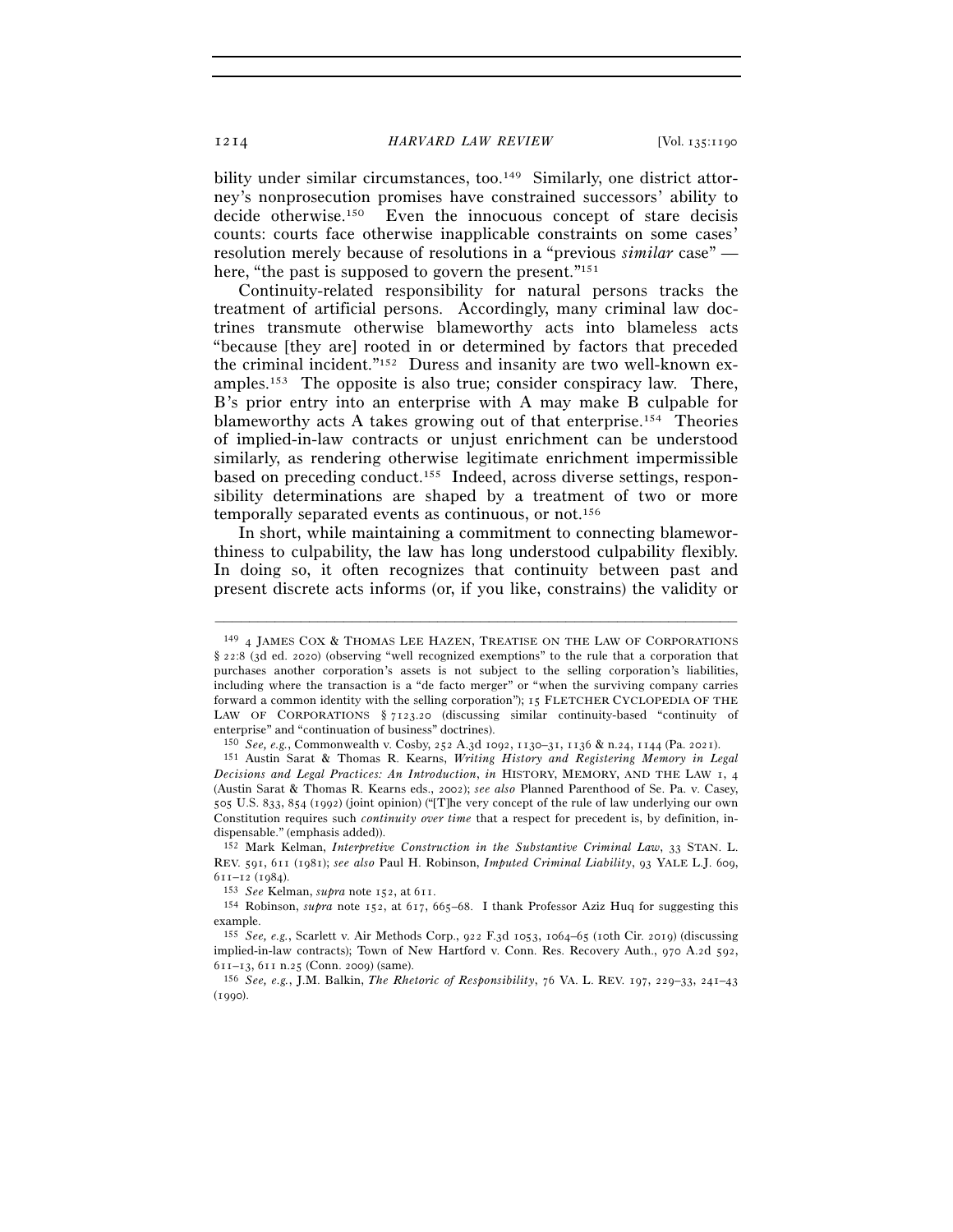bility under similar circumstances, too.[149] Similarly, one district attorney's nonprosecution promises have constrained successors' ability to decide otherwise.[150] Even the innocuous concept of stare decisis counts: courts face otherwise inapplicable constraints on some cases' resolution merely because of resolutions in a "previous *similar* case" — here, "the past is supposed to govern the present."[151]

Continuity-related responsibility for natural persons tracks the treatment of artificial persons. Accordingly, many criminal law doctrines transmute otherwise blameworthy acts into blameless acts "because [they are] rooted in or determined by factors that preceded the criminal incident."[152] Duress and insanity are two well-known examples.[153] The opposite is also true; consider conspiracy law. There, B's prior entry into an enterprise with A may make B culpable for blameworthy acts A takes growing out of that enterprise.[154] Theories of implied-in-law contracts or unjust enrichment can be understood similarly, as rendering otherwise legitimate enrichment impermissible based on preceding conduct.[155] Indeed, across diverse settings, responsibility determinations are shaped by a treatment of two or more temporally separated events as continuous, or not.[156]

In short, while maintaining a commitment to connecting blameworthiness to culpability, the law has long understood culpability flexibly. In doing so, it often recognizes that continuity between past and present discrete acts informs (or, if you like, constrains) the validity or

---

[149] 4 JAMES COX & THOMAS LEE HAZEN, TREATISE ON THE LAW OF CORPORATIONS § 22:8 (3d ed. 2020) (observing "well recognized exemptions" to the rule that a corporation that purchases another corporation's assets is not subject to the selling corporation's liabilities, including where the transaction is a "de facto merger" or "when the surviving company carries forward a common identity with the selling corporation"); 15 FLETCHER CYCLOPEDIA OF THE LAW OF CORPORATIONS § 7123.20 (discussing similar continuity-based "continuity of enterprise" and "continuation of business" doctrines).

[150] *See, e.g.*, Commonwealth v. Cosby, 252 A.3d 1092, 1130–31, 1136 & n.24, 1144 (Pa. 2021).

[151] Austin Sarat & Thomas R. Kearns, *Writing History and Registering Memory in Legal Decisions and Legal Practices: An Introduction*, *in* HISTORY, MEMORY, AND THE LAW 1, 4 (Austin Sarat & Thomas R. Kearns eds., 2002); *see also* Planned Parenthood of Se. Pa. v. Casey, 505 U.S. 833, 854 (1992) (joint opinion) ("[T]he very concept of the rule of law underlying our own Constitution requires such *continuity over time* that a respect for precedent is, by definition, indispensable." (emphasis added)).

[152] Mark Kelman, *Interpretive Construction in the Substantive Criminal Law*, 33 STAN. L. REV. 591, 611 (1981); *see also* Paul H. Robinson, *Imputed Criminal Liability*, 93 YALE L.J. 609, 611–12 (1984).

[153] *See* Kelman, *supra* note 152, at 611.

[154] Robinson, *supra* note 152, at 617, 665–68. I thank Professor Aziz Huq for suggesting this example.

[155] *See, e.g.*, Scarlett v. Air Methods Corp., 922 F.3d 1053, 1064–65 (10th Cir. 2019) (discussing implied-in-law contracts); Town of New Hartford v. Conn. Res. Recovery Auth., 970 A.2d 592, 611–13, 611 n.25 (Conn. 2009) (same).

[156] *See, e.g.*, J.M. Balkin, *The Rhetoric of Responsibility*, 76 VA. L. REV. 197, 229–33, 241–43 (1990).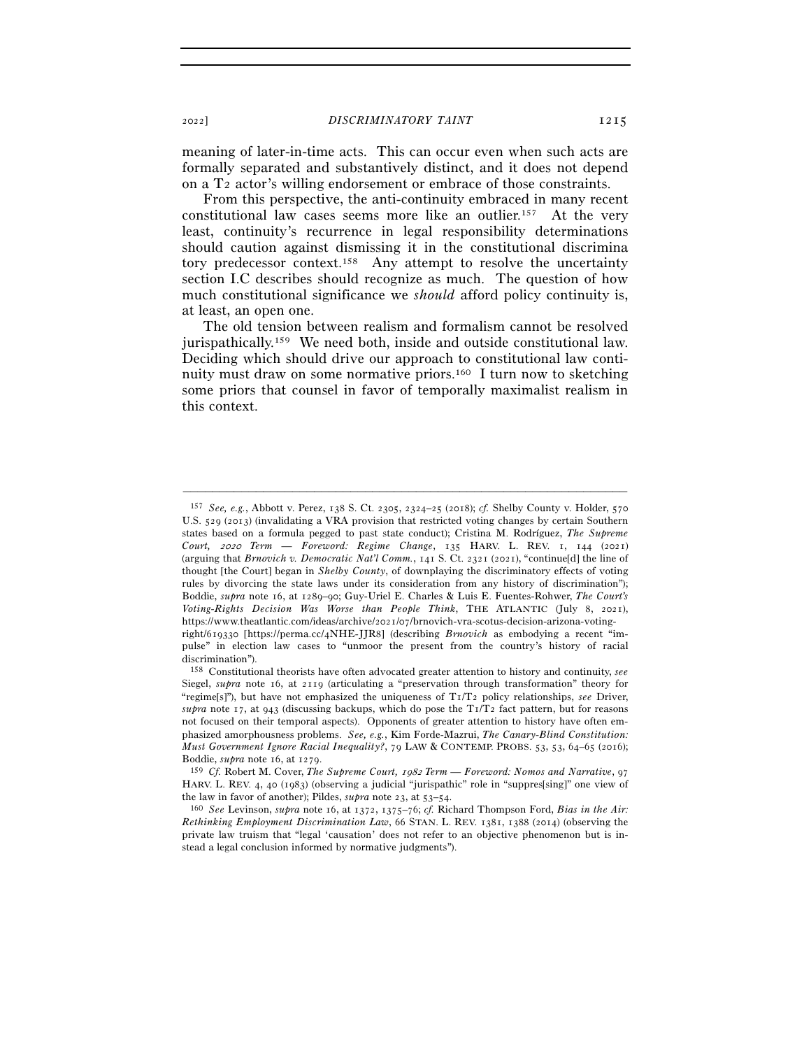meaning of later-in-time acts. This can occur even when such acts are formally separated and substantively distinct, and it does not depend on a T2 actor's willing endorsement or embrace of those constraints.

From this perspective, the anti-continuity embraced in many recent constitutional law cases seems more like an outlier.[157] At the very least, continuity's recurrence in legal responsibility determinations should caution against dismissing it in the constitutional discriminatory predecessor context.[158] Any attempt to resolve the uncertainty section I.C describes should recognize as much. The question of how much constitutional significance we *should* afford policy continuity is, at least, an open one.

The old tension between realism and formalism cannot be resolved jurispathically.[159] We need both, inside and outside constitutional law. Deciding which should drive our approach to constitutional law continuity must draw on some normative priors.[160] I turn now to sketching some priors that counsel in favor of temporally maximalist realism in this context.

---

[157] *See, e.g.*, Abbott v. Perez, 138 S. Ct. 2305, 2324–25 (2018); *cf.* Shelby County v. Holder, 570 U.S. 529 (2013) (invalidating a VRA provision that restricted voting changes by certain Southern states based on a formula pegged to past state conduct); Cristina M. Rodríguez, *The Supreme Court, 2020 Term — Foreword: Regime Change*, 135 HARV. L. REV. 1, 144 (2021) (arguing that *Brnovich v. Democratic Nat'l Comm.*, 141 S. Ct. 2321 (2021), "continue[d] the line of thought [the Court] began in *Shelby County*, of downplaying the discriminatory effects of voting rules by divorcing the state laws under its consideration from any history of discrimination"); Boddie, *supra* note 16, at 1289–90; Guy-Uriel E. Charles & Luis E. Fuentes-Rohwer, *The Court's Voting-Rights Decision Was Worse than People Think*, THE ATLANTIC (July 8, 2021), https://www.theatlantic.com/ideas/archive/2021/07/brnovich-vra-scotus-decision-arizona-voting-right/619330 [https://perma.cc/4NHE-JJR8] (describing *Brnovich* as embodying a recent "impulse" in election law cases to "unmoor the present from the country's history of racial discrimination").

[158] Constitutional theorists have often advocated greater attention to history and continuity, *see* Siegel, *supra* note 16, at 2119 (articulating a "preservation through transformation" theory for "regime[s]"), but have not emphasized the uniqueness of T1/T2 policy relationships, *see* Driver, *supra* note 17, at 943 (discussing backups, which do pose the T1/T2 fact pattern, but for reasons not focused on their temporal aspects). Opponents of greater attention to history have often emphasized amorphousness problems. *See, e.g.*, Kim Forde-Mazrui, *The Canary-Blind Constitution: Must Government Ignore Racial Inequality?*, 79 LAW & CONTEMP. PROBS. 53, 53, 64–65 (2016); Boddie, *supra* note 16, at 1279.

[159] *Cf.* Robert M. Cover, *The Supreme Court, 1982 Term — Foreword: Nomos and Narrative*, 97 HARV. L. REV. 4, 40 (1983) (observing a judicial "jurispathic" role in "suppres[sing]" one view of the law in favor of another); Pildes, *supra* note 23, at 53–54.

[160] *See* Levinson, *supra* note 16, at 1372, 1375–76; *cf.* Richard Thompson Ford, *Bias in the Air: Rethinking Employment Discrimination Law*, 66 STAN. L. REV. 1381, 1388 (2014) (observing the private law truism that "legal 'causation' does not refer to an objective phenomenon but is instead a legal conclusion informed by normative judgments").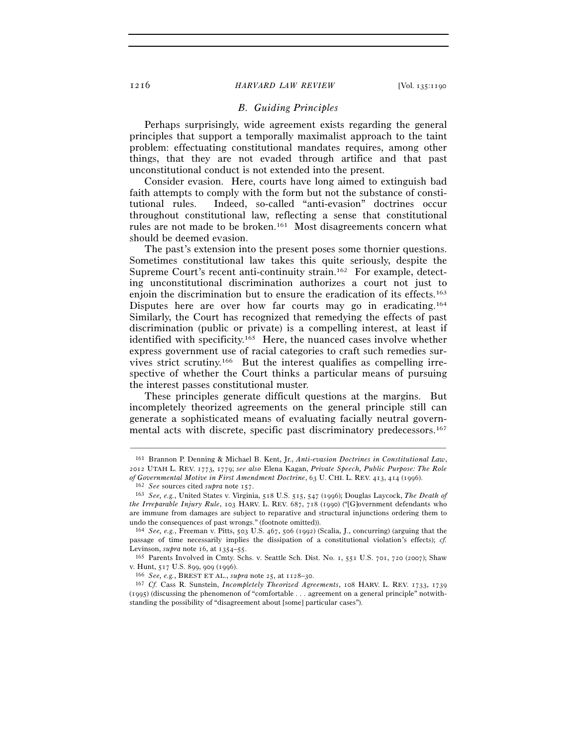### *B. Guiding Principles*

Perhaps surprisingly, wide agreement exists regarding the general principles that support a temporally maximalist approach to the taint problem: effectuating constitutional mandates requires, among other things, that they are not evaded through artifice and that past unconstitutional conduct is not extended into the present.

Consider evasion. Here, courts have long aimed to extinguish bad faith attempts to comply with the form but not the substance of constitutional rules. Indeed, so-called "anti-evasion" doctrines occur throughout constitutional law, reflecting a sense that constitutional rules are not made to be broken.[161] Most disagreements concern what should be deemed evasion.

The past's extension into the present poses some thornier questions. Sometimes constitutional law takes this quite seriously, despite the Supreme Court's recent anti-continuity strain.[162] For example, detecting unconstitutional discrimination authorizes a court not just to enjoin the discrimination but to ensure the eradication of its effects.[163] Disputes here are over how far courts may go in eradicating.[164] Similarly, the Court has recognized that remedying the effects of past discrimination (public or private) is a compelling interest, at least if identified with specificity.[165] Here, the nuanced cases involve whether express government use of racial categories to craft such remedies survives strict scrutiny.[166] But the interest qualifies as compelling irrespective of whether the Court thinks a particular means of pursuing the interest passes constitutional muster.

These principles generate difficult questions at the margins. But incompletely theorized agreements on the general principle still can generate a sophisticated means of evaluating facially neutral governmental acts with discrete, specific past discriminatory predecessors.[167]

---

[161] Brannon P. Denning & Michael B. Kent, Jr., *Anti-evasion Doctrines in Constitutional Law*, 2012 UTAH L. REV. 1773, 1779; *see also* Elena Kagan, *Private Speech, Public Purpose: The Role of Governmental Motive in First Amendment Doctrine*, 63 U. CHI. L. REV. 413, 414 (1996).

[162] *See* sources cited *supra* note 157.

[163] *See, e.g.*, United States v. Virginia, 518 U.S. 515, 547 (1996); Douglas Laycock, *The Death of the Irreparable Injury Rule*, 103 HARV. L. REV. 687, 718 (1990) ("[G]overnment defendants who are immune from damages are subject to reparative and structural injunctions ordering them to undo the consequences of past wrongs." (footnote omitted)).

[164] *See, e.g.*, Freeman v. Pitts, 503 U.S. 467, 506 (1992) (Scalia, J., concurring) (arguing that the passage of time necessarily implies the dissipation of a constitutional violation's effects); *cf.* Levinson, *supra* note 16, at 1354–55.

[165] Parents Involved in Cmty. Schs. v. Seattle Sch. Dist. No. 1, 551 U.S. 701, 720 (2007); Shaw v. Hunt, 517 U.S. 899, 909 (1996).

[166] *See, e.g.*, BREST ET AL., *supra* note 25, at 1128–30.

[167] *Cf.* Cass R. Sunstein, *Incompletely Theorized Agreements*, 108 HARV. L. REV. 1733, 1739 (1995) (discussing the phenomenon of "comfortable . . . agreement on a general principle" notwithstanding the possibility of "disagreement about [some] particular cases").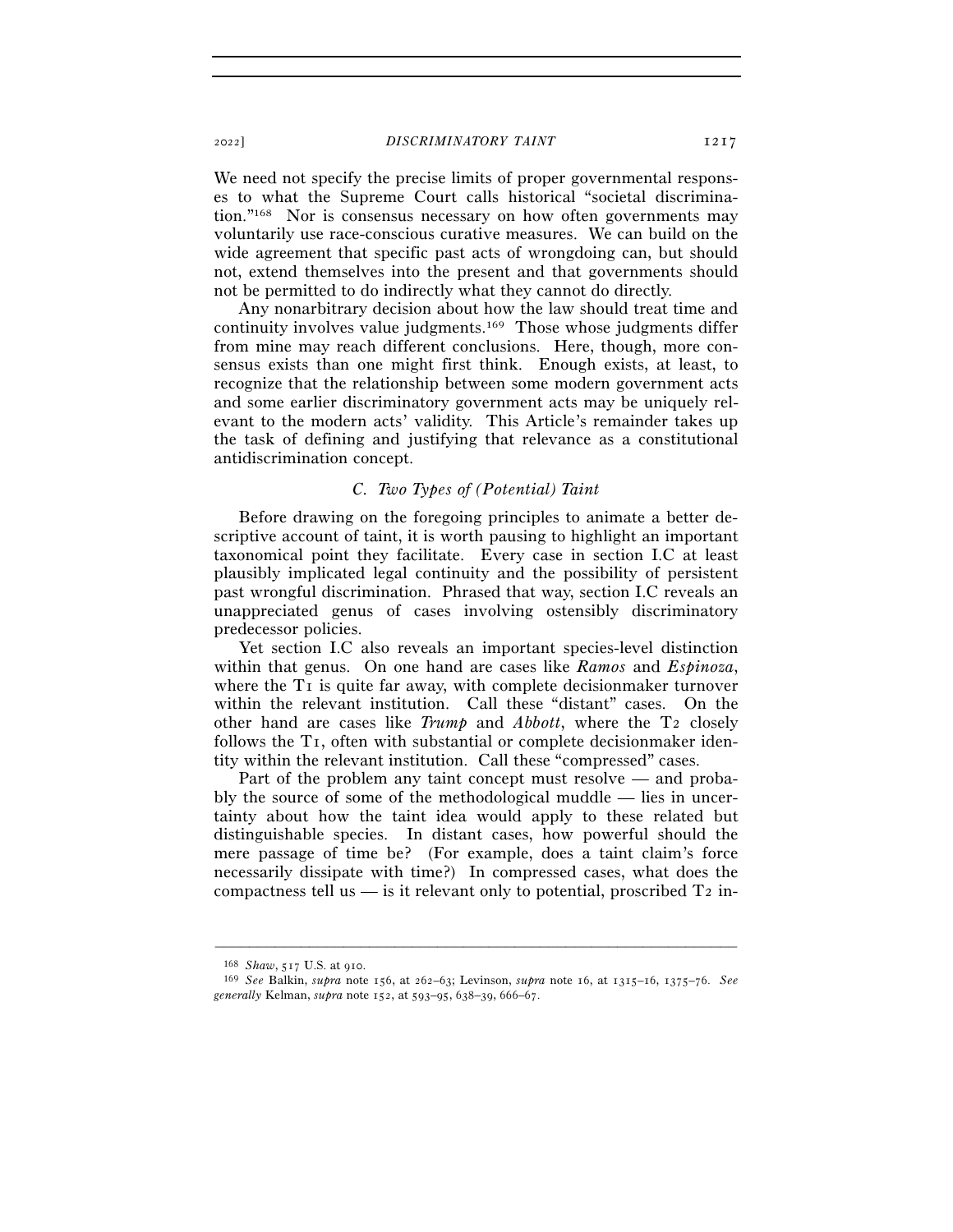We need not specify the precise limits of proper governmental responses to what the Supreme Court calls historical "societal discrimination."[168] Nor is consensus necessary on how often governments may voluntarily use race-conscious curative measures. We can build on the wide agreement that specific past acts of wrongdoing can, but should not, extend themselves into the present and that governments should not be permitted to do indirectly what they cannot do directly.

Any nonarbitrary decision about how the law should treat time and continuity involves value judgments.[169] Those whose judgments differ from mine may reach different conclusions. Here, though, more consensus exists than one might first think. Enough exists, at least, to recognize that the relationship between some modern government acts and some earlier discriminatory government acts may be uniquely relevant to the modern acts' validity. This Article's remainder takes up the task of defining and justifying that relevance as a constitutional antidiscrimination concept.

### C. *Two Types of (Potential) Taint*

Before drawing on the foregoing principles to animate a better descriptive account of taint, it is worth pausing to highlight an important taxonomical point they facilitate. Every case in section I.C at least plausibly implicated legal continuity and the possibility of persistent past wrongful discrimination. Phrased that way, section I.C reveals an unappreciated genus of cases involving ostensibly discriminatory predecessor policies.

Yet section I.C also reveals an important species-level distinction within that genus. On one hand are cases like *Ramos* and *Espinoza*, where the T1 is quite far away, with complete decisionmaker turnover within the relevant institution. Call these "distant" cases. On the other hand are cases like *Trump* and *Abbott*, where the T2 closely follows the T1, often with substantial or complete decisionmaker identity within the relevant institution. Call these "compressed" cases.

Part of the problem any taint concept must resolve — and probably the source of some of the methodological muddle — lies in uncertainty about how the taint idea would apply to these related but distinguishable species. In distant cases, how powerful should the mere passage of time be? (For example, does a taint claim's force necessarily dissipate with time?) In compressed cases, what does the compactness tell us — is it relevant only to potential, proscribed T2 in-

---

[168] *Shaw*, 517 U.S. at 910.

[169] *See* Balkin, *supra* note 156, at 262–63; Levinson, *supra* note 16, at 1315–16, 1375–76. *See generally* Kelman, *supra* note 152, at 593–95, 638–39, 666–67.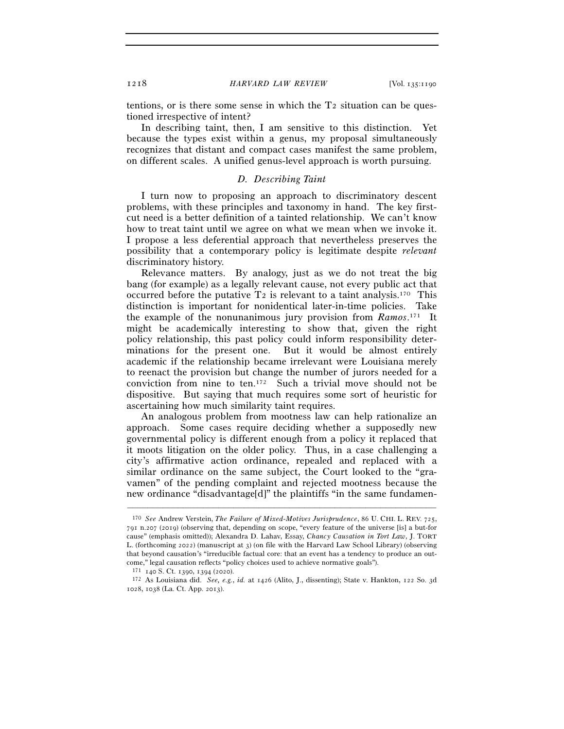tentions, or is there some sense in which the T2 situation can be questioned irrespective of intent?

In describing taint, then, I am sensitive to this distinction. Yet because the types exist within a genus, my proposal simultaneously recognizes that distant and compact cases manifest the same problem, on different scales. A unified genus-level approach is worth pursuing.

### *D. Describing Taint*

I turn now to proposing an approach to discriminatory descent problems, with these principles and taxonomy in hand. The key first-cut need is a better definition of a tainted relationship. We can't know how to treat taint until we agree on what we mean when we invoke it. I propose a less deferential approach that nevertheless preserves the possibility that a contemporary policy is legitimate despite *relevant* discriminatory history.

Relevance matters. By analogy, just as we do not treat the big bang (for example) as a legally relevant cause, not every public act that occurred before the putative T2 is relevant to a taint analysis.[170] This distinction is important for nonidentical later-in-time policies. Take the example of the nonunanimous jury provision from *Ramos*.[171] It might be academically interesting to show that, given the right policy relationship, this past policy could inform responsibility determinations for the present one. But it would be almost entirely academic if the relationship became irrelevant were Louisiana merely to reenact the provision but change the number of jurors needed for a conviction from nine to ten.[172] Such a trivial move should not be dispositive. But saying that much requires some sort of heuristic for ascertaining how much similarity taint requires.

An analogous problem from mootness law can help rationalize an approach. Some cases require deciding whether a supposedly new governmental policy is different enough from a policy it replaced that it moots litigation on the older policy. Thus, in a case challenging a city's affirmative action ordinance, repealed and replaced with a similar ordinance on the same subject, the Court looked to the "gravamen" of the pending complaint and rejected mootness because the new ordinance "disadvantage[d]" the plaintiffs "in the same fundamen-

---

[170] *See* Andrew Verstein, *The Failure of Mixed-Motives Jurisprudence*, 86 U. CHI. L. REV. 725, 791 n.207 (2019) (observing that, depending on scope, "every feature of the universe [is] a but-for cause" (emphasis omitted)); Alexandra D. Lahav, Essay, *Chancy Causation in Tort Law*, J. TORT L. (forthcoming 2022) (manuscript at 3) (on file with the Harvard Law School Library) (observing that beyond causation's "irreducible factual core: that an event has a tendency to produce an outcome," legal causation reflects "policy choices used to achieve normative goals").

[171] 140 S. Ct. 1390, 1394 (2020).

[172] As Louisiana did. *See, e.g.*, *id.* at 1426 (Alito, J., dissenting); State v. Hankton, 122 So. 3d 1028, 1038 (La. Ct. App. 2013).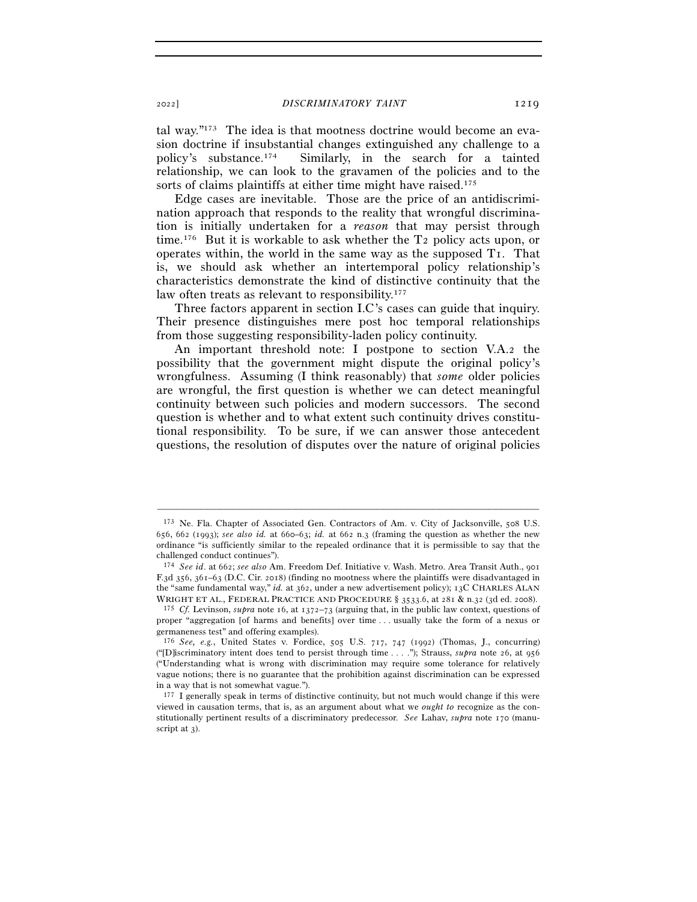tal way."[173] The idea is that mootness doctrine would become an evasion doctrine if insubstantial changes extinguished any challenge to a policy's substance.[174] Similarly, in the search for a tainted relationship, we can look to the gravamen of the policies and to the sorts of claims plaintiffs at either time might have raised.[175]

Edge cases are inevitable. Those are the price of an antidiscrimination approach that responds to the reality that wrongful discrimination is initially undertaken for a *reason* that may persist through time.[176] But it is workable to ask whether the T2 policy acts upon, or operates within, the world in the same way as the supposed T1. That is, we should ask whether an intertemporal policy relationship's characteristics demonstrate the kind of distinctive continuity that the law often treats as relevant to responsibility.[177]

Three factors apparent in section I.C's cases can guide that inquiry. Their presence distinguishes mere post hoc temporal relationships from those suggesting responsibility-laden policy continuity.

An important threshold note: I postpone to section V.A.2 the possibility that the government might dispute the original policy's wrongfulness. Assuming (I think reasonably) that *some* older policies are wrongful, the first question is whether we can detect meaningful continuity between such policies and modern successors. The second question is whether and to what extent such continuity drives constitutional responsibility. To be sure, if we can answer those antecedent questions, the resolution of disputes over the nature of original policies

---

[173] Ne. Fla. Chapter of Associated Gen. Contractors of Am. v. City of Jacksonville, 508 U.S. 656, 662 (1993); *see also id.* at 660–63; *id.* at 662 n.3 (framing the question as whether the new ordinance "is sufficiently similar to the repealed ordinance that it is permissible to say that the challenged conduct continues").

[174] *See id.* at 662; *see also* Am. Freedom Def. Initiative v. Wash. Metro. Area Transit Auth., 901 F.3d 356, 361–63 (D.C. Cir. 2018) (finding no mootness where the plaintiffs were disadvantaged in the "same fundamental way," *id.* at 362, under a new advertisement policy); 13C CHARLES ALAN WRIGHT ET AL., FEDERAL PRACTICE AND PROCEDURE § 3533.6, at 281 & n.32 (3d ed. 2008).

[175] *Cf.* Levinson, *supra* note 16, at 1372–73 (arguing that, in the public law context, questions of proper "aggregation [of harms and benefits] over time . . . usually take the form of a nexus or germaneness test" and offering examples).

[176] *See, e.g.*, United States v. Fordice, 505 U.S. 717, 747 (1992) (Thomas, J., concurring) ("[D]iscriminatory intent does tend to persist through time . . . ."); Strauss, *supra* note 26, at 956 ("Understanding what is wrong with discrimination may require some tolerance for relatively vague notions; there is no guarantee that the prohibition against discrimination can be expressed in a way that is not somewhat vague.").

[177] I generally speak in terms of distinctive continuity, but not much would change if this were viewed in causation terms, that is, as an argument about what we *ought to* recognize as the constitutionally pertinent results of a discriminatory predecessor. *See* Lahav, *supra* note 170 (manuscript at 3).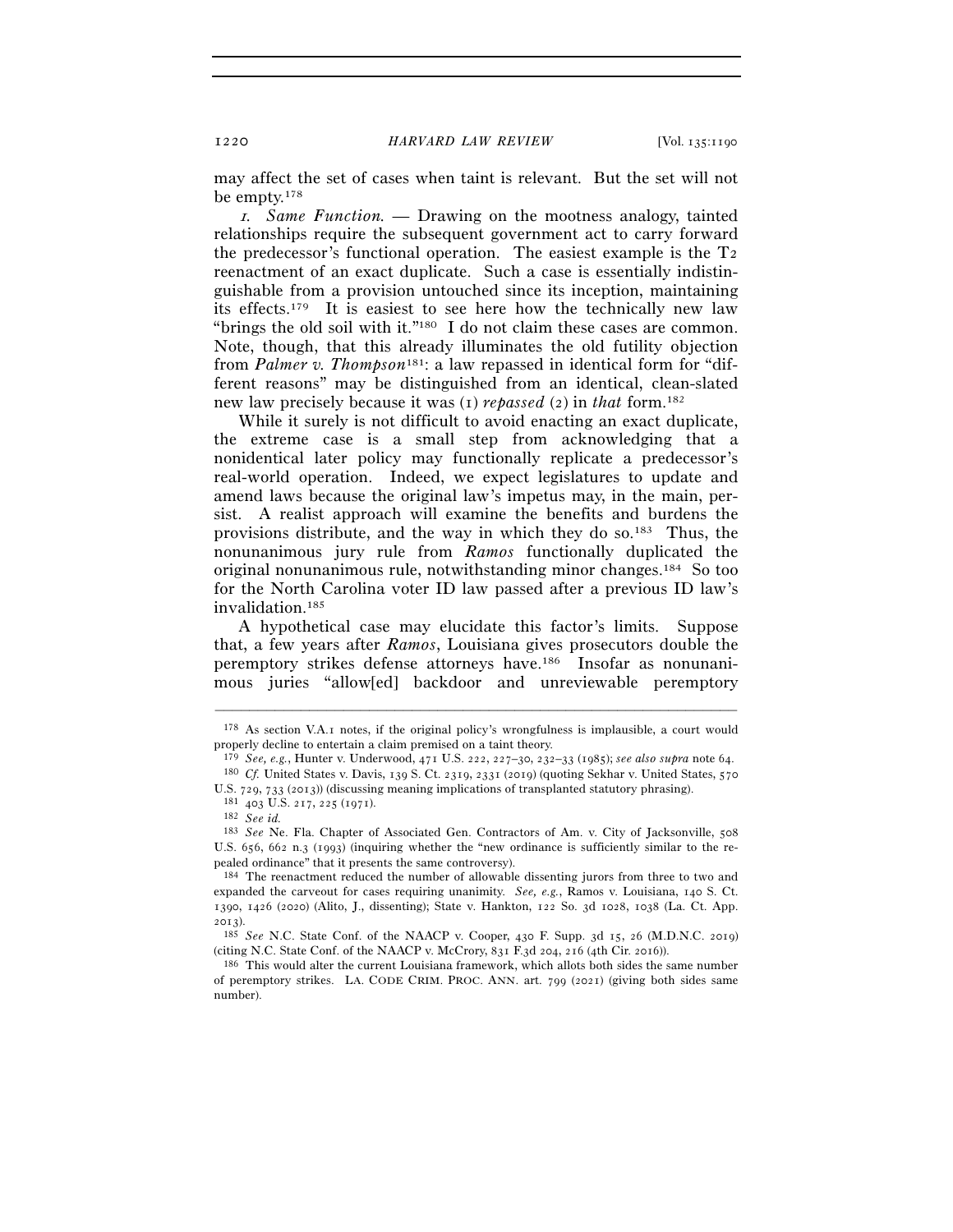may affect the set of cases when taint is relevant. But the set will not be empty.[178]

*1. Same Function.* — Drawing on the mootness analogy, tainted relationships require the subsequent government act to carry forward the predecessor's functional operation. The easiest example is the T2 reenactment of an exact duplicate. Such a case is essentially indistinguishable from a provision untouched since its inception, maintaining its effects.[179] It is easiest to see here how the technically new law "brings the old soil with it."[180] I do not claim these cases are common. Note, though, that this already illuminates the old futility objection from *Palmer v. Thompson*[181]: a law repassed in identical form for "different reasons" may be distinguished from an identical, clean-slated new law precisely because it was (1) *repassed* (2) in *that* form.[182]

While it surely is not difficult to avoid enacting an exact duplicate, the extreme case is a small step from acknowledging that a nonidentical later policy may functionally replicate a predecessor's real-world operation. Indeed, we expect legislatures to update and amend laws because the original law's impetus may, in the main, persist. A realist approach will examine the benefits and burdens the provisions distribute, and the way in which they do so.[183] Thus, the nonunanimous jury rule from *Ramos* functionally duplicated the original nonunanimous rule, notwithstanding minor changes.[184] So too for the North Carolina voter ID law passed after a previous ID law's invalidation.[185]

A hypothetical case may elucidate this factor's limits. Suppose that, a few years after *Ramos*, Louisiana gives prosecutors double the peremptory strikes defense attorneys have.[186] Insofar as nonunanimous juries "allow[ed] backdoor and unreviewable peremptory

---

[178] As section V.A.1 notes, if the original policy's wrongfulness is implausible, a court would properly decline to entertain a claim premised on a taint theory.

[179] *See, e.g.*, Hunter v. Underwood, 471 U.S. 222, 227–30, 232–33 (1985); *see also supra* note 64.

[180] *Cf.* United States v. Davis, 139 S. Ct. 2319, 2331 (2019) (quoting Sekhar v. United States, 570 U.S. 729, 733 (2013)) (discussing meaning implications of transplanted statutory phrasing).

[181] 403 U.S. 217, 225 (1971).

[182] *See id.*

[183] *See* Ne. Fla. Chapter of Associated Gen. Contractors of Am. v. City of Jacksonville, 508 U.S. 656, 662 n.3 (1993) (inquiring whether the "new ordinance is sufficiently similar to the repealed ordinance" that it presents the same controversy).

[184] The reenactment reduced the number of allowable dissenting jurors from three to two and expanded the carveout for cases requiring unanimity. *See, e.g.*, Ramos v. Louisiana, 140 S. Ct. 1390, 1426 (2020) (Alito, J., dissenting); State v. Hankton, 122 So. 3d 1028, 1038 (La. Ct. App. 2013).

[185] *See* N.C. State Conf. of the NAACP v. Cooper, 430 F. Supp. 3d 15, 26 (M.D.N.C. 2019) (citing N.C. State Conf. of the NAACP v. McCrory, 831 F.3d 204, 216 (4th Cir. 2016)).

[186] This would alter the current Louisiana framework, which allots both sides the same number of peremptory strikes. LA. CODE CRIM. PROC. ANN. art. 799 (2021) (giving both sides same number).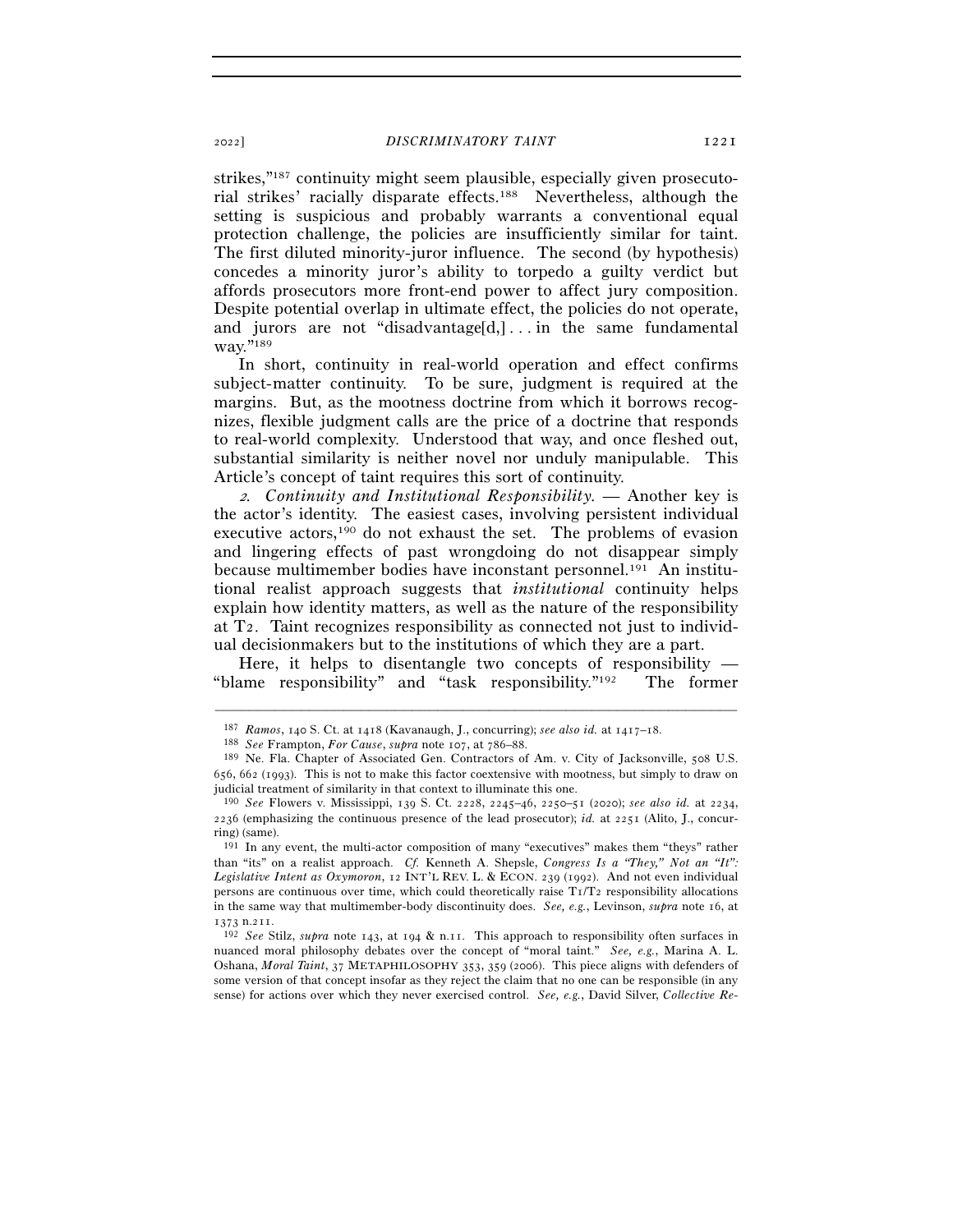strikes,"[187] continuity might seem plausible, especially given prosecutorial strikes' racially disparate effects.[188] Nevertheless, although the setting is suspicious and probably warrants a conventional equal protection challenge, the policies are insufficiently similar for taint. The first diluted minority-juror influence. The second (by hypothesis) concedes a minority juror's ability to torpedo a guilty verdict but affords prosecutors more front-end power to affect jury composition. Despite potential overlap in ultimate effect, the policies do not operate, and jurors are not "disadvantage[d,] . . . in the same fundamental way."[189]

In short, continuity in real-world operation and effect confirms subject-matter continuity. To be sure, judgment is required at the margins. But, as the mootness doctrine from which it borrows recognizes, flexible judgment calls are the price of a doctrine that responds to real-world complexity. Understood that way, and once fleshed out, substantial similarity is neither novel nor unduly manipulable. This Article's concept of taint requires this sort of continuity.

*2. Continuity and Institutional Responsibility.* — Another key is the actor's identity. The easiest cases, involving persistent individual executive actors,[190] do not exhaust the set. The problems of evasion and lingering effects of past wrongdoing do not disappear simply because multimember bodies have inconstant personnel.[191] An institutional realist approach suggests that *institutional* continuity helps explain how identity matters, as well as the nature of the responsibility at T2. Taint recognizes responsibility as connected not just to individual decisionmakers but to the institutions of which they are a part.

Here, it helps to disentangle two concepts of responsibility — "blame responsibility" and "task responsibility."[192] The former

---

[187] *Ramos*, 140 S. Ct. at 1418 (Kavanaugh, J., concurring); *see also id.* at 1417–18.

[188] *See* Frampton, *For Cause*, *supra* note 107, at 786–88.

[189] Ne. Fla. Chapter of Associated Gen. Contractors of Am. v. City of Jacksonville, 508 U.S. 656, 662 (1993). This is not to make this factor coextensive with mootness, but simply to draw on judicial treatment of similarity in that context to illuminate this one.

[190] *See* Flowers v. Mississippi, 139 S. Ct. 2228, 2245–46, 2250–51 (2020); *see also id.* at 2234, 2236 (emphasizing the continuous presence of the lead prosecutor); *id.* at 2251 (Alito, J., concurring) (same).

[191] In any event, the multi-actor composition of many "executives" makes them "theys" rather than "its" on a realist approach. *Cf.* Kenneth A. Shepsle, *Congress Is a "They," Not an "It": Legislative Intent as Oxymoron*, 12 INT'L REV. L. & ECON. 239 (1992). And not even individual persons are continuous over time, which could theoretically raise T1/T2 responsibility allocations in the same way that multimember-body discontinuity does. *See, e.g.*, Levinson, *supra* note 16, at 1373 n.211.

[192] *See* Stilz, *supra* note 143, at 194 & n.11. This approach to responsibility often surfaces in nuanced moral philosophy debates over the concept of "moral taint." *See, e.g.*, Marina A. L. Oshana, *Moral Taint*, 37 METAPHILOSOPHY 353, 359 (2006). This piece aligns with defenders of some version of that concept insofar as they reject the claim that no one can be responsible (in any sense) for actions over which they never exercised control. *See, e.g.*, David Silver, *Collective Re-*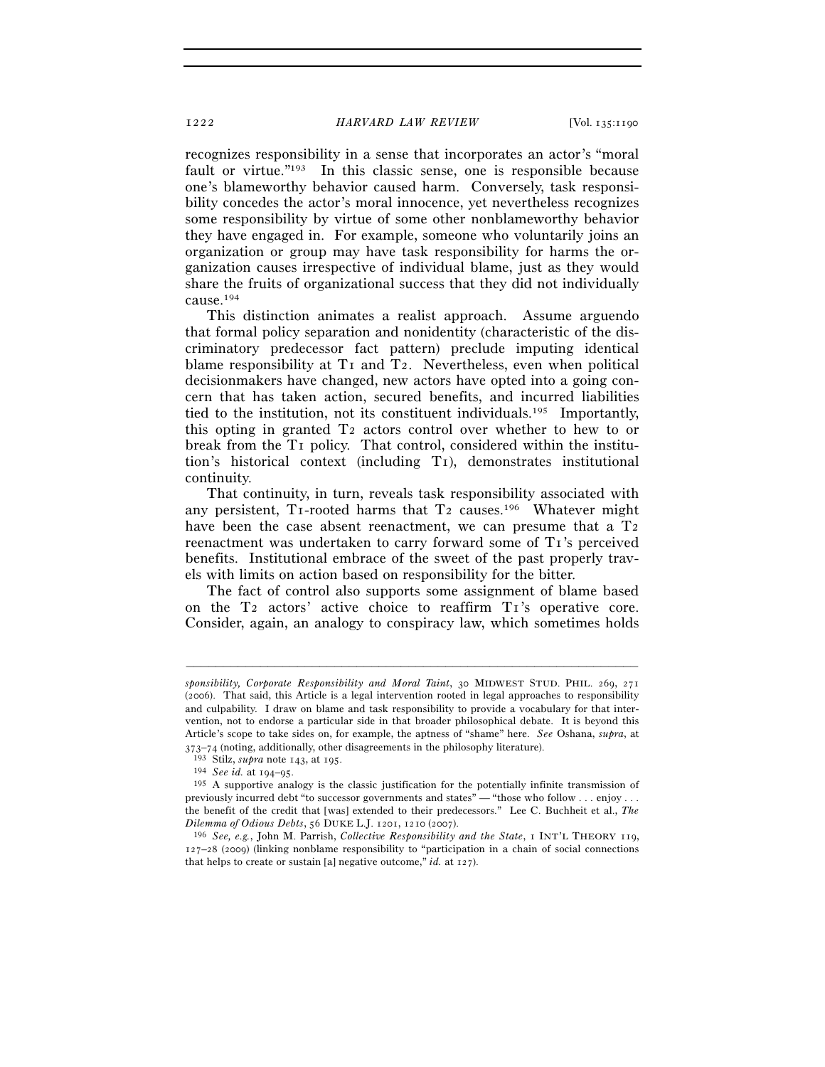recognizes responsibility in a sense that incorporates an actor's "moral fault or virtue."[193] In this classic sense, one is responsible because one's blameworthy behavior caused harm. Conversely, task responsibility concedes the actor's moral innocence, yet nevertheless recognizes some responsibility by virtue of some other nonblameworthy behavior they have engaged in. For example, someone who voluntarily joins an organization or group may have task responsibility for harms the organization causes irrespective of individual blame, just as they would share the fruits of organizational success that they did not individually cause.[194]

This distinction animates a realist approach. Assume arguendo that formal policy separation and nonidentity (characteristic of the discriminatory predecessor fact pattern) preclude imputing identical blame responsibility at T1 and T2. Nevertheless, even when political decisionmakers have changed, new actors have opted into a going concern that has taken action, secured benefits, and incurred liabilities tied to the institution, not its constituent individuals.[195] Importantly, this opting in granted T2 actors control over whether to hew to or break from the T1 policy. That control, considered within the institution's historical context (including T1), demonstrates institutional continuity.

That continuity, in turn, reveals task responsibility associated with any persistent, T1-rooted harms that T2 causes.[196] Whatever might have been the case absent reenactment, we can presume that a T2 reenactment was undertaken to carry forward some of T1's perceived benefits. Institutional embrace of the sweet of the past properly travels with limits on action based on responsibility for the bitter.

The fact of control also supports some assignment of blame based on the T2 actors' active choice to reaffirm T1's operative core. Consider, again, an analogy to conspiracy law, which sometimes holds

---

*sponsibility, Corporate Responsibility and Moral Taint*, 30 MIDWEST STUD. PHIL. 269, 271 (2006). That said, this Article is a legal intervention rooted in legal approaches to responsibility and culpability. I draw on blame and task responsibility to provide a vocabulary for that intervention, not to endorse a particular side in that broader philosophical debate. It is beyond this Article's scope to take sides on, for example, the aptness of "shame" here. *See* Oshana, *supra*, at 373–74 (noting, additionally, other disagreements in the philosophy literature).

[193] Stilz, *supra* note 143, at 195.

[194] *See id.* at 194–95.

[195] A supportive analogy is the classic justification for the potentially infinite transmission of previously incurred debt "to successor governments and states" — "those who follow . . . enjoy . . . the benefit of the credit that [was] extended to their predecessors." Lee C. Buchheit et al., *The Dilemma of Odious Debts*, 56 DUKE L.J. 1201, 1210 (2007).

[196] *See, e.g.*, John M. Parrish, *Collective Responsibility and the State*, 1 INT'L THEORY 119, 127–28 (2009) (linking nonblame responsibility to "participation in a chain of social connections that helps to create or sustain [a] negative outcome," *id.* at 127).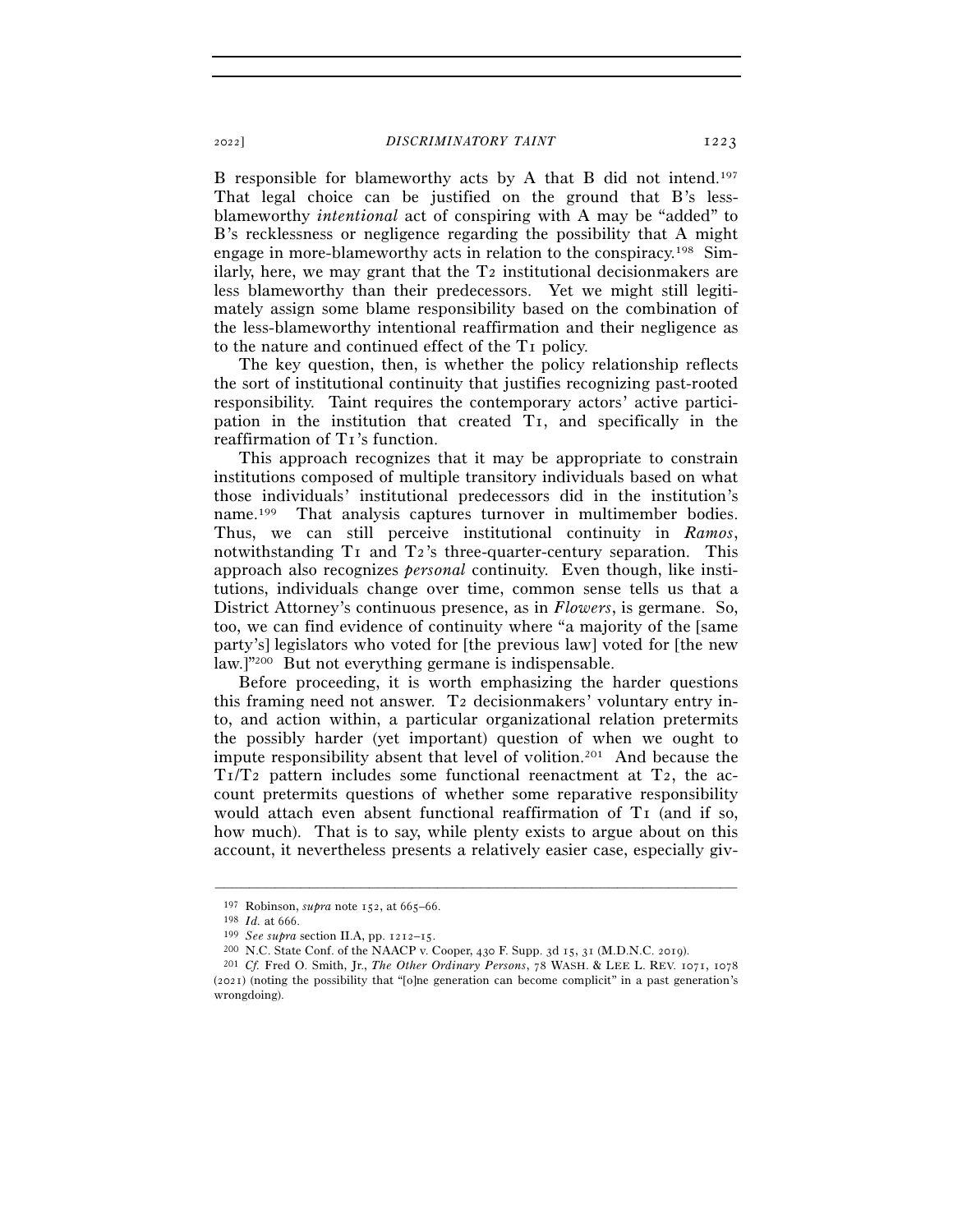B responsible for blameworthy acts by A that B did not intend.[197] That legal choice can be justified on the ground that B's less-blameworthy *intentional* act of conspiring with A may be "added" to B's recklessness or negligence regarding the possibility that A might engage in more-blameworthy acts in relation to the conspiracy.[198] Similarly, here, we may grant that the T2 institutional decisionmakers are less blameworthy than their predecessors. Yet we might still legitimately assign some blame responsibility based on the combination of the less-blameworthy intentional reaffirmation and their negligence as to the nature and continued effect of the T1 policy.

The key question, then, is whether the policy relationship reflects the sort of institutional continuity that justifies recognizing past-rooted responsibility. Taint requires the contemporary actors' active participation in the institution that created T1, and specifically in the reaffirmation of T1's function.

This approach recognizes that it may be appropriate to constrain institutions composed of multiple transitory individuals based on what those individuals' institutional predecessors did in the institution's name.[199] That analysis captures turnover in multimember bodies. Thus, we can still perceive institutional continuity in *Ramos*, notwithstanding T1 and T2's three-quarter-century separation. This approach also recognizes *personal* continuity. Even though, like institutions, individuals change over time, common sense tells us that a District Attorney's continuous presence, as in *Flowers*, is germane. So, too, we can find evidence of continuity where "a majority of the [same party's] legislators who voted for [the previous law] voted for [the new law.]"[200] But not everything germane is indispensable.

Before proceeding, it is worth emphasizing the harder questions this framing need not answer. T2 decisionmakers' voluntary entry into, and action within, a particular organizational relation pretermits the possibly harder (yet important) question of when we ought to impute responsibility absent that level of volition.[201] And because the T1/T2 pattern includes some functional reenactment at T2, the account pretermits questions of whether some reparative responsibility would attach even absent functional reaffirmation of T1 (and if so, how much). That is to say, while plenty exists to argue about on this account, it nevertheless presents a relatively easier case, especially giv-

---

[197] Robinson, *supra* note 152, at 665–66.

[198] *Id.* at 666.

[199] *See supra* section II.A, pp. 1212–15.

[200] N.C. State Conf. of the NAACP v. Cooper, 430 F. Supp. 3d 15, 31 (M.D.N.C. 2019).

[201] *Cf.* Fred O. Smith, Jr., *The Other Ordinary Persons*, 78 WASH. & LEE L. REV. 1071, 1078 (2021) (noting the possibility that "[o]ne generation can become complicit" in a past generation's wrongdoing).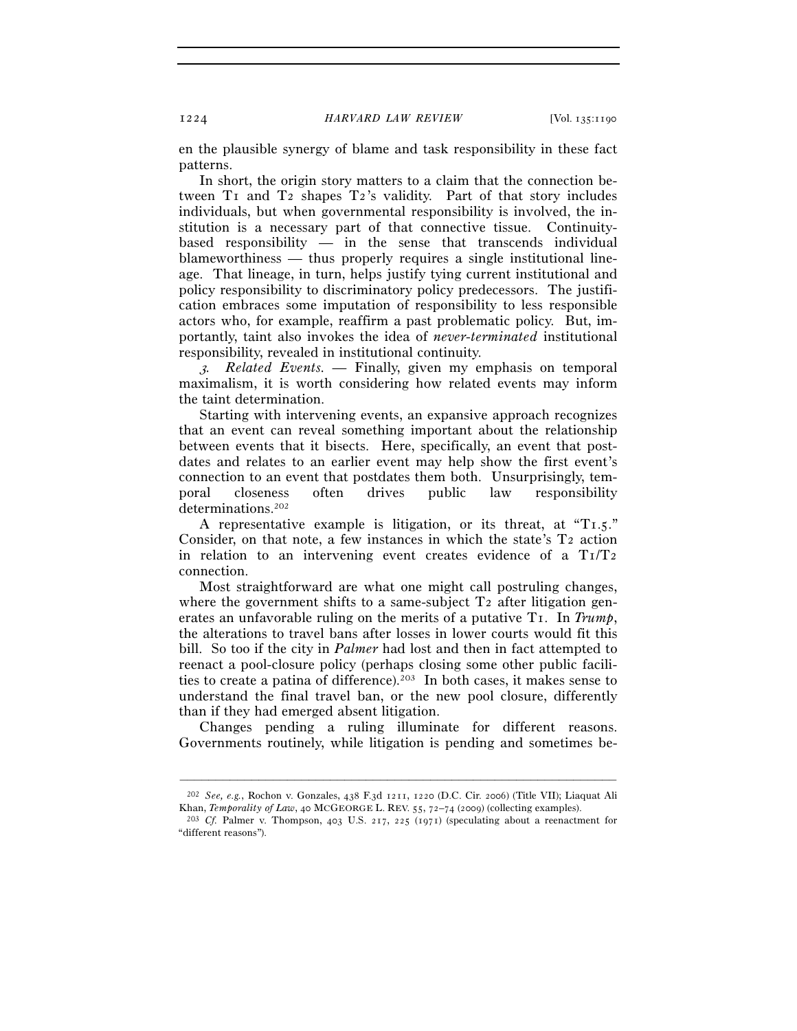en the plausible synergy of blame and task responsibility in these fact patterns.

In short, the origin story matters to a claim that the connection between T1 and T2 shapes T2's validity. Part of that story includes individuals, but when governmental responsibility is involved, the institution is a necessary part of that connective tissue. Continuity-based responsibility — in the sense that transcends individual blameworthiness — thus properly requires a single institutional lineage. That lineage, in turn, helps justify tying current institutional and policy responsibility to discriminatory policy predecessors. The justification embraces some imputation of responsibility to less responsible actors who, for example, reaffirm a past problematic policy. But, importantly, taint also invokes the idea of *never-terminated* institutional responsibility, revealed in institutional continuity.

*3. Related Events.* — Finally, given my emphasis on temporal maximalism, it is worth considering how related events may inform the taint determination.

Starting with intervening events, an expansive approach recognizes that an event can reveal something important about the relationship between events that it bisects. Here, specifically, an event that postdates and relates to an earlier event may help show the first event's connection to an event that postdates them both. Unsurprisingly, temporal closeness often drives public law responsibility determinations.[202]

A representative example is litigation, or its threat, at "T1.5." Consider, on that note, a few instances in which the state's T2 action in relation to an intervening event creates evidence of a T1/T2 connection.

Most straightforward are what one might call postruling changes, where the government shifts to a same-subject T2 after litigation generates an unfavorable ruling on the merits of a putative T1. In *Trump*, the alterations to travel bans after losses in lower courts would fit this bill. So too if the city in *Palmer* had lost and then in fact attempted to reenact a pool-closure policy (perhaps closing some other public facilities to create a patina of difference).[203] In both cases, it makes sense to understand the final travel ban, or the new pool closure, differently than if they had emerged absent litigation.

Changes pending a ruling illuminate for different reasons. Governments routinely, while litigation is pending and sometimes be-

---

[202] *See, e.g.*, Rochon v. Gonzales, 438 F.3d 1211, 1220 (D.C. Cir. 2006) (Title VII); Liaquat Ali Khan, *Temporality of Law*, 40 MCGEORGE L. REV. 55, 72–74 (2009) (collecting examples).

[203] *Cf.* Palmer v. Thompson, 403 U.S. 217, 225 (1971) (speculating about a reenactment for "different reasons").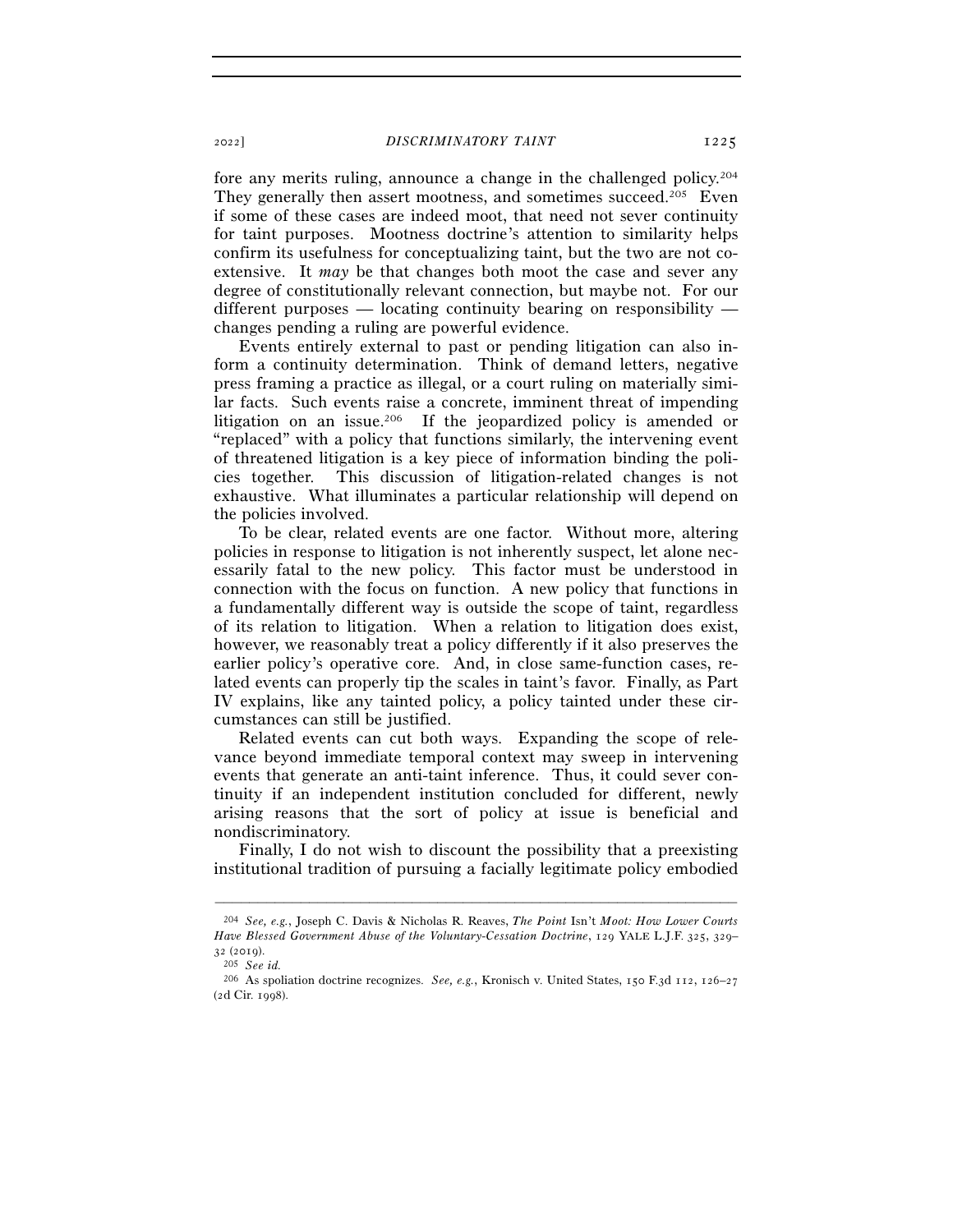fore any merits ruling, announce a change in the challenged policy.[204] They generally then assert mootness, and sometimes succeed.[205] Even if some of these cases are indeed moot, that need not sever continuity for taint purposes. Mootness doctrine's attention to similarity helps confirm its usefulness for conceptualizing taint, but the two are not coextensive. It *may* be that changes both moot the case and sever any degree of constitutionally relevant connection, but maybe not. For our different purposes — locating continuity bearing on responsibility — changes pending a ruling are powerful evidence.

Events entirely external to past or pending litigation can also inform a continuity determination. Think of demand letters, negative press framing a practice as illegal, or a court ruling on materially similar facts. Such events raise a concrete, imminent threat of impending litigation on an issue.[206] If the jeopardized policy is amended or "replaced" with a policy that functions similarly, the intervening event of threatened litigation is a key piece of information binding the policies together. This discussion of litigation-related changes is not exhaustive. What illuminates a particular relationship will depend on the policies involved.

To be clear, related events are one factor. Without more, altering policies in response to litigation is not inherently suspect, let alone necessarily fatal to the new policy. This factor must be understood in connection with the focus on function. A new policy that functions in a fundamentally different way is outside the scope of taint, regardless of its relation to litigation. When a relation to litigation does exist, however, we reasonably treat a policy differently if it also preserves the earlier policy's operative core. And, in close same-function cases, related events can properly tip the scales in taint's favor. Finally, as Part IV explains, like any tainted policy, a policy tainted under these circumstances can still be justified.

Related events can cut both ways. Expanding the scope of relevance beyond immediate temporal context may sweep in intervening events that generate an anti-taint inference. Thus, it could sever continuity if an independent institution concluded for different, newly arising reasons that the sort of policy at issue is beneficial and nondiscriminatory.

Finally, I do not wish to discount the possibility that a preexisting institutional tradition of pursuing a facially legitimate policy embodied

---

[204] *See, e.g.*, Joseph C. Davis & Nicholas R. Reaves, *The Point* Isn't *Moot: How Lower Courts Have Blessed Government Abuse of the Voluntary-Cessation Doctrine*, 129 YALE L.J.F. 325, 329–32 (2019).

[205] *See id.*

[206] As spoliation doctrine recognizes. *See, e.g.*, Kronisch v. United States, 150 F.3d 112, 126–27 (2d Cir. 1998).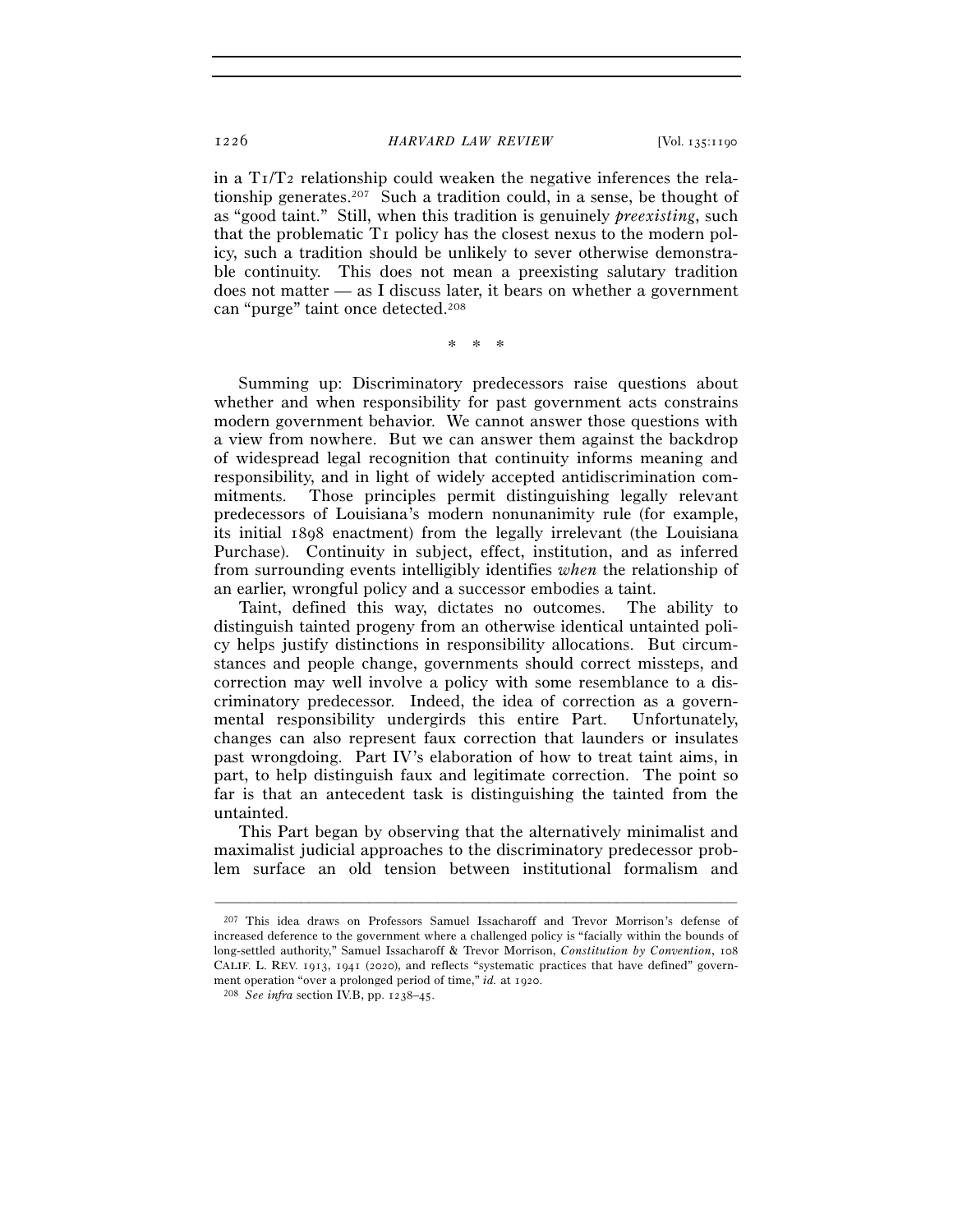in a T1/T2 relationship could weaken the negative inferences the relationship generates.[207] Such a tradition could, in a sense, be thought of as "good taint." Still, when this tradition is genuinely *preexisting*, such that the problematic T1 policy has the closest nexus to the modern policy, such a tradition should be unlikely to sever otherwise demonstrable continuity. This does not mean a preexisting salutary tradition does not matter — as I discuss later, it bears on whether a government can "purge" taint once detected.[208]

\* \* \*

Summing up: Discriminatory predecessors raise questions about whether and when responsibility for past government acts constrains modern government behavior. We cannot answer those questions with a view from nowhere. But we can answer them against the backdrop of widespread legal recognition that continuity informs meaning and responsibility, and in light of widely accepted antidiscrimination commitments. Those principles permit distinguishing legally relevant predecessors of Louisiana's modern nonunanimity rule (for example, its initial 1898 enactment) from the legally irrelevant (the Louisiana Purchase). Continuity in subject, effect, institution, and as inferred from surrounding events intelligibly identifies *when* the relationship of an earlier, wrongful policy and a successor embodies a taint.

Taint, defined this way, dictates no outcomes. The ability to distinguish tainted progeny from an otherwise identical untainted policy helps justify distinctions in responsibility allocations. But circumstances and people change, governments should correct missteps, and correction may well involve a policy with some resemblance to a discriminatory predecessor. Indeed, the idea of correction as a governmental responsibility undergirds this entire Part. Unfortunately, changes can also represent faux correction that launders or insulates past wrongdoing. Part IV's elaboration of how to treat taint aims, in part, to help distinguish faux and legitimate correction. The point so far is that an antecedent task is distinguishing the tainted from the untainted.

This Part began by observing that the alternatively minimalist and maximalist judicial approaches to the discriminatory predecessor problem surface an old tension between institutional formalism and

---

[207] This idea draws on Professors Samuel Issacharoff and Trevor Morrison's defense of increased deference to the government where a challenged policy is "facially within the bounds of long-settled authority," Samuel Issacharoff & Trevor Morrison, *Constitution by Convention*, 108 CALIF. L. REV. 1913, 1941 (2020), and reflects "systematic practices that have defined" government operation "over a prolonged period of time," *id.* at 1920.

[208] *See infra* section IV.B, pp. 1238–45.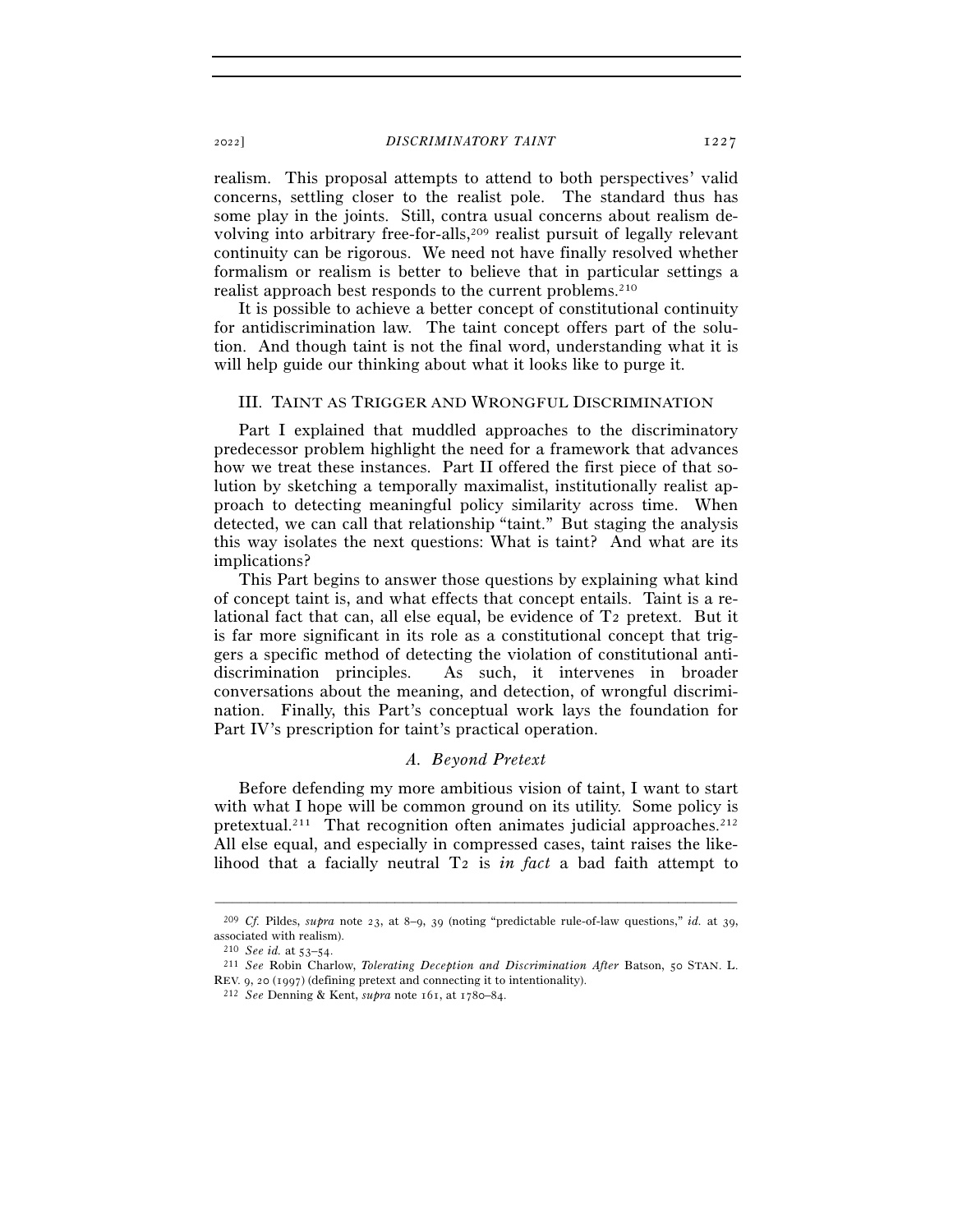realism. This proposal attempts to attend to both perspectives' valid concerns, settling closer to the realist pole. The standard thus has some play in the joints. Still, contra usual concerns about realism devolving into arbitrary free-for-alls,[209] realist pursuit of legally relevant continuity can be rigorous. We need not have finally resolved whether formalism or realism is better to believe that in particular settings a realist approach best responds to the current problems.[210]

It is possible to achieve a better concept of constitutional continuity for antidiscrimination law. The taint concept offers part of the solution. And though taint is not the final word, understanding what it is will help guide our thinking about what it looks like to purge it.

## III. Taint as Trigger and Wrongful Discrimination

Part I explained that muddled approaches to the discriminatory predecessor problem highlight the need for a framework that advances how we treat these instances. Part II offered the first piece of that solution by sketching a temporally maximalist, institutionally realist approach to detecting meaningful policy similarity across time. When detected, we can call that relationship "taint." But staging the analysis this way isolates the next questions: What is taint? And what are its implications?

This Part begins to answer those questions by explaining what kind of concept taint is, and what effects that concept entails. Taint is a relational fact that can, all else equal, be evidence of T2 pretext. But it is far more significant in its role as a constitutional concept that triggers a specific method of detecting the violation of constitutional antidiscrimination principles. As such, it intervenes in broader conversations about the meaning, and detection, of wrongful discrimination. Finally, this Part's conceptual work lays the foundation for Part IV's prescription for taint's practical operation.

### A. *Beyond Pretext*

Before defending my more ambitious vision of taint, I want to start with what I hope will be common ground on its utility. Some policy is pretextual.[211] That recognition often animates judicial approaches.[212] All else equal, and especially in compressed cases, taint raises the likelihood that a facially neutral T2 is *in fact* a bad faith attempt to

---

[209] *Cf.* Pildes, *supra* note 23, at 8–9, 39 (noting "predictable rule-of-law questions," *id.* at 39, associated with realism).

[210] *See id.* at 53–54.

[211] *See* Robin Charlow, *Tolerating Deception and Discrimination After* Batson, 50 STAN. L. REV. 9, 20 (1997) (defining pretext and connecting it to intentionality).

[212] *See* Denning & Kent, *supra* note 161, at 1780–84.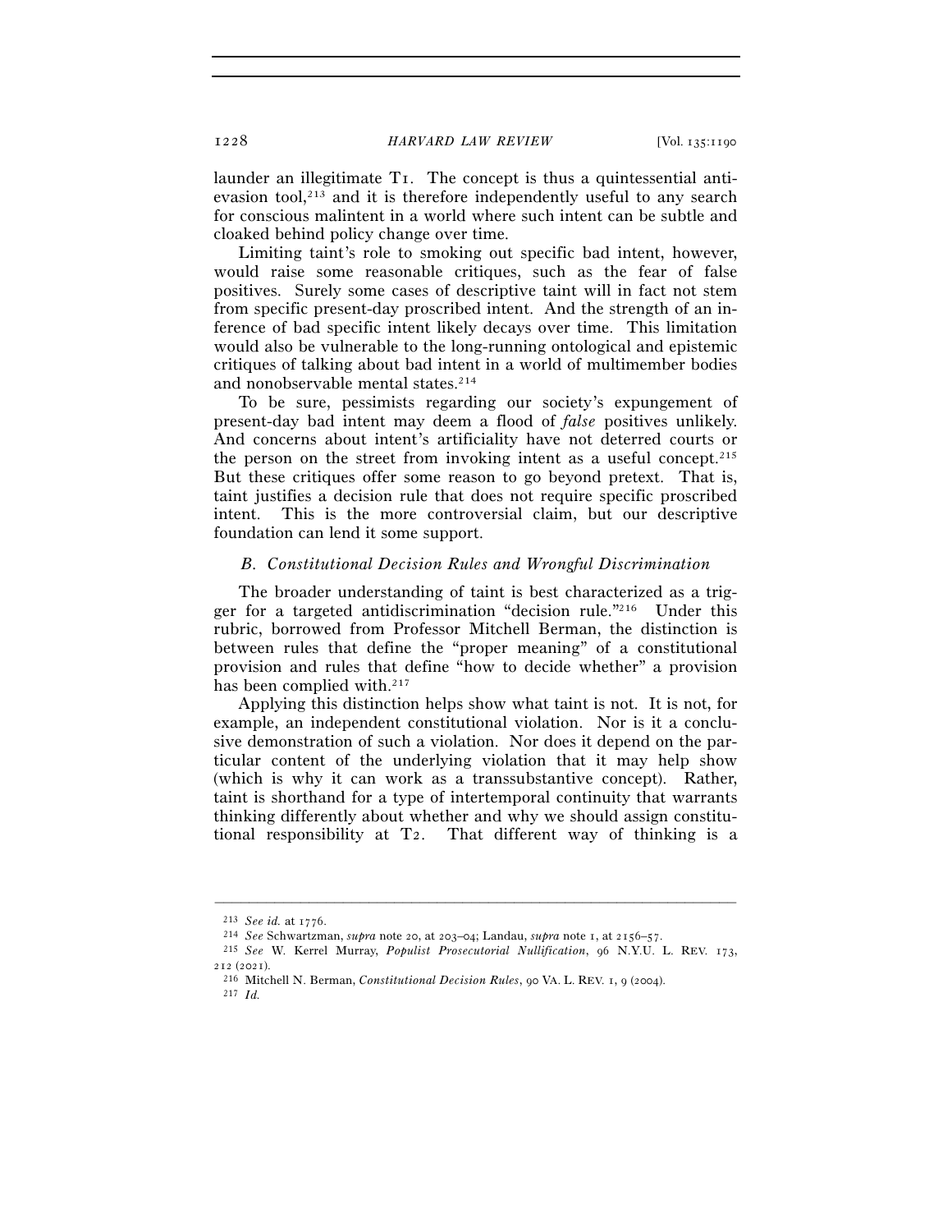launder an illegitimate T1. The concept is thus a quintessential anti-evasion tool,[213] and it is therefore independently useful to any search for conscious malintent in a world where such intent can be subtle and cloaked behind policy change over time.

Limiting taint's role to smoking out specific bad intent, however, would raise some reasonable critiques, such as the fear of false positives. Surely some cases of descriptive taint will in fact not stem from specific present-day proscribed intent. And the strength of an inference of bad specific intent likely decays over time. This limitation would also be vulnerable to the long-running ontological and epistemic critiques of talking about bad intent in a world of multimember bodies and nonobservable mental states.[214]

To be sure, pessimists regarding our society's expungement of present-day bad intent may deem a flood of *false* positives unlikely. And concerns about intent's artificiality have not deterred courts or the person on the street from invoking intent as a useful concept.[215] But these critiques offer some reason to go beyond pretext. That is, taint justifies a decision rule that does not require specific proscribed intent. This is the more controversial claim, but our descriptive foundation can lend it some support.

### *B. Constitutional Decision Rules and Wrongful Discrimination*

The broader understanding of taint is best characterized as a trigger for a targeted antidiscrimination "decision rule."[216] Under this rubric, borrowed from Professor Mitchell Berman, the distinction is between rules that define the "proper meaning" of a constitutional provision and rules that define "how to decide whether" a provision has been complied with.[217]

Applying this distinction helps show what taint is not. It is not, for example, an independent constitutional violation. Nor is it a conclusive demonstration of such a violation. Nor does it depend on the particular content of the underlying violation that it may help show (which is why it can work as a transsubstantive concept). Rather, taint is shorthand for a type of intertemporal continuity that warrants thinking differently about whether and why we should assign constitutional responsibility at T2. That different way of thinking is a

---

[213] *See id.* at 1776.

[214] *See* Schwartzman, *supra* note 20, at 203–04; Landau, *supra* note 1, at 2156–57.

[215] *See* W. Kerrel Murray, *Populist Prosecutorial Nullification*, 96 N.Y.U. L. REV. 173, 212 (2021).

[216] Mitchell N. Berman, *Constitutional Decision Rules*, 90 VA. L. REV. 1, 9 (2004).

[217] *Id.*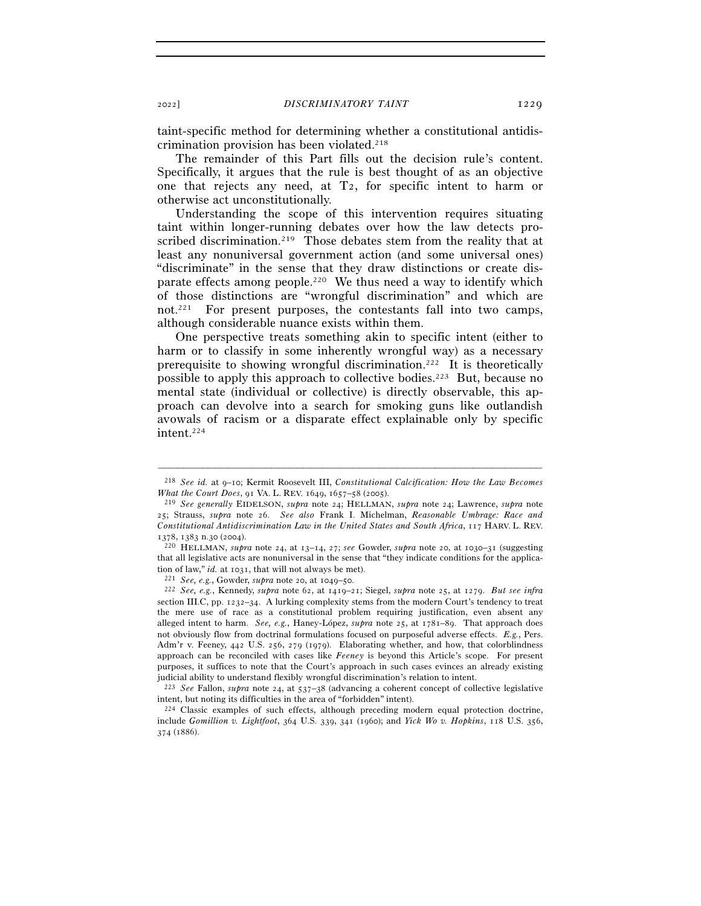taint-specific method for determining whether a constitutional antidiscrimination provision has been violated.[218]

The remainder of this Part fills out the decision rule's content. Specifically, it argues that the rule is best thought of as an objective one that rejects any need, at T2, for specific intent to harm or otherwise act unconstitutionally.

Understanding the scope of this intervention requires situating taint within longer-running debates over how the law detects proscribed discrimination.[219] Those debates stem from the reality that at least any nonuniversal government action (and some universal ones) "discriminate" in the sense that they draw distinctions or create disparate effects among people.[220] We thus need a way to identify which of those distinctions are "wrongful discrimination" and which are not.[221] For present purposes, the contestants fall into two camps, although considerable nuance exists within them.

One perspective treats something akin to specific intent (either to harm or to classify in some inherently wrongful way) as a necessary prerequisite to showing wrongful discrimination.[222] It is theoretically possible to apply this approach to collective bodies.[223] But, because no mental state (individual or collective) is directly observable, this approach can devolve into a search for smoking guns like outlandish avowals of racism or a disparate effect explainable only by specific intent.[224]

---

[218] *See id.* at 9–10; Kermit Roosevelt III, *Constitutional Calcification: How the Law Becomes What the Court Does*, 91 VA. L. REV. 1649, 1657–58 (2005).

[219] *See generally* EIDELSON, *supra* note 24; HELLMAN, *supra* note 24; Lawrence, *supra* note 25; Strauss, *supra* note 26. *See also* Frank I. Michelman, *Reasonable Umbrage: Race and Constitutional Antidiscrimination Law in the United States and South Africa*, 117 HARV. L. REV. 1378, 1383 n.30 (2004).

[220] HELLMAN, *supra* note 24, at 13–14, 27; *see* Gowder, *supra* note 20, at 1030–31 (suggesting that all legislative acts are nonuniversal in the sense that "they indicate conditions for the application of law," *id.* at 1031, that will not always be met).

[221] *See, e.g.*, Gowder, *supra* note 20, at 1049–50.

[222] *See, e.g.*, Kennedy, *supra* note 62, at 1419–21; Siegel, *supra* note 25, at 1279. *But see infra* section III.C, pp. 1232–34. A lurking complexity stems from the modern Court's tendency to treat the mere use of race as a constitutional problem requiring justification, even absent any alleged intent to harm. *See, e.g.*, Haney-López, *supra* note 25, at 1781–89. That approach does not obviously flow from doctrinal formulations focused on purposeful adverse effects. *E.g.*, Pers. Adm'r v. Feeney, 442 U.S. 256, 279 (1979). Elaborating whether, and how, that colorblindness approach can be reconciled with cases like *Feeney* is beyond this Article's scope. For present purposes, it suffices to note that the Court's approach in such cases evinces an already existing judicial ability to understand flexibly wrongful discrimination's relation to intent.

[223] *See* Fallon, *supra* note 24, at 537–38 (advancing a coherent concept of collective legislative intent, but noting its difficulties in the area of "forbidden" intent).

[224] Classic examples of such effects, although preceding modern equal protection doctrine, include *Gomillion v. Lightfoot*, 364 U.S. 339, 341 (1960); and *Yick Wo v. Hopkins*, 118 U.S. 356, 374 (1886).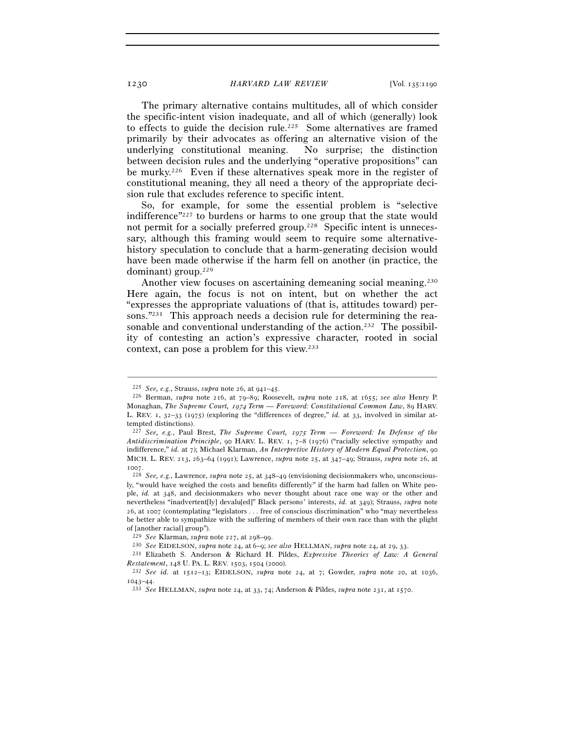The primary alternative contains multitudes, all of which consider the specific-intent vision inadequate, and all of which (generally) look to effects to guide the decision rule.[225] Some alternatives are framed primarily by their advocates as offering an alternative vision of the underlying constitutional meaning. No surprise; the distinction between decision rules and the underlying "operative propositions" can be murky.[226] Even if these alternatives speak more in the register of constitutional meaning, they all need a theory of the appropriate decision rule that excludes reference to specific intent.

So, for example, for some the essential problem is "selective indifference"[227] to burdens or harms to one group that the state would not permit for a socially preferred group.[228] Specific intent is unnecessary, although this framing would seem to require some alternative-history speculation to conclude that a harm-generating decision would have been made otherwise if the harm fell on another (in practice, the dominant) group.[229]

Another view focuses on ascertaining demeaning social meaning.[230] Here again, the focus is not on intent, but on whether the act "expresses the appropriate valuations of (that is, attitudes toward) persons."[231] This approach needs a decision rule for determining the reasonable and conventional understanding of the action.[232] The possibility of contesting an action's expressive character, rooted in social context, can pose a problem for this view.[233]

---

[225] *See, e.g.*, Strauss, *supra* note 26, at 941–45.

[226] Berman, *supra* note 216, at 79–89; Roosevelt, *supra* note 218, at 1655; *see also* Henry P. Monaghan, *The Supreme Court, 1974 Term — Foreword: Constitutional Common Law*, 89 HARV. L. REV. 1, 32–33 (1975) (exploring the "differences of degree," *id.* at 33, involved in similar attempted distinctions).

[227] *See, e.g.*, Paul Brest, *The Supreme Court, 1975 Term — Foreword: In Defense of the Antidiscrimination Principle*, 90 HARV. L. REV. 1, 7–8 (1976) ("racially selective sympathy and indifference," *id.* at 7); Michael Klarman, *An Interpretive History of Modern Equal Protection*, 90 MICH. L. REV. 213, 263–64 (1991); Lawrence, *supra* note 25, at 347–49; Strauss, *supra* note 26, at 1007.

[228] *See, e.g.*, Lawrence, *supra* note 25, at 348–49 (envisioning decisionmakers who, unconsciously, "would have weighed the costs and benefits differently" if the harm had fallen on White people, *id.* at 348, and decisionmakers who never thought about race one way or the other and nevertheless "inadvertent[ly] devalu[ed]" Black persons' interests, *id.* at 349); Strauss, *supra* note 26, at 1007 (contemplating "legislators . . . free of conscious discrimination" who "may nevertheless be better able to sympathize with the suffering of members of their own race than with the plight of [another racial] group").

[229] *See* Klarman, *supra* note 227, at 298–99.

[230] *See* EIDELSON, *supra* note 24, at 6–9; *see also* HELLMAN, *supra* note 24, at 29, 33.

[231] Elizabeth S. Anderson & Richard H. Pildes, *Expressive Theories of Law: A General Restatement*, 148 U. PA. L. REV. 1503, 1504 (2000).

[232] *See id.* at 1512–13; EIDELSON, *supra* note 24, at 7; Gowder, *supra* note 20, at 1036, 1043–44.

[233] *See* HELLMAN, *supra* note 24, at 33, 74; Anderson & Pildes, *supra* note 231, at 1570.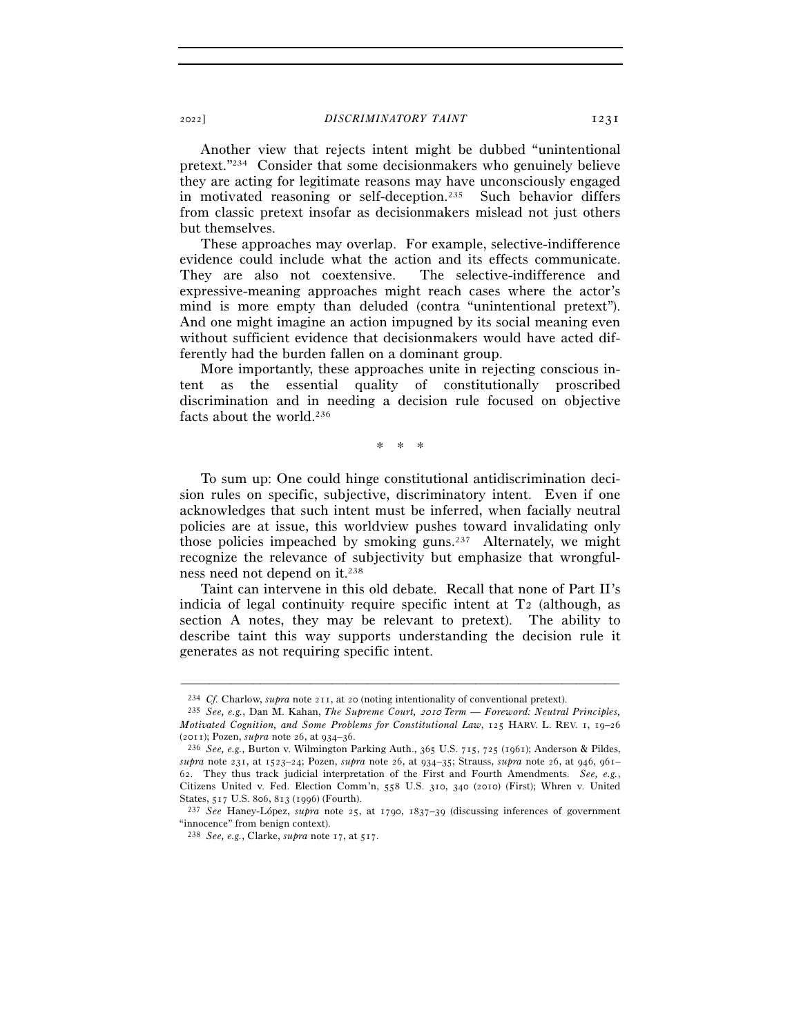Another view that rejects intent might be dubbed "unintentional pretext."[234] Consider that some decisionmakers who genuinely believe they are acting for legitimate reasons may have unconsciously engaged in motivated reasoning or self-deception.[235] Such behavior differs from classic pretext insofar as decisionmakers mislead not just others but themselves.

These approaches may overlap. For example, selective-indifference evidence could include what the action and its effects communicate. They are also not coextensive. The selective-indifference and expressive-meaning approaches might reach cases where the actor's mind is more empty than deluded (contra "unintentional pretext"). And one might imagine an action impugned by its social meaning even without sufficient evidence that decisionmakers would have acted differently had the burden fallen on a dominant group.

More importantly, these approaches unite in rejecting conscious intent as the essential quality of constitutionally proscribed discrimination and in needing a decision rule focused on objective facts about the world.[236]

\* \* \*

To sum up: One could hinge constitutional antidiscrimination decision rules on specific, subjective, discriminatory intent. Even if one acknowledges that such intent must be inferred, when facially neutral policies are at issue, this worldview pushes toward invalidating only those policies impeached by smoking guns.[237] Alternately, we might recognize the relevance of subjectivity but emphasize that wrongfulness need not depend on it.[238]

Taint can intervene in this old debate. Recall that none of Part II's indicia of legal continuity require specific intent at $T_2$ (although, as section A notes, they may be relevant to pretext). The ability to describe taint this way supports understanding the decision rule it generates as not requiring specific intent.

---

[234] *Cf.* Charlow, *supra* note 211, at 20 (noting intentionality of conventional pretext).

[235] *See, e.g.*, Dan M. Kahan, *The Supreme Court, 2010 Term — Foreword: Neutral Principles, Motivated Cognition, and Some Problems for Constitutional Law*, 125 HARV. L. REV. 1, 19–26 (2011); Pozen, *supra* note 26, at 934–36.

[236] *See, e.g.*, Burton v. Wilmington Parking Auth., 365 U.S. 715, 725 (1961); Anderson & Pildes, *supra* note 231, at 1523–24; Pozen, *supra* note 26, at 934–35; Strauss, *supra* note 26, at 946, 961–62. They thus track judicial interpretation of the First and Fourth Amendments. *See, e.g.*, Citizens United v. Fed. Election Comm'n, 558 U.S. 310, 340 (2010) (First); Whren v. United States, 517 U.S. 806, 813 (1996) (Fourth).

[237] *See* Haney-López, *supra* note 25, at 1790, 1837–39 (discussing inferences of government "innocence" from benign context).

[238] *See, e.g.*, Clarke, *supra* note 17, at 517.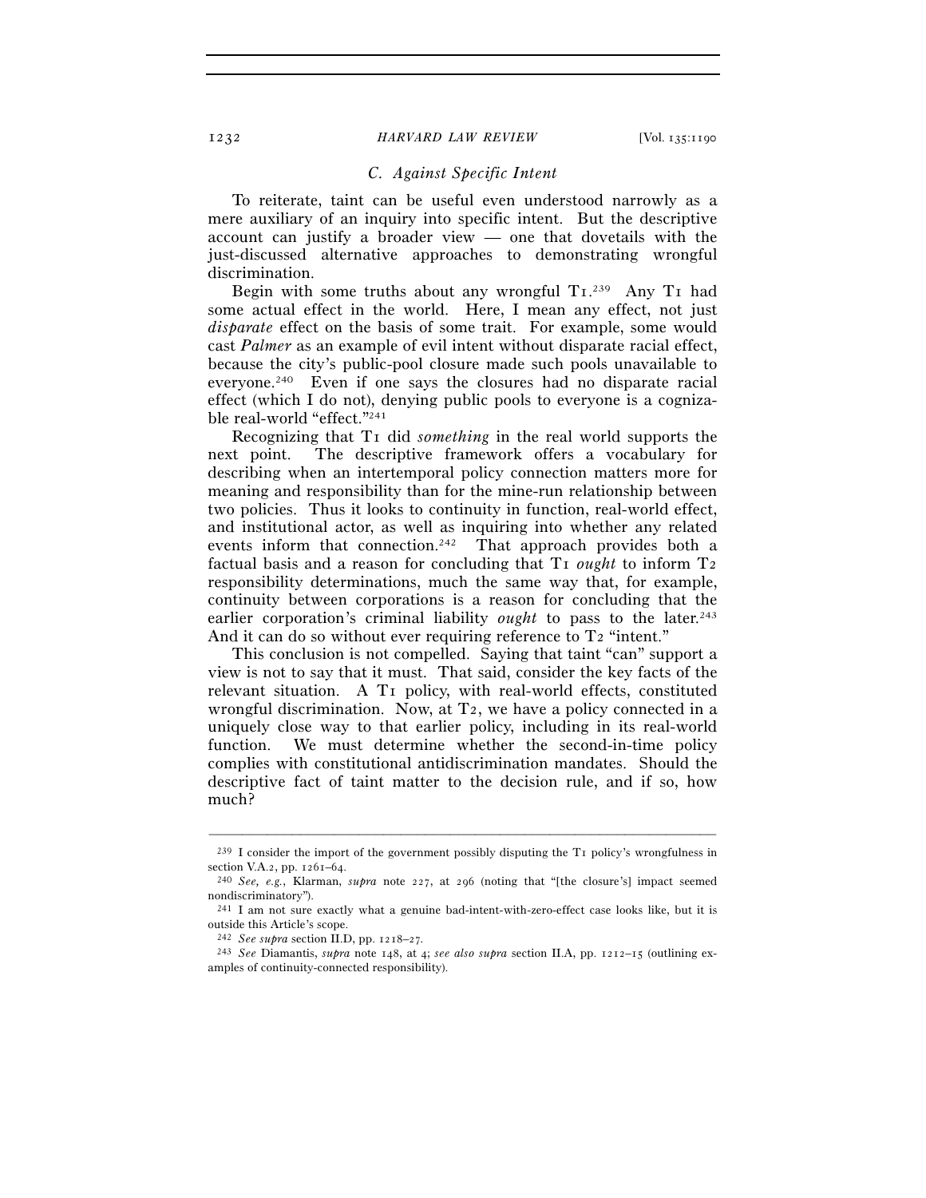### C. Against Specific Intent

To reiterate, taint can be useful even understood narrowly as a mere auxiliary of an inquiry into specific intent. But the descriptive account can justify a broader view — one that dovetails with the just-discussed alternative approaches to demonstrating wrongful discrimination.

Begin with some truths about any wrongful T1.[239] Any T1 had some actual effect in the world. Here, I mean any effect, not just *disparate* effect on the basis of some trait. For example, some would cast *Palmer* as an example of evil intent without disparate racial effect, because the city's public-pool closure made such pools unavailable to everyone.[240] Even if one says the closures had no disparate racial effect (which I do not), denying public pools to everyone is a cognizable real-world "effect."[241]

Recognizing that T1 did *something* in the real world supports the next point. The descriptive framework offers a vocabulary for describing when an intertemporal policy connection matters more for meaning and responsibility than for the mine-run relationship between two policies. Thus it looks to continuity in function, real-world effect, and institutional actor, as well as inquiring into whether any related events inform that connection.[242] That approach provides both a factual basis and a reason for concluding that T1 *ought* to inform T2 responsibility determinations, much the same way that, for example, continuity between corporations is a reason for concluding that the earlier corporation's criminal liability *ought* to pass to the later.[243] And it can do so without ever requiring reference to T2 "intent."

This conclusion is not compelled. Saying that taint "can" support a view is not to say that it must. That said, consider the key facts of the relevant situation. A T1 policy, with real-world effects, constituted wrongful discrimination. Now, at T2, we have a policy connected in a uniquely close way to that earlier policy, including in its real-world function. We must determine whether the second-in-time policy complies with constitutional antidiscrimination mandates. Should the descriptive fact of taint matter to the decision rule, and if so, how much?

---

[239] I consider the import of the government possibly disputing the T1 policy's wrongfulness in section V.A.2, pp. 1261–64.

[240] *See, e.g.*, Klarman, *supra* note 227, at 296 (noting that "[the closure's] impact seemed nondiscriminatory").

[241] I am not sure exactly what a genuine bad-intent-with-zero-effect case looks like, but it is outside this Article's scope.

[242] *See supra* section II.D, pp. 1218–27.

[243] *See* Diamantis, *supra* note 148, at 4; *see also supra* section II.A, pp. 1212–15 (outlining examples of continuity-connected responsibility).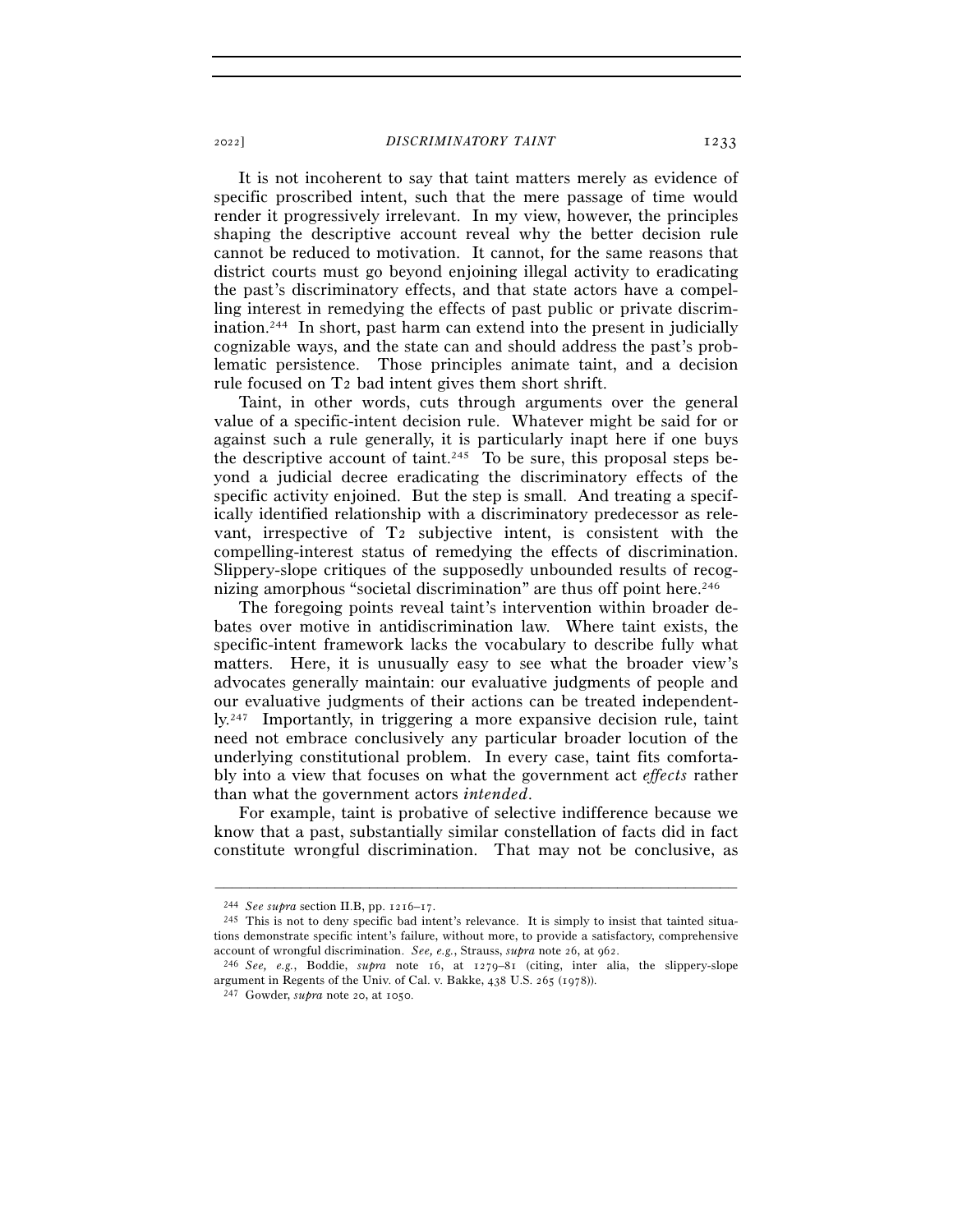It is not incoherent to say that taint matters merely as evidence of specific proscribed intent, such that the mere passage of time would render it progressively irrelevant. In my view, however, the principles shaping the descriptive account reveal why the better decision rule cannot be reduced to motivation. It cannot, for the same reasons that district courts must go beyond enjoining illegal activity to eradicating the past's discriminatory effects, and that state actors have a compelling interest in remedying the effects of past public or private discrimination.[244] In short, past harm can extend into the present in judicially cognizable ways, and the state can and should address the past's problematic persistence. Those principles animate taint, and a decision rule focused on T2 bad intent gives them short shrift.

Taint, in other words, cuts through arguments over the general value of a specific-intent decision rule. Whatever might be said for or against such a rule generally, it is particularly inapt here if one buys the descriptive account of taint.[245] To be sure, this proposal steps beyond a judicial decree eradicating the discriminatory effects of the specific activity enjoined. But the step is small. And treating a specifically identified relationship with a discriminatory predecessor as relevant, irrespective of T2 subjective intent, is consistent with the compelling-interest status of remedying the effects of discrimination. Slippery-slope critiques of the supposedly unbounded results of recognizing amorphous "societal discrimination" are thus off point here.[246]

The foregoing points reveal taint's intervention within broader debates over motive in antidiscrimination law. Where taint exists, the specific-intent framework lacks the vocabulary to describe fully what matters. Here, it is unusually easy to see what the broader view's advocates generally maintain: our evaluative judgments of people and our evaluative judgments of their actions can be treated independently.[247] Importantly, in triggering a more expansive decision rule, taint need not embrace conclusively any particular broader locution of the underlying constitutional problem. In every case, taint fits comfortably into a view that focuses on what the government act *effects* rather than what the government actors *intended*.

For example, taint is probative of selective indifference because we know that a past, substantially similar constellation of facts did in fact constitute wrongful discrimination. That may not be conclusive, as

---

[244] *See supra* section II.B, pp. 1216–17.

[245] This is not to deny specific bad intent's relevance. It is simply to insist that tainted situations demonstrate specific intent's failure, without more, to provide a satisfactory, comprehensive account of wrongful discrimination. *See, e.g.*, Strauss, *supra* note 26, at 962.

[246] *See, e.g.*, Boddie, *supra* note 16, at 1279–81 (citing, inter alia, the slippery-slope argument in Regents of the Univ. of Cal. v. Bakke, 438 U.S. 265 (1978)).

[247] Gowder, *supra* note 20, at 1050.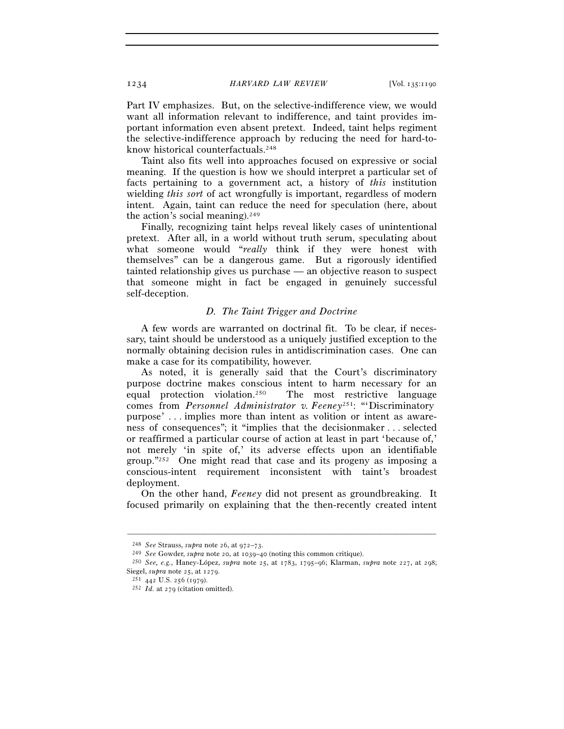Part IV emphasizes. But, on the selective-indifference view, we would want all information relevant to indifference, and taint provides important information even absent pretext. Indeed, taint helps regiment the selective-indifference approach by reducing the need for hard-to-know historical counterfactuals.[248]

Taint also fits well into approaches focused on expressive or social meaning. If the question is how we should interpret a particular set of facts pertaining to a government act, a history of *this* institution wielding *this sort* of act wrongfully is important, regardless of modern intent. Again, taint can reduce the need for speculation (here, about the action's social meaning).[249]

Finally, recognizing taint helps reveal likely cases of unintentional pretext. After all, in a world without truth serum, speculating about what someone would "*really* think if they were honest with themselves" can be a dangerous game. But a rigorously identified tainted relationship gives us purchase — an objective reason to suspect that someone might in fact be engaged in genuinely successful self-deception.

### *D. The Taint Trigger and Doctrine*

A few words are warranted on doctrinal fit. To be clear, if necessary, taint should be understood as a uniquely justified exception to the normally obtaining decision rules in antidiscrimination cases. One can make a case for its compatibility, however.

As noted, it is generally said that the Court's discriminatory purpose doctrine makes conscious intent to harm necessary for an equal protection violation.[250] The most restrictive language comes from *Personnel Administrator v. Feeney*[251]: "'Discriminatory purpose' . . . implies more than intent as volition or intent as awareness of consequences"; it "implies that the decisionmaker . . . selected or reaffirmed a particular course of action at least in part 'because of,' not merely 'in spite of,' its adverse effects upon an identifiable group."[252] One might read that case and its progeny as imposing a conscious-intent requirement inconsistent with taint's broadest deployment.

On the other hand, *Feeney* did not present as groundbreaking. It focused primarily on explaining that the then-recently created intent

---

[248] *See* Strauss, *supra* note 26, at 972–73.

[249] *See* Gowder, *supra* note 20, at 1039–40 (noting this common critique).

[250] *See, e.g.*, Haney-López, *supra* note 25, at 1783, 1795–96; Klarman, *supra* note 227, at 298; Siegel, *supra* note 25, at 1279.

[251] 442 U.S. 256 (1979).

[252] *Id.* at 279 (citation omitted).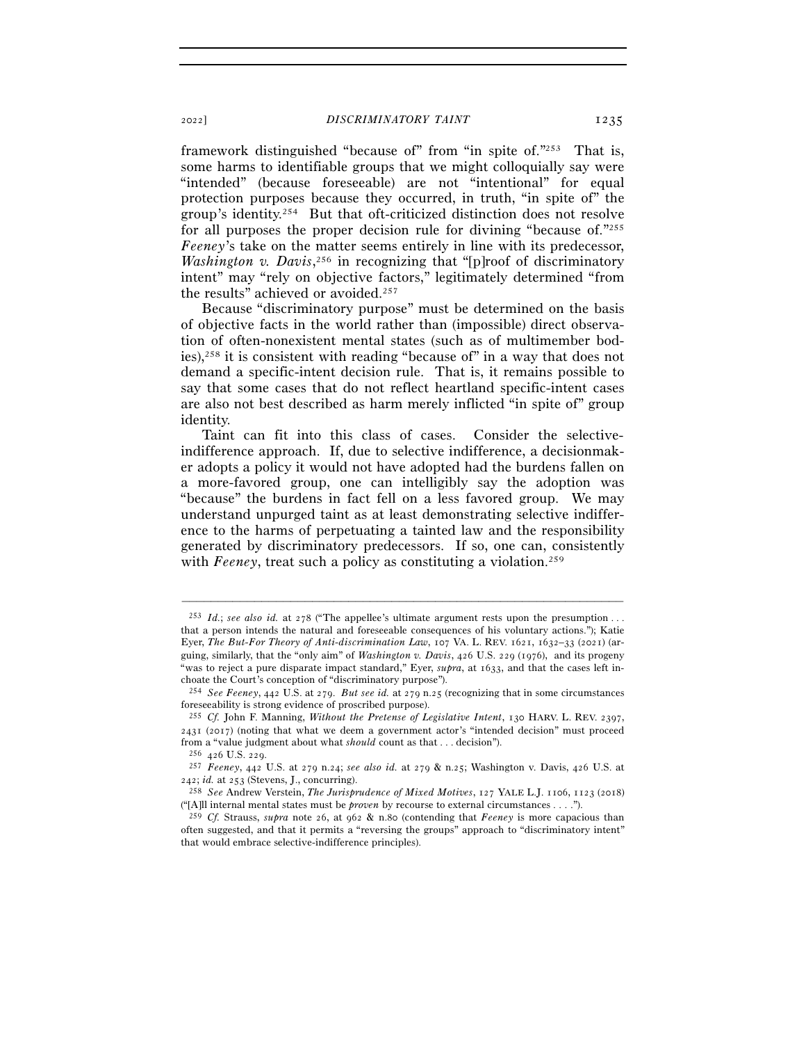framework distinguished "because of" from "in spite of."[253] That is, some harms to identifiable groups that we might colloquially say were "intended" (because foreseeable) are not "intentional" for equal protection purposes because they occurred, in truth, "in spite of" the group's identity.[254] But that oft-criticized distinction does not resolve for all purposes the proper decision rule for divining "because of."[255] *Feeney*'s take on the matter seems entirely in line with its predecessor, *Washington v. Davis*,[256] in recognizing that "[p]roof of discriminatory intent" may "rely on objective factors," legitimately determined "from the results" achieved or avoided.[257]

Because "discriminatory purpose" must be determined on the basis of objective facts in the world rather than (impossible) direct observation of often-nonexistent mental states (such as of multimember bodies),[258] it is consistent with reading "because of" in a way that does not demand a specific-intent decision rule. That is, it remains possible to say that some cases that do not reflect heartland specific-intent cases are also not best described as harm merely inflicted "in spite of" group identity.

Taint can fit into this class of cases. Consider the selective-indifference approach. If, due to selective indifference, a decisionmaker adopts a policy it would not have adopted had the burdens fallen on a more-favored group, one can intelligibly say the adoption was "because" the burdens in fact fell on a less favored group. We may understand unpurged taint as at least demonstrating selective indifference to the harms of perpetuating a tainted law and the responsibility generated by discriminatory predecessors. If so, one can, consistently with *Feeney*, treat such a policy as constituting a violation.[259]

---

[253] *Id.*; *see also id.* at 278 ("The appellee's ultimate argument rests upon the presumption . . . that a person intends the natural and foreseeable consequences of his voluntary actions."); Katie Eyer, *The But-For Theory of Anti-discrimination Law*, 107 VA. L. REV. 1621, 1632–33 (2021) (arguing, similarly, that the "only aim" of *Washington v. Davis*, 426 U.S. 229 (1976), and its progeny "was to reject a pure disparate impact standard," Eyer, *supra*, at 1633, and that the cases left inchoate the Court's conception of "discriminatory purpose").

[254] *See Feeney*, 442 U.S. at 279. *But see id.* at 279 n.25 (recognizing that in some circumstances foreseeability is strong evidence of proscribed purpose).

[255] *Cf.* John F. Manning, *Without the Pretense of Legislative Intent*, 130 HARV. L. REV. 2397, 2431 (2017) (noting that what we deem a government actor's "intended decision" must proceed from a "value judgment about what *should* count as that . . . decision").

[256] 426 U.S. 229.

[257] *Feeney*, 442 U.S. at 279 n.24; *see also id.* at 279 & n.25; Washington v. Davis, 426 U.S. at 242; *id.* at 253 (Stevens, J., concurring).

[258] *See* Andrew Verstein, *The Jurisprudence of Mixed Motives*, 127 YALE L.J. 1106, 1123 (2018) ("[A]ll internal mental states must be *proven* by recourse to external circumstances . . . .").

[259] *Cf.* Strauss, *supra* note 26, at 962 & n.80 (contending that *Feeney* is more capacious than often suggested, and that it permits a "reversing the groups" approach to "discriminatory intent" that would embrace selective-indifference principles).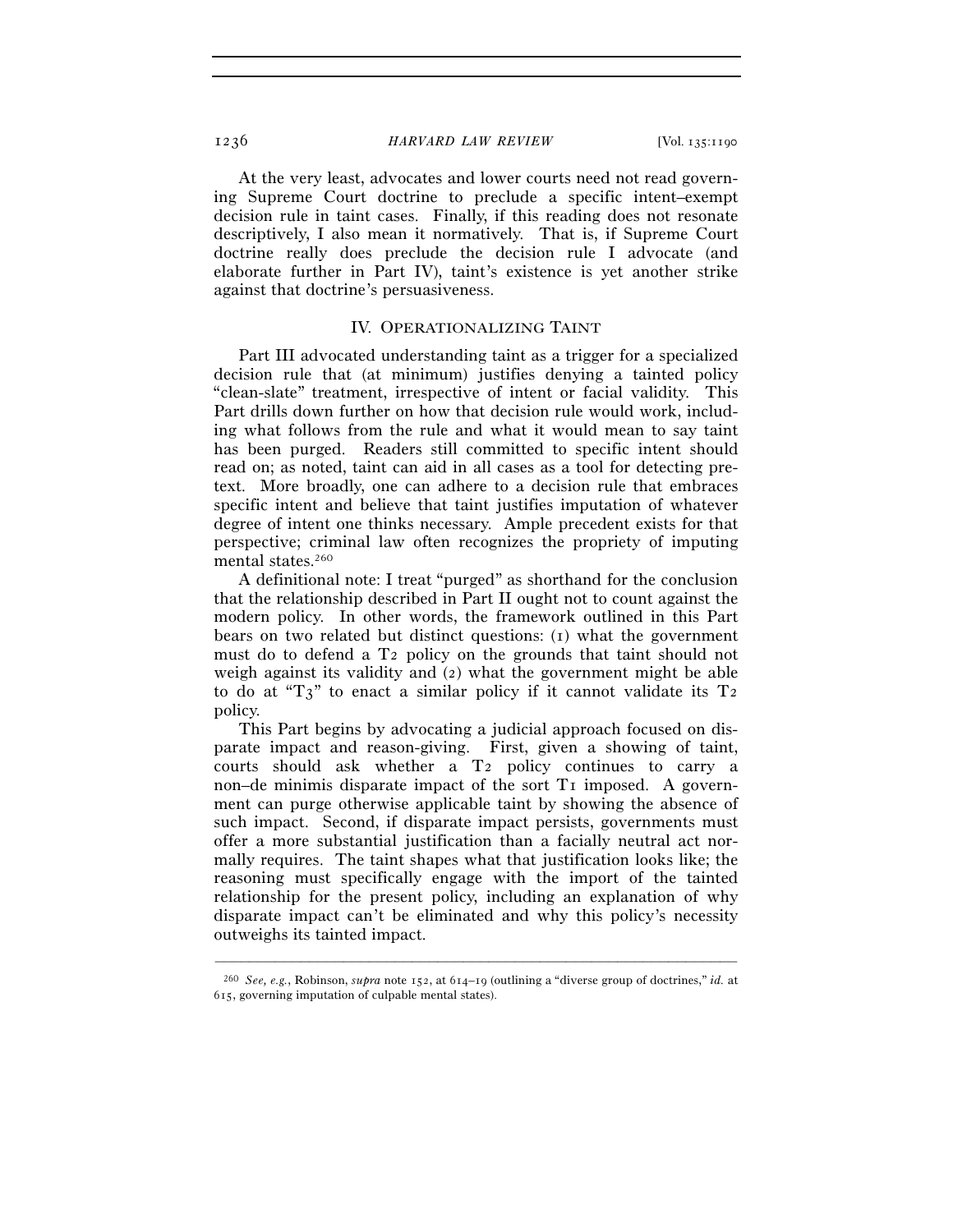At the very least, advocates and lower courts need not read governing Supreme Court doctrine to preclude a specific intent–exempt decision rule in taint cases. Finally, if this reading does not resonate descriptively, I also mean it normatively. That is, if Supreme Court doctrine really does preclude the decision rule I advocate (and elaborate further in Part IV), taint's existence is yet another strike against that doctrine's persuasiveness.

## IV. Operationalizing Taint

Part III advocated understanding taint as a trigger for a specialized decision rule that (at minimum) justifies denying a tainted policy "clean-slate" treatment, irrespective of intent or facial validity. This Part drills down further on how that decision rule would work, including what follows from the rule and what it would mean to say taint has been purged. Readers still committed to specific intent should read on; as noted, taint can aid in all cases as a tool for detecting pretext. More broadly, one can adhere to a decision rule that embraces specific intent and believe that taint justifies imputation of whatever degree of intent one thinks necessary. Ample precedent exists for that perspective; criminal law often recognizes the propriety of imputing mental states.[260]

A definitional note: I treat "purged" as shorthand for the conclusion that the relationship described in Part II ought not to count against the modern policy. In other words, the framework outlined in this Part bears on two related but distinct questions: (1) what the government must do to defend a T2 policy on the grounds that taint should not weigh against its validity and (2) what the government might be able to do at "T3" to enact a similar policy if it cannot validate its T2 policy.

This Part begins by advocating a judicial approach focused on disparate impact and reason-giving. First, given a showing of taint, courts should ask whether a T2 policy continues to carry a non–de minimis disparate impact of the sort T1 imposed. A government can purge otherwise applicable taint by showing the absence of such impact. Second, if disparate impact persists, governments must offer a more substantial justification than a facially neutral act normally requires. The taint shapes what that justification looks like; the reasoning must specifically engage with the import of the tainted relationship for the present policy, including an explanation of why disparate impact can't be eliminated and why this policy's necessity outweighs its tainted impact.

---

[260] *See, e.g.*, Robinson, *supra* note 152, at 614–19 (outlining a "diverse group of doctrines," *id.* at 615, governing imputation of culpable mental states).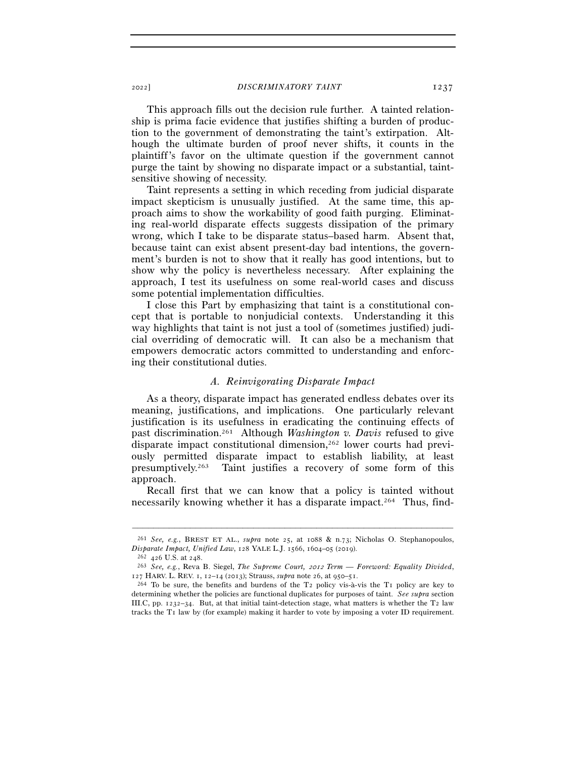This approach fills out the decision rule further. A tainted relationship is prima facie evidence that justifies shifting a burden of production to the government of demonstrating the taint's extirpation. Although the ultimate burden of proof never shifts, it counts in the plaintiff's favor on the ultimate question if the government cannot purge the taint by showing no disparate impact or a substantial, taint-sensitive showing of necessity.

Taint represents a setting in which receding from judicial disparate impact skepticism is unusually justified. At the same time, this approach aims to show the workability of good faith purging. Eliminating real-world disparate effects suggests dissipation of the primary wrong, which I take to be disparate status–based harm. Absent that, because taint can exist absent present-day bad intentions, the government's burden is not to show that it really has good intentions, but to show why the policy is nevertheless necessary. After explaining the approach, I test its usefulness on some real-world cases and discuss some potential implementation difficulties.

I close this Part by emphasizing that taint is a constitutional concept that is portable to nonjudicial contexts. Understanding it this way highlights that taint is not just a tool of (sometimes justified) judicial overriding of democratic will. It can also be a mechanism that empowers democratic actors committed to understanding and enforcing their constitutional duties.

### *A. Reinvigorating Disparate Impact*

As a theory, disparate impact has generated endless debates over its meaning, justifications, and implications. One particularly relevant justification is its usefulness in eradicating the continuing effects of past discrimination.[261] Although *Washington v. Davis* refused to give disparate impact constitutional dimension,[262] lower courts had previously permitted disparate impact to establish liability, at least presumptively.[263] Taint justifies a recovery of some form of this approach.

Recall first that we can know that a policy is tainted without necessarily knowing whether it has a disparate impact.[264] Thus, find-

---

[261] *See, e.g.*, BREST ET AL., *supra* note 25, at 1088 & n.73; Nicholas O. Stephanopoulos, *Disparate Impact, Unified Law*, 128 YALE L.J. 1566, 1604–05 (2019).

[262] 426 U.S. at 248.

[263] *See, e.g.*, Reva B. Siegel, *The Supreme Court, 2012 Term — Foreword: Equality Divided*, 127 HARV. L. REV. 1, 12–14 (2013); Strauss, *supra* note 26, at 950–51.

[264] To be sure, the benefits and burdens of the T2 policy vis-à-vis the T1 policy are key to determining whether the policies are functional duplicates for purposes of taint. *See supra* section III.C, pp. 1232–34. But, at that initial taint-detection stage, what matters is whether the T2 law tracks the T1 law by (for example) making it harder to vote by imposing a voter ID requirement.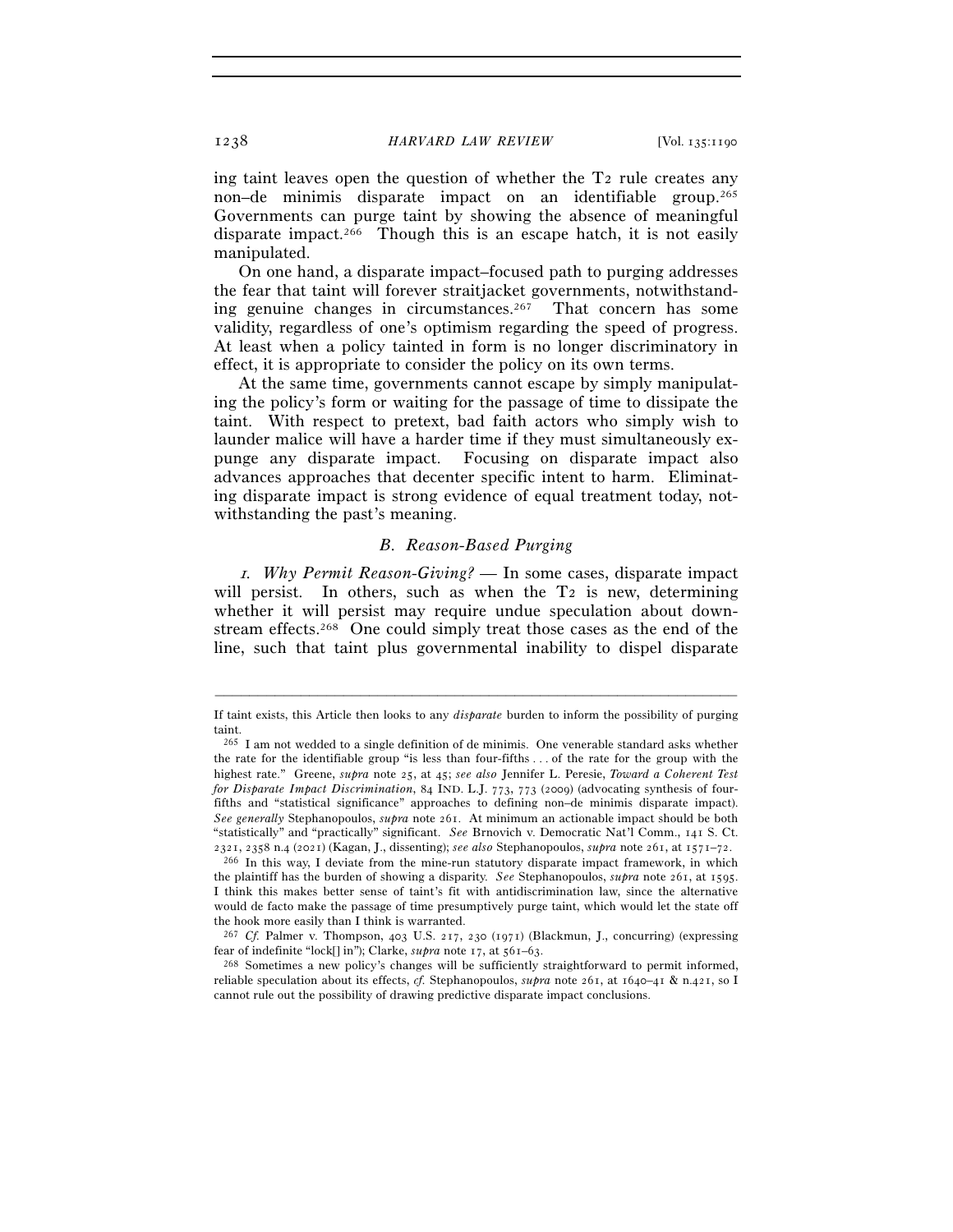ing taint leaves open the question of whether the T2 rule creates any non–de minimis disparate impact on an identifiable group.[265] Governments can purge taint by showing the absence of meaningful disparate impact.[266] Though this is an escape hatch, it is not easily manipulated.

On one hand, a disparate impact–focused path to purging addresses the fear that taint will forever straitjacket governments, notwithstanding genuine changes in circumstances.[267] That concern has some validity, regardless of one's optimism regarding the speed of progress. At least when a policy tainted in form is no longer discriminatory in effect, it is appropriate to consider the policy on its own terms.

At the same time, governments cannot escape by simply manipulating the policy's form or waiting for the passage of time to dissipate the taint. With respect to pretext, bad faith actors who simply wish to launder malice will have a harder time if they must simultaneously expunge any disparate impact. Focusing on disparate impact also advances approaches that decenter specific intent to harm. Eliminating disparate impact is strong evidence of equal treatment today, notwithstanding the past's meaning.

### *B. Reason-Based Purging*

*1. Why Permit Reason-Giving?* — In some cases, disparate impact will persist. In others, such as when the T2 is new, determining whether it will persist may require undue speculation about downstream effects.[268] One could simply treat those cases as the end of the line, such that taint plus governmental inability to dispel disparate

---

If taint exists, this Article then looks to any *disparate* burden to inform the possibility of purging taint.

[265] I am not wedded to a single definition of de minimis. One venerable standard asks whether the rate for the identifiable group "is less than four-fifths . . . of the rate for the group with the highest rate." Greene, *supra* note 25, at 45; *see also* Jennifer L. Peresie, *Toward a Coherent Test for Disparate Impact Discrimination*, 84 IND. L.J. 773, 773 (2009) (advocating synthesis of four-fifths and "statistical significance" approaches to defining non–de minimis disparate impact). *See generally* Stephanopoulos, *supra* note 261. At minimum an actionable impact should be both "statistically" and "practically" significant. *See* Brnovich v. Democratic Nat'l Comm., 141 S. Ct. 2321, 2358 n.4 (2021) (Kagan, J., dissenting); *see also* Stephanopoulos, *supra* note 261, at 1571–72.

[266] In this way, I deviate from the mine-run statutory disparate impact framework, in which the plaintiff has the burden of showing a disparity. *See* Stephanopoulos, *supra* note 261, at 1595. I think this makes better sense of taint's fit with antidiscrimination law, since the alternative would de facto make the passage of time presumptively purge taint, which would let the state off the hook more easily than I think is warranted.

[267] *Cf.* Palmer v. Thompson, 403 U.S. 217, 230 (1971) (Blackmun, J., concurring) (expressing fear of indefinite "lock[] in"); Clarke, *supra* note 17, at 561–63.

[268] Sometimes a new policy's changes will be sufficiently straightforward to permit informed, reliable speculation about its effects, *cf.* Stephanopoulos, *supra* note 261, at 1640–41 & n.421, so I cannot rule out the possibility of drawing predictive disparate impact conclusions.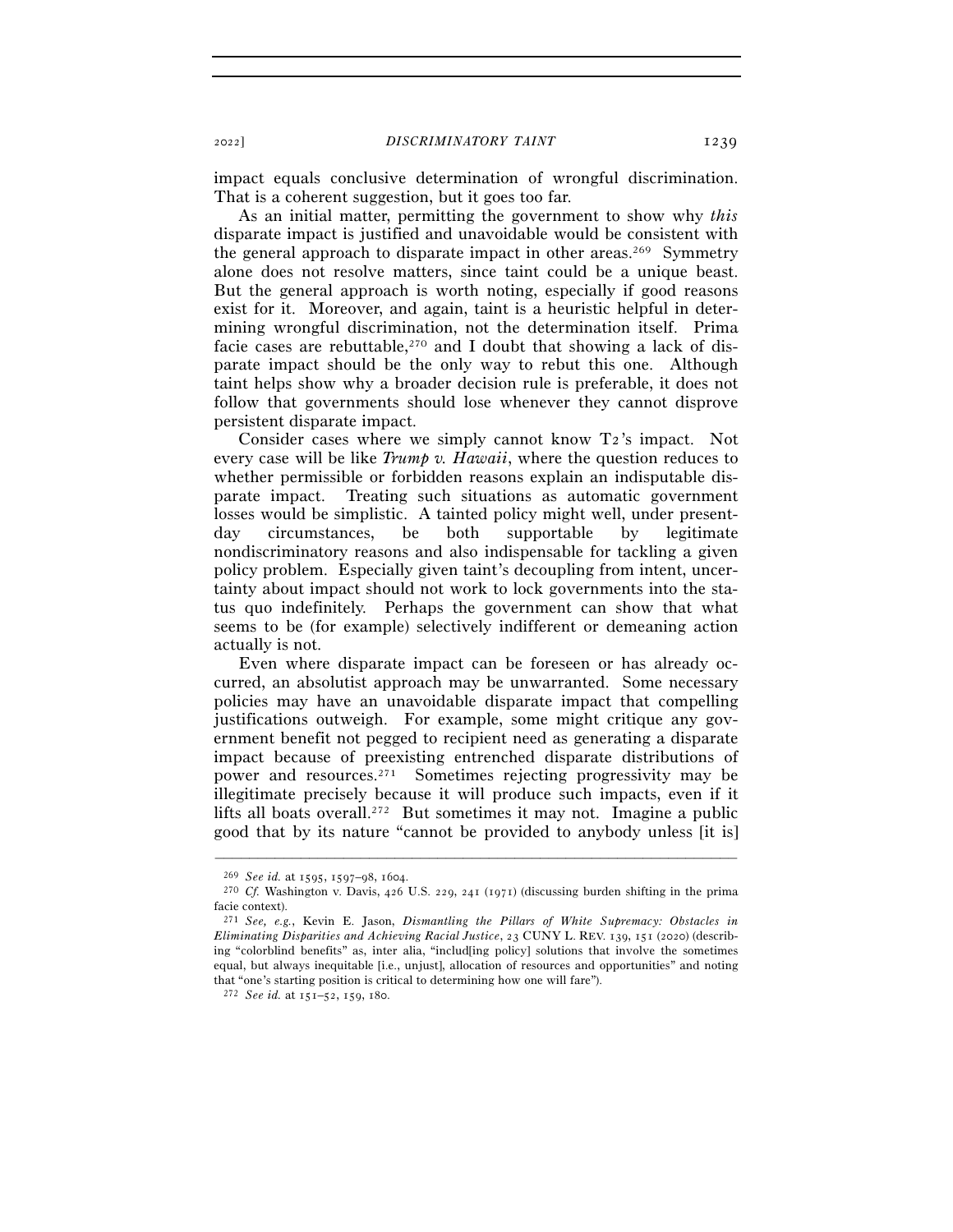impact equals conclusive determination of wrongful discrimination. That is a coherent suggestion, but it goes too far.

As an initial matter, permitting the government to show why *this* disparate impact is justified and unavoidable would be consistent with the general approach to disparate impact in other areas.[269] Symmetry alone does not resolve matters, since taint could be a unique beast. But the general approach is worth noting, especially if good reasons exist for it. Moreover, and again, taint is a heuristic helpful in determining wrongful discrimination, not the determination itself. Prima facie cases are rebuttable,[270] and I doubt that showing a lack of disparate impact should be the only way to rebut this one. Although taint helps show why a broader decision rule is preferable, it does not follow that governments should lose whenever they cannot disprove persistent disparate impact.

Consider cases where we simply cannot know T2's impact. Not every case will be like *Trump v. Hawaii*, where the question reduces to whether permissible or forbidden reasons explain an indisputable disparate impact. Treating such situations as automatic government losses would be simplistic. A tainted policy might well, under present-day circumstances, be both supportable by legitimate nondiscriminatory reasons and also indispensable for tackling a given policy problem. Especially given taint's decoupling from intent, uncertainty about impact should not work to lock governments into the status quo indefinitely. Perhaps the government can show that what seems to be (for example) selectively indifferent or demeaning action actually is not.

Even where disparate impact can be foreseen or has already occurred, an absolutist approach may be unwarranted. Some necessary policies may have an unavoidable disparate impact that compelling justifications outweigh. For example, some might critique any government benefit not pegged to recipient need as generating a disparate impact because of preexisting entrenched disparate distributions of power and resources.[271] Sometimes rejecting progressivity may be illegitimate precisely because it will produce such impacts, even if it lifts all boats overall.[272] But sometimes it may not. Imagine a public good that by its nature "cannot be provided to anybody unless [it is]

---

[269] *See id.* at 1595, 1597–98, 1604.

[270] *Cf.* Washington v. Davis, 426 U.S. 229, 241 (1971) (discussing burden shifting in the prima facie context).

[271] *See, e.g.*, Kevin E. Jason, *Dismantling the Pillars of White Supremacy: Obstacles in Eliminating Disparities and Achieving Racial Justice*, 23 CUNY L. REV. 139, 151 (2020) (describing "colorblind benefits" as, inter alia, "includ[ing policy] solutions that involve the sometimes equal, but always inequitable [i.e., unjust], allocation of resources and opportunities" and noting that "one's starting position is critical to determining how one will fare").

[272] *See id.* at 151–52, 159, 180.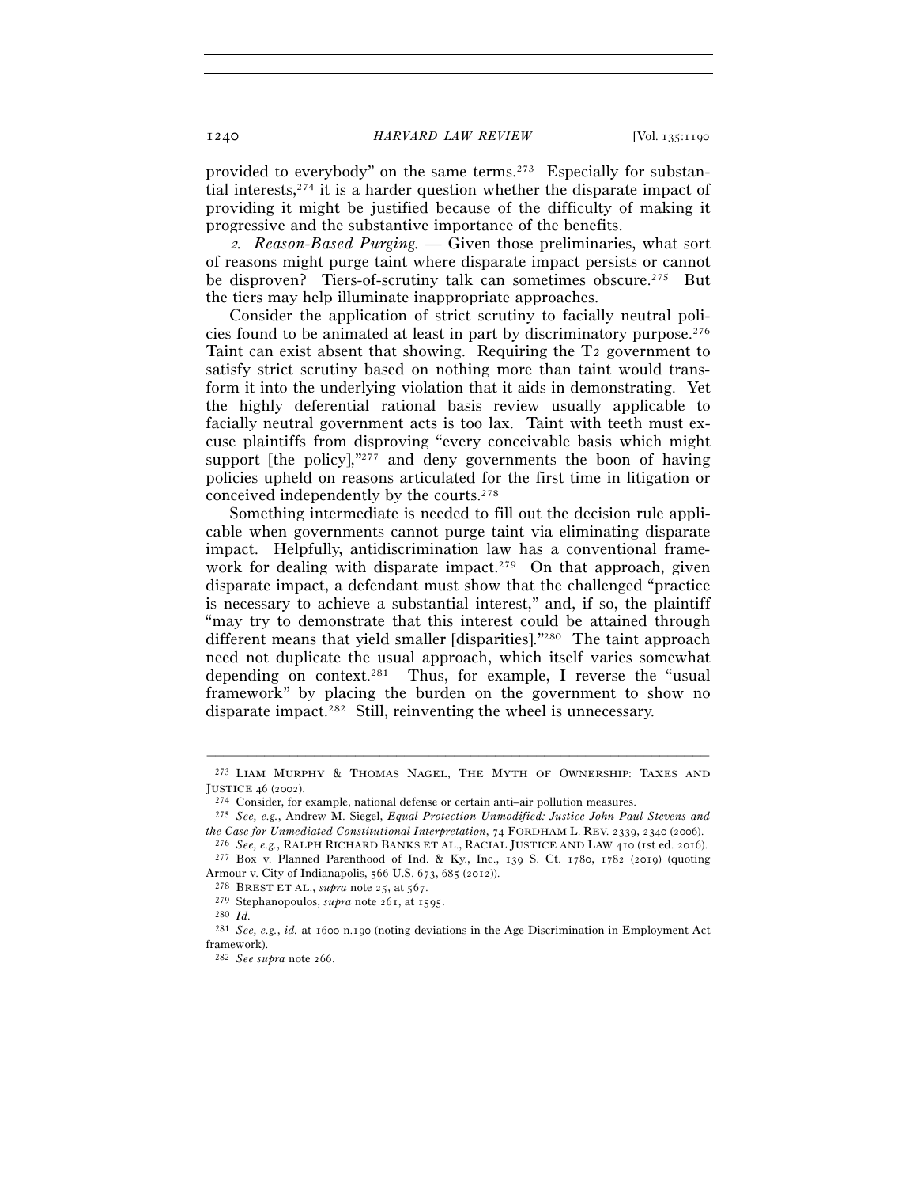provided to everybody" on the same terms.[273] Especially for substantial interests,[274] it is a harder question whether the disparate impact of providing it might be justified because of the difficulty of making it progressive and the substantive importance of the benefits.

*2. Reason-Based Purging.* — Given those preliminaries, what sort of reasons might purge taint where disparate impact persists or cannot be disproven? Tiers-of-scrutiny talk can sometimes obscure.[275] But the tiers may help illuminate inappropriate approaches.

Consider the application of strict scrutiny to facially neutral policies found to be animated at least in part by discriminatory purpose.[276] Taint can exist absent that showing. Requiring the T2 government to satisfy strict scrutiny based on nothing more than taint would transform it into the underlying violation that it aids in demonstrating. Yet the highly deferential rational basis review usually applicable to facially neutral government acts is too lax. Taint with teeth must excuse plaintiffs from disproving "every conceivable basis which might support [the policy],"[277] and deny governments the boon of having policies upheld on reasons articulated for the first time in litigation or conceived independently by the courts.[278]

Something intermediate is needed to fill out the decision rule applicable when governments cannot purge taint via eliminating disparate impact. Helpfully, antidiscrimination law has a conventional framework for dealing with disparate impact.[279] On that approach, given disparate impact, a defendant must show that the challenged "practice is necessary to achieve a substantial interest," and, if so, the plaintiff "may try to demonstrate that this interest could be attained through different means that yield smaller [disparities]."[280] The taint approach need not duplicate the usual approach, which itself varies somewhat depending on context.[281] Thus, for example, I reverse the "usual framework" by placing the burden on the government to show no disparate impact.[282] Still, reinventing the wheel is unnecessary.

---

[273] LIAM MURPHY & THOMAS NAGEL, THE MYTH OF OWNERSHIP: TAXES AND JUSTICE 46 (2002).

[274] Consider, for example, national defense or certain anti–air pollution measures.

[275] *See, e.g.*, Andrew M. Siegel, *Equal Protection Unmodified: Justice John Paul Stevens and the Case for Unmediated Constitutional Interpretation*, 74 FORDHAM L. REV. 2339, 2340 (2006).

[276] *See, e.g.*, RALPH RICHARD BANKS ET AL., RACIAL JUSTICE AND LAW 410 (1st ed. 2016).

[277] Box v. Planned Parenthood of Ind. & Ky., Inc., 139 S. Ct. 1780, 1782 (2019) (quoting Armour v. City of Indianapolis, 566 U.S. 673, 685 (2012)).

[278] BREST ET AL., *supra* note 25, at 567.

[279] Stephanopoulos, *supra* note 261, at 1595.

[280] *Id.*

[281] *See, e.g.*, *id.* at 1600 n.190 (noting deviations in the Age Discrimination in Employment Act framework).

[282] *See supra* note 266.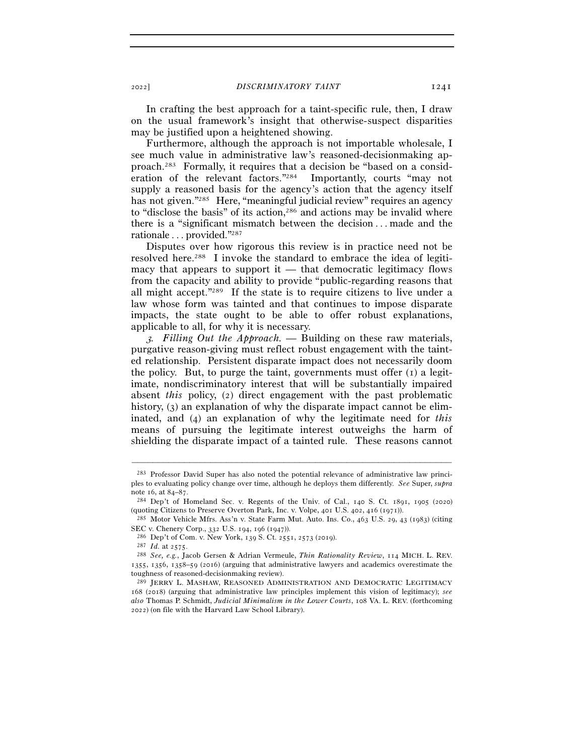In crafting the best approach for a taint-specific rule, then, I draw on the usual framework's insight that otherwise-suspect disparities may be justified upon a heightened showing.

Furthermore, although the approach is not importable wholesale, I see much value in administrative law's reasoned-decisionmaking approach.[283] Formally, it requires that a decision be "based on a consideration of the relevant factors."[284] Importantly, courts "may not supply a reasoned basis for the agency's action that the agency itself has not given."[285] Here, "meaningful judicial review" requires an agency to "disclose the basis" of its action,[286] and actions may be invalid where there is a "significant mismatch between the decision . . . made and the rationale . . . provided."[287]

Disputes over how rigorous this review is in practice need not be resolved here.[288] I invoke the standard to embrace the idea of legitimacy that appears to support it — that democratic legitimacy flows from the capacity and ability to provide "public-regarding reasons that all might accept."[289] If the state is to require citizens to live under a law whose form was tainted and that continues to impose disparate impacts, the state ought to be able to offer robust explanations, applicable to all, for why it is necessary.

*3. Filling Out the Approach.* — Building on these raw materials, purgative reason-giving must reflect robust engagement with the tainted relationship. Persistent disparate impact does not necessarily doom the policy. But, to purge the taint, governments must offer (1) a legitimate, nondiscriminatory interest that will be substantially impaired absent *this* policy, (2) direct engagement with the past problematic history, (3) an explanation of why the disparate impact cannot be eliminated, and (4) an explanation of why the legitimate need for *this* means of pursuing the legitimate interest outweighs the harm of shielding the disparate impact of a tainted rule. These reasons cannot

---

[283] Professor David Super has also noted the potential relevance of administrative law principles to evaluating policy change over time, although he deploys them differently. *See* Super, *supra* note 16, at 84–87.

[284] Dep't of Homeland Sec. v. Regents of the Univ. of Cal., 140 S. Ct. 1891, 1905 (2020) (quoting Citizens to Preserve Overton Park, Inc. v. Volpe, 401 U.S. 402, 416 (1971)).

[285] Motor Vehicle Mfrs. Ass'n v. State Farm Mut. Auto. Ins. Co., 463 U.S. 29, 43 (1983) (citing SEC v. Chenery Corp., 332 U.S. 194, 196 (1947)).

[286] Dep't of Com. v. New York, 139 S. Ct. 2551, 2573 (2019).

[287] *Id.* at 2575.

[288] *See, e.g.*, Jacob Gersen & Adrian Vermeule, *Thin Rationality Review*, 114 MICH. L. REV. 1355, 1356, 1358–59 (2016) (arguing that administrative lawyers and academics overestimate the toughness of reasoned-decisionmaking review).

[289] JERRY L. MASHAW, REASONED ADMINISTRATION AND DEMOCRATIC LEGITIMACY 168 (2018) (arguing that administrative law principles implement this vision of legitimacy); *see also* Thomas P. Schmidt, *Judicial Minimalism in the Lower Courts*, 108 VA. L. REV. (forthcoming 2022) (on file with the Harvard Law School Library).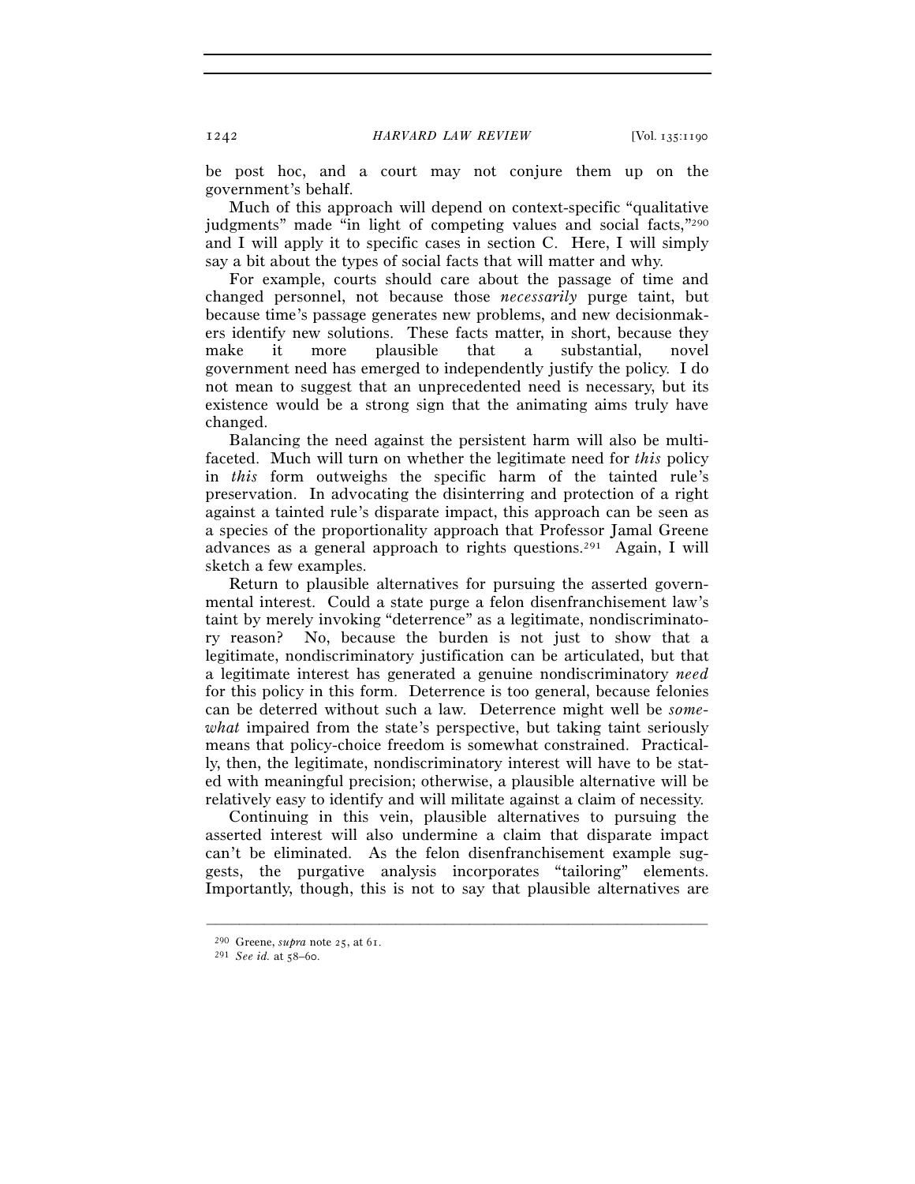be post hoc, and a court may not conjure them up on the government's behalf.

Much of this approach will depend on context-specific "qualitative judgments" made "in light of competing values and social facts,"[290] and I will apply it to specific cases in section C. Here, I will simply say a bit about the types of social facts that will matter and why.

For example, courts should care about the passage of time and changed personnel, not because those *necessarily* purge taint, but because time's passage generates new problems, and new decisionmakers identify new solutions. These facts matter, in short, because they make it more plausible that a substantial, novel government need has emerged to independently justify the policy. I do not mean to suggest that an unprecedented need is necessary, but its existence would be a strong sign that the animating aims truly have changed.

Balancing the need against the persistent harm will also be multifaceted. Much will turn on whether the legitimate need for *this* policy in *this* form outweighs the specific harm of the tainted rule's preservation. In advocating the disinterring and protection of a right against a tainted rule's disparate impact, this approach can be seen as a species of the proportionality approach that Professor Jamal Greene advances as a general approach to rights questions.[291] Again, I will sketch a few examples.

Return to plausible alternatives for pursuing the asserted governmental interest. Could a state purge a felon disenfranchisement law's taint by merely invoking "deterrence" as a legitimate, nondiscriminatory reason? No, because the burden is not just to show that a legitimate, nondiscriminatory justification can be articulated, but that a legitimate interest has generated a genuine nondiscriminatory *need* for this policy in this form. Deterrence is too general, because felonies can be deterred without such a law. Deterrence might well be *somewhat* impaired from the state's perspective, but taking taint seriously means that policy-choice freedom is somewhat constrained. Practically, then, the legitimate, nondiscriminatory interest will have to be stated with meaningful precision; otherwise, a plausible alternative will be relatively easy to identify and will militate against a claim of necessity.

Continuing in this vein, plausible alternatives to pursuing the asserted interest will also undermine a claim that disparate impact can't be eliminated. As the felon disenfranchisement example suggests, the purgative analysis incorporates "tailoring" elements. Importantly, though, this is not to say that plausible alternatives are

---

[290] Greene, *supra* note 25, at 61.

[291] *See id.* at 58–60.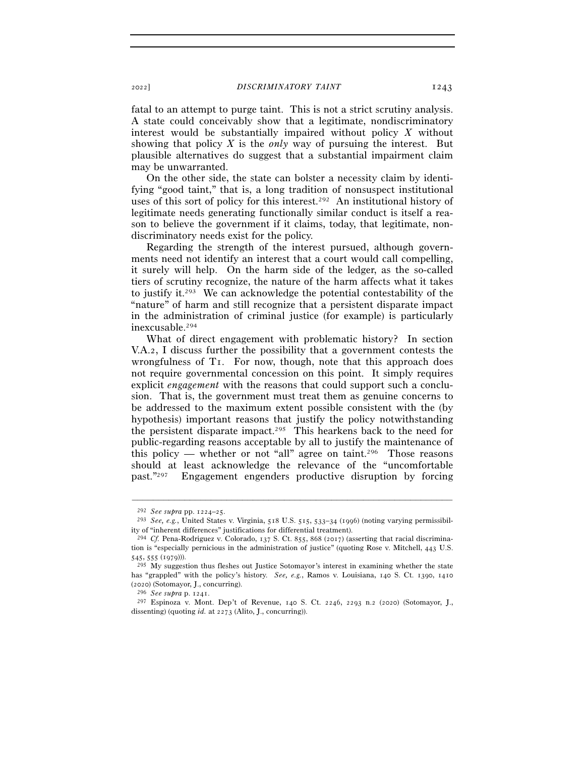fatal to an attempt to purge taint. This is not a strict scrutiny analysis. A state could conceivably show that a legitimate, nondiscriminatory interest would be substantially impaired without policy $X$ without showing that policy $X$ is the *only* way of pursuing the interest. But plausible alternatives do suggest that a substantial impairment claim may be unwarranted.

On the other side, the state can bolster a necessity claim by identifying "good taint," that is, a long tradition of nonsuspect institutional uses of this sort of policy for this interest.[292] An institutional history of legitimate needs generating functionally similar conduct is itself a reason to believe the government if it claims, today, that legitimate, nondiscriminatory needs exist for the policy.

Regarding the strength of the interest pursued, although governments need not identify an interest that a court would call compelling, it surely will help. On the harm side of the ledger, as the so-called tiers of scrutiny recognize, the nature of the harm affects what it takes to justify it.[293] We can acknowledge the potential contestability of the "nature" of harm and still recognize that a persistent disparate impact in the administration of criminal justice (for example) is particularly inexcusable.[294]

What of direct engagement with problematic history? In section V.A.2, I discuss further the possibility that a government contests the wrongfulness of T1. For now, though, note that this approach does not require governmental concession on this point. It simply requires explicit *engagement* with the reasons that could support such a conclusion. That is, the government must treat them as genuine concerns to be addressed to the maximum extent possible consistent with the (by hypothesis) important reasons that justify the policy notwithstanding the persistent disparate impact.[295] This hearkens back to the need for public-regarding reasons acceptable by all to justify the maintenance of this policy — whether or not "all" agree on taint.[296] Those reasons should at least acknowledge the relevance of the "uncomfortable past."[297] Engagement engenders productive disruption by forcing

---

[292] *See supra* pp. 1224–25.

[293] *See, e.g.*, United States v. Virginia, 518 U.S. 515, 533–34 (1996) (noting varying permissibility of "inherent differences" justifications for differential treatment).

[294] *Cf.* Pena-Rodriguez v. Colorado, 137 S. Ct. 855, 868 (2017) (asserting that racial discrimination is "especially pernicious in the administration of justice" (quoting Rose v. Mitchell, 443 U.S. 545, 555 (1979))).

[295] My suggestion thus fleshes out Justice Sotomayor's interest in examining whether the state has "grappled" with the policy's history. *See, e.g.*, Ramos v. Louisiana, 140 S. Ct. 1390, 1410 (2020) (Sotomayor, J., concurring).

[296] *See supra* p. 1241.

[297] Espinoza v. Mont. Dep't of Revenue, 140 S. Ct. 2246, 2293 n.2 (2020) (Sotomayor, J., dissenting) (quoting *id.* at 2273 (Alito, J., concurring)).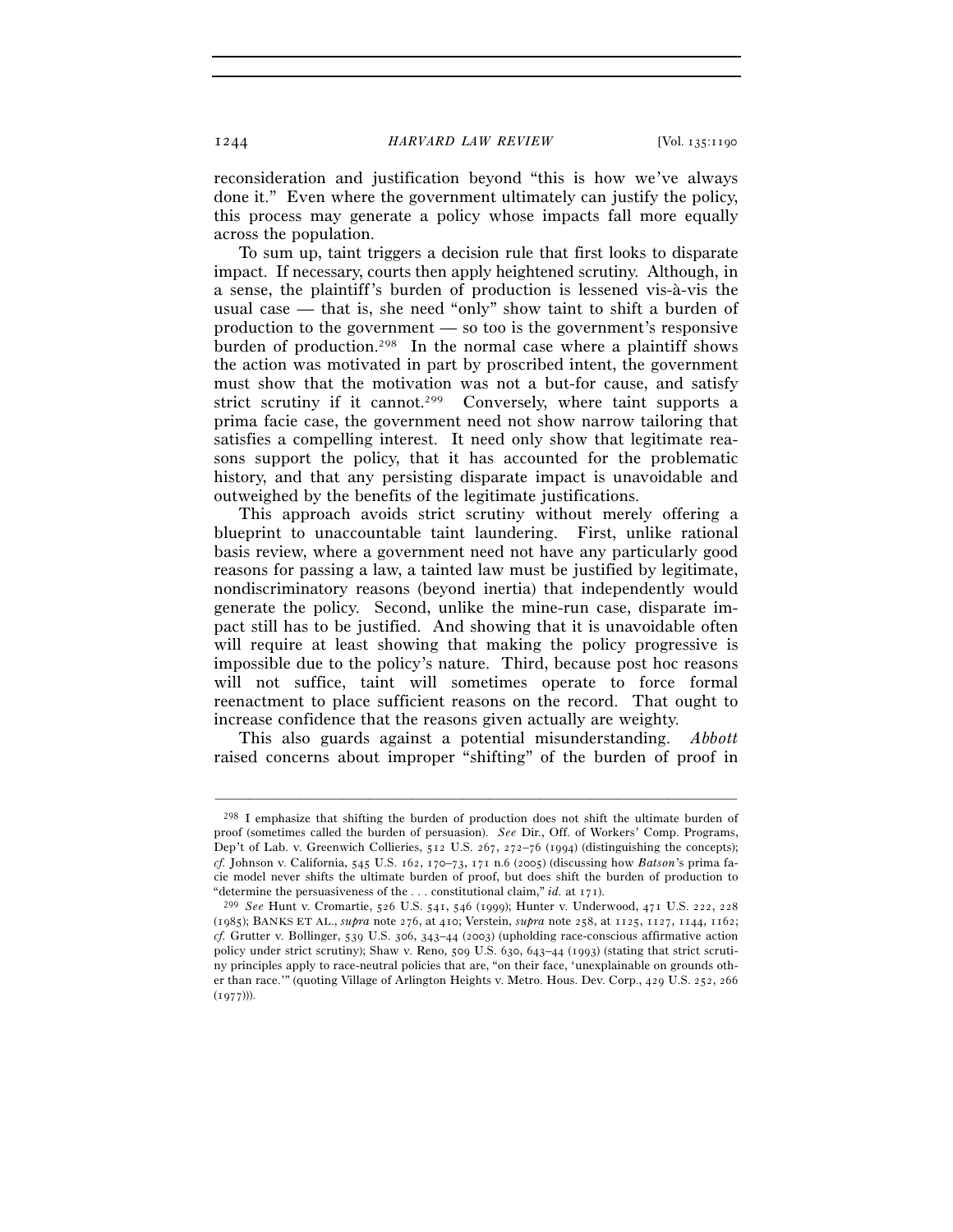reconsideration and justification beyond "this is how we've always done it." Even where the government ultimately can justify the policy, this process may generate a policy whose impacts fall more equally across the population.

To sum up, taint triggers a decision rule that first looks to disparate impact. If necessary, courts then apply heightened scrutiny. Although, in a sense, the plaintiff's burden of production is lessened vis-à-vis the usual case — that is, she need "only" show taint to shift a burden of production to the government — so too is the government's responsive burden of production.[298] In the normal case where a plaintiff shows the action was motivated in part by proscribed intent, the government must show that the motivation was not a but-for cause, and satisfy strict scrutiny if it cannot.[299] Conversely, where taint supports a prima facie case, the government need not show narrow tailoring that satisfies a compelling interest. It need only show that legitimate reasons support the policy, that it has accounted for the problematic history, and that any persisting disparate impact is unavoidable and outweighed by the benefits of the legitimate justifications.

This approach avoids strict scrutiny without merely offering a blueprint to unaccountable taint laundering. First, unlike rational basis review, where a government need not have any particularly good reasons for passing a law, a tainted law must be justified by legitimate, nondiscriminatory reasons (beyond inertia) that independently would generate the policy. Second, unlike the mine-run case, disparate impact still has to be justified. And showing that it is unavoidable often will require at least showing that making the policy progressive is impossible due to the policy's nature. Third, because post hoc reasons will not suffice, taint will sometimes operate to force formal reenactment to place sufficient reasons on the record. That ought to increase confidence that the reasons given actually are weighty.

This also guards against a potential misunderstanding. *Abbott* raised concerns about improper "shifting" of the burden of proof in

---

[298] I emphasize that shifting the burden of production does not shift the ultimate burden of proof (sometimes called the burden of persuasion). *See* Dir., Off. of Workers' Comp. Programs, Dep't of Lab. v. Greenwich Collieries, 512 U.S. 267, 272–76 (1994) (distinguishing the concepts); *cf.* Johnson v. California, 545 U.S. 162, 170–73, 171 n.6 (2005) (discussing how *Batson*'s prima facie model never shifts the ultimate burden of proof, but does shift the burden of production to "determine the persuasiveness of the . . . constitutional claim," *id.* at 171).

[299] *See* Hunt v. Cromartie, 526 U.S. 541, 546 (1999); Hunter v. Underwood, 471 U.S. 222, 228 (1985); BANKS ET AL., *supra* note 276, at 410; Verstein, *supra* note 258, at 1125, 1127, 1144, 1162; *cf.* Grutter v. Bollinger, 539 U.S. 306, 343–44 (2003) (upholding race-conscious affirmative action policy under strict scrutiny); Shaw v. Reno, 509 U.S. 630, 643–44 (1993) (stating that strict scrutiny principles apply to race-neutral policies that are, "on their face, 'unexplainable on grounds other than race.'" (quoting Village of Arlington Heights v. Metro. Hous. Dev. Corp., 429 U.S. 252, 266 (1977))).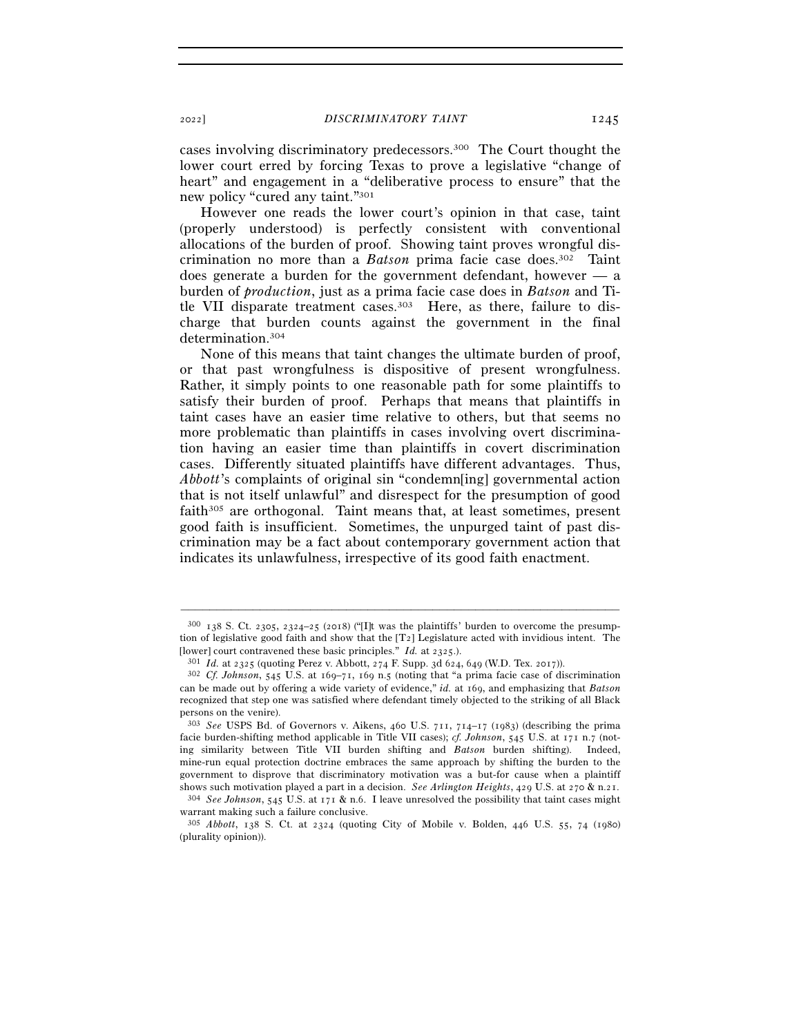cases involving discriminatory predecessors.[300] The Court thought the lower court erred by forcing Texas to prove a legislative "change of heart" and engagement in a "deliberative process to ensure" that the new policy "cured any taint."[301]

However one reads the lower court's opinion in that case, taint (properly understood) is perfectly consistent with conventional allocations of the burden of proof. Showing taint proves wrongful discrimination no more than a *Batson* prima facie case does.[302] Taint does generate a burden for the government defendant, however — a burden of *production*, just as a prima facie case does in *Batson* and Title VII disparate treatment cases.[303] Here, as there, failure to discharge that burden counts against the government in the final determination.[304]

None of this means that taint changes the ultimate burden of proof, or that past wrongfulness is dispositive of present wrongfulness. Rather, it simply points to one reasonable path for some plaintiffs to satisfy their burden of proof. Perhaps that means that plaintiffs in taint cases have an easier time relative to others, but that seems no more problematic than plaintiffs in cases involving overt discrimination having an easier time than plaintiffs in covert discrimination cases. Differently situated plaintiffs have different advantages. Thus, *Abbott*'s complaints of original sin "condemn[ing] governmental action that is not itself unlawful" and disrespect for the presumption of good faith[305] are orthogonal. Taint means that, at least sometimes, present good faith is insufficient. Sometimes, the unpurged taint of past discrimination may be a fact about contemporary government action that indicates its unlawfulness, irrespective of its good faith enactment.

---

[300] 138 S. Ct. 2305, 2324–25 (2018) ("[I]t was the plaintiffs' burden to overcome the presumption of legislative good faith and show that the [T2] Legislature acted with invidious intent. The [lower] court contravened these basic principles." *Id.* at 2325.).

[301] *Id.* at 2325 (quoting Perez v. Abbott, 274 F. Supp. 3d 624, 649 (W.D. Tex. 2017)).

[302] *Cf. Johnson*, 545 U.S. at 169–71, 169 n.5 (noting that "a prima facie case of discrimination can be made out by offering a wide variety of evidence," *id.* at 169, and emphasizing that *Batson* recognized that step one was satisfied where defendant timely objected to the striking of all Black persons on the venire).

[303] *See* USPS Bd. of Governors v. Aikens, 460 U.S. 711, 714–17 (1983) (describing the prima facie burden-shifting method applicable in Title VII cases); *cf. Johnson*, 545 U.S. at 171 n.7 (noting similarity between Title VII burden shifting and *Batson* burden shifting). Indeed, mine-run equal protection doctrine embraces the same approach by shifting the burden to the government to disprove that discriminatory motivation was a but-for cause when a plaintiff shows such motivation played a part in a decision. *See Arlington Heights*, 429 U.S. at 270 & n.21.

[304] *See Johnson*, 545 U.S. at 171 & n.6. I leave unresolved the possibility that taint cases might warrant making such a failure conclusive.

[305] *Abbott*, 138 S. Ct. at 2324 (quoting City of Mobile v. Bolden, 446 U.S. 55, 74 (1980) (plurality opinion)).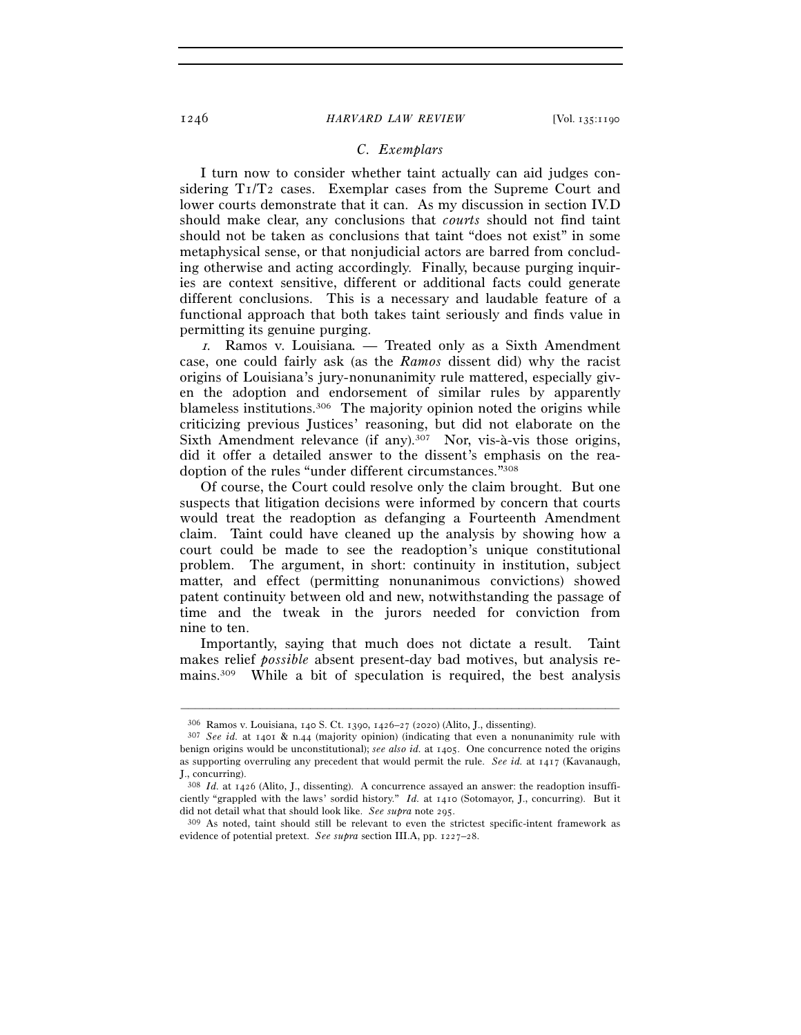### C. Exemplars

I turn now to consider whether taint actually can aid judges considering T1/T2 cases. Exemplar cases from the Supreme Court and lower courts demonstrate that it can. As my discussion in section IV.D should make clear, any conclusions that *courts* should not find taint should not be taken as conclusions that taint "does not exist" in some metaphysical sense, or that nonjudicial actors are barred from concluding otherwise and acting accordingly. Finally, because purging inquiries are context sensitive, different or additional facts could generate different conclusions. This is a necessary and laudable feature of a functional approach that both takes taint seriously and finds value in permitting its genuine purging.

*1.* Ramos v. Louisiana. — Treated only as a Sixth Amendment case, one could fairly ask (as the *Ramos* dissent did) why the racist origins of Louisiana's jury-nonunanimity rule mattered, especially given the adoption and endorsement of similar rules by apparently blameless institutions.[306] The majority opinion noted the origins while criticizing previous Justices' reasoning, but did not elaborate on the Sixth Amendment relevance (if any).[307] Nor, vis-à-vis those origins, did it offer a detailed answer to the dissent's emphasis on the readoption of the rules "under different circumstances."[308]

Of course, the Court could resolve only the claim brought. But one suspects that litigation decisions were informed by concern that courts would treat the readoption as defanging a Fourteenth Amendment claim. Taint could have cleaned up the analysis by showing how a court could be made to see the readoption's unique constitutional problem. The argument, in short: continuity in institution, subject matter, and effect (permitting nonunanimous convictions) showed patent continuity between old and new, notwithstanding the passage of time and the tweak in the jurors needed for conviction from nine to ten.

Importantly, saying that much does not dictate a result. Taint makes relief *possible* absent present-day bad motives, but analysis remains.[309] While a bit of speculation is required, the best analysis

---

[306] Ramos v. Louisiana, 140 S. Ct. 1390, 1426–27 (2020) (Alito, J., dissenting).

[307] *See id.* at 1401 & n.44 (majority opinion) (indicating that even a nonunanimity rule with benign origins would be unconstitutional); *see also id.* at 1405. One concurrence noted the origins as supporting overruling any precedent that would permit the rule. *See id.* at 1417 (Kavanaugh, J., concurring).

[308] *Id.* at 1426 (Alito, J., dissenting). A concurrence assayed an answer: the readoption insufficiently "grappled with the laws' sordid history." *Id.* at 1410 (Sotomayor, J., concurring). But it did not detail what that should look like. *See supra* note 295.

[309] As noted, taint should still be relevant to even the strictest specific-intent framework as evidence of potential pretext. *See supra* section III.A, pp. 1227–28.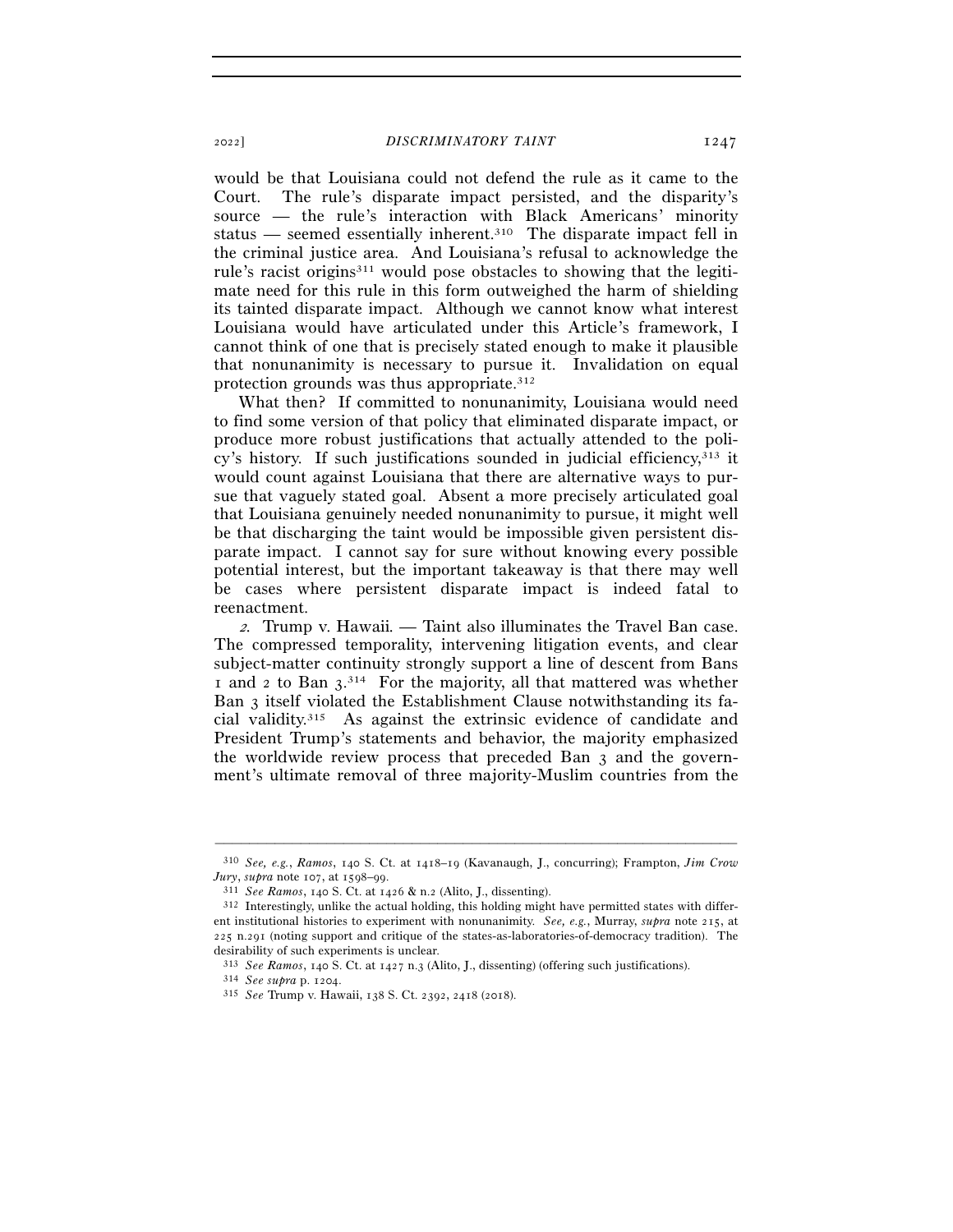would be that Louisiana could not defend the rule as it came to the Court. The rule's disparate impact persisted, and the disparity's source — the rule's interaction with Black Americans' minority status — seemed essentially inherent.[310] The disparate impact fell in the criminal justice area. And Louisiana's refusal to acknowledge the rule's racist origins[311] would pose obstacles to showing that the legitimate need for this rule in this form outweighed the harm of shielding its tainted disparate impact. Although we cannot know what interest Louisiana would have articulated under this Article's framework, I cannot think of one that is precisely stated enough to make it plausible that nonunanimity is necessary to pursue it. Invalidation on equal protection grounds was thus appropriate.[312]

What then? If committed to nonunanimity, Louisiana would need to find some version of that policy that eliminated disparate impact, or produce more robust justifications that actually attended to the policy's history. If such justifications sounded in judicial efficiency,[313] it would count against Louisiana that there are alternative ways to pursue that vaguely stated goal. Absent a more precisely articulated goal that Louisiana genuinely needed nonunanimity to pursue, it might well be that discharging the taint would be impossible given persistent disparate impact. I cannot say for sure without knowing every possible potential interest, but the important takeaway is that there may well be cases where persistent disparate impact is indeed fatal to reenactment.

*2.* Trump v. Hawaii. — Taint also illuminates the Travel Ban case. The compressed temporality, intervening litigation events, and clear subject-matter continuity strongly support a line of descent from Bans 1 and 2 to Ban 3.[314] For the majority, all that mattered was whether Ban 3 itself violated the Establishment Clause notwithstanding its facial validity.[315] As against the extrinsic evidence of candidate and President Trump's statements and behavior, the majority emphasized the worldwide review process that preceded Ban 3 and the government's ultimate removal of three majority-Muslim countries from the

---

[310] *See, e.g.*, *Ramos*, 140 S. Ct. at 1418–19 (Kavanaugh, J., concurring); Frampton, *Jim Crow Jury*, *supra* note 107, at 1598–99.

[311] *See Ramos*, 140 S. Ct. at 1426 & n.2 (Alito, J., dissenting).

[312] Interestingly, unlike the actual holding, this holding might have permitted states with different institutional histories to experiment with nonunanimity. *See, e.g.*, Murray, *supra* note 215, at 225 n.291 (noting support and critique of the states-as-laboratories-of-democracy tradition). The desirability of such experiments is unclear.

[313] *See Ramos*, 140 S. Ct. at 1427 n.3 (Alito, J., dissenting) (offering such justifications).

[314] *See supra* p. 1204.

[315] *See* Trump v. Hawaii, 138 S. Ct. 2392, 2418 (2018).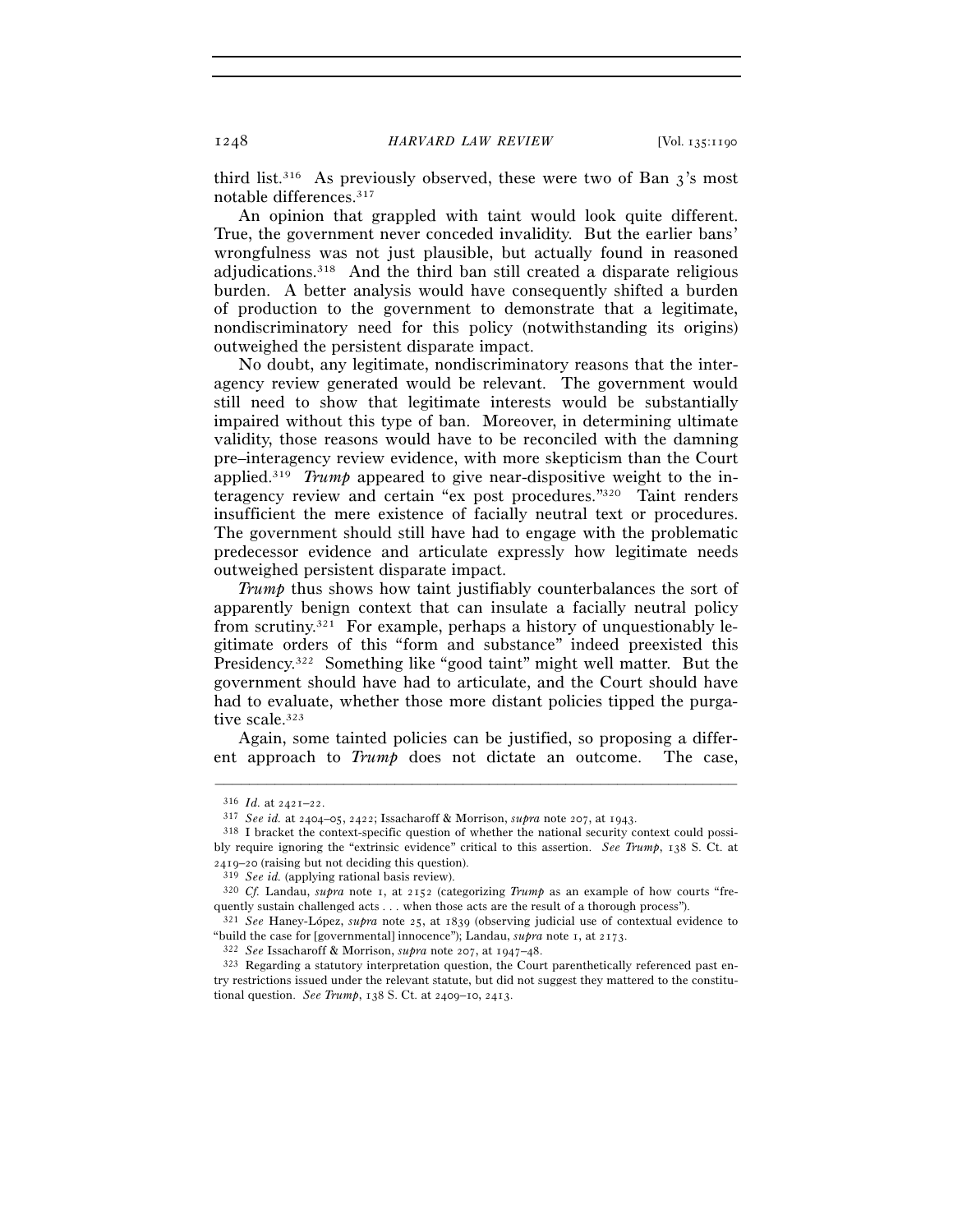third list.[316] As previously observed, these were two of Ban 3's most notable differences.[317]

An opinion that grappled with taint would look quite different. True, the government never conceded invalidity. But the earlier bans' wrongfulness was not just plausible, but actually found in reasoned adjudications.[318] And the third ban still created a disparate religious burden. A better analysis would have consequently shifted a burden of production to the government to demonstrate that a legitimate, nondiscriminatory need for this policy (notwithstanding its origins) outweighed the persistent disparate impact.

No doubt, any legitimate, nondiscriminatory reasons that the interagency review generated would be relevant. The government would still need to show that legitimate interests would be substantially impaired without this type of ban. Moreover, in determining ultimate validity, those reasons would have to be reconciled with the damning pre–interagency review evidence, with more skepticism than the Court applied.[319] *Trump* appeared to give near-dispositive weight to the interagency review and certain "ex post procedures."[320] Taint renders insufficient the mere existence of facially neutral text or procedures. The government should still have had to engage with the problematic predecessor evidence and articulate expressly how legitimate needs outweighed persistent disparate impact.

*Trump* thus shows how taint justifiably counterbalances the sort of apparently benign context that can insulate a facially neutral policy from scrutiny.[321] For example, perhaps a history of unquestionably legitimate orders of this "form and substance" indeed preexisted this Presidency.[322] Something like "good taint" might well matter. But the government should have had to articulate, and the Court should have had to evaluate, whether those more distant policies tipped the purgative scale.[323]

Again, some tainted policies can be justified, so proposing a different approach to *Trump* does not dictate an outcome. The case,

---

[316] *Id.* at 2421–22.

[317] *See id.* at 2404–05, 2422; Issacharoff & Morrison, *supra* note 207, at 1943.

[318] I bracket the context-specific question of whether the national security context could possibly require ignoring the "extrinsic evidence" critical to this assertion. *See Trump*, 138 S. Ct. at 2419–20 (raising but not deciding this question).

[319] *See id.* (applying rational basis review).

[320] *Cf.* Landau, *supra* note 1, at 2152 (categorizing *Trump* as an example of how courts "frequently sustain challenged acts . . . when those acts are the result of a thorough process").

[321] *See* Haney-López, *supra* note 25, at 1839 (observing judicial use of contextual evidence to "build the case for [governmental] innocence"); Landau, *supra* note 1, at 2173.

[322] *See* Issacharoff & Morrison, *supra* note 207, at 1947–48.

[323] Regarding a statutory interpretation question, the Court parenthetically referenced past entry restrictions issued under the relevant statute, but did not suggest they mattered to the constitutional question. *See Trump*, 138 S. Ct. at 2409–10, 2413.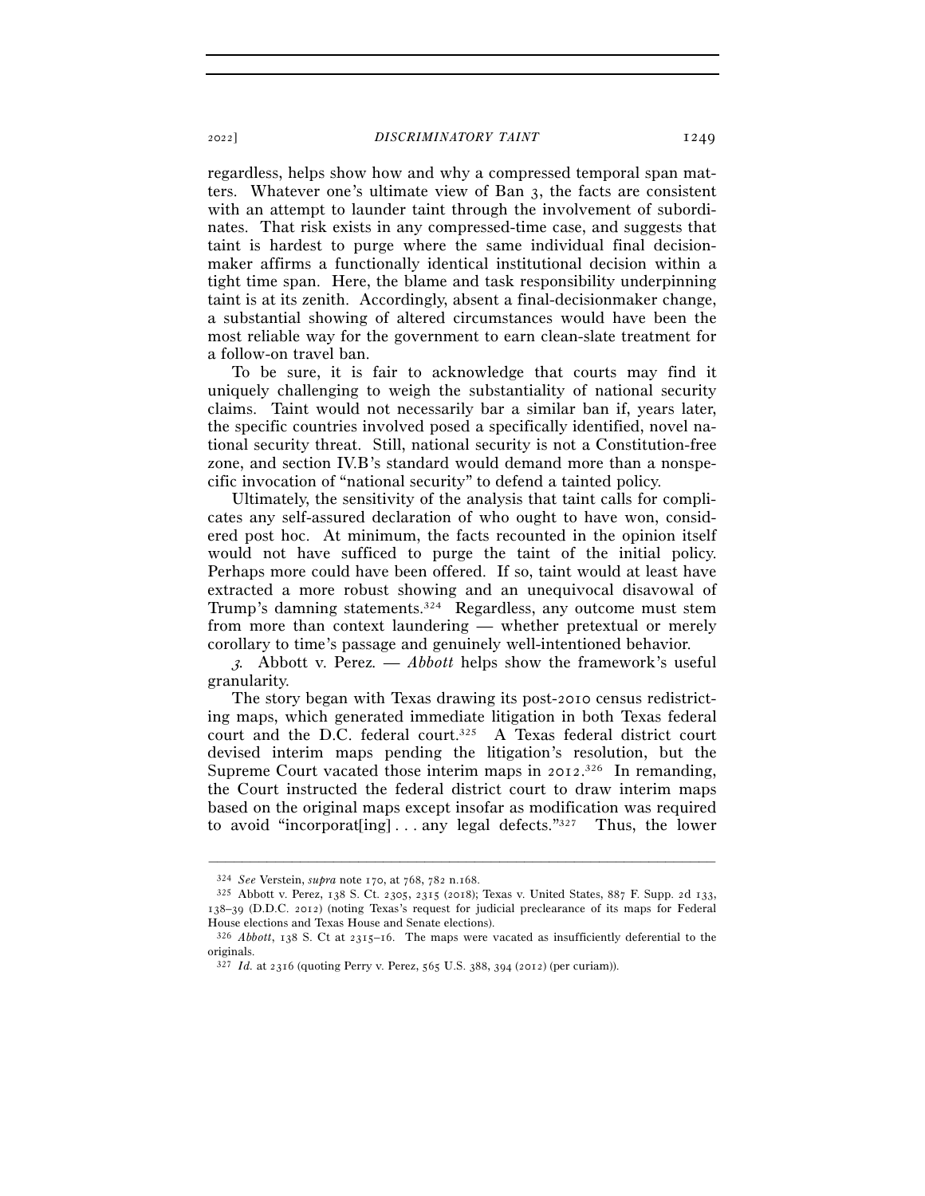regardless, helps show how and why a compressed temporal span matters. Whatever one's ultimate view of Ban 3, the facts are consistent with an attempt to launder taint through the involvement of subordinates. That risk exists in any compressed-time case, and suggests that taint is hardest to purge where the same individual final decisionmaker affirms a functionally identical institutional decision within a tight time span. Here, the blame and task responsibility underpinning taint is at its zenith. Accordingly, absent a final-decisionmaker change, a substantial showing of altered circumstances would have been the most reliable way for the government to earn clean-slate treatment for a follow-on travel ban.

To be sure, it is fair to acknowledge that courts may find it uniquely challenging to weigh the substantiality of national security claims. Taint would not necessarily bar a similar ban if, years later, the specific countries involved posed a specifically identified, novel national security threat. Still, national security is not a Constitution-free zone, and section IV.B's standard would demand more than a nonspecific invocation of "national security" to defend a tainted policy.

Ultimately, the sensitivity of the analysis that taint calls for complicates any self-assured declaration of who ought to have won, considered post hoc. At minimum, the facts recounted in the opinion itself would not have sufficed to purge the taint of the initial policy. Perhaps more could have been offered. If so, taint would at least have extracted a more robust showing and an unequivocal disavowal of Trump's damning statements.[324] Regardless, any outcome must stem from more than context laundering — whether pretextual or merely corollary to time's passage and genuinely well-intentioned behavior.

*3.* Abbott v. Perez. — *Abbott* helps show the framework's useful granularity.

The story began with Texas drawing its post-2010 census redistricting maps, which generated immediate litigation in both Texas federal court and the D.C. federal court.[325] A Texas federal district court devised interim maps pending the litigation's resolution, but the Supreme Court vacated those interim maps in 2012.[326] In remanding, the Court instructed the federal district court to draw interim maps based on the original maps except insofar as modification was required to avoid "incorporat[ing] . . . any legal defects."[327] Thus, the lower

---

[324] *See* Verstein, *supra* note 170, at 768, 782 n.168.

[325] Abbott v. Perez, 138 S. Ct. 2305, 2315 (2018); Texas v. United States, 887 F. Supp. 2d 133, 138–39 (D.D.C. 2012) (noting Texas's request for judicial preclearance of its maps for Federal House elections and Texas House and Senate elections).

[326] *Abbott*, 138 S. Ct at 2315–16. The maps were vacated as insufficiently deferential to the originals.

[327] *Id.* at 2316 (quoting Perry v. Perez, 565 U.S. 388, 394 (2012) (per curiam)).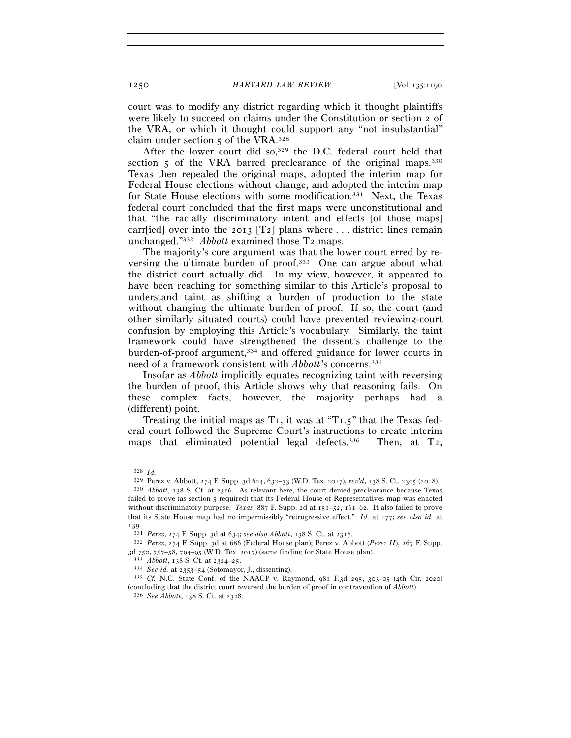court was to modify any district regarding which it thought plaintiffs were likely to succeed on claims under the Constitution or section 2 of the VRA, or which it thought could support any "not insubstantial" claim under section 5 of the VRA.[328]

After the lower court did so,[329] the D.C. federal court held that section 5 of the VRA barred preclearance of the original maps.[330] Texas then repealed the original maps, adopted the interim map for Federal House elections without change, and adopted the interim map for State House elections with some modification.[331] Next, the Texas federal court concluded that the first maps were unconstitutional and that "the racially discriminatory intent and effects [of those maps] carr[ied] over into the 2013 [T2] plans where . . . district lines remain unchanged."[332] *Abbott* examined those T2 maps.

The majority's core argument was that the lower court erred by reversing the ultimate burden of proof.[333] One can argue about what the district court actually did. In my view, however, it appeared to have been reaching for something similar to this Article's proposal to understand taint as shifting a burden of production to the state without changing the ultimate burden of proof. If so, the court (and other similarly situated courts) could have prevented reviewing-court confusion by employing this Article's vocabulary. Similarly, the taint framework could have strengthened the dissent's challenge to the burden-of-proof argument,[334] and offered guidance for lower courts in need of a framework consistent with *Abbott*'s concerns.[335]

Insofar as *Abbott* implicitly equates recognizing taint with reversing the burden of proof, this Article shows why that reasoning fails. On these complex facts, however, the majority perhaps had a (different) point.

Treating the initial maps as T1, it was at "T1.5" that the Texas federal court followed the Supreme Court's instructions to create interim maps that eliminated potential legal defects.[336] Then, at T2,

---

[328] *Id.*

[329] Perez v. Abbott, 274 F. Supp. 3d 624, 632–33 (W.D. Tex. 2017), *rev'd*, 138 S. Ct. 2305 (2018).

[330] *Abbott*, 138 S. Ct. at 2316. As relevant here, the court denied preclearance because Texas failed to prove (as section 5 required) that its Federal House of Representatives map was enacted without discriminatory purpose. *Texas*, 887 F. Supp. 2d at 151–52, 161–62. It also failed to prove that its State House map had no impermissibly "retrogressive effect." *Id.* at 177; *see also id.* at 139.

[331] *Perez*, 274 F. Supp. 3d at 634; *see also Abbott*, 138 S. Ct. at 2317.

[332] *Perez*, 274 F. Supp. 3d at 686 (Federal House plan); Perez v. Abbott (*Perez II*), 267 F. Supp. 3d 750, 757–58, 794–95 (W.D. Tex. 2017) (same finding for State House plan).

[333] *Abbott*, 138 S. Ct. at 2324–25.

[334] *See id.* at 2353–54 (Sotomayor, J., dissenting).

[335] *Cf.* N.C. State Conf. of the NAACP v. Raymond, 981 F.3d 295, 303–05 (4th Cir. 2020) (concluding that the district court reversed the burden of proof in contravention of *Abbott*).

[336] *See Abbott*, 138 S. Ct. at 2328.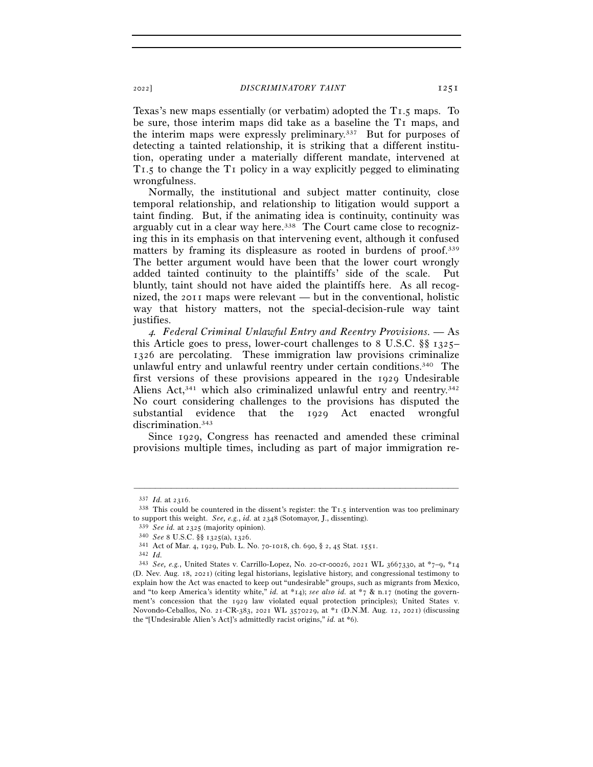Texas's new maps essentially (or verbatim) adopted the T1.5 maps. To be sure, those interim maps did take as a baseline the T1 maps, and the interim maps were expressly preliminary.[337] But for purposes of detecting a tainted relationship, it is striking that a different institution, operating under a materially different mandate, intervened at T1.5 to change the T1 policy in a way explicitly pegged to eliminating wrongfulness.

Normally, the institutional and subject matter continuity, close temporal relationship, and relationship to litigation would support a taint finding. But, if the animating idea is continuity, continuity was arguably cut in a clear way here.[338] The Court came close to recognizing this in its emphasis on that intervening event, although it confused matters by framing its displeasure as rooted in burdens of proof.[339] The better argument would have been that the lower court wrongly added tainted continuity to the plaintiffs' side of the scale. Put bluntly, taint should not have aided the plaintiffs here. As all recognized, the 2011 maps were relevant — but in the conventional, holistic way that history matters, not the special-decision-rule way taint justifies.

*4. Federal Criminal Unlawful Entry and Reentry Provisions.* — As this Article goes to press, lower-court challenges to 8 U.S.C. §§ 1325–1326 are percolating. These immigration law provisions criminalize unlawful entry and unlawful reentry under certain conditions.[340] The first versions of these provisions appeared in the 1929 Undesirable Aliens Act,[341] which also criminalized unlawful entry and reentry.[342] No court considering challenges to the provisions has disputed the substantial evidence that the 1929 Act enacted wrongful discrimination.[343]

Since 1929, Congress has reenacted and amended these criminal provisions multiple times, including as part of major immigration re-

---

[337] *Id.* at 2316.

[338] This could be countered in the dissent's register: the T1.5 intervention was too preliminary to support this weight. *See, e.g.*, *id.* at 2348 (Sotomayor, J., dissenting).

[339] *See id.* at 2325 (majority opinion).

[340] *See* 8 U.S.C. §§ 1325(a), 1326.

[341] Act of Mar. 4, 1929, Pub. L. No. 70-1018, ch. 690, § 2, 45 Stat. 1551.

[342] *Id.*

[343] *See, e.g.*, United States v. Carrillo-Lopez, No. 20-cr-00026, 2021 WL 3667330, at *7–9, *14 (D. Nev. Aug. 18, 2021) (citing legal historians, legislative history, and congressional testimony to explain how the Act was enacted to keep out "undesirable" groups, such as migrants from Mexico, and "to keep America's identity white," *id.* at *14); *see also id.* at *7 & n.17 (noting the government's concession that the 1929 law violated equal protection principles); United States v. Novondo-Ceballos, No. 21-CR-383, 2021 WL 3570229, at *1 (D.N.M. Aug. 12, 2021) (discussing the "[Undesirable Alien's Act]'s admittedly racist origins," *id.* at *6).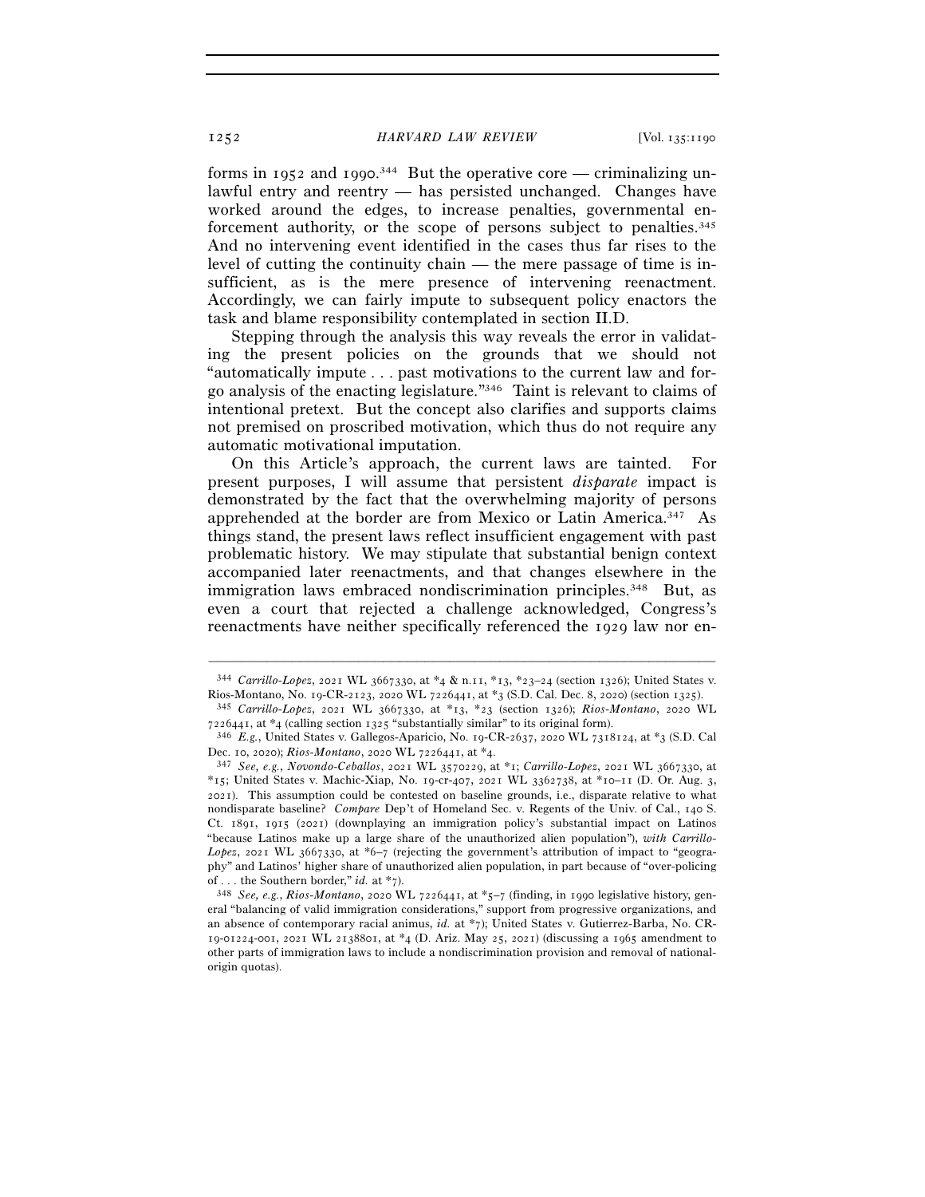forms in 1952 and 1990.[344] But the operative core — criminalizing unlawful entry and reentry — has persisted unchanged. Changes have worked around the edges, to increase penalties, governmental enforcement authority, or the scope of persons subject to penalties.[345] And no intervening event identified in the cases thus far rises to the level of cutting the continuity chain — the mere passage of time is insufficient, as is the mere presence of intervening reenactment. Accordingly, we can fairly impute to subsequent policy enactors the task and blame responsibility contemplated in section II.D.

Stepping through the analysis this way reveals the error in validating the present policies on the grounds that we should not "automatically impute . . . past motivations to the current law and forgo analysis of the enacting legislature."[346] Taint is relevant to claims of intentional pretext. But the concept also clarifies and supports claims not premised on proscribed motivation, which thus do not require any automatic motivational imputation.

On this Article's approach, the current laws are tainted. For present purposes, I will assume that persistent *disparate* impact is demonstrated by the fact that the overwhelming majority of persons apprehended at the border are from Mexico or Latin America.[347] As things stand, the present laws reflect insufficient engagement with past problematic history. We may stipulate that substantial benign context accompanied later reenactments, and that changes elsewhere in the immigration laws embraced nondiscrimination principles.[348] But, as even a court that rejected a challenge acknowledged, Congress's reenactments have neither specifically referenced the 1929 law nor en-

---

[344] *Carrillo-Lopez*, 2021 WL 3667330, at *4 & n.11, *13, *23–24 (section 1326); United States v. Rios-Montano, No. 19-CR-2123, 2020 WL 7226441, at *3 (S.D. Cal. Dec. 8, 2020) (section 1325).

[345] *Carrillo-Lopez*, 2021 WL 3667330, at *13, *23 (section 1326); *Rios-Montano*, 2020 WL 7226441, at *4 (calling section 1325 "substantially similar" to its original form).

[346] *E.g.*, United States v. Gallegos-Aparicio, No. 19-CR-2637, 2020 WL 7318124, at *3 (S.D. Cal Dec. 10, 2020); *Rios-Montano*, 2020 WL 7226441, at *4.

[347] *See, e.g.*, *Novondo-Ceballos*, 2021 WL 3570229, at *1; *Carrillo-Lopez*, 2021 WL 3667330, at *15; United States v. Machic-Xiap, No. 19-cr-407, 2021 WL 3362738, at *10–11 (D. Or. Aug. 3, 2021). This assumption could be contested on baseline grounds, i.e., disparate relative to what nondisparate baseline? *Compare* Dep't of Homeland Sec. v. Regents of the Univ. of Cal., 140 S. Ct. 1891, 1915 (2021) (downplaying an immigration policy's substantial impact on Latinos "because Latinos make up a large share of the unauthorized alien population"), *with Carrillo-Lopez*, 2021 WL 3667330, at *6–7 (rejecting the government's attribution of impact to "geography" and Latinos' higher share of unauthorized alien population, in part because of "over-policing of . . . the Southern border," *id.* at *7).

[348] *See, e.g.*, *Rios-Montano*, 2020 WL 7226441, at *5–7 (finding, in 1990 legislative history, general "balancing of valid immigration considerations," support from progressive organizations, and an absence of contemporary racial animus, *id.* at *7); United States v. Gutierrez-Barba, No. CR-19-01224-001, 2021 WL 2138801, at *4 (D. Ariz. May 25, 2021) (discussing a 1965 amendment to other parts of immigration laws to include a nondiscrimination provision and removal of national-origin quotas).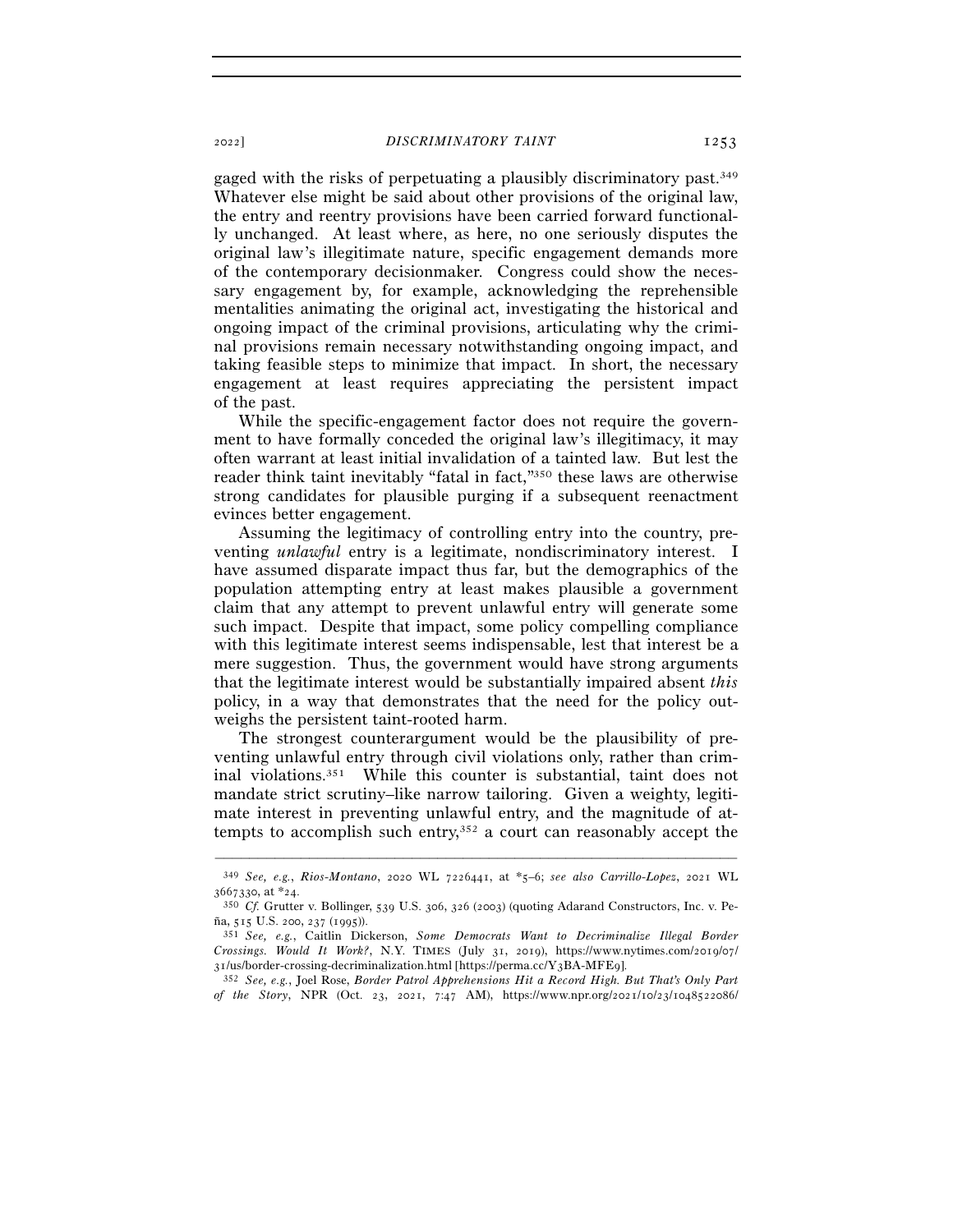gaged with the risks of perpetuating a plausibly discriminatory past.[349] Whatever else might be said about other provisions of the original law, the entry and reentry provisions have been carried forward functionally unchanged. At least where, as here, no one seriously disputes the original law's illegitimate nature, specific engagement demands more of the contemporary decisionmaker. Congress could show the necessary engagement by, for example, acknowledging the reprehensible mentalities animating the original act, investigating the historical and ongoing impact of the criminal provisions, articulating why the criminal provisions remain necessary notwithstanding ongoing impact, and taking feasible steps to minimize that impact. In short, the necessary engagement at least requires appreciating the persistent impact of the past.

While the specific-engagement factor does not require the government to have formally conceded the original law's illegitimacy, it may often warrant at least initial invalidation of a tainted law. But lest the reader think taint inevitably "fatal in fact,"[350] these laws are otherwise strong candidates for plausible purging if a subsequent reenactment evinces better engagement.

Assuming the legitimacy of controlling entry into the country, preventing *unlawful* entry is a legitimate, nondiscriminatory interest. I have assumed disparate impact thus far, but the demographics of the population attempting entry at least makes plausible a government claim that any attempt to prevent unlawful entry will generate some such impact. Despite that impact, some policy compelling compliance with this legitimate interest seems indispensable, lest that interest be a mere suggestion. Thus, the government would have strong arguments that the legitimate interest would be substantially impaired absent *this* policy, in a way that demonstrates that the need for the policy outweighs the persistent taint-rooted harm.

The strongest counterargument would be the plausibility of preventing unlawful entry through civil violations only, rather than criminal violations.[351] While this counter is substantial, taint does not mandate strict scrutiny–like narrow tailoring. Given a weighty, legitimate interest in preventing unlawful entry, and the magnitude of attempts to accomplish such entry,[352] a court can reasonably accept the

---

[349] *See, e.g.*, *Rios-Montano*, 2020 WL 7226441, at *5–6; *see also Carrillo-Lopez*, 2021 WL 3667330, at *24.

[350] *Cf.* Grutter v. Bollinger, 539 U.S. 306, 326 (2003) (quoting Adarand Constructors, Inc. v. Peña, 515 U.S. 200, 237 (1995)).

[351] *See, e.g.*, Caitlin Dickerson, *Some Democrats Want to Decriminalize Illegal Border Crossings. Would It Work?*, N.Y. TIMES (July 31, 2019), https://www.nytimes.com/2019/07/31/us/border-crossing-decriminalization.html [https://perma.cc/Y3BA-MFE9].

[352] *See, e.g.*, Joel Rose, *Border Patrol Apprehensions Hit a Record High. But That's Only Part of the Story*, NPR (Oct. 23, 2021, 7:47 AM), https://www.npr.org/2021/10/23/1048522086/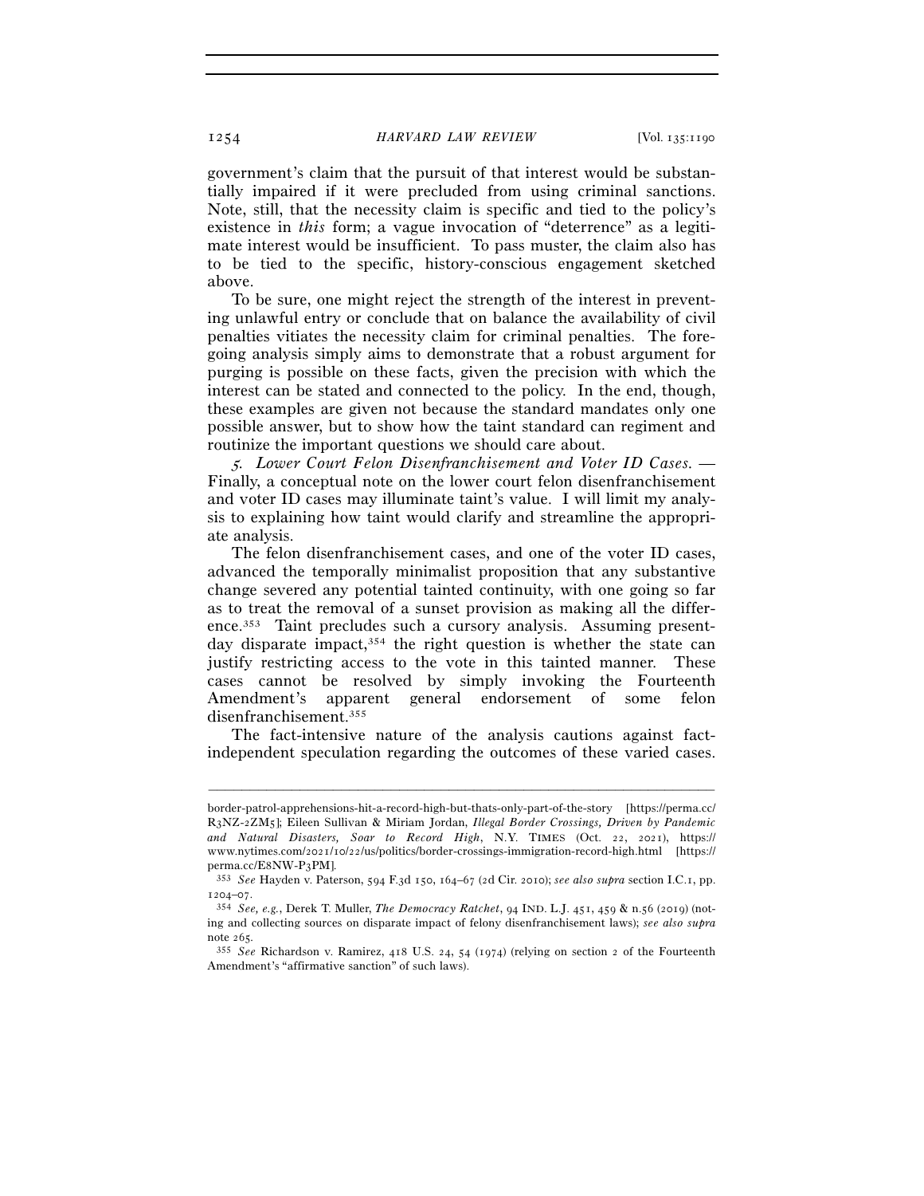government's claim that the pursuit of that interest would be substantially impaired if it were precluded from using criminal sanctions. Note, still, that the necessity claim is specific and tied to the policy's existence in *this* form; a vague invocation of "deterrence" as a legitimate interest would be insufficient. To pass muster, the claim also has to be tied to the specific, history-conscious engagement sketched above.

To be sure, one might reject the strength of the interest in preventing unlawful entry or conclude that on balance the availability of civil penalties vitiates the necessity claim for criminal penalties. The foregoing analysis simply aims to demonstrate that a robust argument for purging is possible on these facts, given the precision with which the interest can be stated and connected to the policy. In the end, though, these examples are given not because the standard mandates only one possible answer, but to show how the taint standard can regiment and routinize the important questions we should care about.

*5. Lower Court Felon Disenfranchisement and Voter ID Cases.* — Finally, a conceptual note on the lower court felon disenfranchisement and voter ID cases may illuminate taint's value. I will limit my analysis to explaining how taint would clarify and streamline the appropriate analysis.

The felon disenfranchisement cases, and one of the voter ID cases, advanced the temporally minimalist proposition that any substantive change severed any potential tainted continuity, with one going so far as to treat the removal of a sunset provision as making all the difference.[353] Taint precludes such a cursory analysis. Assuming present-day disparate impact,[354] the right question is whether the state can justify restricting access to the vote in this tainted manner. These cases cannot be resolved by simply invoking the Fourteenth Amendment's apparent general endorsement of some felon disenfranchisement.[355]

The fact-intensive nature of the analysis cautions against fact-independent speculation regarding the outcomes of these varied cases.

---

border-patrol-apprehensions-hit-a-record-high-but-thats-only-part-of-the-story [https://perma.cc/R3NZ-2ZM5]; Eileen Sullivan & Miriam Jordan, *Illegal Border Crossings, Driven by Pandemic and Natural Disasters, Soar to Record High*, N.Y. TIMES (Oct. 22, 2021), https://www.nytimes.com/2021/10/22/us/politics/border-crossings-immigration-record-high.html [https://perma.cc/E8NW-P3PM].

[353] *See* Hayden v. Paterson, 594 F.3d 150, 164–67 (2d Cir. 2010); *see also supra* section I.C.1, pp. 1204–07.

[354] *See, e.g.*, Derek T. Muller, *The Democracy Ratchet*, 94 IND. L.J. 451, 459 & n.56 (2019) (noting and collecting sources on disparate impact of felony disenfranchisement laws); *see also supra* note 265.

[355] *See* Richardson v. Ramirez, 418 U.S. 24, 54 (1974) (relying on section 2 of the Fourteenth Amendment's "affirmative sanction" of such laws).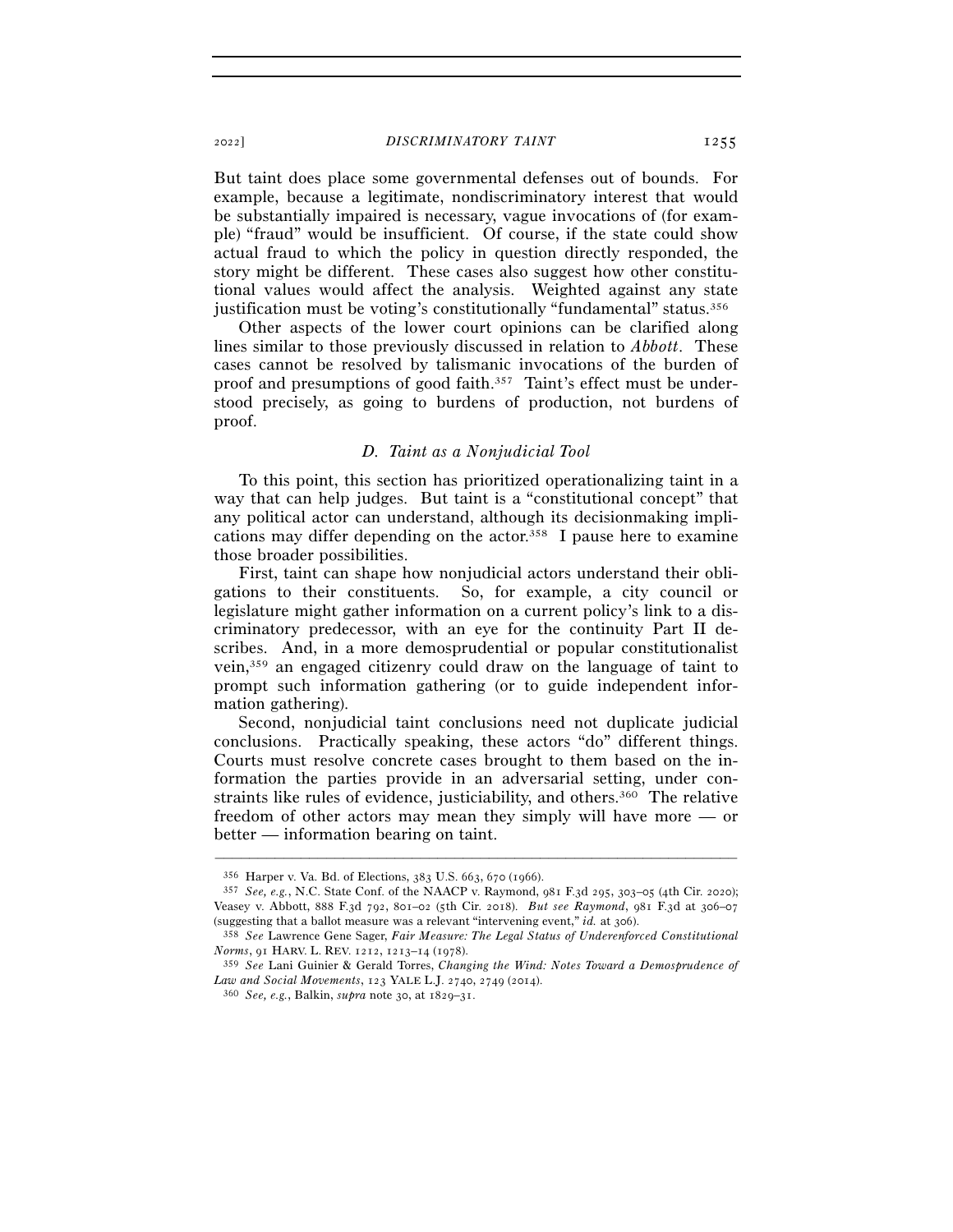But taint does place some governmental defenses out of bounds. For example, because a legitimate, nondiscriminatory interest that would be substantially impaired is necessary, vague invocations of (for example) "fraud" would be insufficient. Of course, if the state could show actual fraud to which the policy in question directly responded, the story might be different. These cases also suggest how other constitutional values would affect the analysis. Weighted against any state justification must be voting's constitutionally "fundamental" status.[356]

Other aspects of the lower court opinions can be clarified along lines similar to those previously discussed in relation to *Abbott*. These cases cannot be resolved by talismanic invocations of the burden of proof and presumptions of good faith.[357] Taint's effect must be understood precisely, as going to burdens of production, not burdens of proof.

### *D. Taint as a Nonjudicial Tool*

To this point, this section has prioritized operationalizing taint in a way that can help judges. But taint is a "constitutional concept" that any political actor can understand, although its decisionmaking implications may differ depending on the actor.[358] I pause here to examine those broader possibilities.

First, taint can shape how nonjudicial actors understand their obligations to their constituents. So, for example, a city council or legislature might gather information on a current policy's link to a discriminatory predecessor, with an eye for the continuity Part II describes. And, in a more demosprudential or popular constitutionalist vein,[359] an engaged citizenry could draw on the language of taint to prompt such information gathering (or to guide independent information gathering).

Second, nonjudicial taint conclusions need not duplicate judicial conclusions. Practically speaking, these actors "do" different things. Courts must resolve concrete cases brought to them based on the information the parties provide in an adversarial setting, under constraints like rules of evidence, justiciability, and others.[360] The relative freedom of other actors may mean they simply will have more — or better — information bearing on taint.

---

[356] Harper v. Va. Bd. of Elections, 383 U.S. 663, 670 (1966).

[357] *See, e.g.*, N.C. State Conf. of the NAACP v. Raymond, 981 F.3d 295, 303–05 (4th Cir. 2020); Veasey v. Abbott, 888 F.3d 792, 801–02 (5th Cir. 2018). *But see Raymond*, 981 F.3d at 306–07 (suggesting that a ballot measure was a relevant "intervening event," *id.* at 306).

[358] *See* Lawrence Gene Sager, *Fair Measure: The Legal Status of Underenforced Constitutional Norms*, 91 HARV. L. REV. 1212, 1213–14 (1978).

[359] *See* Lani Guinier & Gerald Torres, *Changing the Wind: Notes Toward a Demosprudence of Law and Social Movements*, 123 YALE L.J. 2740, 2749 (2014).

[360] *See, e.g.*, Balkin, *supra* note 30, at 1829–31.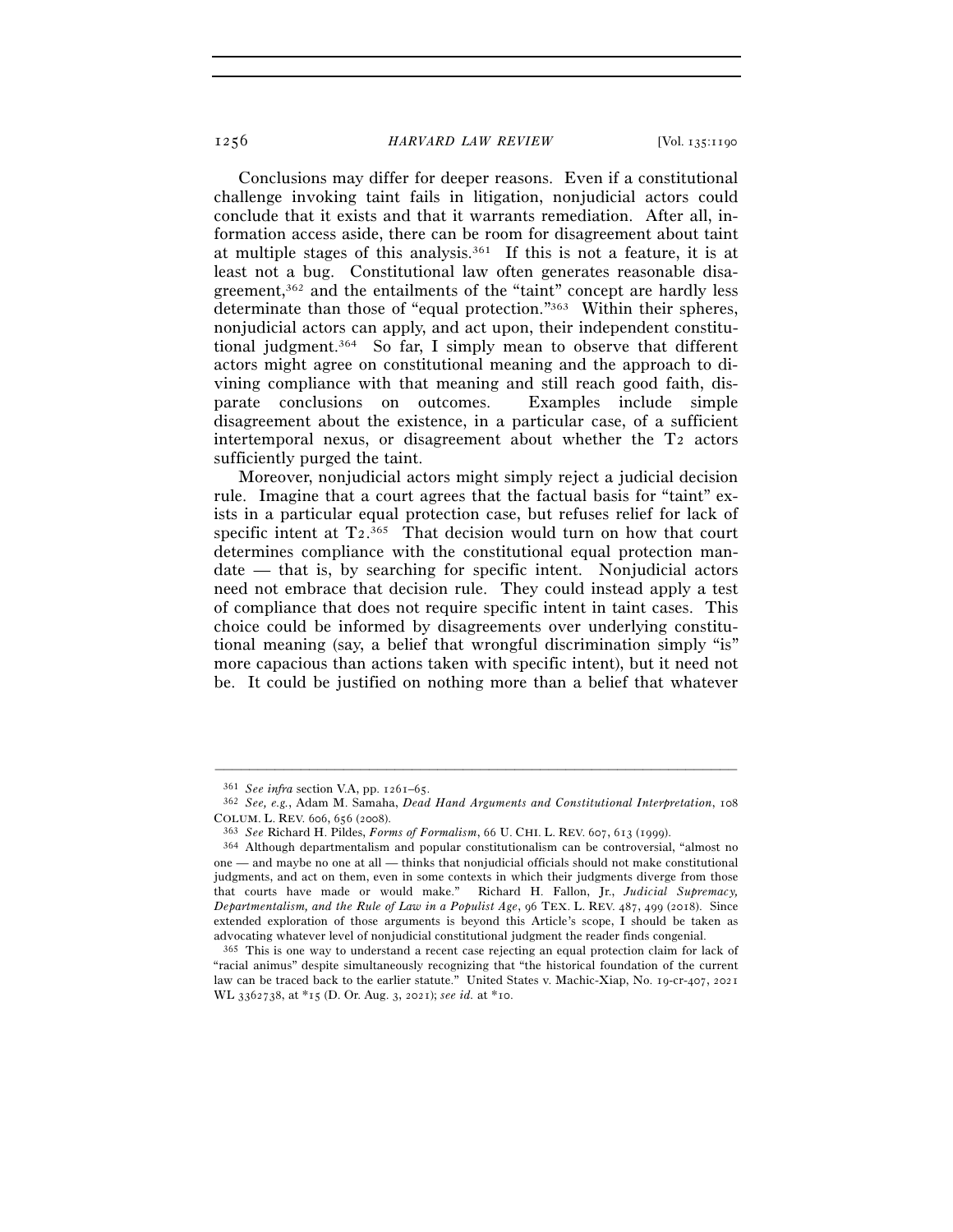Conclusions may differ for deeper reasons. Even if a constitutional challenge invoking taint fails in litigation, nonjudicial actors could conclude that it exists and that it warrants remediation. After all, information access aside, there can be room for disagreement about taint at multiple stages of this analysis.[361] If this is not a feature, it is at least not a bug. Constitutional law often generates reasonable disagreement,[362] and the entailments of the "taint" concept are hardly less determinate than those of "equal protection."[363] Within their spheres, nonjudicial actors can apply, and act upon, their independent constitutional judgment.[364] So far, I simply mean to observe that different actors might agree on constitutional meaning and the approach to divining compliance with that meaning and still reach good faith, disparate conclusions on outcomes. Examples include simple disagreement about the existence, in a particular case, of a sufficient intertemporal nexus, or disagreement about whether the T2 actors sufficiently purged the taint.

Moreover, nonjudicial actors might simply reject a judicial decision rule. Imagine that a court agrees that the factual basis for "taint" exists in a particular equal protection case, but refuses relief for lack of specific intent at T2.[365] That decision would turn on how that court determines compliance with the constitutional equal protection mandate — that is, by searching for specific intent. Nonjudicial actors need not embrace that decision rule. They could instead apply a test of compliance that does not require specific intent in taint cases. This choice could be informed by disagreements over underlying constitutional meaning (say, a belief that wrongful discrimination simply "is" more capacious than actions taken with specific intent), but it need not be. It could be justified on nothing more than a belief that whatever

---

[361] *See infra* section V.A, pp. 1261–65.

[362] *See, e.g.*, Adam M. Samaha, *Dead Hand Arguments and Constitutional Interpretation*, 108 COLUM. L. REV. 606, 656 (2008).

[363] *See* Richard H. Pildes, *Forms of Formalism*, 66 U. CHI. L. REV. 607, 613 (1999).

[364] Although departmentalism and popular constitutionalism can be controversial, "almost no one — and maybe no one at all — thinks that nonjudicial officials should not make constitutional judgments, and act on them, even in some contexts in which their judgments diverge from those that courts have made or would make." Richard H. Fallon, Jr., *Judicial Supremacy, Departmentalism, and the Rule of Law in a Populist Age*, 96 TEX. L. REV. 487, 499 (2018). Since extended exploration of those arguments is beyond this Article's scope, I should be taken as advocating whatever level of nonjudicial constitutional judgment the reader finds congenial.

[365] This is one way to understand a recent case rejecting an equal protection claim for lack of "racial animus" despite simultaneously recognizing that "the historical foundation of the current law can be traced back to the earlier statute." United States v. Machic-Xiap, No. 19-cr-407, 2021 WL 3362738, at *15 (D. Or. Aug. 3, 2021); *see id.* at *10.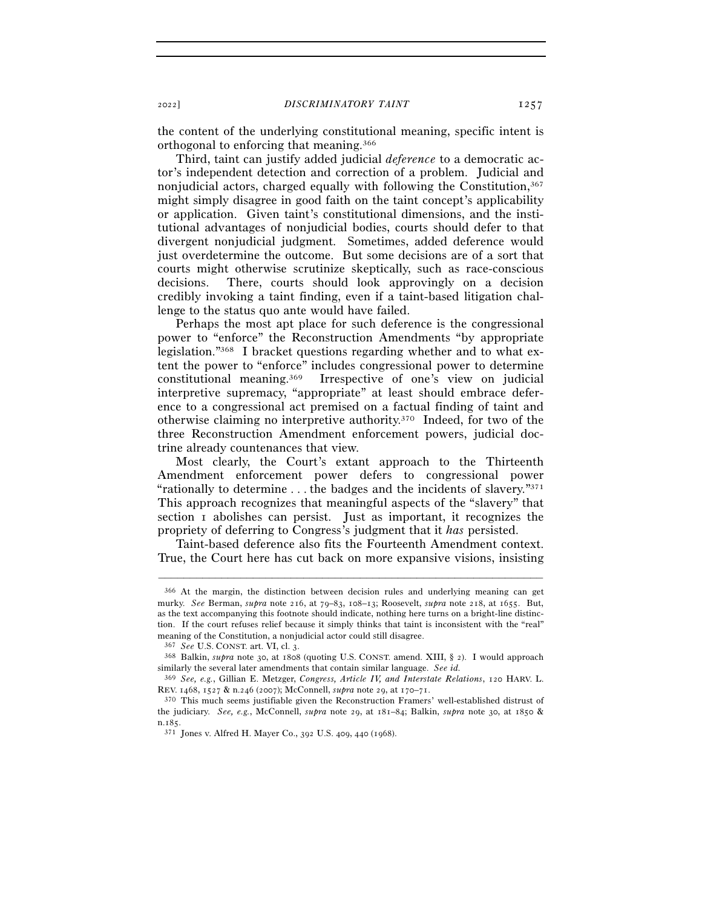the content of the underlying constitutional meaning, specific intent is orthogonal to enforcing that meaning.[366]

Third, taint can justify added judicial *deference* to a democratic actor's independent detection and correction of a problem. Judicial and nonjudicial actors, charged equally with following the Constitution,[367] might simply disagree in good faith on the taint concept's applicability or application. Given taint's constitutional dimensions, and the institutional advantages of nonjudicial bodies, courts should defer to that divergent nonjudicial judgment. Sometimes, added deference would just overdetermine the outcome. But some decisions are of a sort that courts might otherwise scrutinize skeptically, such as race-conscious decisions. There, courts should look approvingly on a decision credibly invoking a taint finding, even if a taint-based litigation challenge to the status quo ante would have failed.

Perhaps the most apt place for such deference is the congressional power to "enforce" the Reconstruction Amendments "by appropriate legislation."[368] I bracket questions regarding whether and to what extent the power to "enforce" includes congressional power to determine constitutional meaning.[369] Irrespective of one's view on judicial interpretive supremacy, "appropriate" at least should embrace deference to a congressional act premised on a factual finding of taint and otherwise claiming no interpretive authority.[370] Indeed, for two of the three Reconstruction Amendment enforcement powers, judicial doctrine already countenances that view.

Most clearly, the Court's extant approach to the Thirteenth Amendment enforcement power defers to congressional power "rationally to determine . . . the badges and the incidents of slavery."[371] This approach recognizes that meaningful aspects of the "slavery" that section 1 abolishes can persist. Just as important, it recognizes the propriety of deferring to Congress's judgment that it *has* persisted.

Taint-based deference also fits the Fourteenth Amendment context. True, the Court here has cut back on more expansive visions, insisting

---

[366] At the margin, the distinction between decision rules and underlying meaning can get murky. *See* Berman, *supra* note 216, at 79–83, 108–13; Roosevelt, *supra* note 218, at 1655. But, as the text accompanying this footnote should indicate, nothing here turns on a bright-line distinction. If the court refuses relief because it simply thinks that taint is inconsistent with the "real" meaning of the Constitution, a nonjudicial actor could still disagree.

[367] *See* U.S. CONST. art. VI, cl. 3.

[368] Balkin, *supra* note 30, at 1808 (quoting U.S. CONST. amend. XIII, § 2). I would approach similarly the several later amendments that contain similar language. *See id.*

[369] *See, e.g.*, Gillian E. Metzger, *Congress, Article IV, and Interstate Relations*, 120 HARV. L. REV. 1468, 1527 & n.246 (2007); McConnell, *supra* note 29, at 170–71.

[370] This much seems justifiable given the Reconstruction Framers' well-established distrust of the judiciary. *See, e.g.*, McConnell, *supra* note 29, at 181–84; Balkin, *supra* note 30, at 1850 & n.185.

[371] Jones v. Alfred H. Mayer Co., 392 U.S. 409, 440 (1968).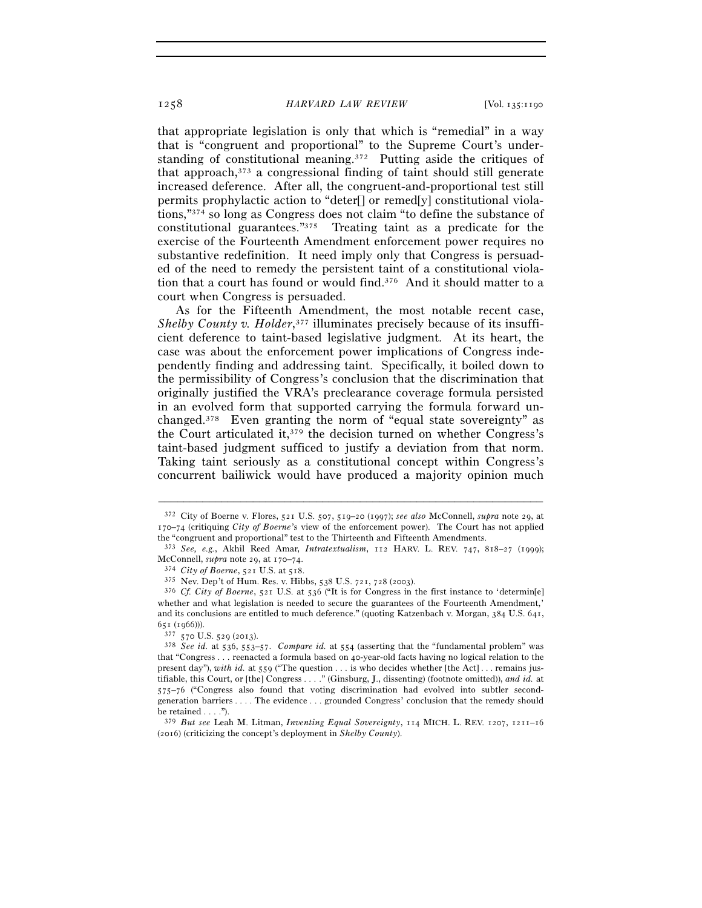that appropriate legislation is only that which is "remedial" in a way that is "congruent and proportional" to the Supreme Court's understanding of constitutional meaning.[372] Putting aside the critiques of that approach,[373] a congressional finding of taint should still generate increased deference. After all, the congruent-and-proportional test still permits prophylactic action to "deter[] or remed[y] constitutional violations,"[374] so long as Congress does not claim "to define the substance of constitutional guarantees."[375] Treating taint as a predicate for the exercise of the Fourteenth Amendment enforcement power requires no substantive redefinition. It need imply only that Congress is persuaded of the need to remedy the persistent taint of a constitutional violation that a court has found or would find.[376] And it should matter to a court when Congress is persuaded.

As for the Fifteenth Amendment, the most notable recent case, *Shelby County v. Holder*,[377] illuminates precisely because of its insufficient deference to taint-based legislative judgment. At its heart, the case was about the enforcement power implications of Congress independently finding and addressing taint. Specifically, it boiled down to the permissibility of Congress's conclusion that the discrimination that originally justified the VRA's preclearance coverage formula persisted in an evolved form that supported carrying the formula forward unchanged.[378] Even granting the norm of "equal state sovereignty" as the Court articulated it,[379] the decision turned on whether Congress's taint-based judgment sufficed to justify a deviation from that norm. Taking taint seriously as a constitutional concept within Congress's concurrent bailiwick would have produced a majority opinion much

---

[372] City of Boerne v. Flores, 521 U.S. 507, 519–20 (1997); *see also* McConnell, *supra* note 29, at 170–74 (critiquing *City of Boerne*'s view of the enforcement power). The Court has not applied the "congruent and proportional" test to the Thirteenth and Fifteenth Amendments.

[373] *See, e.g.*, Akhil Reed Amar, *Intratextualism*, 112 HARV. L. REV. 747, 818–27 (1999); McConnell, *supra* note 29, at 170–74.

[374] *City of Boerne*, 521 U.S. at 518.

[375] Nev. Dep't of Hum. Res. v. Hibbs, 538 U.S. 721, 728 (2003).

[376] *Cf. City of Boerne*, 521 U.S. at 536 ("It is for Congress in the first instance to 'determin[e] whether and what legislation is needed to secure the guarantees of the Fourteenth Amendment,' and its conclusions are entitled to much deference." (quoting Katzenbach v. Morgan, 384 U.S. 641, 651 (1966))).

[377] 570 U.S. 529 (2013).

[378] *See id.* at 536, 553–57. *Compare id.* at 554 (asserting that the "fundamental problem" was that "Congress . . . reenacted a formula based on 40-year-old facts having no logical relation to the present day"), *with id.* at 559 ("The question . . . is who decides whether [the Act] . . . remains justifiable, this Court, or [the] Congress . . . ." (Ginsburg, J., dissenting) (footnote omitted)), *and id.* at 575–76 ("Congress also found that voting discrimination had evolved into subtler second-generation barriers . . . . The evidence . . . grounded Congress' conclusion that the remedy should be retained . . . .").

[379] *But see* Leah M. Litman, *Inventing Equal Sovereignty*, 114 MICH. L. REV. 1207, 1211–16 (2016) (criticizing the concept's deployment in *Shelby County*).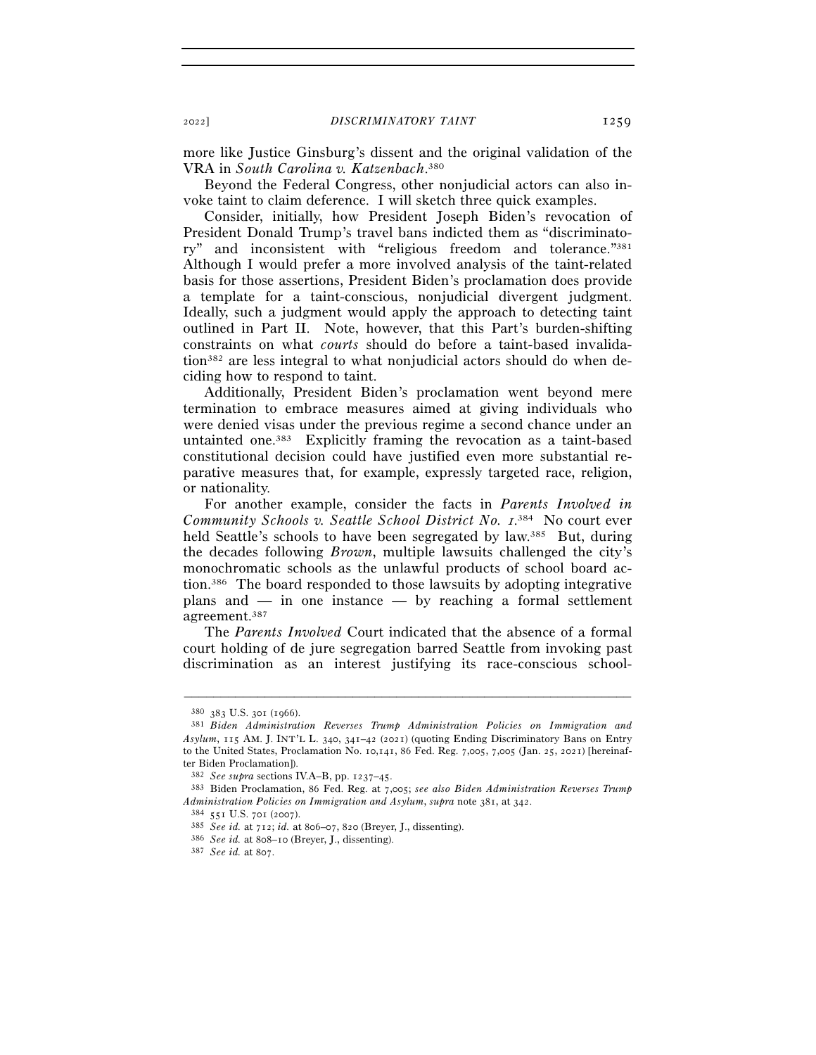more like Justice Ginsburg's dissent and the original validation of the VRA in *South Carolina v. Katzenbach*.[380]

Beyond the Federal Congress, other nonjudicial actors can also invoke taint to claim deference. I will sketch three quick examples.

Consider, initially, how President Joseph Biden's revocation of President Donald Trump's travel bans indicted them as "discriminatory" and inconsistent with "religious freedom and tolerance."[381] Although I would prefer a more involved analysis of the taint-related basis for those assertions, President Biden's proclamation does provide a template for a taint-conscious, nonjudicial divergent judgment. Ideally, such a judgment would apply the approach to detecting taint outlined in Part II. Note, however, that this Part's burden-shifting constraints on what *courts* should do before a taint-based invalidation[382] are less integral to what nonjudicial actors should do when deciding how to respond to taint.

Additionally, President Biden's proclamation went beyond mere termination to embrace measures aimed at giving individuals who were denied visas under the previous regime a second chance under an untainted one.[383] Explicitly framing the revocation as a taint-based constitutional decision could have justified even more substantial reparative measures that, for example, expressly targeted race, religion, or nationality.

For another example, consider the facts in *Parents Involved in Community Schools v. Seattle School District No. 1*.[384] No court ever held Seattle's schools to have been segregated by law.[385] But, during the decades following *Brown*, multiple lawsuits challenged the city's monochromatic schools as the unlawful products of school board action.[386] The board responded to those lawsuits by adopting integrative plans and — in one instance — by reaching a formal settlement agreement.[387]

The *Parents Involved* Court indicated that the absence of a formal court holding of de jure segregation barred Seattle from invoking past discrimination as an interest justifying its race-conscious school-

---

[380] 383 U.S. 301 (1966).

[381] *Biden Administration Reverses Trump Administration Policies on Immigration and Asylum*, 115 AM. J. INT'L L. 340, 341–42 (2021) (quoting Ending Discriminatory Bans on Entry to the United States, Proclamation No. 10,141, 86 Fed. Reg. 7,005, 7,005 (Jan. 25, 2021) [hereinafter Biden Proclamation]).

[382] *See supra* sections IV.A–B, pp. 1237–45.

[383] Biden Proclamation, 86 Fed. Reg. at 7,005; *see also Biden Administration Reverses Trump Administration Policies on Immigration and Asylum*, *supra* note 381, at 342.

[384] 551 U.S. 701 (2007).

[385] *See id.* at 712; *id.* at 806–07, 820 (Breyer, J., dissenting).

[386] *See id.* at 808–10 (Breyer, J., dissenting).

[387] *See id.* at 807.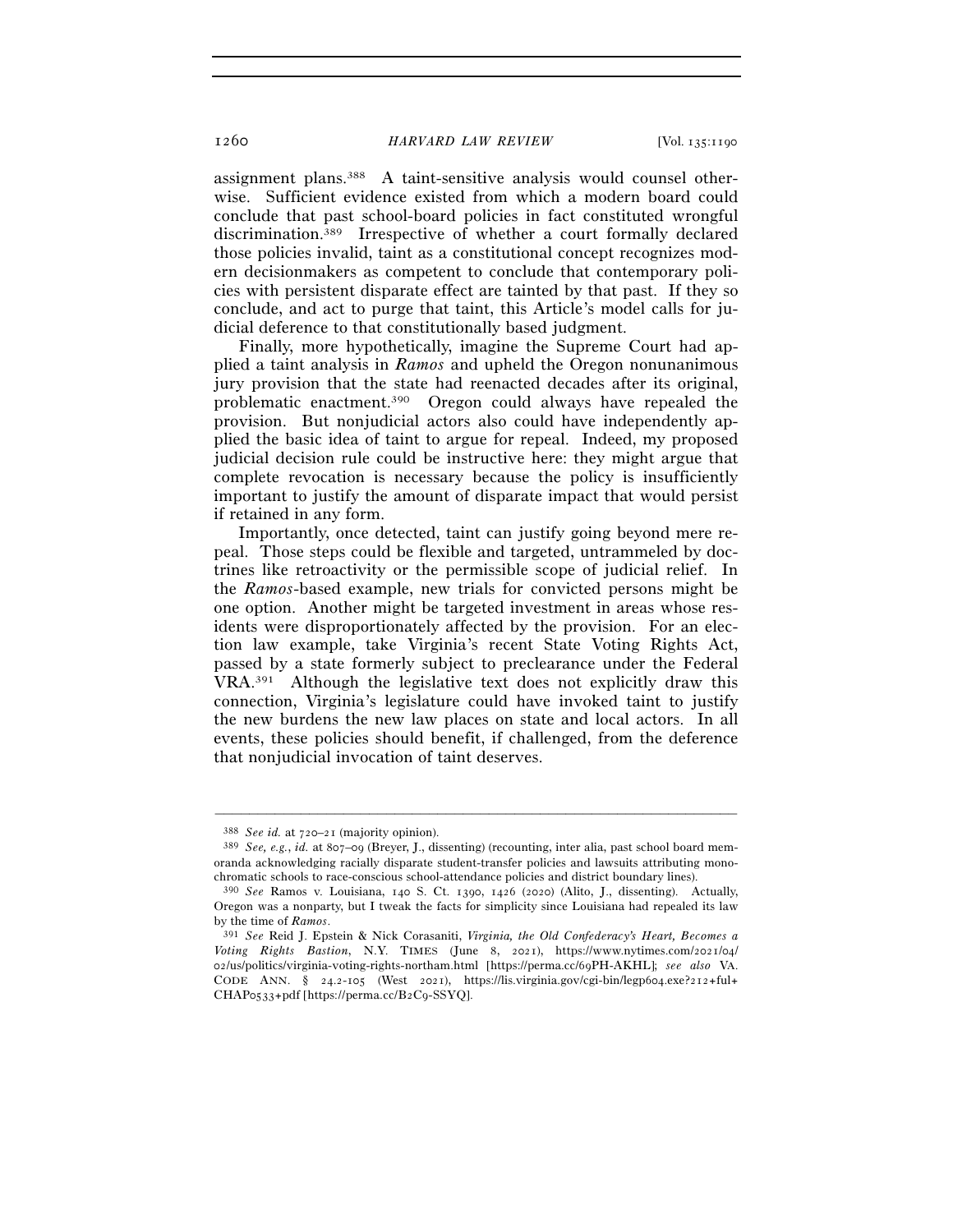assignment plans.[388] A taint-sensitive analysis would counsel otherwise. Sufficient evidence existed from which a modern board could conclude that past school-board policies in fact constituted wrongful discrimination.[389] Irrespective of whether a court formally declared those policies invalid, taint as a constitutional concept recognizes modern decisionmakers as competent to conclude that contemporary policies with persistent disparate effect are tainted by that past. If they so conclude, and act to purge that taint, this Article's model calls for judicial deference to that constitutionally based judgment.

Finally, more hypothetically, imagine the Supreme Court had applied a taint analysis in *Ramos* and upheld the Oregon nonunanimous jury provision that the state had reenacted decades after its original, problematic enactment.[390] Oregon could always have repealed the provision. But nonjudicial actors also could have independently applied the basic idea of taint to argue for repeal. Indeed, my proposed judicial decision rule could be instructive here: they might argue that complete revocation is necessary because the policy is insufficiently important to justify the amount of disparate impact that would persist if retained in any form.

Importantly, once detected, taint can justify going beyond mere repeal. Those steps could be flexible and targeted, untrammeled by doctrines like retroactivity or the permissible scope of judicial relief. In the *Ramos*-based example, new trials for convicted persons might be one option. Another might be targeted investment in areas whose residents were disproportionately affected by the provision. For an election law example, take Virginia's recent State Voting Rights Act, passed by a state formerly subject to preclearance under the Federal VRA.[391] Although the legislative text does not explicitly draw this connection, Virginia's legislature could have invoked taint to justify the new burdens the new law places on state and local actors. In all events, these policies should benefit, if challenged, from the deference that nonjudicial invocation of taint deserves.

---

[388] *See id.* at 720–21 (majority opinion).

[389] *See, e.g.*, *id.* at 807–09 (Breyer, J., dissenting) (recounting, inter alia, past school board memoranda acknowledging racially disparate student-transfer policies and lawsuits attributing monochromatic schools to race-conscious school-attendance policies and district boundary lines).

[390] *See* Ramos v. Louisiana, 140 S. Ct. 1390, 1426 (2020) (Alito, J., dissenting). Actually, Oregon was a nonparty, but I tweak the facts for simplicity since Louisiana had repealed its law by the time of *Ramos*.

[391] *See* Reid J. Epstein & Nick Corasaniti, *Virginia, the Old Confederacy's Heart, Becomes a Voting Rights Bastion*, N.Y. TIMES (June 8, 2021), https://www.nytimes.com/2021/04/02/us/politics/virginia-voting-rights-northam.html [https://perma.cc/69PH-AKHL]; *see also* VA. CODE ANN. § 24.2-105 (West 2021), https://lis.virginia.gov/cgi-bin/legp604.exe?212+ful+CHAP0533+pdf [https://perma.cc/B2C9-SSYQ].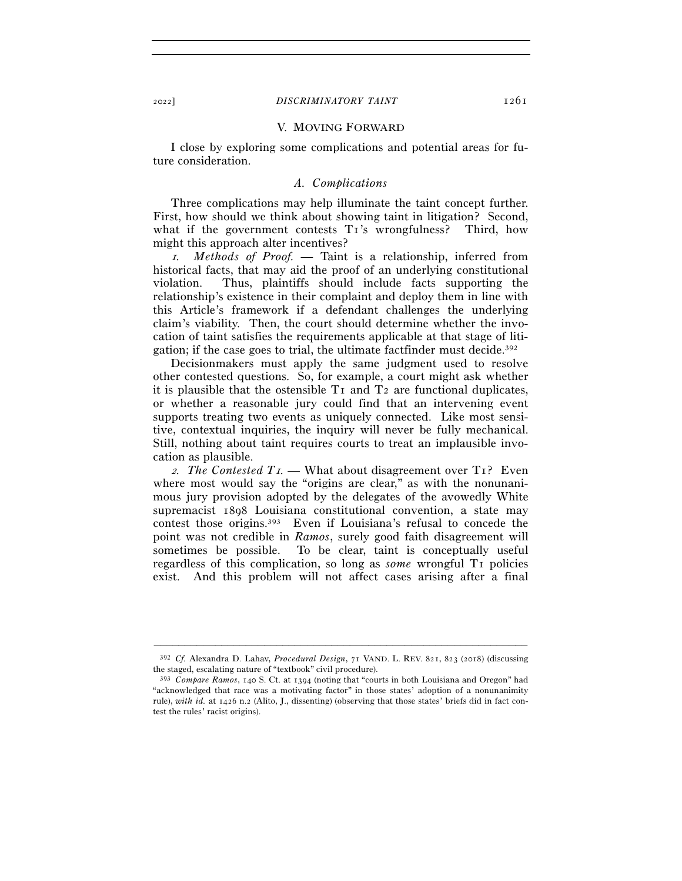## V. Moving Forward

I close by exploring some complications and potential areas for future consideration.

### *A. Complications*

Three complications may help illuminate the taint concept further. First, how should we think about showing taint in litigation? Second, what if the government contests T1's wrongfulness? Third, how might this approach alter incentives?

*1. Methods of Proof.* — Taint is a relationship, inferred from historical facts, that may aid the proof of an underlying constitutional violation. Thus, plaintiffs should include facts supporting the relationship's existence in their complaint and deploy them in line with this Article's framework if a defendant challenges the underlying claim's viability. Then, the court should determine whether the invocation of taint satisfies the requirements applicable at that stage of litigation; if the case goes to trial, the ultimate factfinder must decide.[392]

Decisionmakers must apply the same judgment used to resolve other contested questions. So, for example, a court might ask whether it is plausible that the ostensible T1 and T2 are functional duplicates, or whether a reasonable jury could find that an intervening event supports treating two events as uniquely connected. Like most sensitive, contextual inquiries, the inquiry will never be fully mechanical. Still, nothing about taint requires courts to treat an implausible invocation as plausible.

*2. The Contested T1.* — What about disagreement over T1? Even where most would say the "origins are clear," as with the nonunanimous jury provision adopted by the delegates of the avowedly White supremacist 1898 Louisiana constitutional convention, a state may contest those origins.[393] Even if Louisiana's refusal to concede the point was not credible in *Ramos*, surely good faith disagreement will sometimes be possible. To be clear, taint is conceptually useful regardless of this complication, so long as *some* wrongful T1 policies exist. And this problem will not affect cases arising after a final

---

[392] *Cf.* Alexandra D. Lahav, *Procedural Design*, 71 VAND. L. REV. 821, 823 (2018) (discussing the staged, escalating nature of "textbook" civil procedure).

[393] *Compare Ramos*, 140 S. Ct. at 1394 (noting that "courts in both Louisiana and Oregon" had "acknowledged that race was a motivating factor" in those states' adoption of a nonunanimity rule), *with id.* at 1426 n.2 (Alito, J., dissenting) (observing that those states' briefs did in fact contest the rules' racist origins).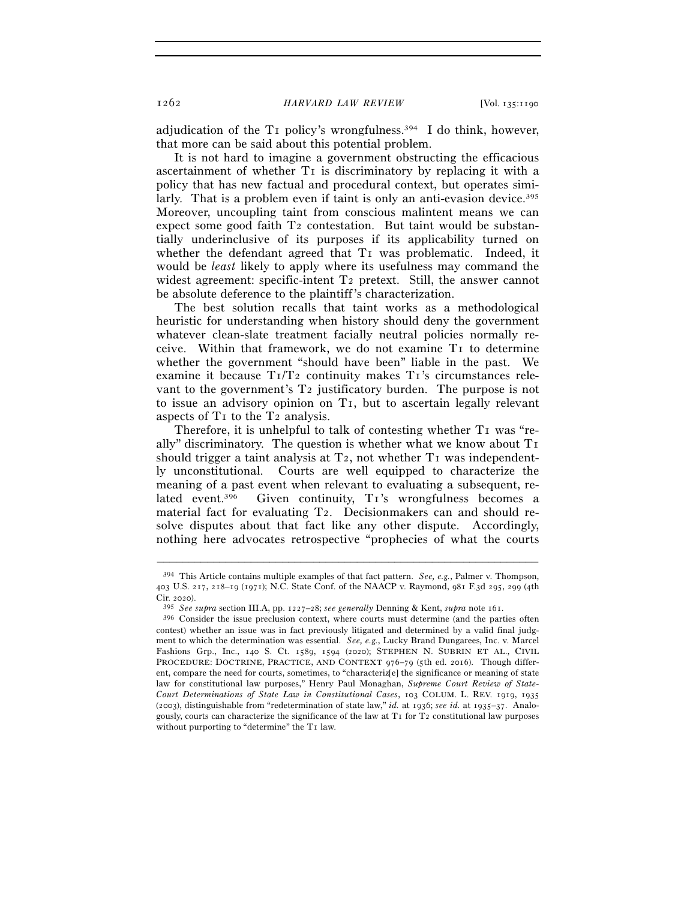adjudication of the T1 policy's wrongfulness.[394] I do think, however, that more can be said about this potential problem.

It is not hard to imagine a government obstructing the efficacious ascertainment of whether T1 is discriminatory by replacing it with a policy that has new factual and procedural context, but operates similarly. That is a problem even if taint is only an anti-evasion device.[395] Moreover, uncoupling taint from conscious malintent means we can expect some good faith T2 contestation. But taint would be substantially underinclusive of its purposes if its applicability turned on whether the defendant agreed that T1 was problematic. Indeed, it would be *least* likely to apply where its usefulness may command the widest agreement: specific-intent T2 pretext. Still, the answer cannot be absolute deference to the plaintiff's characterization.

The best solution recalls that taint works as a methodological heuristic for understanding when history should deny the government whatever clean-slate treatment facially neutral policies normally receive. Within that framework, we do not examine T1 to determine whether the government "should have been" liable in the past. We examine it because T1/T2 continuity makes T1's circumstances relevant to the government's T2 justificatory burden. The purpose is not to issue an advisory opinion on T1, but to ascertain legally relevant aspects of T1 to the T2 analysis.

Therefore, it is unhelpful to talk of contesting whether T1 was "really" discriminatory. The question is whether what we know about T1 should trigger a taint analysis at T2, not whether T1 was independently unconstitutional. Courts are well equipped to characterize the meaning of a past event when relevant to evaluating a subsequent, related event.[396] Given continuity, T1's wrongfulness becomes a material fact for evaluating T2. Decisionmakers can and should resolve disputes about that fact like any other dispute. Accordingly, nothing here advocates retrospective "prophecies of what the courts

---

[394] This Article contains multiple examples of that fact pattern. *See, e.g.*, Palmer v. Thompson, 403 U.S. 217, 218–19 (1971); N.C. State Conf. of the NAACP v. Raymond, 981 F.3d 295, 299 (4th Cir. 2020).

[395] *See supra* section III.A, pp. 1227–28; *see generally* Denning & Kent, *supra* note 161.

[396] Consider the issue preclusion context, where courts must determine (and the parties often contest) whether an issue was in fact previously litigated and determined by a valid final judgment to which the determination was essential. *See, e.g.*, Lucky Brand Dungarees, Inc. v. Marcel Fashions Grp., Inc., 140 S. Ct. 1589, 1594 (2020); STEPHEN N. SUBRIN ET AL., CIVIL PROCEDURE: DOCTRINE, PRACTICE, AND CONTEXT 976–79 (5th ed. 2016). Though different, compare the need for courts, sometimes, to "characteriz[e] the significance or meaning of state law for constitutional law purposes," Henry Paul Monaghan, *Supreme Court Review of State-Court Determinations of State Law in Constitutional Cases*, 103 COLUM. L. REV. 1919, 1935 (2003), distinguishable from "redetermination of state law," *id.* at 1936; *see id.* at 1935–37. Analogously, courts can characterize the significance of the law at T1 for T2 constitutional law purposes without purporting to "determine" the T1 law.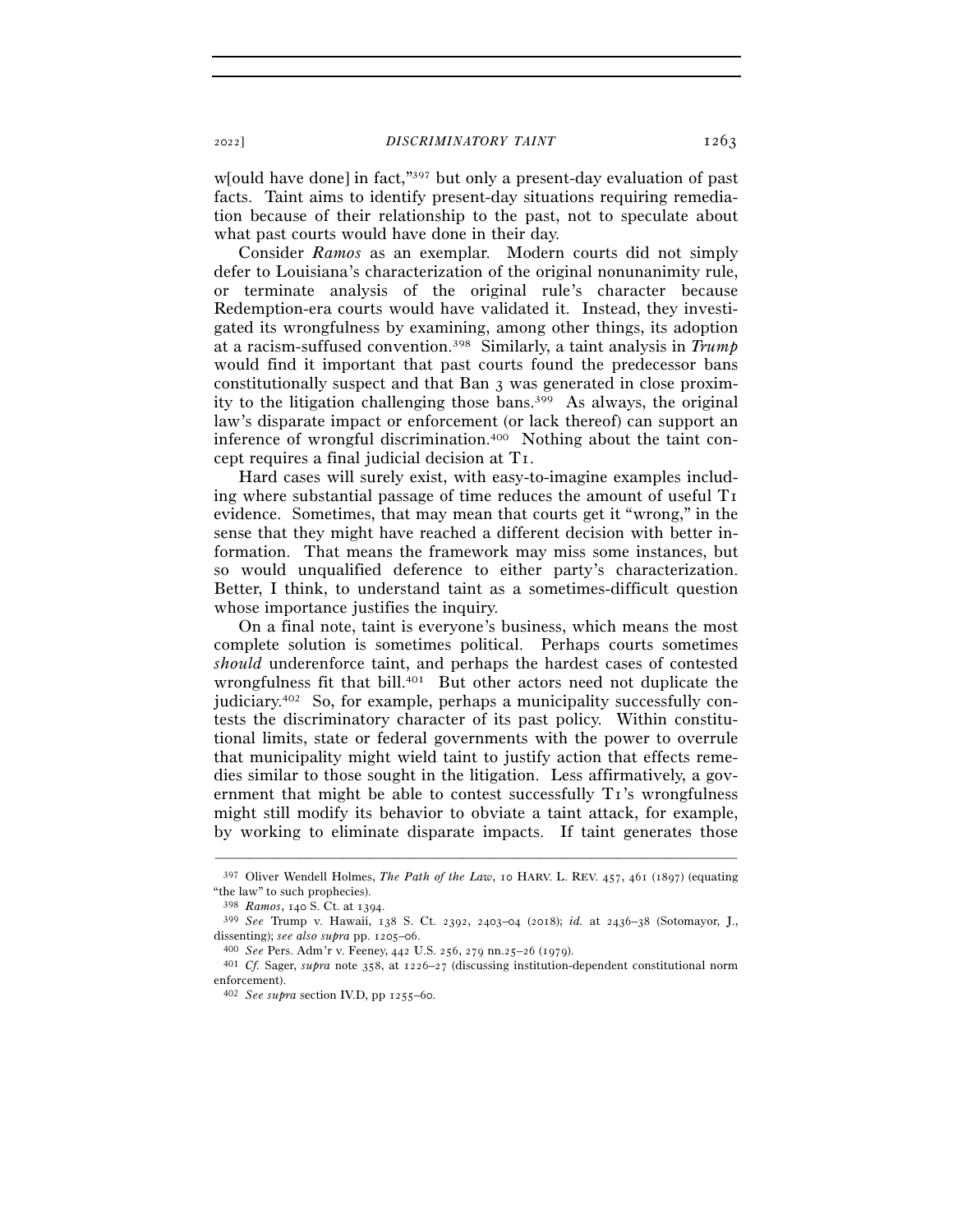w[ould have done] in fact,"[397] but only a present-day evaluation of past facts. Taint aims to identify present-day situations requiring remediation because of their relationship to the past, not to speculate about what past courts would have done in their day.

Consider *Ramos* as an exemplar. Modern courts did not simply defer to Louisiana's characterization of the original nonunanimity rule, or terminate analysis of the original rule's character because Redemption-era courts would have validated it. Instead, they investigated its wrongfulness by examining, among other things, its adoption at a racism-suffused convention.[398] Similarly, a taint analysis in *Trump* would find it important that past courts found the predecessor bans constitutionally suspect and that Ban 3 was generated in close proximity to the litigation challenging those bans.[399] As always, the original law's disparate impact or enforcement (or lack thereof) can support an inference of wrongful discrimination.[400] Nothing about the taint concept requires a final judicial decision at T1.

Hard cases will surely exist, with easy-to-imagine examples including where substantial passage of time reduces the amount of useful T1 evidence. Sometimes, that may mean that courts get it "wrong," in the sense that they might have reached a different decision with better information. That means the framework may miss some instances, but so would unqualified deference to either party's characterization. Better, I think, to understand taint as a sometimes-difficult question whose importance justifies the inquiry.

On a final note, taint is everyone's business, which means the most complete solution is sometimes political. Perhaps courts sometimes *should* underenforce taint, and perhaps the hardest cases of contested wrongfulness fit that bill.[401] But other actors need not duplicate the judiciary.[402] So, for example, perhaps a municipality successfully contests the discriminatory character of its past policy. Within constitutional limits, state or federal governments with the power to overrule that municipality might wield taint to justify action that effects remedies similar to those sought in the litigation. Less affirmatively, a government that might be able to contest successfully T1's wrongfulness might still modify its behavior to obviate a taint attack, for example, by working to eliminate disparate impacts. If taint generates those

---

[397] Oliver Wendell Holmes, *The Path of the Law*, 10 HARV. L. REV. 457, 461 (1897) (equating "the law" to such prophecies).

[398] *Ramos*, 140 S. Ct. at 1394.

[399] *See* Trump v. Hawaii, 138 S. Ct. 2392, 2403–04 (2018); *id.* at 2436–38 (Sotomayor, J., dissenting); *see also supra* pp. 1205–06.

[400] *See* Pers. Adm'r v. Feeney, 442 U.S. 256, 279 nn.25–26 (1979).

[401] *Cf.* Sager, *supra* note 358, at 1226–27 (discussing institution-dependent constitutional norm enforcement).

[402] *See supra* section IV.D, pp 1255–60.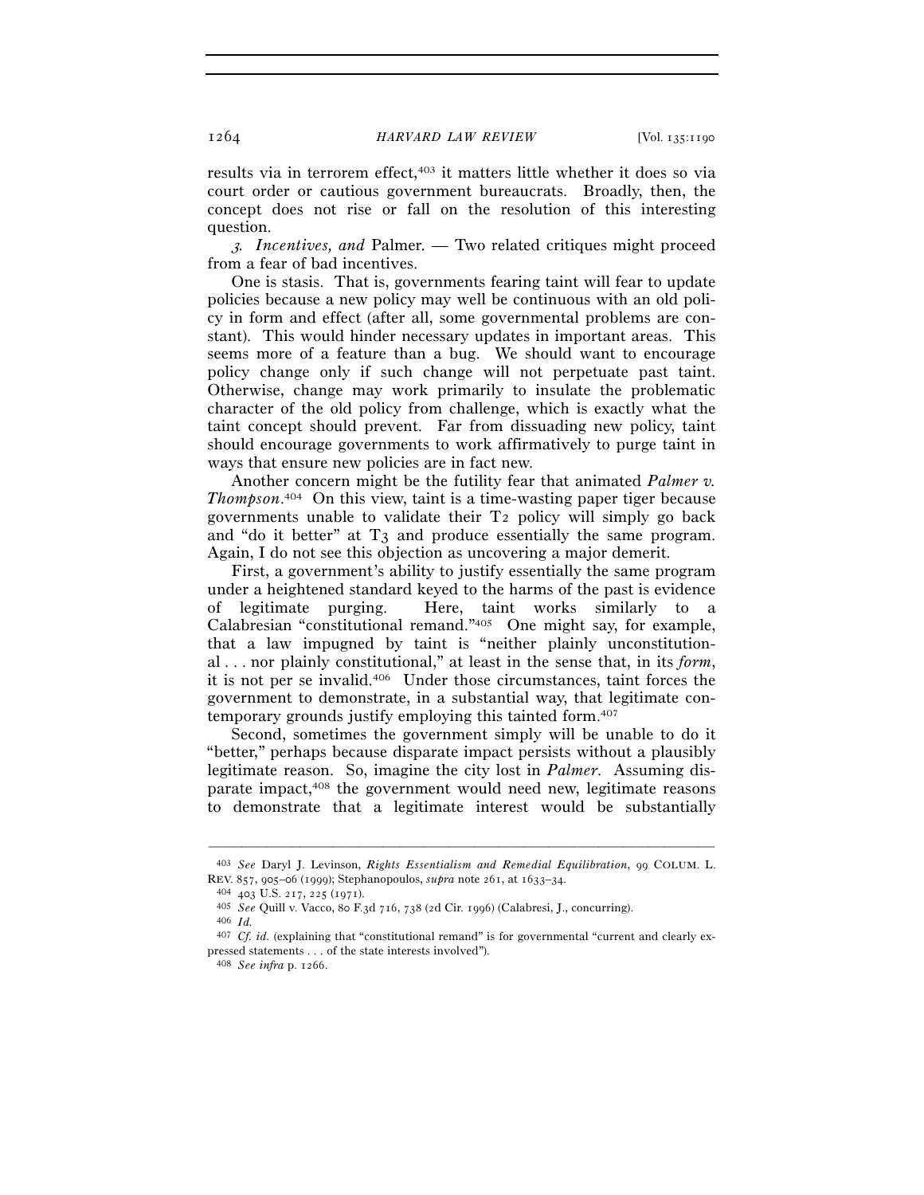results via in terrorem effect,[403] it matters little whether it does so via court order or cautious government bureaucrats. Broadly, then, the concept does not rise or fall on the resolution of this interesting question.

*3. Incentives, and* Palmer. — Two related critiques might proceed from a fear of bad incentives.

One is stasis. That is, governments fearing taint will fear to update policies because a new policy may well be continuous with an old policy in form and effect (after all, some governmental problems are constant). This would hinder necessary updates in important areas. This seems more of a feature than a bug. We should want to encourage policy change only if such change will not perpetuate past taint. Otherwise, change may work primarily to insulate the problematic character of the old policy from challenge, which is exactly what the taint concept should prevent. Far from dissuading new policy, taint should encourage governments to work affirmatively to purge taint in ways that ensure new policies are in fact new.

Another concern might be the futility fear that animated *Palmer v. Thompson*.[404] On this view, taint is a time-wasting paper tiger because governments unable to validate their T2 policy will simply go back and "do it better" at T3 and produce essentially the same program. Again, I do not see this objection as uncovering a major demerit.

First, a government's ability to justify essentially the same program under a heightened standard keyed to the harms of the past is evidence of legitimate purging. Here, taint works similarly to a Calabresian "constitutional remand."[405] One might say, for example, that a law impugned by taint is "neither plainly unconstitutional . . . nor plainly constitutional," at least in the sense that, in its *form*, it is not per se invalid.[406] Under those circumstances, taint forces the government to demonstrate, in a substantial way, that legitimate contemporary grounds justify employing this tainted form.[407]

Second, sometimes the government simply will be unable to do it "better," perhaps because disparate impact persists without a plausibly legitimate reason. So, imagine the city lost in *Palmer*. Assuming disparate impact,[408] the government would need new, legitimate reasons to demonstrate that a legitimate interest would be substantially

---

[403] *See* Daryl J. Levinson, *Rights Essentialism and Remedial Equilibration*, 99 COLUM. L. REV. 857, 905–06 (1999); Stephanopoulos, *supra* note 261, at 1633–34.

[404] 403 U.S. 217, 225 (1971).

[405] *See* Quill v. Vacco, 80 F.3d 716, 738 (2d Cir. 1996) (Calabresi, J., concurring).

[406] *Id.*

[407] *Cf. id.* (explaining that "constitutional remand" is for governmental "current and clearly expressed statements . . . of the state interests involved").

[408] *See infra* p. 1266.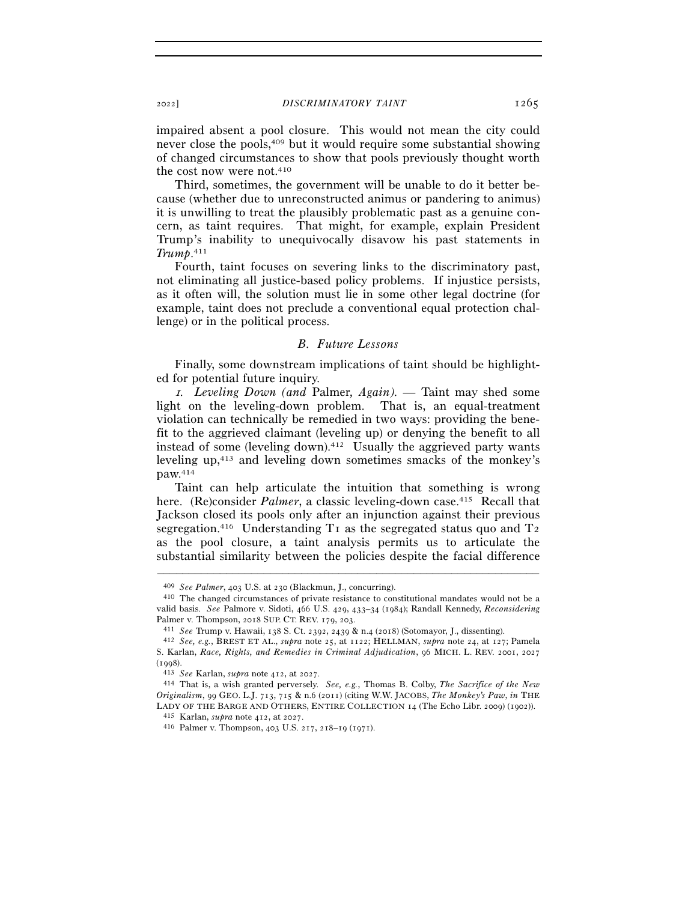impaired absent a pool closure. This would not mean the city could never close the pools,[409] but it would require some substantial showing of changed circumstances to show that pools previously thought worth the cost now were not.[410]

Third, sometimes, the government will be unable to do it better because (whether due to unreconstructed animus or pandering to animus) it is unwilling to treat the plausibly problematic past as a genuine concern, as taint requires. That might, for example, explain President Trump's inability to unequivocally disavow his past statements in *Trump*.[411]

Fourth, taint focuses on severing links to the discriminatory past, not eliminating all justice-based policy problems. If injustice persists, as it often will, the solution must lie in some other legal doctrine (for example, taint does not preclude a conventional equal protection challenge) or in the political process.

### *B. Future Lessons*

Finally, some downstream implications of taint should be highlighted for potential future inquiry.

*1. Leveling Down (and* Palmer*, Again).* — Taint may shed some light on the leveling-down problem. That is, an equal-treatment violation can technically be remedied in two ways: providing the benefit to the aggrieved claimant (leveling up) or denying the benefit to all instead of some (leveling down).[412] Usually the aggrieved party wants leveling up,[413] and leveling down sometimes smacks of the monkey's paw.[414]

Taint can help articulate the intuition that something is wrong here. (Re)consider *Palmer*, a classic leveling-down case.[415] Recall that Jackson closed its pools only after an injunction against their previous segregation.[416] Understanding T1 as the segregated status quo and T2 as the pool closure, a taint analysis permits us to articulate the substantial similarity between the policies despite the facial difference

---

[409] *See Palmer*, 403 U.S. at 230 (Blackmun, J., concurring).

[410] The changed circumstances of private resistance to constitutional mandates would not be a valid basis. *See* Palmore v. Sidoti, 466 U.S. 429, 433–34 (1984); Randall Kennedy, *Reconsidering* Palmer v. Thompson, 2018 SUP. CT. REV. 179, 203.

[411] *See* Trump v. Hawaii, 138 S. Ct. 2392, 2439 & n.4 (2018) (Sotomayor, J., dissenting).

[412] *See, e.g.*, BREST ET AL., *supra* note 25, at 1122; HELLMAN, *supra* note 24, at 127; Pamela S. Karlan, *Race, Rights, and Remedies in Criminal Adjudication*, 96 MICH. L. REV. 2001, 2027 (1998).

[413] *See* Karlan, *supra* note 412, at 2027.

[414] That is, a wish granted perversely. *See, e.g.*, Thomas B. Colby, *The Sacrifice of the New Originalism*, 99 GEO. L.J. 713, 715 & n.6 (2011) (citing W.W. JACOBS, *The Monkey's Paw*, *in* THE LADY OF THE BARGE AND OTHERS, ENTIRE COLLECTION 14 (The Echo Libr. 2009) (1902)).

[415] Karlan, *supra* note 412, at 2027.

[416] Palmer v. Thompson, 403 U.S. 217, 218–19 (1971).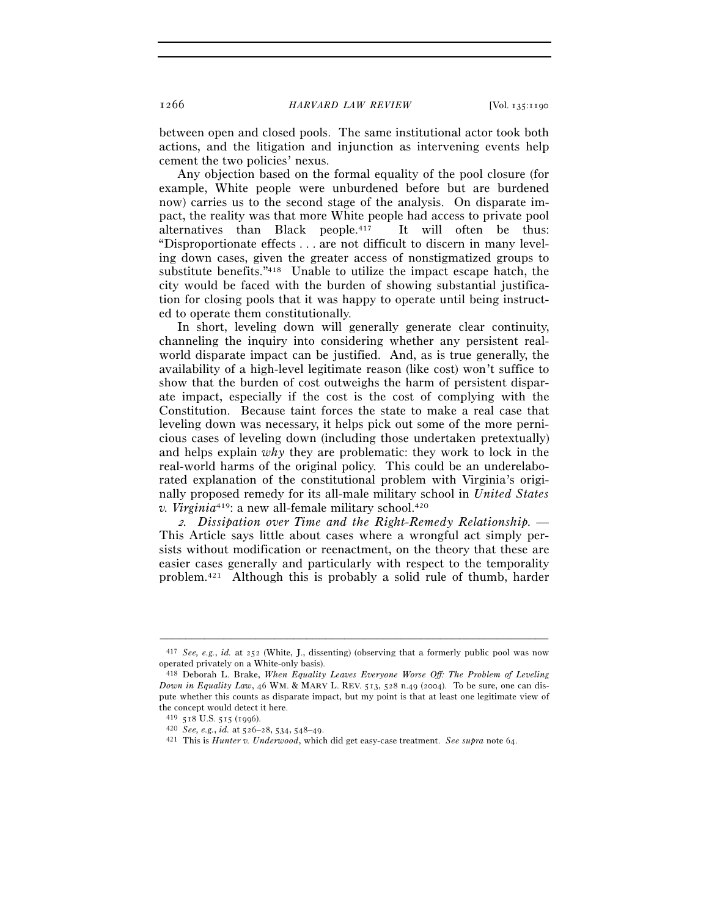between open and closed pools. The same institutional actor took both actions, and the litigation and injunction as intervening events help cement the two policies' nexus.

Any objection based on the formal equality of the pool closure (for example, White people were unburdened before but are burdened now) carries us to the second stage of the analysis. On disparate impact, the reality was that more White people had access to private pool alternatives than Black people.[417] It will often be thus: "Disproportionate effects . . . are not difficult to discern in many leveling down cases, given the greater access of nonstigmatized groups to substitute benefits."[418] Unable to utilize the impact escape hatch, the city would be faced with the burden of showing substantial justification for closing pools that it was happy to operate until being instructed to operate them constitutionally.

In short, leveling down will generally generate clear continuity, channeling the inquiry into considering whether any persistent real-world disparate impact can be justified. And, as is true generally, the availability of a high-level legitimate reason (like cost) won't suffice to show that the burden of cost outweighs the harm of persistent disparate impact, especially if the cost is the cost of complying with the Constitution. Because taint forces the state to make a real case that leveling down was necessary, it helps pick out some of the more pernicious cases of leveling down (including those undertaken pretextually) and helps explain *why* they are problematic: they work to lock in the real-world harms of the original policy. This could be an underelaborated explanation of the constitutional problem with Virginia's originally proposed remedy for its all-male military school in *United States v. Virginia*[419]: a new all-female military school.[420]

*2. Dissipation over Time and the Right-Remedy Relationship.* — This Article says little about cases where a wrongful act simply persists without modification or reenactment, on the theory that these are easier cases generally and particularly with respect to the temporality problem.[421] Although this is probably a solid rule of thumb, harder

---

[417] *See, e.g.*, *id.* at 252 (White, J., dissenting) (observing that a formerly public pool was now operated privately on a White-only basis).

[418] Deborah L. Brake, *When Equality Leaves Everyone Worse Off: The Problem of Leveling Down in Equality Law*, 46 WM. & MARY L. REV. 513, 528 n.49 (2004). To be sure, one can dispute whether this counts as disparate impact, but my point is that at least one legitimate view of the concept would detect it here.

[419] 518 U.S. 515 (1996).

[420] *See, e.g.*, *id.* at 526–28, 534, 548–49.

[421] This is *Hunter v. Underwood*, which did get easy-case treatment. *See supra* note 64.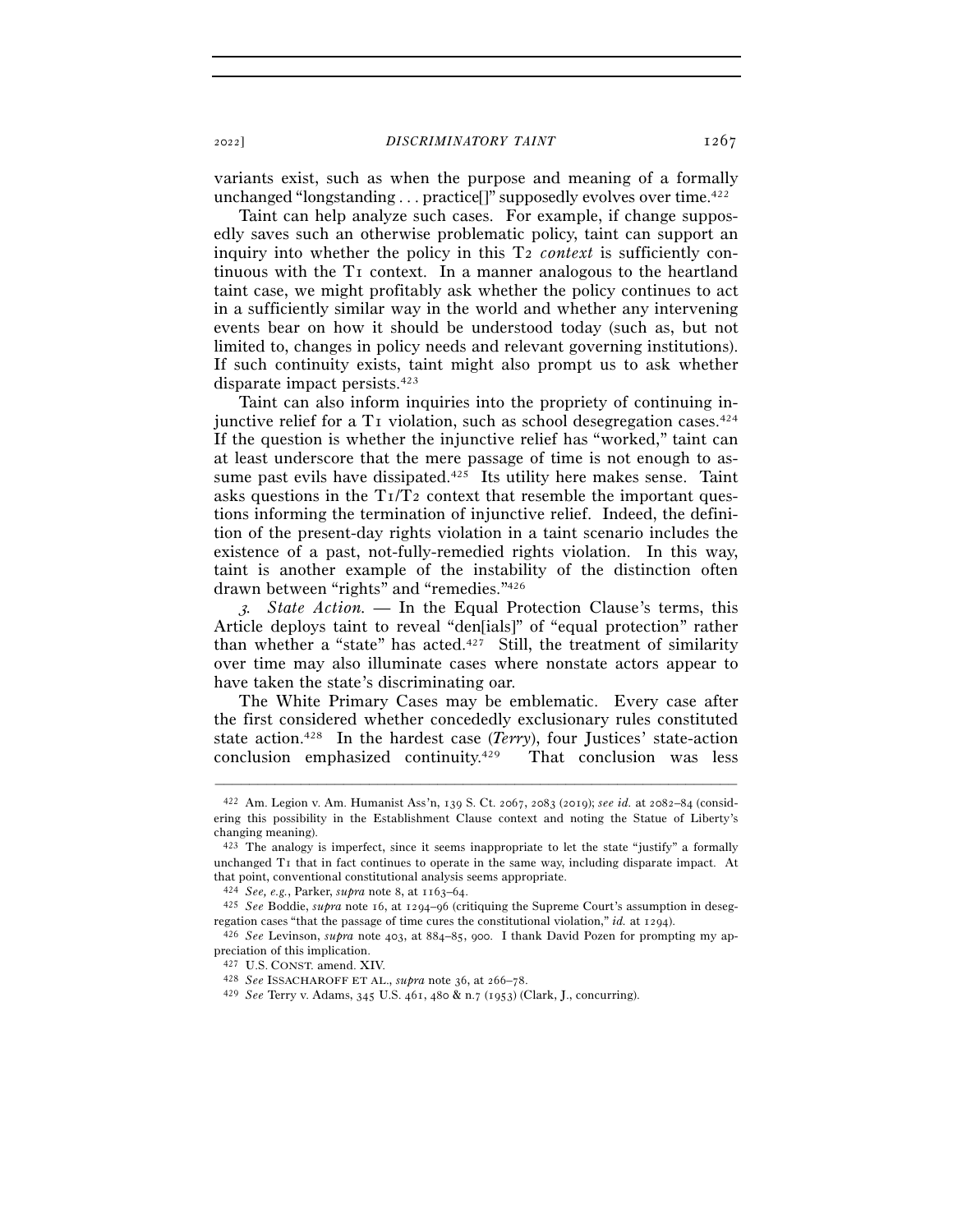variants exist, such as when the purpose and meaning of a formally unchanged "longstanding . . . practice[]" supposedly evolves over time.[422]

Taint can help analyze such cases. For example, if change supposedly saves such an otherwise problematic policy, taint can support an inquiry into whether the policy in this T2 *context* is sufficiently continuous with the T1 context. In a manner analogous to the heartland taint case, we might profitably ask whether the policy continues to act in a sufficiently similar way in the world and whether any intervening events bear on how it should be understood today (such as, but not limited to, changes in policy needs and relevant governing institutions). If such continuity exists, taint might also prompt us to ask whether disparate impact persists.[423]

Taint can also inform inquiries into the propriety of continuing injunctive relief for a T1 violation, such as school desegregation cases.[424] If the question is whether the injunctive relief has "worked," taint can at least underscore that the mere passage of time is not enough to assume past evils have dissipated.[425] Its utility here makes sense. Taint asks questions in the T1/T2 context that resemble the important questions informing the termination of injunctive relief. Indeed, the definition of the present-day rights violation in a taint scenario includes the existence of a past, not-fully-remedied rights violation. In this way, taint is another example of the instability of the distinction often drawn between "rights" and "remedies."[426]

*3. State Action.* — In the Equal Protection Clause's terms, this Article deploys taint to reveal "den[ials]" of "equal protection" rather than whether a "state" has acted.[427] Still, the treatment of similarity over time may also illuminate cases where nonstate actors appear to have taken the state's discriminating oar.

The White Primary Cases may be emblematic. Every case after the first considered whether concededly exclusionary rules constituted state action.[428] In the hardest case (*Terry*), four Justices' state-action conclusion emphasized continuity.[429] That conclusion was less

---

[422] Am. Legion v. Am. Humanist Ass'n, 139 S. Ct. 2067, 2083 (2019); *see id.* at 2082–84 (considering this possibility in the Establishment Clause context and noting the Statue of Liberty's changing meaning).

[423] The analogy is imperfect, since it seems inappropriate to let the state "justify" a formally unchanged T1 that in fact continues to operate in the same way, including disparate impact. At that point, conventional constitutional analysis seems appropriate.

[424] *See, e.g.*, Parker, *supra* note 8, at 1163–64.

[425] *See* Boddie, *supra* note 16, at 1294–96 (critiquing the Supreme Court's assumption in desegregation cases "that the passage of time cures the constitutional violation," *id.* at 1294).

[426] *See* Levinson, *supra* note 403, at 884–85, 900. I thank David Pozen for prompting my appreciation of this implication.

[427] U.S. CONST. amend. XIV.

[428] *See* ISSACHAROFF ET AL., *supra* note 36, at 266–78.

[429] *See* Terry v. Adams, 345 U.S. 461, 480 & n.7 (1953) (Clark, J., concurring).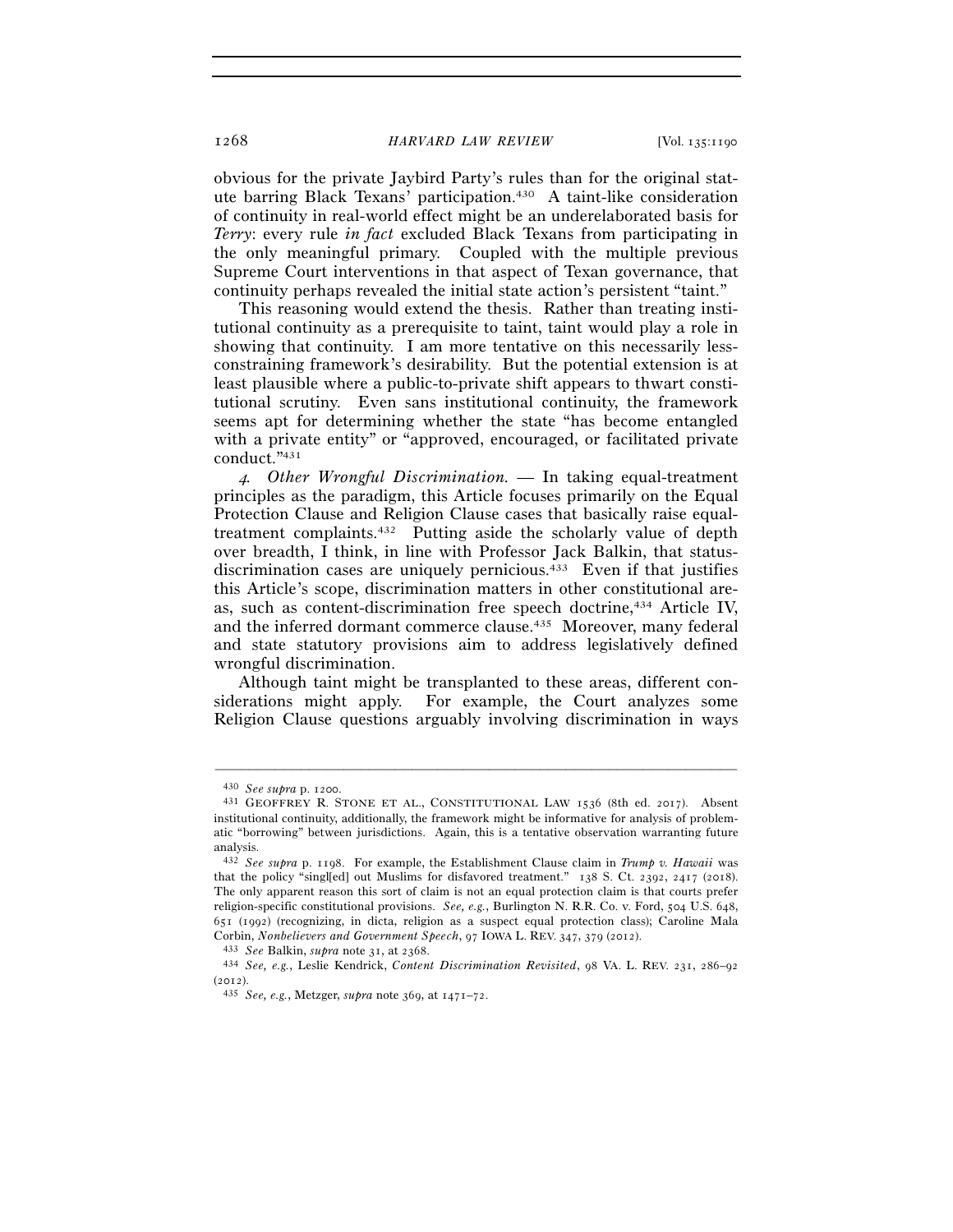obvious for the private Jaybird Party's rules than for the original statute barring Black Texans' participation.[430] A taint-like consideration of continuity in real-world effect might be an underelaborated basis for *Terry*: every rule *in fact* excluded Black Texans from participating in the only meaningful primary. Coupled with the multiple previous Supreme Court interventions in that aspect of Texan governance, that continuity perhaps revealed the initial state action's persistent "taint."

This reasoning would extend the thesis. Rather than treating institutional continuity as a prerequisite to taint, taint would play a role in showing that continuity. I am more tentative on this necessarily less-constraining framework's desirability. But the potential extension is at least plausible where a public-to-private shift appears to thwart constitutional scrutiny. Even sans institutional continuity, the framework seems apt for determining whether the state "has become entangled with a private entity" or "approved, encouraged, or facilitated private conduct."[431]

*4. Other Wrongful Discrimination.* — In taking equal-treatment principles as the paradigm, this Article focuses primarily on the Equal Protection Clause and Religion Clause cases that basically raise equal-treatment complaints.[432] Putting aside the scholarly value of depth over breadth, I think, in line with Professor Jack Balkin, that status-discrimination cases are uniquely pernicious.[433] Even if that justifies this Article's scope, discrimination matters in other constitutional areas, such as content-discrimination free speech doctrine,[434] Article IV, and the inferred dormant commerce clause.[435] Moreover, many federal and state statutory provisions aim to address legislatively defined wrongful discrimination.

Although taint might be transplanted to these areas, different considerations might apply. For example, the Court analyzes some Religion Clause questions arguably involving discrimination in ways

---

[430] *See supra* p. 1200.

[431] GEOFFREY R. STONE ET AL., CONSTITUTIONAL LAW 1536 (8th ed. 2017). Absent institutional continuity, additionally, the framework might be informative for analysis of problematic "borrowing" between jurisdictions. Again, this is a tentative observation warranting future analysis.

[432] *See supra* p. 1198. For example, the Establishment Clause claim in *Trump v. Hawaii* was that the policy "singl[ed] out Muslims for disfavored treatment." 138 S. Ct. 2392, 2417 (2018). The only apparent reason this sort of claim is not an equal protection claim is that courts prefer religion-specific constitutional provisions. *See, e.g.*, Burlington N. R.R. Co. v. Ford, 504 U.S. 648, 651 (1992) (recognizing, in dicta, religion as a suspect equal protection class); Caroline Mala Corbin, *Nonbelievers and Government Speech*, 97 IOWA L. REV. 347, 379 (2012).

[433] *See* Balkin, *supra* note 31, at 2368.

[434] *See, e.g.*, Leslie Kendrick, *Content Discrimination Revisited*, 98 VA. L. REV. 231, 286–92 (2012).

[435] *See, e.g.*, Metzger, *supra* note 369, at 1471–72.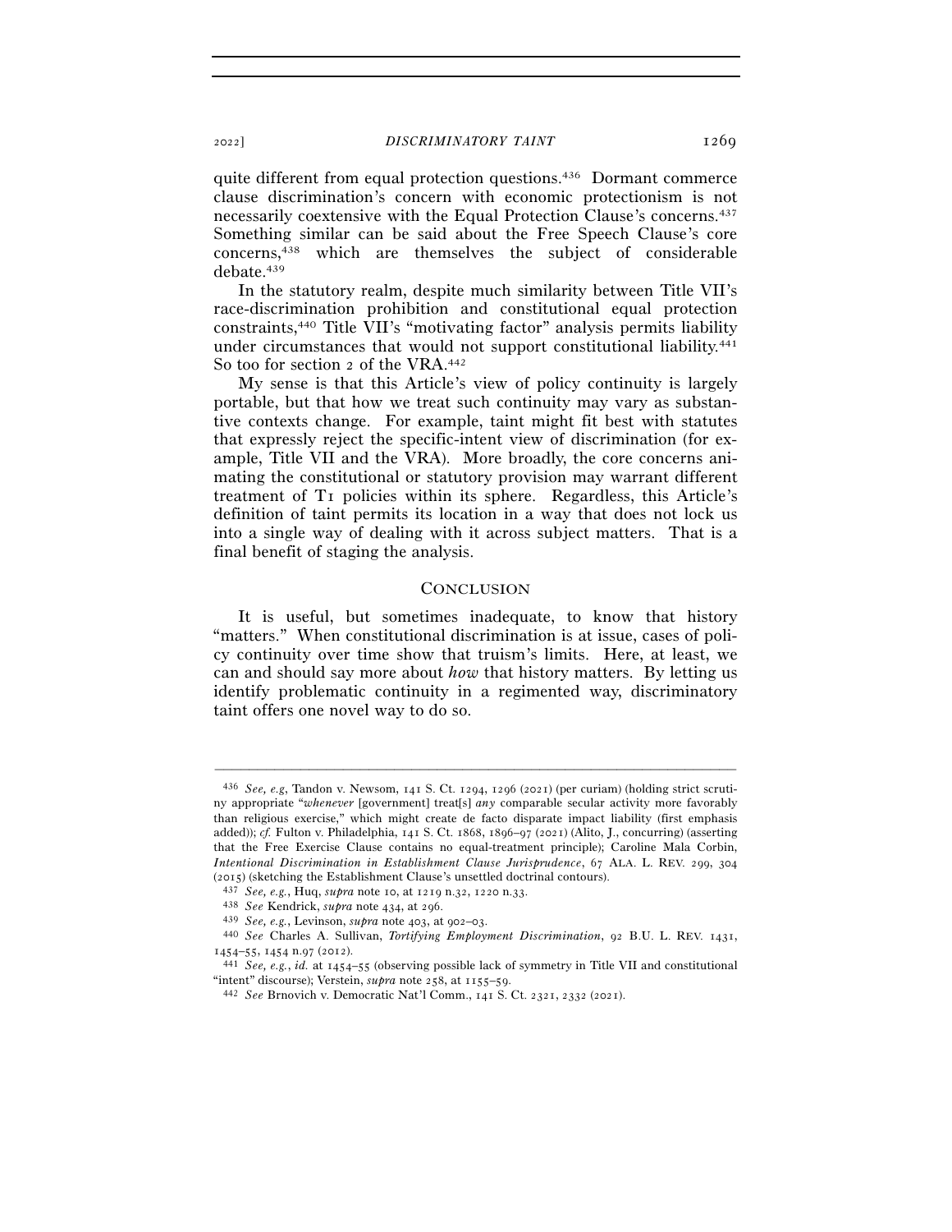quite different from equal protection questions.[436] Dormant commerce clause discrimination's concern with economic protectionism is not necessarily coextensive with the Equal Protection Clause's concerns.[437] Something similar can be said about the Free Speech Clause's core concerns,[438] which are themselves the subject of considerable debate.[439]

In the statutory realm, despite much similarity between Title VII's race-discrimination prohibition and constitutional equal protection constraints,[440] Title VII's "motivating factor" analysis permits liability under circumstances that would not support constitutional liability.[441] So too for section 2 of the VRA.[442]

My sense is that this Article's view of policy continuity is largely portable, but that how we treat such continuity may vary as substantive contexts change. For example, taint might fit best with statutes that expressly reject the specific-intent view of discrimination (for example, Title VII and the VRA). More broadly, the core concerns animating the constitutional or statutory provision may warrant different treatment of T1 policies within its sphere. Regardless, this Article's definition of taint permits its location in a way that does not lock us into a single way of dealing with it across subject matters. That is a final benefit of staging the analysis.

## CONCLUSION

It is useful, but sometimes inadequate, to know that history "matters." When constitutional discrimination is at issue, cases of policy continuity over time show that truism's limits. Here, at least, we can and should say more about *how* that history matters. By letting us identify problematic continuity in a regimented way, discriminatory taint offers one novel way to do so.

---

[436] *See, e.g*, Tandon v. Newsom, 141 S. Ct. 1294, 1296 (2021) (per curiam) (holding strict scrutiny appropriate "*whenever* [government] treat[s] *any* comparable secular activity more favorably than religious exercise," which might create de facto disparate impact liability (first emphasis added)); *cf.* Fulton v. Philadelphia, 141 S. Ct. 1868, 1896–97 (2021) (Alito, J., concurring) (asserting that the Free Exercise Clause contains no equal-treatment principle); Caroline Mala Corbin, *Intentional Discrimination in Establishment Clause Jurisprudence*, 67 ALA. L. REV. 299, 304 (2015) (sketching the Establishment Clause's unsettled doctrinal contours).

[437] *See, e.g.*, Huq, *supra* note 10, at 1219 n.32, 1220 n.33.

[438] *See* Kendrick, *supra* note 434, at 296.

[439] *See, e.g.*, Levinson, *supra* note 403, at 902–03.

[440] *See* Charles A. Sullivan, *Tortifying Employment Discrimination*, 92 B.U. L. REV. 1431, 1454–55, 1454 n.97 (2012).

[441] *See, e.g.*, *id.* at 1454–55 (observing possible lack of symmetry in Title VII and constitutional "intent" discourse); Verstein, *supra* note 258, at 1155–59.

[442] *See* Brnovich v. Democratic Nat'l Comm., 141 S. Ct. 2321, 2332 (2021).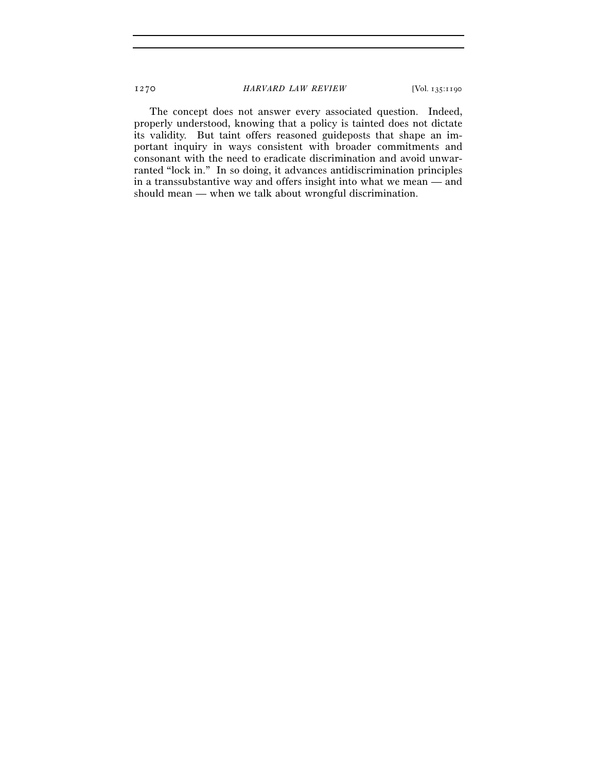The concept does not answer every associated question. Indeed, properly understood, knowing that a policy is tainted does not dictate its validity. But taint offers reasoned guideposts that shape an important inquiry in ways consistent with broader commitments and consonant with the need to eradicate discrimination and avoid unwarranted "lock in." In so doing, it advances antidiscrimination principles in a transsubstantive way and offers insight into what we mean — and should mean — when we talk about wrongful discrimination.